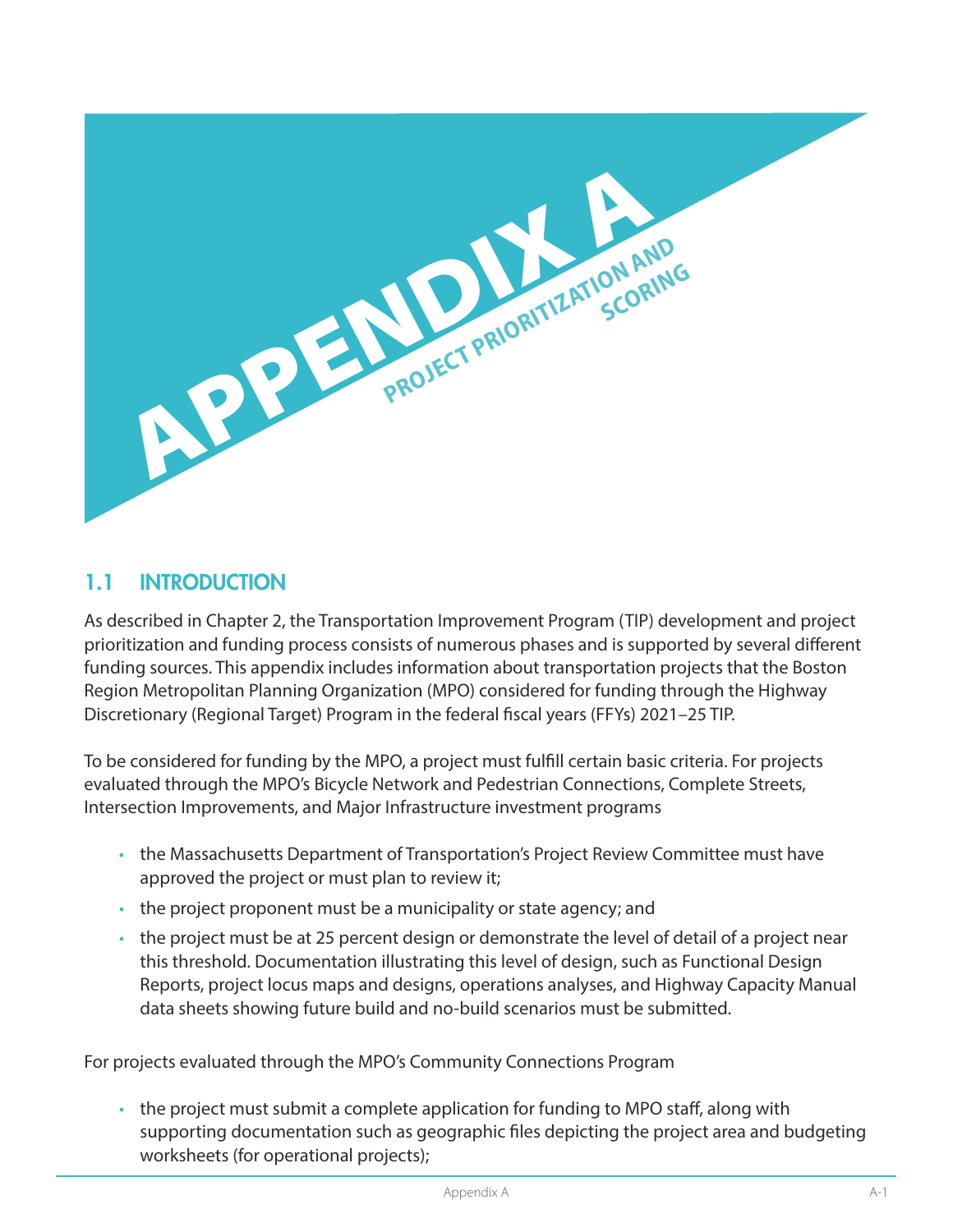# APPENDIX A

## PROJECT PRIORITIZATION AND SCORING

### 1.1 INTRODUCTION

As described in Chapter 2, the Transportation Improvement Program (TIP) development and project prioritization and funding process consists of numerous phases and is supported by several different funding sources. This appendix includes information about transportation projects that the Boston Region Metropolitan Planning Organization (MPO) considered for funding through the Highway Discretionary (Regional Target) Program in the federal fiscal years (FFYs) 2021–25 TIP.

To be considered for funding by the MPO, a project must fulfill certain basic criteria. For projects evaluated through the MPO's Bicycle Network and Pedestrian Connections, Complete Streets, Intersection Improvements, and Major Infrastructure investment programs

- the Massachusetts Department of Transportation's Project Review Committee must have approved the project or must plan to review it;
- the project proponent must be a municipality or state agency; and
- the project must be at 25 percent design or demonstrate the level of detail of a project near this threshold. Documentation illustrating this level of design, such as Functional Design Reports, project locus maps and designs, operations analyses, and Highway Capacity Manual data sheets showing future build and no-build scenarios must be submitted.

For projects evaluated through the MPO's Community Connections Program

- the project must submit a complete application for funding to MPO staff, along with supporting documentation such as geographic files depicting the project area and budgeting worksheets (for operational projects);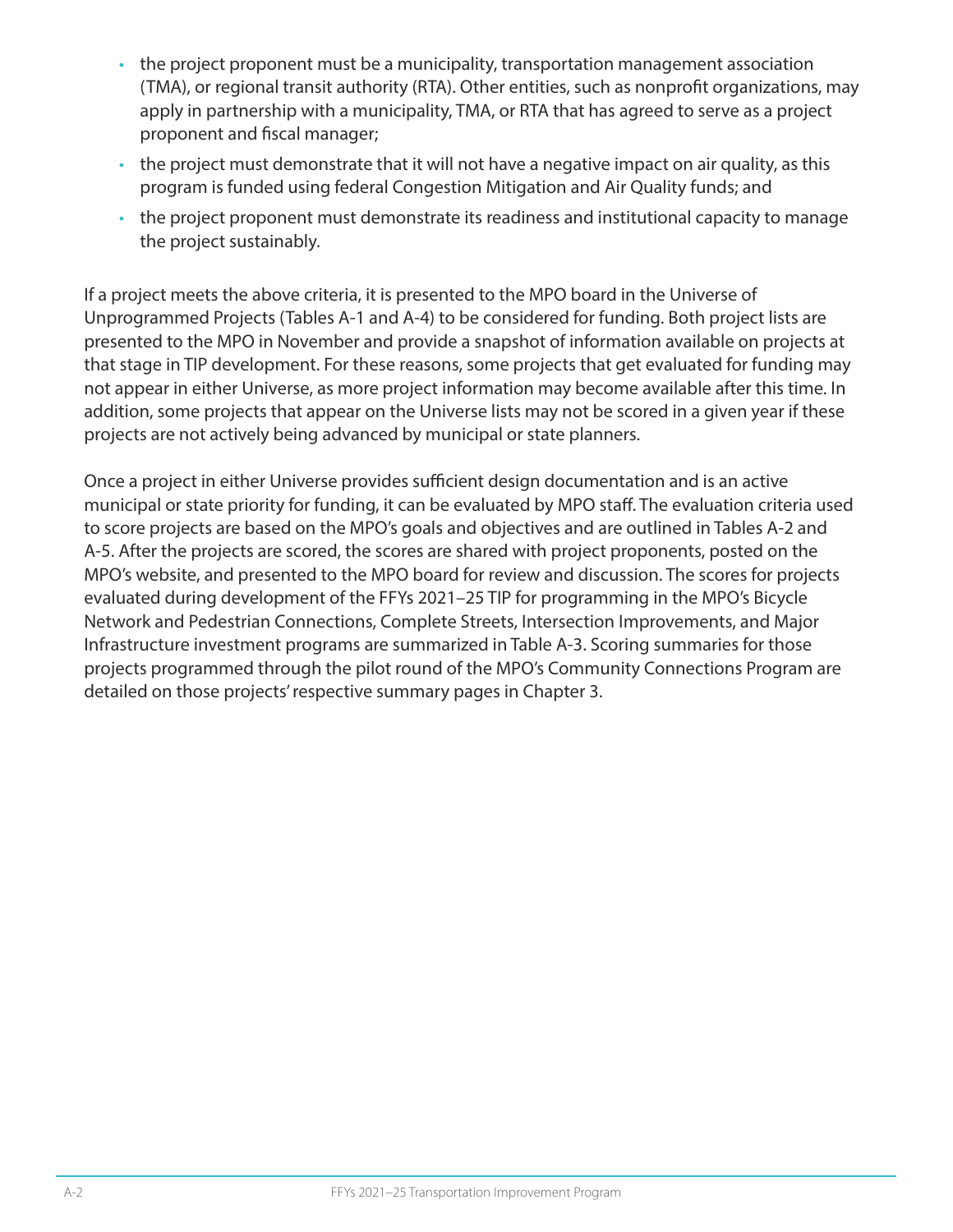- the project proponent must be a municipality, transportation management association (TMA), or regional transit authority (RTA). Other entities, such as nonprofit organizations, may apply in partnership with a municipality, TMA, or RTA that has agreed to serve as a project proponent and fiscal manager;
- the project must demonstrate that it will not have a negative impact on air quality, as this program is funded using federal Congestion Mitigation and Air Quality funds; and
- the project proponent must demonstrate its readiness and institutional capacity to manage the project sustainably.

If a project meets the above criteria, it is presented to the MPO board in the Universe of Unprogrammed Projects (Tables A-1 and A-4) to be considered for funding. Both project lists are presented to the MPO in November and provide a snapshot of information available on projects at that stage in TIP development. For these reasons, some projects that get evaluated for funding may not appear in either Universe, as more project information may become available after this time. In addition, some projects that appear on the Universe lists may not be scored in a given year if these projects are not actively being advanced by municipal or state planners.

Once a project in either Universe provides sufficient design documentation and is an active municipal or state priority for funding, it can be evaluated by MPO staff. The evaluation criteria used to score projects are based on the MPO's goals and objectives and are outlined in Tables A-2 and A-5. After the projects are scored, the scores are shared with project proponents, posted on the MPO's website, and presented to the MPO board for review and discussion. The scores for projects evaluated during development of the FFYs 2021–25 TIP for programming in the MPO's Bicycle Network and Pedestrian Connections, Complete Streets, Intersection Improvements, and Major Infrastructure investment programs are summarized in Table A-3. Scoring summaries for those projects programmed through the pilot round of the MPO's Community Connections Program are detailed on those projects' respective summary pages in Chapter 3.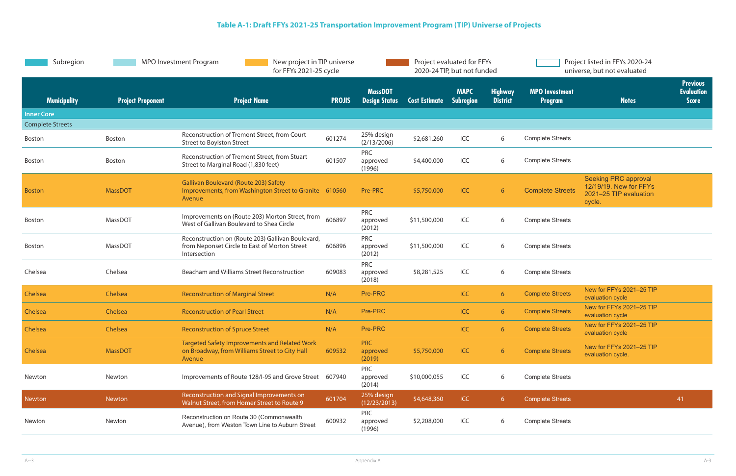## Table A-1: Draft FFYs 2021-25 Transportation Improvement Program (TIP) Universe of Projects

Legend:
- Subregion
- MPO Investment Program
- New project in TIP universe for FFYs 2021-25 cycle
- Project evaluated for FFYs 2020-24 TIP, but not funded
- Project listed in FFYs 2020-24 universe, but not evaluated

| Municipality | Project Proponent | Project Name | PROJIS | MassDOT Design Status | Cost Estimate | MAPC Subregion | Highway District | MPO Investment Program | Notes | Previous Evaluation Score |
|---|---|---|---|---|---|---|---|---|---|---|
| **Inner Core** | | | | | | | | | | |
| Complete Streets | | | | | | | | | | |
| Boston | Boston | Reconstruction of Tremont Street, from Court Street to Boylston Street | 601274 | 25% design (2/13/2006) | $2,681,260 | ICC | 6 | Complete Streets | | |
| Boston | Boston | Reconstruction of Tremont Street, from Stuart Street to Marginal Road (1,830 feet) | 601507 | PRC approved (1996) | $4,400,000 | ICC | 6 | Complete Streets | | |
| Boston | MassDOT | Gallivan Boulevard (Route 203) Safety Improvements, from Washington Street to Granite Avenue | 610560 | Pre-PRC | $5,750,000 | ICC | 6 | Complete Streets | Seeking PRC approval 12/19/19. New for FFYs 2021–25 TIP evaluation cycle. | |
| Boston | MassDOT | Improvements on (Route 203) Morton Street, from West of Gallivan Boulevard to Shea Circle | 606897 | PRC approved (2012) | $11,500,000 | ICC | 6 | Complete Streets | | |
| Boston | MassDOT | Reconstruction on (Route 203) Gallivan Boulevard, from Neponset Circle to East of Morton Street Intersection | 606896 | PRC approved (2012) | $11,500,000 | ICC | 6 | Complete Streets | | |
| Chelsea | Chelsea | Beacham and Williams Street Reconstruction | 609083 | PRC approved (2018) | $8,281,525 | ICC | 6 | Complete Streets | | |
| Chelsea | Chelsea | Reconstruction of Marginal Street | N/A | Pre-PRC | | ICC | 6 | Complete Streets | New for FFYs 2021–25 TIP evaluation cycle | |
| Chelsea | Chelsea | Reconstruction of Pearl Street | N/A | Pre-PRC | | ICC | 6 | Complete Streets | New for FFYs 2021–25 TIP evaluation cycle | |
| Chelsea | Chelsea | Reconstruction of Spruce Street | N/A | Pre-PRC | | ICC | 6 | Complete Streets | New for FFYs 2021–25 TIP evaluation cycle | |
| Chelsea | MassDOT | Targeted Safety Improvements and Related Work on Broadway, from Williams Street to City Hall Avenue | 609532 | PRC approved (2019) | $5,750,000 | ICC | 6 | Complete Streets | New for FFYs 2021–25 TIP evaluation cycle. | |
| Newton | Newton | Improvements of Route 128/I-95 and Grove Street | 607940 | PRC approved (2014) | $10,000,055 | ICC | 6 | Complete Streets | | |
| Newton | Newton | Reconstruction and Signal Improvements on Walnut Street, from Homer Street to Route 9 | 601704 | 25% design (12/23/2013) | $4,648,360 | ICC | 6 | Complete Streets | | 41 |
| Newton | Newton | Reconstruction on Route 30 (Commonwealth Avenue), from Weston Town Line to Auburn Street | 600932 | PRC approved (1996) | $2,208,000 | ICC | 6 | Complete Streets | | |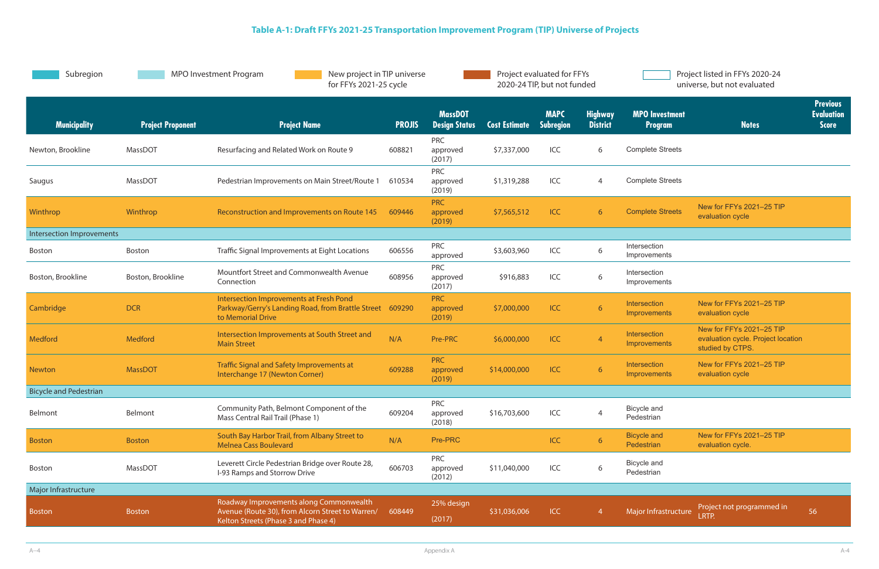# Table A-1: Draft FFYs 2021-25 Transportation Improvement Program (TIP) Universe of Projects

Legend: Subregion | MPO Investment Program | New project in TIP universe for FFYs 2021-25 cycle | Project evaluated for FFYs 2020-24 TIP, but not funded | Project listed in FFYs 2020-24 universe, but not evaluated

| Municipality | Project Proponent | Project Name | PROJIS | MassDOT Design Status | Cost Estimate | MAPC Subregion | Highway District | MPO Investment Program | Notes | Previous Evaluation Score |
|---|---|---|---|---|---|---|---|---|---|---|
| Newton, Brookline | MassDOT | Resurfacing and Related Work on Route 9 | 608821 | PRC approved (2017) | $7,337,000 | ICC | 6 | Complete Streets | | |
| Saugus | MassDOT | Pedestrian Improvements on Main Street/Route 1 | 610534 | PRC approved (2019) | $1,319,288 | ICC | 4 | Complete Streets | | |
| Winthrop | Winthrop | Reconstruction and Improvements on Route 145 | 609446 | PRC approved (2019) | $7,565,512 | ICC | 6 | Complete Streets | New for FFYs 2021–25 TIP evaluation cycle | |
| Intersection Improvements | | | | | | | | | | |
| Boston | Boston | Traffic Signal Improvements at Eight Locations | 606556 | PRC approved | $3,603,960 | ICC | 6 | Intersection Improvements | | |
| Boston, Brookline | Boston, Brookline | Mountfort Street and Commonwealth Avenue Connection | 608956 | PRC approved (2017) | $916,883 | ICC | 6 | Intersection Improvements | | |
| Cambridge | DCR | Intersection Improvements at Fresh Pond Parkway/Gerry's Landing Road, from Brattle Street to Memorial Drive | 609290 | PRC approved (2019) | $7,000,000 | ICC | 6 | Intersection Improvements | New for FFYs 2021–25 TIP evaluation cycle | |
| Medford | Medford | Intersection Improvements at South Street and Main Street | N/A | Pre-PRC | $6,000,000 | ICC | 4 | Intersection Improvements | New for FFYs 2021–25 TIP evaluation cycle. Project location studied by CTPS. | |
| Newton | MassDOT | Traffic Signal and Safety Improvements at Interchange 17 (Newton Corner) | 609288 | PRC approved (2019) | $14,000,000 | ICC | 6 | Intersection Improvements | New for FFYs 2021–25 TIP evaluation cycle | |
| Bicycle and Pedestrian | | | | | | | | | | |
| Belmont | Belmont | Community Path, Belmont Component of the Mass Central Rail Trail (Phase 1) | 609204 | PRC approved (2018) | $16,703,600 | ICC | 4 | Bicycle and Pedestrian | | |
| Boston | Boston | South Bay Harbor Trail, from Albany Street to Melnea Cass Boulevard | N/A | Pre-PRC | | ICC | 6 | Bicycle and Pedestrian | New for FFYs 2021–25 TIP evaluation cycle. | |
| Boston | MassDOT | Leverett Circle Pedestrian Bridge over Route 28, I-93 Ramps and Storrow Drive | 606703 | PRC approved (2012) | $11,040,000 | ICC | 6 | Bicycle and Pedestrian | | |
| Major Infrastructure | | | | | | | | | | |
| Boston | Boston | Roadway Improvements along Commonwealth Avenue (Route 30), from Alcorn Street to Warren/ Kelton Streets (Phase 3 and Phase 4) | 608449 | 25% design (2017) | $31,036,006 | ICC | 4 | Major Infrastructure | Project not programmed in LRTP. | 56 |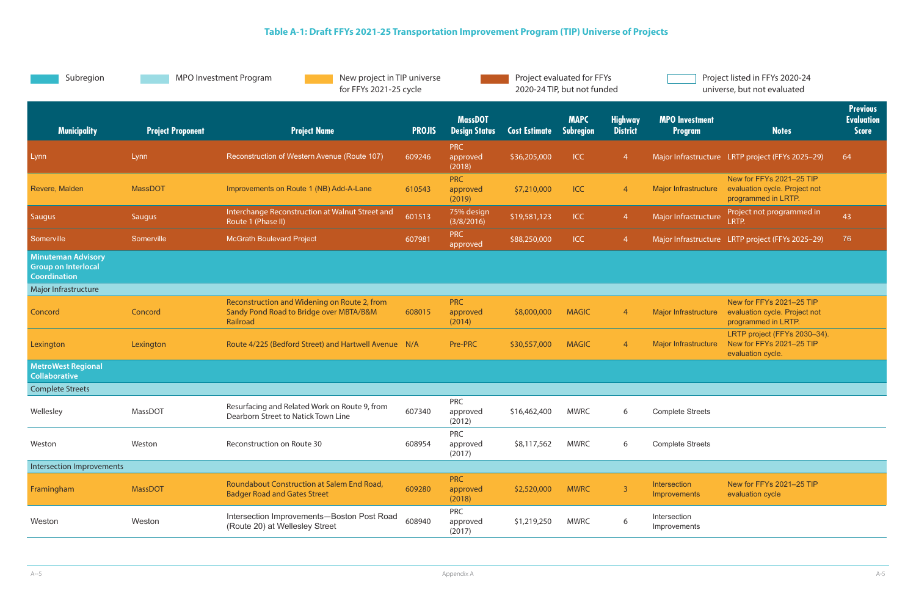**Table A-1: Draft FFYs 2021-25 Transportation Improvement Program (TIP) Universe of Projects**

Legend: Subregion | MPO Investment Program | New project in TIP universe for FFYs 2021-25 cycle | Project evaluated for FFYs 2020-24 TIP, but not funded | Project listed in FFYs 2020-24 universe, but not evaluated

| Municipality | Project Proponent | Project Name | PROJIS | MassDOT Design Status | Cost Estimate | MAPC Subregion | Highway District | MPO Investment Program | Notes | Previous Evaluation Score |
|---|---|---|---|---|---|---|---|---|---|---|
| Lynn | Lynn | Reconstruction of Western Avenue (Route 107) | 609246 | PRC approved (2018) | $36,205,000 | ICC | 4 | Major Infrastructure | LRTP project (FFYs 2025–29) | 64 |
| Revere, Malden | MassDOT | Improvements on Route 1 (NB) Add-A-Lane | 610543 | PRC approved (2019) | $7,210,000 | ICC | 4 | Major Infrastructure | New for FFYs 2021–25 TIP evaluation cycle. Project not programmed in LRTP. | |
| Saugus | Saugus | Interchange Reconstruction at Walnut Street and Route 1 (Phase II) | 601513 | 75% design (3/8/2016) | $19,581,123 | ICC | 4 | Major Infrastructure | Project not programmed in LRTP. | 43 |
| Somerville | Somerville | McGrath Boulevard Project | 607981 | PRC approved | $88,250,000 | ICC | 4 | Major Infrastructure | LRTP project (FFYs 2025–29) | 76 |
| **Minuteman Advisory Group on Interlocal Coordination** | | | | | | | | | | |
| Major Infrastructure | | | | | | | | | | |
| Concord | Concord | Reconstruction and Widening on Route 2, from Sandy Pond Road to Bridge over MBTA/B&M Railroad | 608015 | PRC approved (2014) | $8,000,000 | MAGIC | 4 | Major Infrastructure | New for FFYs 2021–25 TIP evaluation cycle. Project not programmed in LRTP. | |
| Lexington | Lexington | Route 4/225 (Bedford Street) and Hartwell Avenue | N/A | Pre-PRC | $30,557,000 | MAGIC | 4 | Major Infrastructure | LRTP project (FFYs 2030–34). New for FFYs 2021–25 TIP evaluation cycle. | |
| **MetroWest Regional Collaborative** | | | | | | | | | | |
| Complete Streets | | | | | | | | | | |
| Wellesley | MassDOT | Resurfacing and Related Work on Route 9, from Dearborn Street to Natick Town Line | 607340 | PRC approved (2012) | $16,462,400 | MWRC | 6 | Complete Streets | | |
| Weston | Weston | Reconstruction on Route 30 | 608954 | PRC approved (2017) | $8,117,562 | MWRC | 6 | Complete Streets | | |
| Intersection Improvements | | | | | | | | | | |
| Framingham | MassDOT | Roundabout Construction at Salem End Road, Badger Road and Gates Street | 609280 | PRC approved (2018) | $2,520,000 | MWRC | 3 | Intersection Improvements | New for FFYs 2021–25 TIP evaluation cycle | |
| Weston | Weston | Intersection Improvements—Boston Post Road (Route 20) at Wellesley Street | 608940 | PRC approved (2017) | $1,219,250 | MWRC | 6 | Intersection Improvements | | |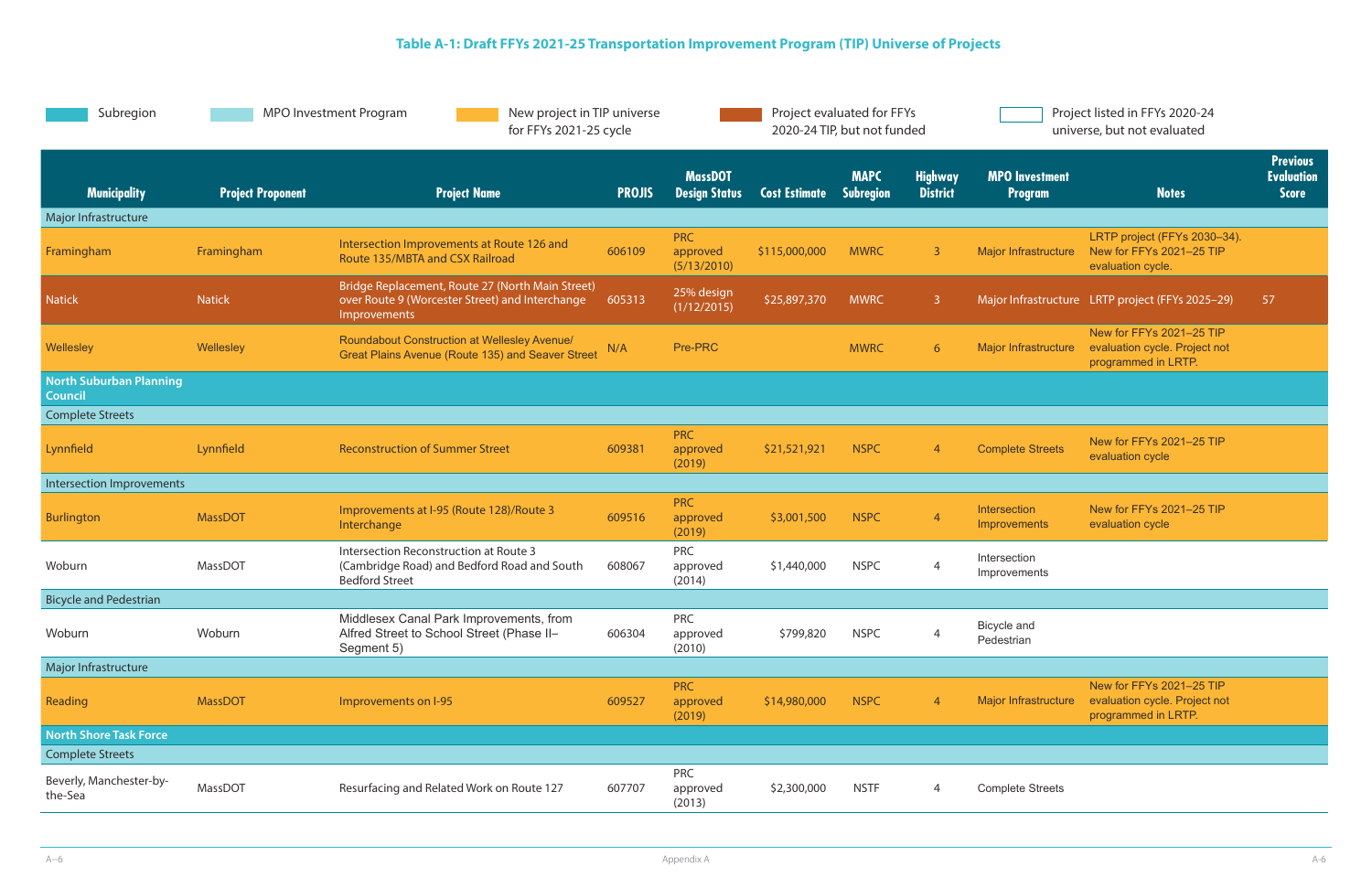### Table A-1: Draft FFYs 2021-25 Transportation Improvement Program (TIP) Universe of Projects

Legend:
- Subregion
- MPO Investment Program
- New project in TIP universe for FFYs 2021-25 cycle
- Project evaluated for FFYs 2020-24 TIP, but not funded
- Project listed in FFYs 2020-24 universe, but not evaluated

| Municipality | Project Proponent | Project Name | PROJIS | MassDOT Design Status | Cost Estimate | MAPC Subregion | Highway District | MPO Investment Program | Notes | Previous Evaluation Score |
|---|---|---|---|---|---|---|---|---|---|---|
| Major Infrastructure | | | | | | | | | | |
| Framingham | Framingham | Intersection Improvements at Route 126 and Route 135/MBTA and CSX Railroad | 606109 | PRC approved (5/13/2010) | $115,000,000 | MWRC | 3 | Major Infrastructure | LRTP project (FFYs 2030–34). New for FFYs 2021–25 TIP evaluation cycle. | |
| Natick | Natick | Bridge Replacement, Route 27 (North Main Street) over Route 9 (Worcester Street) and Interchange Improvements | 605313 | 25% design (1/12/2015) | $25,897,370 | MWRC | 3 | Major Infrastructure | LRTP project (FFYs 2025–29) | 57 |
| Wellesley | Wellesley | Roundabout Construction at Wellesley Avenue/ Great Plains Avenue (Route 135) and Seaver Street | N/A | Pre-PRC | | MWRC | 6 | Major Infrastructure | New for FFYs 2021–25 TIP evaluation cycle. Project not programmed in LRTP. | |
| **North Suburban Planning Council** | | | | | | | | | | |
| Complete Streets | | | | | | | | | | |
| Lynnfield | Lynnfield | Reconstruction of Summer Street | 609381 | PRC approved (2019) | $21,521,921 | NSPC | 4 | Complete Streets | New for FFYs 2021–25 TIP evaluation cycle | |
| Intersection Improvements | | | | | | | | | | |
| Burlington | MassDOT | Improvements at I-95 (Route 128)/Route 3 Interchange | 609516 | PRC approved (2019) | $3,001,500 | NSPC | 4 | Intersection Improvements | New for FFYs 2021–25 TIP evaluation cycle | |
| Woburn | MassDOT | Intersection Reconstruction at Route 3 (Cambridge Road) and Bedford Road and South Bedford Street | 608067 | PRC approved (2014) | $1,440,000 | NSPC | 4 | Intersection Improvements | | |
| Bicycle and Pedestrian | | | | | | | | | | |
| Woburn | Woburn | Middlesex Canal Park Improvements, from Alfred Street to School Street (Phase II–Segment 5) | 606304 | PRC approved (2010) | $799,820 | NSPC | 4 | Bicycle and Pedestrian | | |
| Major Infrastructure | | | | | | | | | | |
| Reading | MassDOT | Improvements on I-95 | 609527 | PRC approved (2019) | $14,980,000 | NSPC | 4 | Major Infrastructure | New for FFYs 2021–25 TIP evaluation cycle. Project not programmed in LRTP. | |
| **North Shore Task Force** | | | | | | | | | | |
| Complete Streets | | | | | | | | | | |
| Beverly, Manchester-by-the-Sea | MassDOT | Resurfacing and Related Work on Route 127 | 607707 | PRC approved (2013) | $2,300,000 | NSTF | 4 | Complete Streets | | |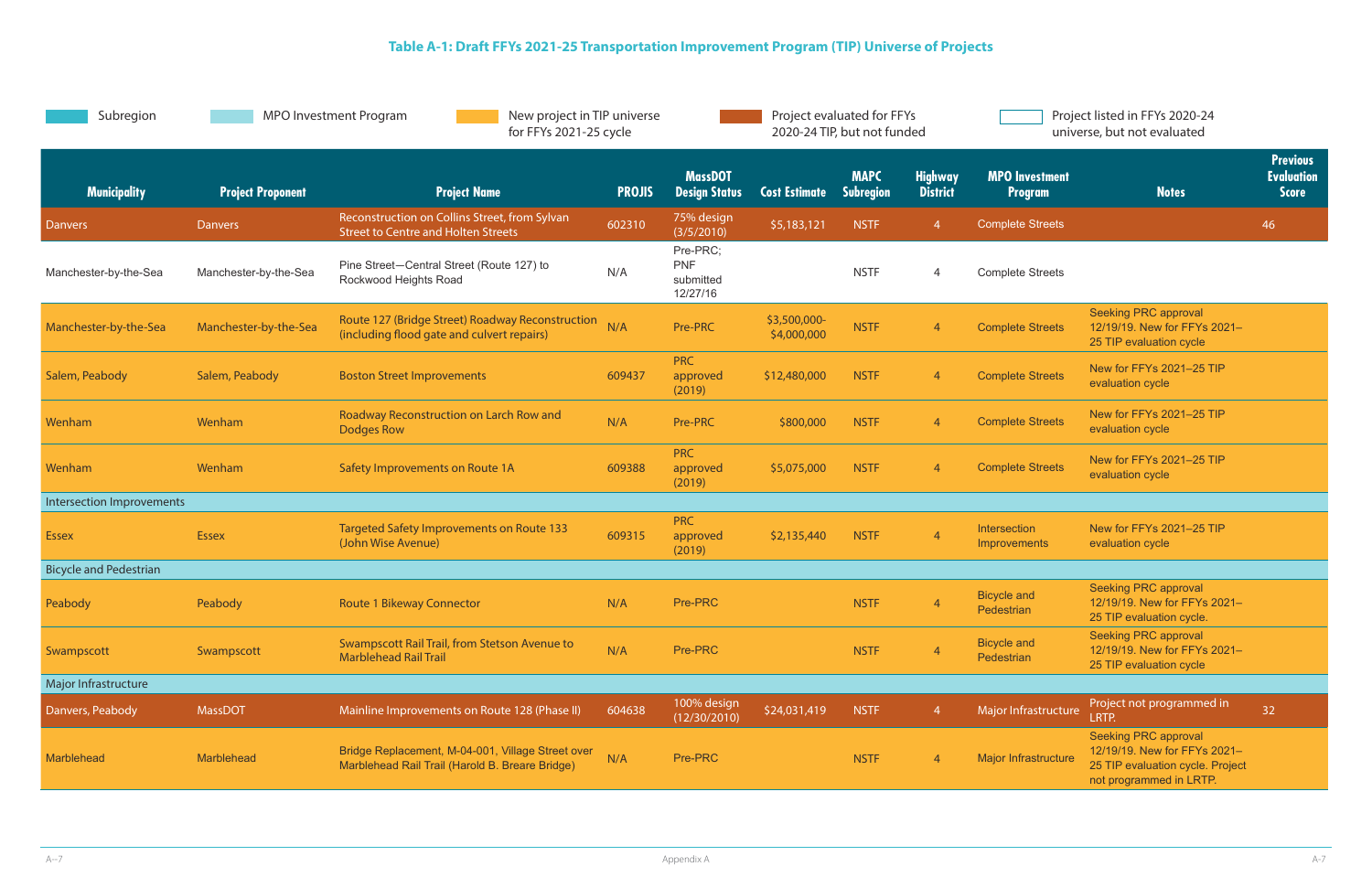**Table A-1: Draft FFYs 2021-25 Transportation Improvement Program (TIP) Universe of Projects**

Legend: Subregion | MPO Investment Program | New project in TIP universe for FFYs 2021-25 cycle | Project evaluated for FFYs 2020-24 TIP, but not funded | Project listed in FFYs 2020-24 universe, but not evaluated

| Municipality | Project Proponent | Project Name | PROJIS | MassDOT Design Status | Cost Estimate | MAPC Subregion | Highway District | MPO Investment Program | Notes | Previous Evaluation Score |
|---|---|---|---|---|---|---|---|---|---|---|
| Danvers | Danvers | Reconstruction on Collins Street, from Sylvan Street to Centre and Holten Streets | 602310 | 75% design (3/5/2010) | $5,183,121 | NSTF | 4 | Complete Streets | | 46 |
| Manchester-by-the-Sea | Manchester-by-the-Sea | Pine Street—Central Street (Route 127) to Rockwood Heights Road | N/A | Pre-PRC; PNF submitted 12/27/16 | | NSTF | 4 | Complete Streets | | |
| Manchester-by-the-Sea | Manchester-by-the-Sea | Route 127 (Bridge Street) Roadway Reconstruction (including flood gate and culvert repairs) | N/A | Pre-PRC | $3,500,000-$4,000,000 | NSTF | 4 | Complete Streets | Seeking PRC approval 12/19/19. New for FFYs 2021–25 TIP evaluation cycle | |
| Salem, Peabody | Salem, Peabody | Boston Street Improvements | 609437 | PRC approved (2019) | $12,480,000 | NSTF | 4 | Complete Streets | New for FFYs 2021–25 TIP evaluation cycle | |
| Wenham | Wenham | Roadway Reconstruction on Larch Row and Dodges Row | N/A | Pre-PRC | $800,000 | NSTF | 4 | Complete Streets | New for FFYs 2021–25 TIP evaluation cycle | |
| Wenham | Wenham | Safety Improvements on Route 1A | 609388 | PRC approved (2019) | $5,075,000 | NSTF | 4 | Complete Streets | New for FFYs 2021–25 TIP evaluation cycle | |
| Intersection Improvements | | | | | | | | | | |
| Essex | Essex | Targeted Safety Improvements on Route 133 (John Wise Avenue) | 609315 | PRC approved (2019) | $2,135,440 | NSTF | 4 | Intersection Improvements | New for FFYs 2021–25 TIP evaluation cycle | |
| Bicycle and Pedestrian | | | | | | | | | | |
| Peabody | Peabody | Route 1 Bikeway Connector | N/A | Pre-PRC | | NSTF | 4 | Bicycle and Pedestrian | Seeking PRC approval 12/19/19. New for FFYs 2021–25 TIP evaluation cycle. | |
| Swampscott | Swampscott | Swampscott Rail Trail, from Stetson Avenue to Marblehead Rail Trail | N/A | Pre-PRC | | NSTF | 4 | Bicycle and Pedestrian | Seeking PRC approval 12/19/19. New for FFYs 2021–25 TIP evaluation cycle | |
| Major Infrastructure | | | | | | | | | | |
| Danvers, Peabody | MassDOT | Mainline Improvements on Route 128 (Phase II) | 604638 | 100% design (12/30/2010) | $24,031,419 | NSTF | 4 | Major Infrastructure | Project not programmed in LRTP. | 32 |
| Marblehead | Marblehead | Bridge Replacement, M-04-001, Village Street over Marblehead Rail Trail (Harold B. Breare Bridge) | N/A | Pre-PRC | | NSTF | 4 | Major Infrastructure | Seeking PRC approval 12/19/19. New for FFYs 2021–25 TIP evaluation cycle. Project not programmed in LRTP. | |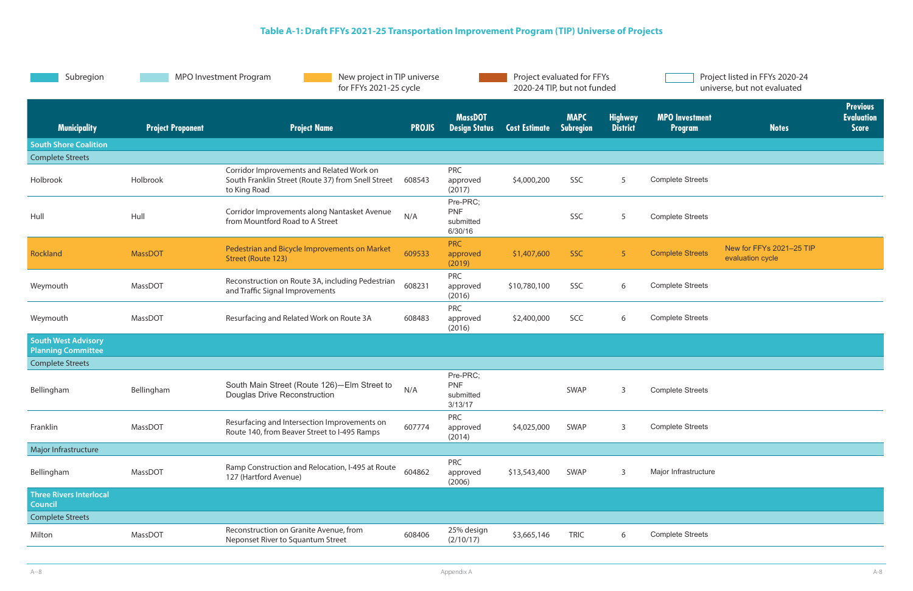**Table A-1: Draft FFYs 2021-25 Transportation Improvement Program (TIP) Universe of Projects**

Legend: Subregion | MPO Investment Program | New project in TIP universe for FFYs 2021-25 cycle | Project evaluated for FFYs 2020-24 TIP, but not funded | Project listed in FFYs 2020-24 universe, but not evaluated

| Municipality | Project Proponent | Project Name | PROJIS | MassDOT Design Status | Cost Estimate | MAPC Subregion | Highway District | MPO Investment Program | Notes | Previous Evaluation Score |
|---|---|---|---|---|---|---|---|---|---|---|
| **South Shore Coalition** | | | | | | | | | | |
| Complete Streets | | | | | | | | | | |
| Holbrook | Holbrook | Corridor Improvements and Related Work on South Franklin Street (Route 37) from Snell Street to King Road | 608543 | PRC approved (2017) | $4,000,200 | SSC | 5 | Complete Streets | | |
| Hull | Hull | Corridor Improvements along Nantasket Avenue from Mountford Road to A Street | N/A | Pre-PRC; PNF submitted 6/30/16 | | SSC | 5 | Complete Streets | | |
| Rockland | MassDOT | Pedestrian and Bicycle Improvements on Market Street (Route 123) | 609533 | PRC approved (2019) | $1,407,600 | SSC | 5 | Complete Streets | New for FFYs 2021–25 TIP evaluation cycle | |
| Weymouth | MassDOT | Reconstruction on Route 3A, including Pedestrian and Traffic Signal Improvements | 608231 | PRC approved (2016) | $10,780,100 | SSC | 6 | Complete Streets | | |
| Weymouth | MassDOT | Resurfacing and Related Work on Route 3A | 608483 | PRC approved (2016) | $2,400,000 | SCC | 6 | Complete Streets | | |
| **South West Advisory Planning Committee** | | | | | | | | | | |
| Complete Streets | | | | | | | | | | |
| Bellingham | Bellingham | South Main Street (Route 126)—Elm Street to Douglas Drive Reconstruction | N/A | Pre-PRC; PNF submitted 3/13/17 | | SWAP | 3 | Complete Streets | | |
| Franklin | MassDOT | Resurfacing and Intersection Improvements on Route 140, from Beaver Street to I-495 Ramps | 607774 | PRC approved (2014) | $4,025,000 | SWAP | 3 | Complete Streets | | |
| Major Infrastructure | | | | | | | | | | |
| Bellingham | MassDOT | Ramp Construction and Relocation, I-495 at Route 127 (Hartford Avenue) | 604862 | PRC approved (2006) | $13,543,400 | SWAP | 3 | Major Infrastructure | | |
| **Three Rivers Interlocal Council** | | | | | | | | | | |
| Complete Streets | | | | | | | | | | |
| Milton | MassDOT | Reconstruction on Granite Avenue, from Neponset River to Squantum Street | 608406 | 25% design (2/10/17) | $3,665,146 | TRIC | 6 | Complete Streets | | |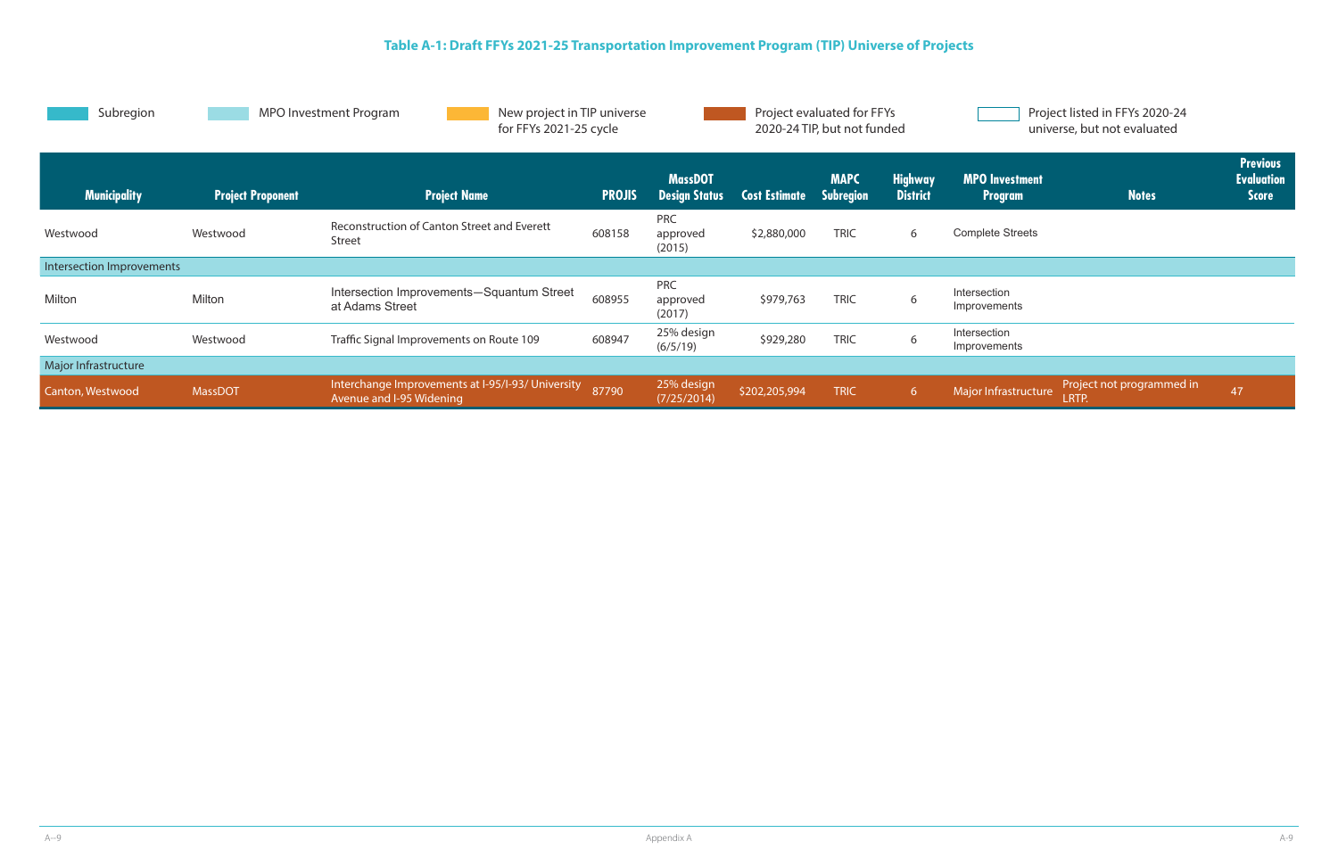**Table A-1: Draft FFYs 2021-25 Transportation Improvement Program (TIP) Universe of Projects**

Subregion | MPO Investment Program | New project in TIP universe for FFYs 2021-25 cycle | Project evaluated for FFYs 2020-24 TIP, but not funded | Project listed in FFYs 2020-24 universe, but not evaluated

| Municipality | Project Proponent | Project Name | PROJIS | MassDOT Design Status | Cost Estimate | MAPC Subregion | Highway District | MPO Investment Program | Notes | Previous Evaluation Score |
|---|---|---|---|---|---|---|---|---|---|---|
| Westwood | Westwood | Reconstruction of Canton Street and Everett Street | 608158 | PRC approved (2015) | $2,880,000 | TRIC | 6 | Complete Streets | | |
| Intersection Improvements | | | | | | | | | | |
| Milton | Milton | Intersection Improvements—Squantum Street at Adams Street | 608955 | PRC approved (2017) | $979,763 | TRIC | 6 | Intersection Improvements | | |
| Westwood | Westwood | Traffic Signal Improvements on Route 109 | 608947 | 25% design (6/5/19) | $929,280 | TRIC | 6 | Intersection Improvements | | |
| Major Infrastructure | | | | | | | | | | |
| Canton, Westwood | MassDOT | Interchange Improvements at I-95/I-93/ University Avenue and I-95 Widening | 87790 | 25% design (7/25/2014) | $202,205,994 | TRIC | 6 | Major Infrastructure | Project not programmed in LRTP. | 47 |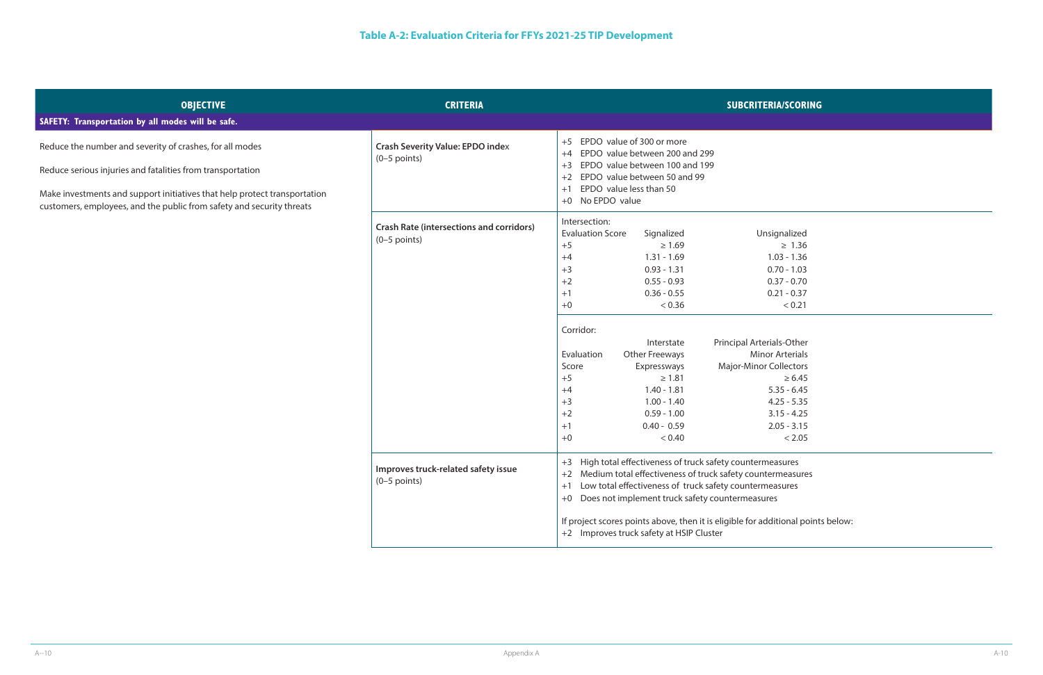### Table A-2: Evaluation Criteria for FFYs 2021-25 TIP Development

| OBJECTIVE | CRITERIA | SUBCRITERIA/SCORING |
|---|---|---|
| **SAFETY: Transportation by all modes will be safe.** | | |
| Reduce the number and severity of crashes, for all modes<br><br>Reduce serious injuries and fatalities from transportation<br><br>Make investments and support initiatives that help protect transportation customers, employees, and the public from safety and security threats | **Crash Severity Value: EPDO index** (0–5 points) | +5 EPDO value of 300 or more<br>+4 EPDO value between 200 and 299<br>+3 EPDO value between 100 and 199<br>+2 EPDO value between 50 and 99<br>+1 EPDO value less than 50<br>+0 No EPDO value |
| | **Crash Rate (intersections and corridors)** (0–5 points) | Intersection:<br>Evaluation Score / Signalized / Unsignalized<br>+5 / ≥ 1.69 / ≥ 1.36<br>+4 / 1.31 - 1.69 / 1.03 - 1.36<br>+3 / 0.93 - 1.31 / 0.70 - 1.03<br>+2 / 0.55 - 0.93 / 0.37 - 0.70<br>+1 / 0.36 - 0.55 / 0.21 - 0.37<br>+0 / < 0.36 / < 0.21 |
| | | Corridor:<br>Evaluation Score / Interstate, Other Freeways, Expressways / Principal Arterials-Other, Minor Arterials, Major-Minor Collectors<br>+5 / ≥ 1.81 / ≥ 6.45<br>+4 / 1.40 - 1.81 / 5.35 - 6.45<br>+3 / 1.00 - 1.40 / 4.25 - 5.35<br>+2 / 0.59 - 1.00 / 3.15 - 4.25<br>+1 / 0.40 - 0.59 / 2.05 - 3.15<br>+0 / < 0.40 / < 2.05 |
| | **Improves truck-related safety issue** (0–5 points) | +3 High total effectiveness of truck safety countermeasures<br>+2 Medium total effectiveness of truck safety countermeasures<br>+1 Low total effectiveness of truck safety countermeasures<br>+0 Does not implement truck safety countermeasures<br><br>If project scores points above, then it is eligible for additional points below:<br>+2 Improves truck safety at HSIP Cluster |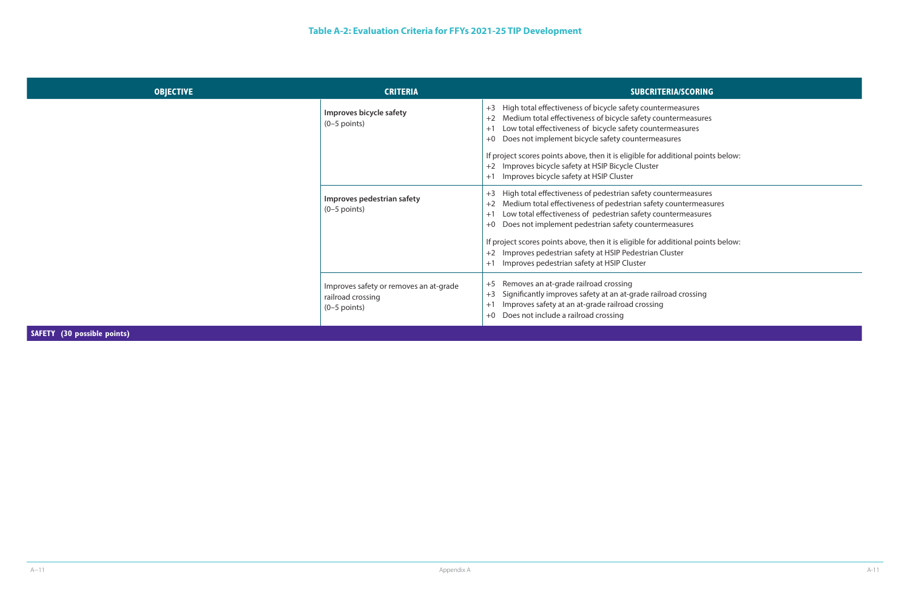**Table A-2: Evaluation Criteria for FFYs 2021-25 TIP Development**

| OBJECTIVE | CRITERIA | SUBCRITERIA/SCORING |
| --- | --- | --- |
| | **Improves bicycle safety** (0–5 points) | +3 High total effectiveness of bicycle safety countermeasures<br>+2 Medium total effectiveness of bicycle safety countermeasures<br>+1 Low total effectiveness of bicycle safety countermeasures<br>+0 Does not implement bicycle safety countermeasures<br><br>If project scores points above, then it is eligible for additional points below:<br>+2 Improves bicycle safety at HSIP Bicycle Cluster<br>+1 Improves bicycle safety at HSIP Cluster |
| | **Improves pedestrian safety** (0–5 points) | +3 High total effectiveness of pedestrian safety countermeasures<br>+2 Medium total effectiveness of pedestrian safety countermeasures<br>+1 Low total effectiveness of pedestrian safety countermeasures<br>+0 Does not implement pedestrian safety countermeasures<br><br>If project scores points above, then it is eligible for additional points below:<br>+2 Improves pedestrian safety at HSIP Pedestrian Cluster<br>+1 Improves pedestrian safety at HSIP Cluster |
| | Improves safety or removes an at-grade railroad crossing (0–5 points) | +5 Removes an at-grade railroad crossing<br>+3 Significantly improves safety at an at-grade railroad crossing<br>+1 Improves safety at an at-grade railroad crossing<br>+0 Does not include a railroad crossing |
| **SAFETY (30 possible points)** | | |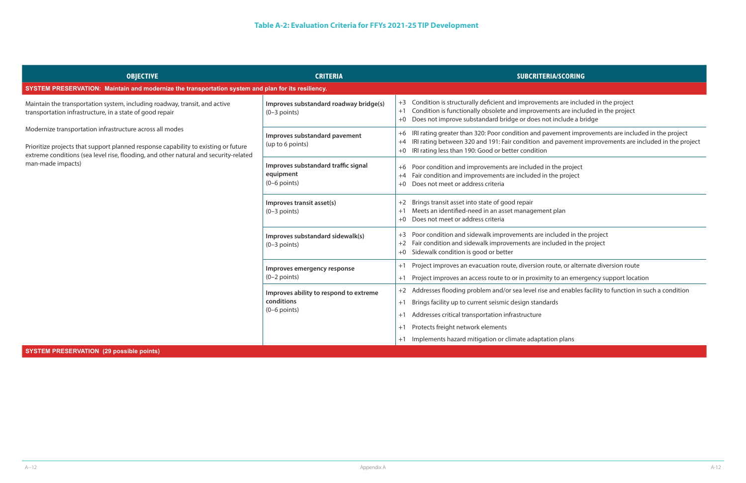## Table A-2: Evaluation Criteria for FFYs 2021-25 TIP Development

| OBJECTIVE | CRITERIA | SUBCRITERIA/SCORING |
|---|---|---|
| **SYSTEM PRESERVATION: Maintain and modernize the transportation system and plan for its resiliency.** | | |
| Maintain the transportation system, including roadway, transit, and active transportation infrastructure, in a state of good repair<br><br>Modernize transportation infrastructure across all modes<br><br>Prioritize projects that support planned response capability to existing or future extreme conditions (sea level rise, flooding, and other natural and security-related man-made impacts) | **Improves substandard roadway bridge(s)** (0–3 points) | +3 Condition is structurally deficient and improvements are included in the project<br>+1 Condition is functionally obsolete and improvements are included in the project<br>+0 Does not improve substandard bridge or does not include a bridge |
| | **Improves substandard pavement** (up to 6 points) | +6 IRI rating greater than 320: Poor condition and pavement improvements are included in the project<br>+4 IRI rating between 320 and 191: Fair condition and pavement improvements are included in the project<br>+0 IRI rating less than 190: Good or better condition |
| | **Improves substandard traffic signal equipment** (0–6 points) | +6 Poor condition and improvements are included in the project<br>+4 Fair condition and improvements are included in the project<br>+0 Does not meet or address criteria |
| | **Improves transit asset(s)** (0–3 points) | +2 Brings transit asset into state of good repair<br>+1 Meets an identified-need in an asset management plan<br>+0 Does not meet or address criteria |
| | **Improves substandard sidewalk(s)** (0–3 points) | +3 Poor condition and sidewalk improvements are included in the project<br>+2 Fair condition and sidewalk improvements are included in the project<br>+0 Sidewalk condition is good or better |
| | **Improves emergency response** (0–2 points) | +1 Project improves an evacuation route, diversion route, or alternate diversion route<br>+1 Project improves an access route to or in proximity to an emergency support location |
| | **Improves ability to respond to extreme conditions** (0–6 points) | +2 Addresses flooding problem and/or sea level rise and enables facility to function in such a condition<br>+1 Brings facility up to current seismic design standards<br>+1 Addresses critical transportation infrastructure<br>+1 Protects freight network elements<br>+1 Implements hazard mitigation or climate adaptation plans |
| **SYSTEM PRESERVATION (29 possible points)** | | |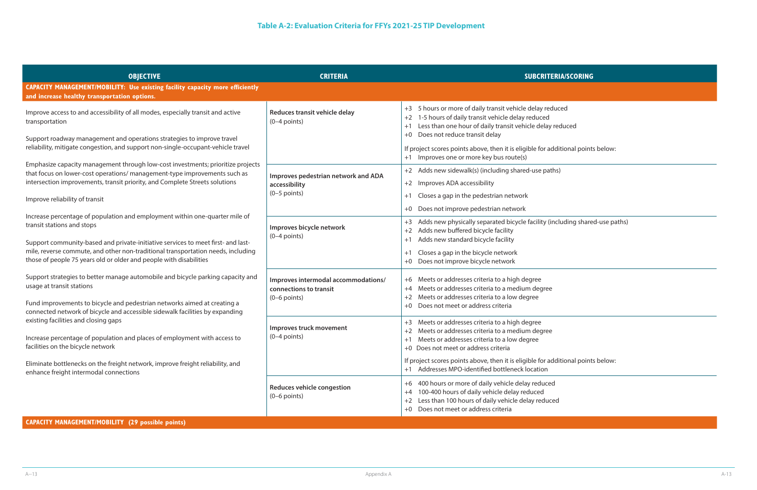**Table A-2: Evaluation Criteria for FFYs 2021-25 TIP Development**

| OBJECTIVE | CRITERIA | SUBCRITERIA/SCORING |
|---|---|---|
| **CAPACITY MANAGEMENT/MOBILITY: Use existing facility capacity more efficiently and increase healthy transportation options.** | | |
| Improve access to and accessibility of all modes, especially transit and active transportation<br><br>Support roadway management and operations strategies to improve travel reliability, mitigate congestion, and support non-single-occupant-vehicle travel<br><br>Emphasize capacity management through low-cost investments; prioritize projects that focus on lower-cost operations/ management-type improvements such as intersection improvements, transit priority, and Complete Streets solutions<br><br>Improve reliability of transit<br><br>Increase percentage of population and employment within one-quarter mile of transit stations and stops<br><br>Support community-based and private-initiative services to meet first- and last-mile, reverse commute, and other non-traditional transportation needs, including those of people 75 years old or older and people with disabilities<br><br>Support strategies to better manage automobile and bicycle parking capacity and usage at transit stations<br><br>Fund improvements to bicycle and pedestrian networks aimed at creating a connected network of bicycle and accessible sidewalk facilities by expanding existing facilities and closing gaps<br><br>Increase percentage of population and places of employment with access to facilities on the bicycle network<br><br>Eliminate bottlenecks on the freight network, improve freight reliability, and enhance freight intermodal connections | **Reduces transit vehicle delay** (0–4 points) | +3 5 hours or more of daily transit vehicle delay reduced<br>+2 1-5 hours of daily transit vehicle delay reduced<br>+1 Less than one hour of daily transit vehicle delay reduced<br>+0 Does not reduce transit delay<br><br>If project scores points above, then it is eligible for additional points below:<br>+1 Improves one or more key bus route(s) |
| | **Improves pedestrian network and ADA accessibility** (0–5 points) | +2 Adds new sidewalk(s) (including shared-use paths)<br>+2 Improves ADA accessibility<br>+1 Closes a gap in the pedestrian network<br>+0 Does not improve pedestrian network |
| | **Improves bicycle network** (0–4 points) | +3 Adds new physically separated bicycle facility (including shared-use paths)<br>+2 Adds new buffered bicycle facility<br>+1 Adds new standard bicycle facility<br>+1 Closes a gap in the bicycle network<br>+0 Does not improve bicycle network |
| | **Improves intermodal accommodations/ connections to transit** (0–6 points) | +6 Meets or addresses criteria to a high degree<br>+4 Meets or addresses criteria to a medium degree<br>+2 Meets or addresses criteria to a low degree<br>+0 Does not meet or address criteria |
| | **Improves truck movement** (0–4 points) | +3 Meets or addresses criteria to a high degree<br>+2 Meets or addresses criteria to a medium degree<br>+1 Meets or addresses criteria to a low degree<br>+0 Does not meet or address criteria<br><br>If project scores points above, then it is eligible for additional points below:<br>+1 Addresses MPO-identified bottleneck location |
| | **Reduces vehicle congestion** (0–6 points) | +6 400 hours or more of daily vehicle delay reduced<br>+4 100-400 hours of daily vehicle delay reduced<br>+2 Less than 100 hours of daily vehicle delay reduced<br>+0 Does not meet or address criteria |
| **CAPACITY MANAGEMENT/MOBILITY (29 possible points)** | | |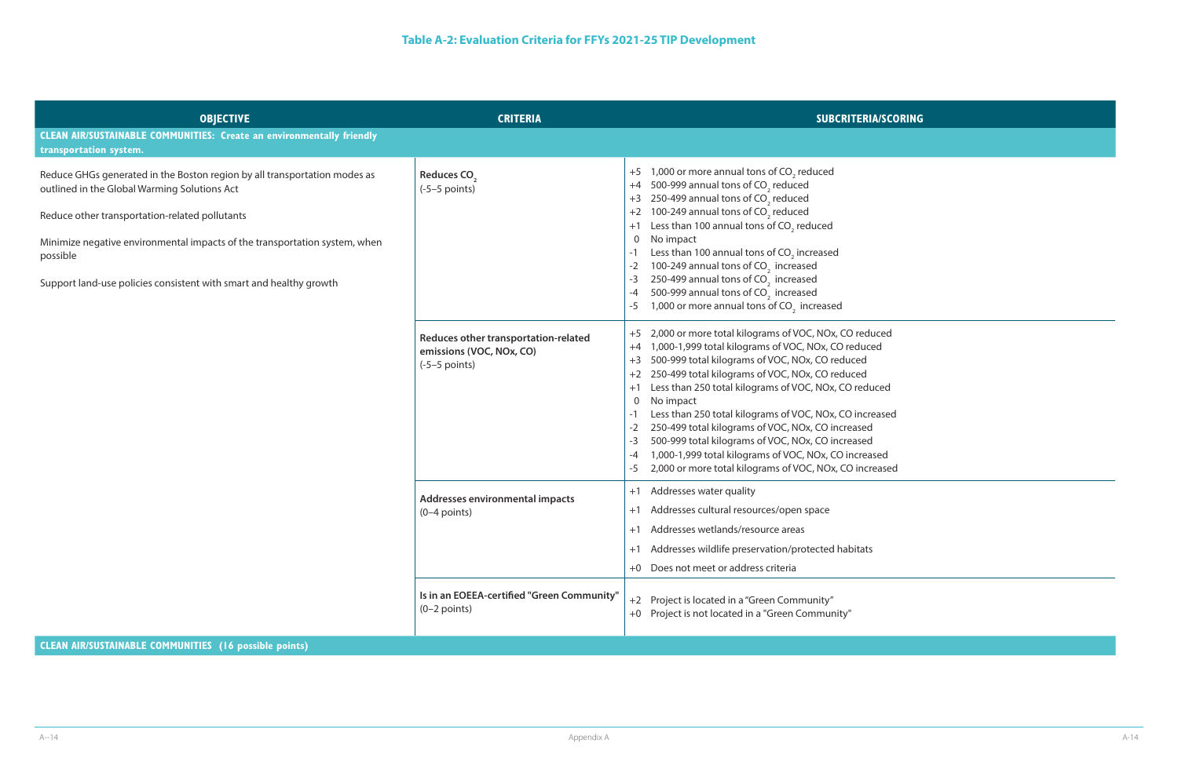### Table A-2: Evaluation Criteria for FFYs 2021-25 TIP Development

| OBJECTIVE | CRITERIA | SUBCRITERIA/SCORING |
|---|---|---|
| **CLEAN AIR/SUSTAINABLE COMMUNITIES: Create an environmentally friendly transportation system.** | | |
| Reduce GHGs generated in the Boston region by all transportation modes as outlined in the Global Warming Solutions Act<br><br>Reduce other transportation-related pollutants<br><br>Minimize negative environmental impacts of the transportation system, when possible<br><br>Support land-use policies consistent with smart and healthy growth | **Reduces $CO_2$**<br>(-5–5 points) | +5 1,000 or more annual tons of $CO_2$ reduced<br>+4 500-999 annual tons of $CO_2$ reduced<br>+3 250-499 annual tons of $CO_2$ reduced<br>+2 100-249 annual tons of $CO_2$ reduced<br>+1 Less than 100 annual tons of $CO_2$ reduced<br>0 No impact<br>-1 Less than 100 annual tons of $CO_2$ increased<br>-2 100-249 annual tons of $CO_2$ increased<br>-3 250-499 annual tons of $CO_2$ increased<br>-4 500-999 annual tons of $CO_2$ increased<br>-5 1,000 or more annual tons of $CO_2$ increased |
| | **Reduces other transportation-related emissions (VOC, NOx, CO)**<br>(-5–5 points) | +5 2,000 or more total kilograms of VOC, NOx, CO reduced<br>+4 1,000-1,999 total kilograms of VOC, NOx, CO reduced<br>+3 500-999 total kilograms of VOC, NOx, CO reduced<br>+2 250-499 total kilograms of VOC, NOx, CO reduced<br>+1 Less than 250 total kilograms of VOC, NOx, CO reduced<br>0 No impact<br>-1 Less than 250 total kilograms of VOC, NOx, CO increased<br>-2 250-499 total kilograms of VOC, NOx, CO increased<br>-3 500-999 total kilograms of VOC, NOx, CO increased<br>-4 1,000-1,999 total kilograms of VOC, NOx, CO increased<br>-5 2,000 or more total kilograms of VOC, NOx, CO increased |
| | **Addresses environmental impacts**<br>(0–4 points) | +1 Addresses water quality<br>+1 Addresses cultural resources/open space<br>+1 Addresses wetlands/resource areas<br>+1 Addresses wildlife preservation/protected habitats<br>+0 Does not meet or address criteria |
| | **Is in an EOEEA-certified "Green Community"**<br>(0–2 points) | +2 Project is located in a "Green Community"<br>+0 Project is not located in a "Green Community" |
| **CLEAN AIR/SUSTAINABLE COMMUNITIES (16 possible points)** | | |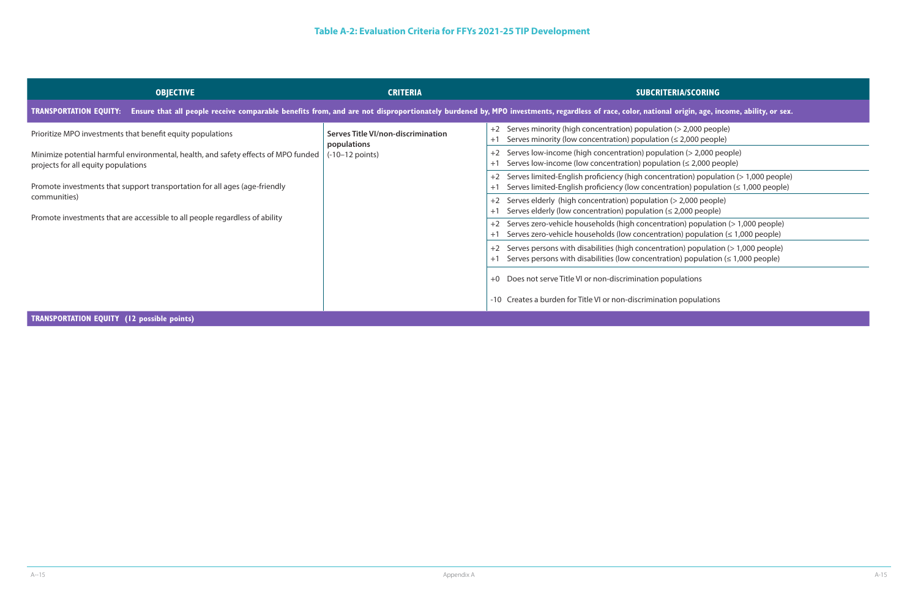# Table A-2: Evaluation Criteria for FFYs 2021-25 TIP Development

| OBJECTIVE | CRITERIA | SUBCRITERIA/SCORING |
|---|---|---|
| **TRANSPORTATION EQUITY: Ensure that all people receive comparable benefits from, and are not disproportionately burdened by, MPO investments, regardless of race, color, national origin, age, income, ability, or sex.** | | |
| Prioritize MPO investments that benefit equity populations<br><br>Minimize potential harmful environmental, health, and safety effects of MPO funded projects for all equity populations<br><br>Promote investments that support transportation for all ages (age-friendly communities)<br><br>Promote investments that are accessible to all people regardless of ability | **Serves Title VI/non-discrimination populations**<br>(-10–12 points) | +2 Serves minority (high concentration) population (> 2,000 people)<br>+1 Serves minority (low concentration) population (≤ 2,000 people) |
| | | +2 Serves low-income (high concentration) population (> 2,000 people)<br>+1 Serves low-income (low concentration) population (≤ 2,000 people) |
| | | +2 Serves limited-English proficiency (high concentration) population (> 1,000 people)<br>+1 Serves limited-English proficiency (low concentration) population (≤ 1,000 people) |
| | | +2 Serves elderly (high concentration) population (> 2,000 people)<br>+1 Serves elderly (low concentration) population (≤ 2,000 people) |
| | | +2 Serves zero-vehicle households (high concentration) population (> 1,000 people)<br>+1 Serves zero-vehicle households (low concentration) population (≤ 1,000 people) |
| | | +2 Serves persons with disabilities (high concentration) population (> 1,000 people)<br>+1 Serves persons with disabilities (low concentration) population (≤ 1,000 people) |
| | | +0 Does not serve Title VI or non-discrimination populations<br><br>-10 Creates a burden for Title VI or non-discrimination populations |
| **TRANSPORTATION EQUITY (12 possible points)** | | |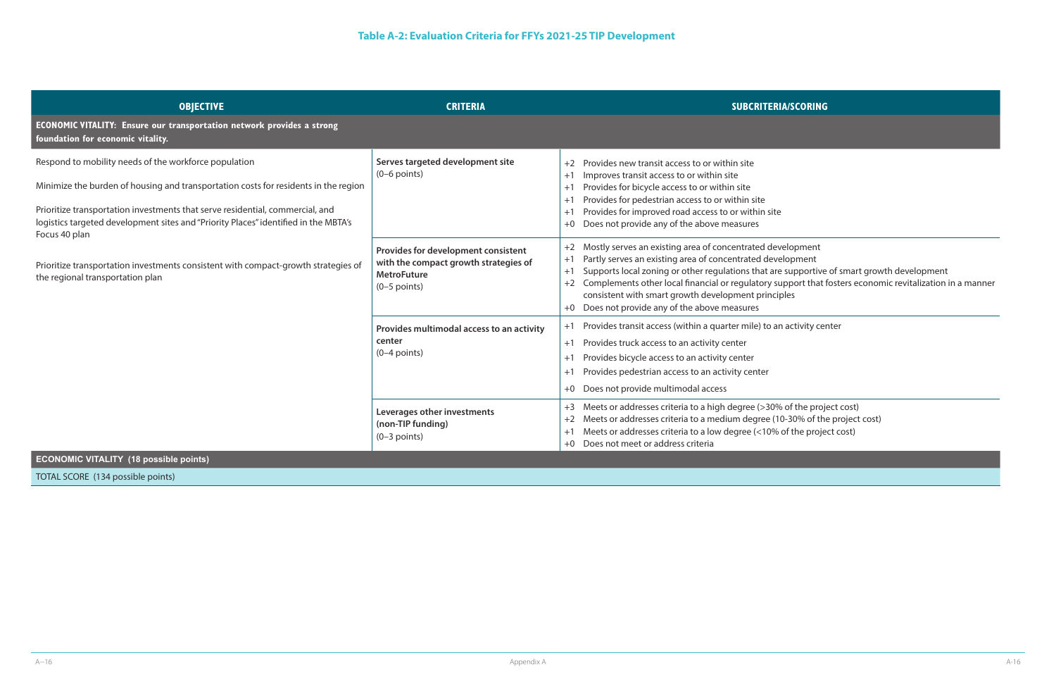**Table A-2: Evaluation Criteria for FFYs 2021-25 TIP Development**

| OBJECTIVE | CRITERIA | SUBCRITERIA/SCORING |
|---|---|---|
| **ECONOMIC VITALITY: Ensure our transportation network provides a strong foundation for economic vitality.** | | |
| Respond to mobility needs of the workforce population<br><br>Minimize the burden of housing and transportation costs for residents in the region<br><br>Prioritize transportation investments that serve residential, commercial, and logistics targeted development sites and "Priority Places" identified in the MBTA's Focus 40 plan<br><br>Prioritize transportation investments consistent with compact-growth strategies of the regional transportation plan | **Serves targeted development site**<br>(0–6 points) | +2 Provides new transit access to or within site<br>+1 Improves transit access to or within site<br>+1 Provides for bicycle access to or within site<br>+1 Provides for pedestrian access to or within site<br>+1 Provides for improved road access to or within site<br>+0 Does not provide any of the above measures |
| | **Provides for development consistent with the compact growth strategies of MetroFuture**<br>(0–5 points) | +2 Mostly serves an existing area of concentrated development<br>+1 Partly serves an existing area of concentrated development<br>+1 Supports local zoning or other regulations that are supportive of smart growth development<br>+2 Complements other local financial or regulatory support that fosters economic revitalization in a manner consistent with smart growth development principles<br>+0 Does not provide any of the above measures |
| | **Provides multimodal access to an activity center**<br>(0–4 points) | +1 Provides transit access (within a quarter mile) to an activity center<br>+1 Provides truck access to an activity center<br>+1 Provides bicycle access to an activity center<br>+1 Provides pedestrian access to an activity center<br>+0 Does not provide multimodal access |
| | **Leverages other investments (non-TIP funding)**<br>(0–3 points) | +3 Meets or addresses criteria to a high degree (>30% of the project cost)<br>+2 Meets or addresses criteria to a medium degree (10-30% of the project cost)<br>+1 Meets or addresses criteria to a low degree (<10% of the project cost)<br>+0 Does not meet or address criteria |
| **ECONOMIC VITALITY (18 possible points)** | | |
| TOTAL SCORE (134 possible points) | | |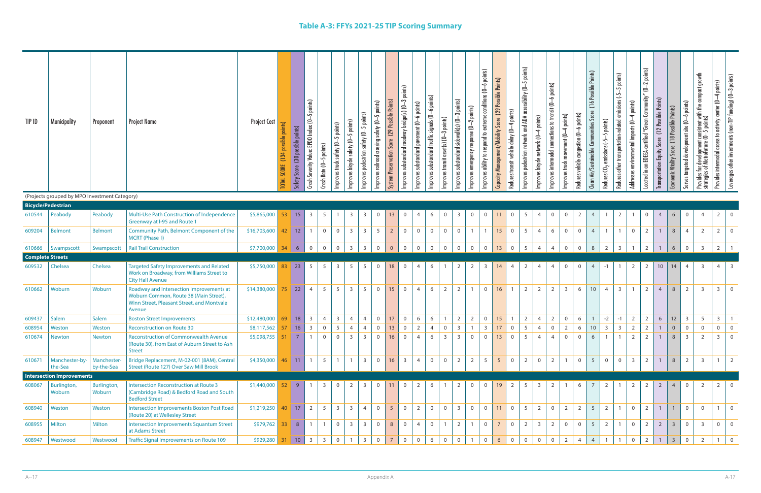## Table A-3: FFYs 2021-25 TIP Scoring Summary

| TIP ID | Municipality | Proponent | Project Name | Project Cost | TOTAL SCORE (134 possible points) | Safety Score (30 possible points) | Crash Severity Value: EPDO Index (0–5 points) | Crash Rate (0–5 points) | Improves truck safety (0–5 points) | Improves bicycle safety (0–5 points) | Improves pedestrian safety (0–5 points) | Improves railroad crossing safety (0–5 points) | System Preservation Score (29 Possible Points) | Improves substandard roadway bridge(s) (0–3 points) | Improves substandard pavement (0–6 points) | Improves substandard traffic signals (0–6 points) | Improves transit asset(s) (0–3 points) | Improves substandard sidewalk(s) (0–3 points) | Improves emergency response (0–2 points) | Improves ability to respond to extreme conditions (0–6 points) | Capacity Management/Mobility Score (29 Possible Points) | Reduces transit vehicle delay (0–4 points) | Improves pedestrian network and ADA accessibility (0–5 points) | Improves bicycle network (0–4 points) | Improves intermodal connections to transit (0–6 points) | Improves truck movement (0–4 points) | Reduces vehicle congestion (0–6 points) | Clean Air/Sustainable Communities Score (16 Possible Points) | Reduces $CO_2$ emissions (-5–5 points) | Reduces other transportation-related emissions (-5–5 points) | Addresses environmental impacts (0–4 points) | Located in an EOEEA-certified "Green Community" (0–2 points) | Transportation Equity Score (12 Possible Points) | Economic Vitality Score (18 Possible Points) | Serves targeted development site (0–6 points) | Provides for development consistent with the compact growth strategies of MetroFuture (0–5 points) | Provides intermodal access to activity center (0–4 points) | Leverages other investments (non-TIP funding) (0–3 points) |
|---|---|---|---|---|---|---|---|---|---|---|---|---|---|---|---|---|---|---|---|---|---|---|---|---|---|---|---|---|---|---|---|---|---|---|---|---|---|---|
| (Projects grouped by MPO Investment Category) | | | | | | | | | | | | | | | | | | | | | | | | | | | | | | | | | | | | | | |
| **Bicycle/Pedestrian** | | | | | | | | | | | | | | | | | | | | | | | | | | | | | | | | | | | | | | |
| 610544 | Peabody | Peabody | Multi-Use Path Construction of Independence Greenway at I-95 and Route 1 | $5,865,000 | 53 | 15 | 3 | 5 | 1 | 3 | 3 | 0 | 13 | 0 | 4 | 6 | 0 | 3 | 0 | 0 | 11 | 0 | 5 | 4 | 0 | 0 | 2 | 4 | 1 | 2 | 1 | 0 | 4 | 6 | 0 | 4 | 2 | 0 |
| 609204 | Belmont | Belmont | Community Path, Belmont Component of the MCRT (Phase I) | $16,703,600 | 42 | 12 | 1 | 0 | 0 | 3 | 3 | 5 | 2 | 0 | 0 | 0 | 0 | 0 | 1 | 1 | 15 | 0 | 5 | 4 | 6 | 0 | 0 | 4 | 1 | 1 | 0 | 2 | 1 | 8 | 4 | 2 | 2 | 0 |
| 610666 | Swampscott | Swampscott | Rail Trail Construction | $7,700,000 | 34 | 6 | 0 | 0 | 0 | 3 | 3 | 0 | 0 | 0 | 0 | 0 | 0 | 0 | 0 | 0 | 13 | 0 | 5 | 4 | 4 | 0 | 0 | 8 | 2 | 3 | 1 | 2 | 1 | 6 | 0 | 3 | 2 | 1 |
| **Complete Streets** | | | | | | | | | | | | | | | | | | | | | | | | | | | | | | | | | | | | | | |
| 609532 | Chelsea | Chelsea | Targeted Safety Improvements and Related Work on Broadway, from Williams Street to City Hall Avenue | $5,750,000 | 83 | 23 | 5 | 5 | 3 | 5 | 5 | 0 | 18 | 0 | 4 | 6 | 1 | 2 | 2 | 3 | 14 | 4 | 2 | 4 | 4 | 0 | 0 | 4 | -1 | 1 | 2 | 2 | 10 | 14 | 4 | 3 | 4 | 3 |
| 610662 | Woburn | Woburn | Roadway and Intersection Improvements at Woburn Common, Route 38 (Main Street), Winn Street, Pleasant Street, and Montvale Avenue | $14,380,000 | 75 | 22 | 4 | 5 | 5 | 3 | 5 | 0 | 15 | 0 | 4 | 6 | 2 | 2 | 1 | 0 | 16 | 1 | 2 | 2 | 2 | 3 | 6 | 10 | 4 | 3 | 1 | 2 | 4 | 8 | 2 | 3 | 3 | 0 |
| 609437 | Salem | Salem | Boston Street Improvements | $12,480,000 | 69 | 18 | 3 | 4 | 3 | 4 | 4 | 0 | 17 | 0 | 6 | 6 | 1 | 2 | 2 | 0 | 15 | 1 | 2 | 4 | 2 | 0 | 6 | 1 | -2 | -1 | 2 | 2 | 6 | 12 | 3 | 5 | 3 | 1 |
| 608954 | Weston | Weston | Reconstruction on Route 30 | $8,117,562 | 57 | 16 | 3 | 0 | 5 | 4 | 4 | 0 | 13 | 0 | 2 | 4 | 0 | 3 | 1 | 3 | 17 | 0 | 5 | 4 | 0 | 2 | 6 | 10 | 3 | 3 | 2 | 2 | 1 | 0 | 0 | 0 | 0 | 0 |
| 610674 | Newton | Newton | Reconstruction of Commonwealth Avenue (Route 30), from East of Auburn Street to Ash Street | $5,098,755 | 51 | 7 | 1 | 0 | 0 | 3 | 3 | 0 | 16 | 0 | 4 | 6 | 3 | 3 | 0 | 0 | 13 | 0 | 5 | 4 | 4 | 0 | 0 | 6 | 1 | 1 | 2 | 2 | 1 | 8 | 3 | 2 | 3 | 0 |
| 610671 | Manchester-by-the-Sea | Manchester-by-the-Sea | Bridge Replacement, M-02-001 (8AM), Central Street (Route 127) Over Saw Mill Brook | $4,350,000 | 46 | 11 | 1 | 5 | 1 | 1 | 3 | 0 | 16 | 3 | 4 | 0 | 0 | 2 | 2 | 5 | 5 | 0 | 2 | 0 | 2 | 1 | 0 | 5 | 0 | 0 | 3 | 2 | 1 | 8 | 2 | 3 | 1 | 2 |
| **Intersection Improvements** | | | | | | | | | | | | | | | | | | | | | | | | | | | | | | | | | | | | | | |
| 608067 | Burlington, Woburn | Burlington, Woburn | Intersection Reconstruction at Route 3 (Cambridge Road) & Bedford Road and South Bedford Street | $1,440,000 | 52 | 9 | 1 | 3 | 0 | 2 | 3 | 0 | 11 | 0 | 2 | 6 | 1 | 2 | 0 | 0 | 19 | 2 | 5 | 3 | 2 | 1 | 6 | 7 | 2 | 1 | 2 | 2 | 2 | 4 | 0 | 2 | 2 | 0 |
| 608940 | Weston | Weston | Intersection Improvements Boston Post Road (Route 20) at Wellesley Street | $1,219,250 | 40 | 17 | 2 | 5 | 3 | 3 | 4 | 0 | 5 | 0 | 2 | 0 | 0 | 3 | 0 | 0 | 11 | 0 | 5 | 2 | 0 | 2 | 2 | 5 | 2 | 1 | 0 | 2 | 1 | 1 | 0 | 0 | 1 | 0 |
| 608955 | Milton | Milton | Intersection Improvements Squantum Street at Adams Street | $979,762 | 33 | 8 | 1 | 1 | 0 | 3 | 3 | 0 | 8 | 0 | 4 | 0 | 1 | 2 | 1 | 0 | 7 | 0 | 2 | 3 | 2 | 0 | 0 | 5 | 2 | 1 | 0 | 2 | 2 | 3 | 0 | 3 | 0 | 0 |
| 608947 | Westwood | Westwood | Traffic Signal Improvements on Route 109 | $929,280 | 31 | 10 | 3 | 3 | 0 | 1 | 3 | 0 | 7 | 0 | 0 | 6 | 0 | 0 | 1 | 0 | 6 | 0 | 0 | 0 | 0 | 2 | 4 | 4 | 1 | 1 | 0 | 2 | 1 | 3 | 0 | 2 | 1 | 0 |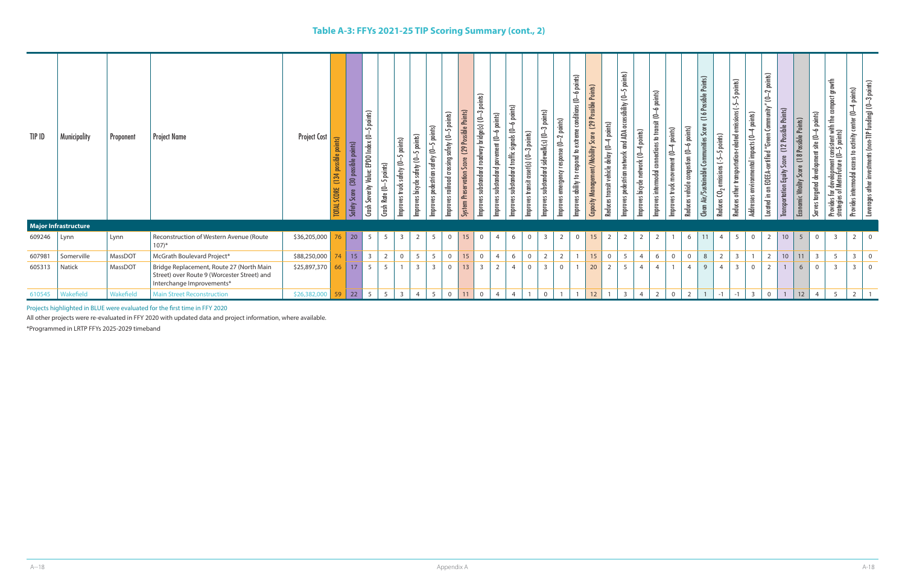# Table A-3: FFYs 2021-25 TIP Scoring Summary (cont., 2)

| TIP ID | Municipality | Proponent | Project Name | Project Cost | TOTAL SCORE (134 possible points) | Safety Score (30 possible points) | Crash Severity Value: EPDO Index (0–5 points) | Crash Rate (0–5 points) | Improves truck safety (0–5 points) | Improves bicycle safety (0–5 points) | Improves pedestrian safety (0–5 points) | Improves railroad crossing safety (0–5 points) | System Preservation Score (29 Possible Points) | Improves substandard roadway bridge(s) (0–3 points) | Improves substandard pavement (0–6 points) | Improves substandard traffic signals (0–6 points) | Improves transit asset(s) (0–3 points) | Improves substandard sidewalk(s) (0–3 points) | Improves emergency response (0–2 points) | Improves ability to respond to extreme conditions (0–6 points) | Capacity Management/Mobility Score (29 Possible Points) | Reduces transit vehicle delay (0–4 points) | Improves pedestrian network and ADA accessibility (0–5 points) | Improves bicycle network (0–4 points) | Improves intermodal connections to transit (0–6 points) | Improves truck movement (0–4 points) | Reduces vehicle congestion (0–6 points) | Clean Air/Sustainable Communities Score (16 Possible Points) | Reduces $CO_2$ emissions (-5–5 points) | Reduces other transportation-related emissions (-5–5 points) | Addresses environmental impacts (0–4 points) | Located in an EOEEA-certified "Green Community" (0–2 points) | Transportation Equity Score (12 Possible Points) | Economic Vitality Score (18 Possible Points) | Serves targeted development site (0–6 points) | Provides for development consistent with the compact growth strategies of MetroFuture (0–5 points) | Provides intermodal access to activity center (0–4 points) | Leverages other investments (non-TIP funding) (0–3 points) |
|---|---|---|---|---|---|---|---|---|---|---|---|---|---|---|---|---|---|---|---|---|---|---|---|---|---|---|---|---|---|---|---|---|---|---|---|---|---|---|
| **Major Infrastructure** | | | | | | | | | | | | | | | | | | | | | | | | | | | | | | | | | | | | | | |
| 609246 | Lynn | Lynn | Reconstruction of Western Avenue (Route 107)* | $36,205,000 | 76 | 20 | 5 | 5 | 3 | 2 | 5 | 0 | 15 | 0 | 4 | 6 | 0 | 3 | 2 | 0 | 15 | 2 | 2 | 2 | 2 | 1 | 6 | 11 | 4 | 5 | 0 | 2 | 10 | 5 | 0 | 3 | 2 | 0 |
| 607981 | Somerville | MassDOT | McGrath Boulevard Project* | $88,250,000 | 74 | 15 | 3 | 2 | 0 | 5 | 5 | 0 | 15 | 0 | 4 | 6 | 0 | 2 | 2 | 1 | 15 | 0 | 5 | 4 | 6 | 0 | 0 | 8 | 2 | 3 | 1 | 2 | 10 | 11 | 3 | 5 | 3 | 0 |
| 605313 | Natick | MassDOT | Bridge Replacement, Route 27 (North Main Street) over Route 9 (Worcester Street) and Interchange Improvements* | $25,897,370 | 66 | 17 | 5 | 5 | 1 | 3 | 3 | 0 | 13 | 3 | 2 | 4 | 0 | 3 | 0 | 1 | 20 | 2 | 5 | 4 | 4 | 1 | 4 | 9 | 4 | 3 | 0 | 2 | 1 | 6 | 0 | 3 | 3 | 0 |
| 610545 | Wakefield | Wakefield | Main Street Reconstruction | $26,382,000 | 59 | 22 | 5 | 5 | 3 | 4 | 5 | 0 | 11 | 0 | 4 | 4 | 1 | 0 | 1 | 1 | 12 | 1 | 3 | 4 | 2 | 0 | 2 | 1 | -1 | -1 | 3 | 0 | 1 | 12 | 4 | 5 | 2 | 1 |

Projects highlighted in BLUE were evaluated for the first time in FFY 2020

All other projects were re-evaluated in FFY 2020 with updated data and project information, where available.

*Programmed in LRTP FFYs 2025-2029 timeband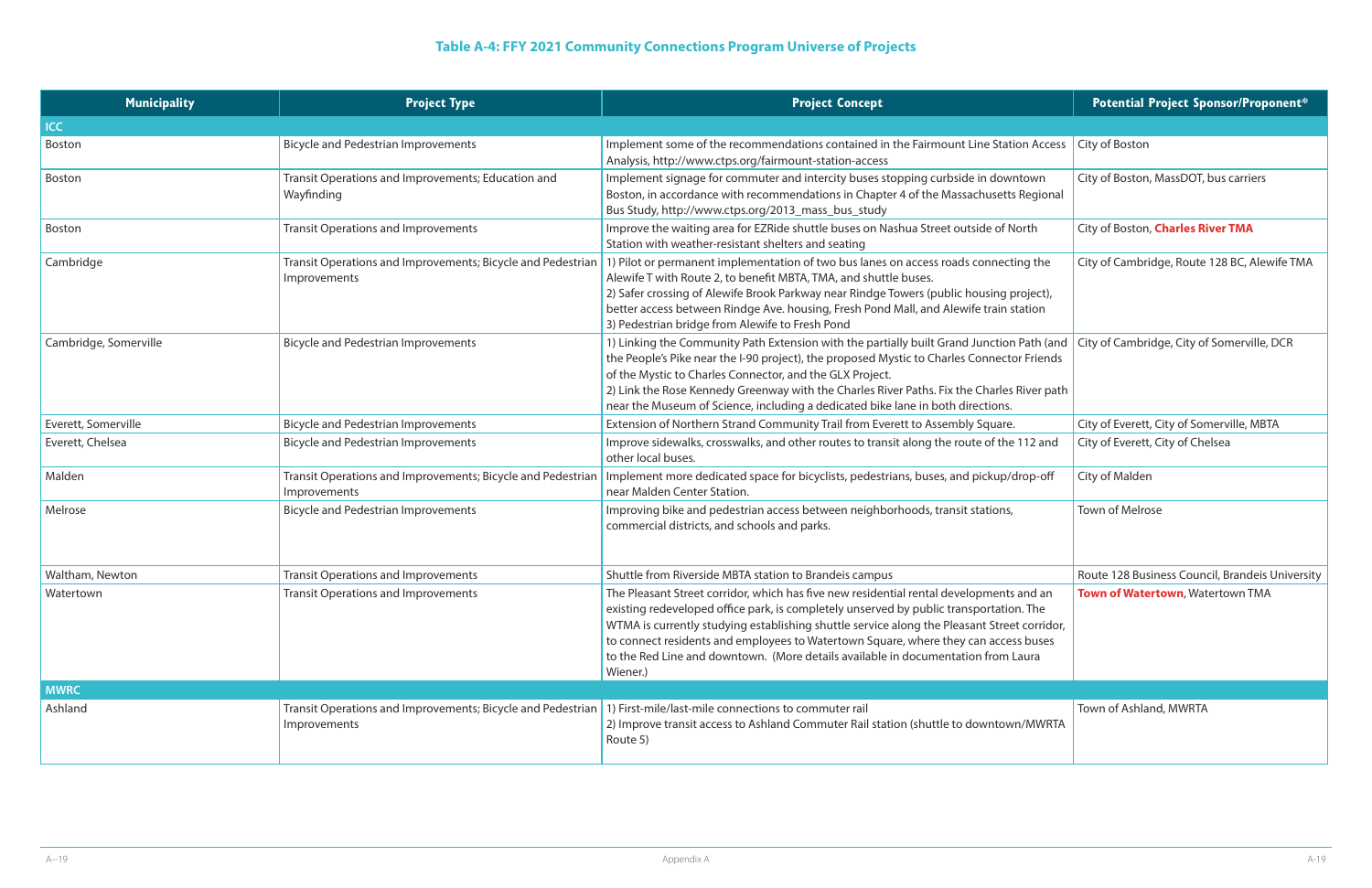**Table A-4: FFY 2021 Community Connections Program Universe of Projects**

| Municipality | Project Type | Project Concept | Potential Project Sponsor/Proponent* |
|---|---|---|---|
| **ICC** | | | |
| Boston | Bicycle and Pedestrian Improvements | Implement some of the recommendations contained in the Fairmount Line Station Access Analysis, http://www.ctps.org/fairmount-station-access | City of Boston |
| Boston | Transit Operations and Improvements; Education and Wayfinding | Implement signage for commuter and intercity buses stopping curbside in downtown Boston, in accordance with recommendations in Chapter 4 of the Massachusetts Regional Bus Study, http://www.ctps.org/2013_mass_bus_study | City of Boston, MassDOT, bus carriers |
| Boston | Transit Operations and Improvements | Improve the waiting area for EZRide shuttle buses on Nashua Street outside of North Station with weather-resistant shelters and seating | City of Boston, **Charles River TMA** |
| Cambridge | Transit Operations and Improvements; Bicycle and Pedestrian Improvements | 1) Pilot or permanent implementation of two bus lanes on access roads connecting the Alewife T with Route 2, to benefit MBTA, TMA, and shuttle buses.<br>2) Safer crossing of Alewife Brook Parkway near Rindge Towers (public housing project), better access between Rindge Ave. housing, Fresh Pond Mall, and Alewife train station<br>3) Pedestrian bridge from Alewife to Fresh Pond | City of Cambridge, Route 128 BC, Alewife TMA |
| Cambridge, Somerville | Bicycle and Pedestrian Improvements | 1) Linking the Community Path Extension with the partially built Grand Junction Path (and the People's Pike near the I-90 project), the proposed Mystic to Charles Connector Friends of the Mystic to Charles Connector, and the GLX Project.<br>2) Link the Rose Kennedy Greenway with the Charles River Paths. Fix the Charles River path near the Museum of Science, including a dedicated bike lane in both directions. | City of Cambridge, City of Somerville, DCR |
| Everett, Somerville | Bicycle and Pedestrian Improvements | Extension of Northern Strand Community Trail from Everett to Assembly Square. | City of Everett, City of Somerville, MBTA |
| Everett, Chelsea | Bicycle and Pedestrian Improvements | Improve sidewalks, crosswalks, and other routes to transit along the route of the 112 and other local buses. | City of Everett, City of Chelsea |
| Malden | Transit Operations and Improvements; Bicycle and Pedestrian Improvements | Implement more dedicated space for bicyclists, pedestrians, buses, and pickup/drop-off near Malden Center Station. | City of Malden |
| Melrose | Bicycle and Pedestrian Improvements | Improving bike and pedestrian access between neighborhoods, transit stations, commercial districts, and schools and parks. | Town of Melrose |
| Waltham, Newton | Transit Operations and Improvements | Shuttle from Riverside MBTA station to Brandeis campus | Route 128 Business Council, Brandeis University |
| Watertown | Transit Operations and Improvements | The Pleasant Street corridor, which has five new residential rental developments and an existing redeveloped office park, is completely unserved by public transportation. The WTMA is currently studying establishing shuttle service along the Pleasant Street corridor, to connect residents and employees to Watertown Square, where they can access buses to the Red Line and downtown. (More details available in documentation from Laura Wiener.) | **Town of Watertown**, Watertown TMA |
| **MWRC** | | | |
| Ashland | Transit Operations and Improvements; Bicycle and Pedestrian Improvements | 1) First-mile/last-mile connections to commuter rail<br>2) Improve transit access to Ashland Commuter Rail station (shuttle to downtown/MWRTA Route 5) | Town of Ashland, MWRTA |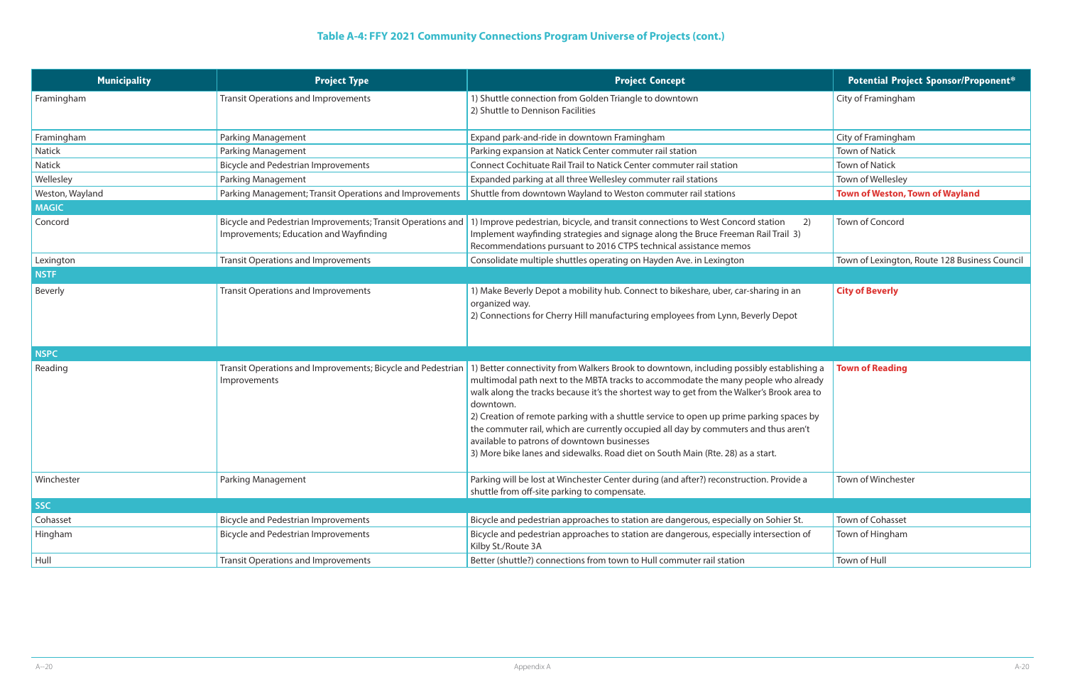### Table A-4: FFY 2021 Community Connections Program Universe of Projects (cont.)

| Municipality | Project Type | Project Concept | Potential Project Sponsor/Proponent* |
|---|---|---|---|
| Framingham | Transit Operations and Improvements | 1) Shuttle connection from Golden Triangle to downtown<br>2) Shuttle to Dennison Facilities | City of Framingham |
| Framingham | Parking Management | Expand park-and-ride in downtown Framingham | City of Framingham |
| Natick | Parking Management | Parking expansion at Natick Center commuter rail station | Town of Natick |
| Natick | Bicycle and Pedestrian Improvements | Connect Cochituate Rail Trail to Natick Center commuter rail station | Town of Natick |
| Wellesley | Parking Management | Expanded parking at all three Wellesley commuter rail stations | Town of Wellesley |
| Weston, Wayland | Parking Management; Transit Operations and Improvements | Shuttle from downtown Wayland to Weston commuter rail stations | **Town of Weston, Town of Wayland** |
| **MAGIC** | | | |
| Concord | Bicycle and Pedestrian Improvements; Transit Operations and Improvements; Education and Wayfinding | 1) Improve pedestrian, bicycle, and transit connections to West Concord station 2) Implement wayfinding strategies and signage along the Bruce Freeman Rail Trail 3) Recommendations pursuant to 2016 CTPS technical assistance memos | Town of Concord |
| Lexington | Transit Operations and Improvements | Consolidate multiple shuttles operating on Hayden Ave. in Lexington | Town of Lexington, Route 128 Business Council |
| **NSTF** | | | |
| Beverly | Transit Operations and Improvements | 1) Make Beverly Depot a mobility hub. Connect to bikeshare, uber, car-sharing in an organized way.<br>2) Connections for Cherry Hill manufacturing employees from Lynn, Beverly Depot | **City of Beverly** |
| **NSPC** | | | |
| Reading | Transit Operations and Improvements; Bicycle and Pedestrian Improvements | 1) Better connectivity from Walkers Brook to downtown, including possibly establishing a multimodal path next to the MBTA tracks to accommodate the many people who already walk along the tracks because it's the shortest way to get from the Walker's Brook area to downtown.<br>2) Creation of remote parking with a shuttle service to open up prime parking spaces by the commuter rail, which are currently occupied all day by commuters and thus aren't available to patrons of downtown businesses<br>3) More bike lanes and sidewalks. Road diet on South Main (Rte. 28) as a start. | **Town of Reading** |
| Winchester | Parking Management | Parking will be lost at Winchester Center during (and after?) reconstruction. Provide a shuttle from off-site parking to compensate. | Town of Winchester |
| **SSC** | | | |
| Cohasset | Bicycle and Pedestrian Improvements | Bicycle and pedestrian approaches to station are dangerous, especially on Sohier St. | Town of Cohasset |
| Hingham | Bicycle and Pedestrian Improvements | Bicycle and pedestrian approaches to station are dangerous, especially intersection of Kilby St./Route 3A | Town of Hingham |
| Hull | Transit Operations and Improvements | Better (shuttle?) connections from town to Hull commuter rail station | Town of Hull |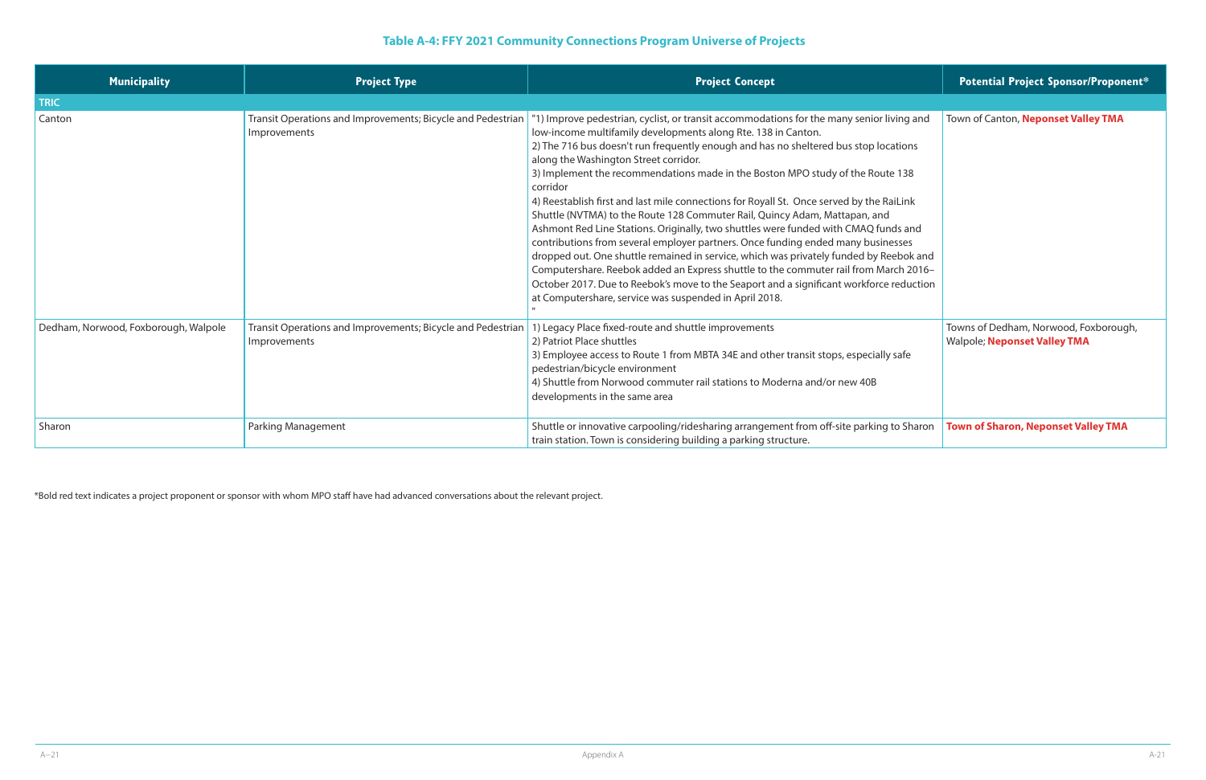# Table A-4: FFY 2021 Community Connections Program Universe of Projects

| Municipality | Project Type | Project Concept | Potential Project Sponsor/Proponent* |
|---|---|---|---|
| **TRIC** | | | |
| Canton | Transit Operations and Improvements; Bicycle and Pedestrian Improvements | "1) Improve pedestrian, cyclist, or transit accommodations for the many senior living and low-income multifamily developments along Rte. 138 in Canton.<br>2) The 716 bus doesn't run frequently enough and has no sheltered bus stop locations along the Washington Street corridor.<br>3) Implement the recommendations made in the Boston MPO study of the Route 138 corridor<br>4) Reestablish first and last mile connections for Royall St. Once served by the RaiLink Shuttle (NVTMA) to the Route 128 Commuter Rail, Quincy Adam, Mattapan, and Ashmont Red Line Stations. Originally, two shuttles were funded with CMAQ funds and contributions from several employer partners. Once funding ended many businesses dropped out. One shuttle remained in service, which was privately funded by Reebok and Computershare. Reebok added an Express shuttle to the commuter rail from March 2016–October 2017. Due to Reebok's move to the Seaport and a significant workforce reduction at Computershare, service was suspended in April 2018.<br>" | Town of Canton, **Neponset Valley TMA** |
| Dedham, Norwood, Foxborough, Walpole | Transit Operations and Improvements; Bicycle and Pedestrian Improvements | 1) Legacy Place fixed-route and shuttle improvements<br>2) Patriot Place shuttles<br>3) Employee access to Route 1 from MBTA 34E and other transit stops, especially safe pedestrian/bicycle environment<br>4) Shuttle from Norwood commuter rail stations to Moderna and/or new 40B developments in the same area | Towns of Dedham, Norwood, Foxborough, Walpole; **Neponset Valley TMA** |
| Sharon | Parking Management | Shuttle or innovative carpooling/ridesharing arrangement from off-site parking to Sharon train station. Town is considering building a parking structure. | **Town of Sharon, Neponset Valley TMA** |

*Bold red text indicates a project proponent or sponsor with whom MPO staff have had advanced conversations about the relevant project.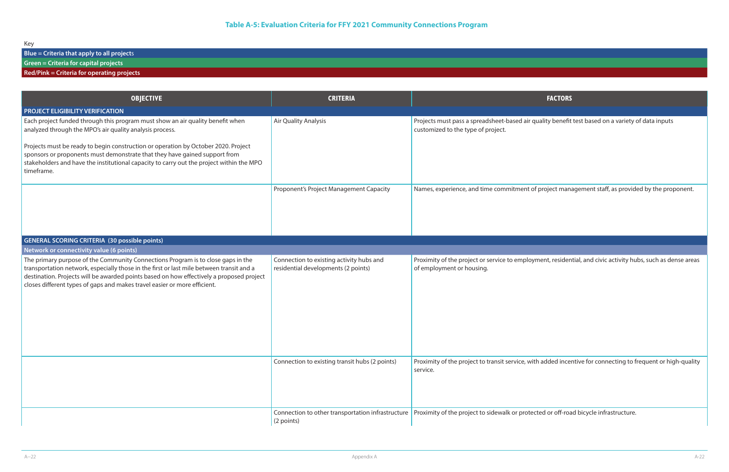### Table A-5: Evaluation Criteria for FFY 2021 Community Connections Program

Key

**Blue = Criteria that apply to all projects**

**Green = Criteria for capital projects**

**Red/Pink = Criteria for operating projects**

| OBJECTIVE | CRITERIA | FACTORS |
|---|---|---|
| **PROJECT ELIGIBILITY VERIFICATION** | | |
| Each project funded through this program must show an air quality benefit when analyzed through the MPO's air quality analysis process.<br><br>Projects must be ready to begin construction or operation by October 2020. Project sponsors or proponents must demonstrate that they have gained support from stakeholders and have the institutional capacity to carry out the project within the MPO timeframe. | Air Quality Analysis | Projects must pass a spreadsheet-based air quality benefit test based on a variety of data inputs customized to the type of project. |
| | Proponent's Project Management Capacity | Names, experience, and time commitment of project management staff, as provided by the proponent. |
| **GENERAL SCORING CRITERIA (30 possible points)** | | |
| **Network or connectivity value (6 points)** | | |
| The primary purpose of the Community Connections Program is to close gaps in the transportation network, especially those in the first or last mile between transit and a destination. Projects will be awarded points based on how effectively a proposed project closes different types of gaps and makes travel easier or more efficient. | Connection to existing activity hubs and residential developments (2 points) | Proximity of the project or service to employment, residential, and civic activity hubs, such as dense areas of employment or housing. |
| | Connection to existing transit hubs (2 points) | Proximity of the project to transit service, with added incentive for connecting to frequent or high-quality service. |
| | Connection to other transportation infrastructure (2 points) | Proximity of the project to sidewalk or protected or off-road bicycle infrastructure. |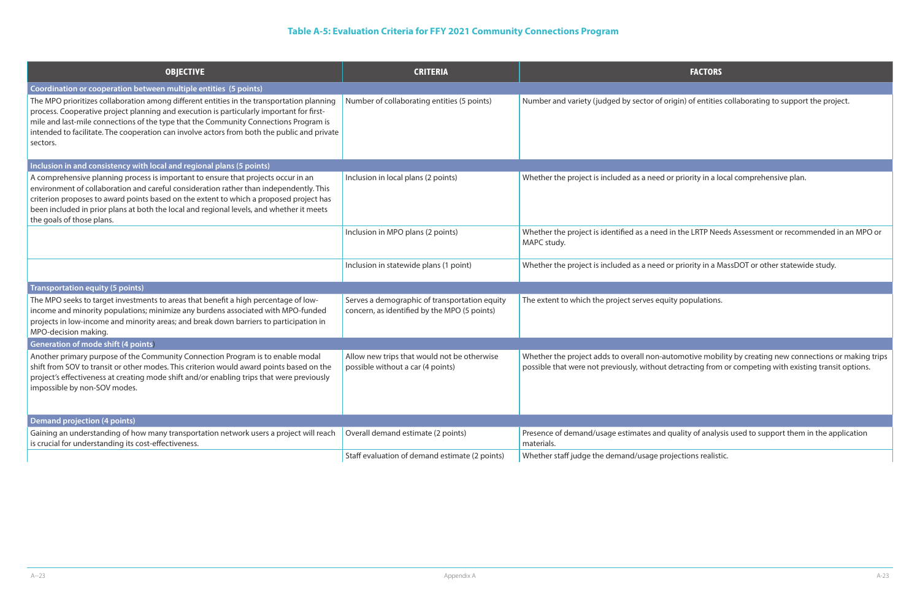**Table A-5: Evaluation Criteria for FFY 2021 Community Connections Program**

| OBJECTIVE | CRITERIA | FACTORS |
|---|---|---|
| **Coordination or cooperation between multiple entities (5 points)** | | |
| The MPO prioritizes collaboration among different entities in the transportation planning process. Cooperative project planning and execution is particularly important for first-mile and last-mile connections of the type that the Community Connections Program is intended to facilitate. The cooperation can involve actors from both the public and private sectors. | Number of collaborating entities (5 points) | Number and variety (judged by sector of origin) of entities collaborating to support the project. |
| **Inclusion in and consistency with local and regional plans (5 points)** | | |
| A comprehensive planning process is important to ensure that projects occur in an environment of collaboration and careful consideration rather than independently. This criterion proposes to award points based on the extent to which a proposed project has been included in prior plans at both the local and regional levels, and whether it meets the goals of those plans. | Inclusion in local plans (2 points) | Whether the project is included as a need or priority in a local comprehensive plan. |
| | Inclusion in MPO plans (2 points) | Whether the project is identified as a need in the LRTP Needs Assessment or recommended in an MPO or MAPC study. |
| | Inclusion in statewide plans (1 point) | Whether the project is included as a need or priority in a MassDOT or other statewide study. |
| **Transportation equity (5 points)** | | |
| The MPO seeks to target investments to areas that benefit a high percentage of low-income and minority populations; minimize any burdens associated with MPO-funded projects in low-income and minority areas; and break down barriers to participation in MPO-decision making. | Serves a demographic of transportation equity concern, as identified by the MPO (5 points) | The extent to which the project serves equity populations. |
| **Generation of mode shift (4 points)** | | |
| Another primary purpose of the Community Connection Program is to enable modal shift from SOV to transit or other modes. This criterion would award points based on the project's effectiveness at creating mode shift and/or enabling trips that were previously impossible by non-SOV modes. | Allow new trips that would not be otherwise possible without a car (4 points) | Whether the project adds to overall non-automotive mobility by creating new connections or making trips possible that were not previously, without detracting from or competing with existing transit options. |
| **Demand projection (4 points)** | | |
| Gaining an understanding of how many transportation network users a project will reach is crucial for understanding its cost-effectiveness. | Overall demand estimate (2 points) | Presence of demand/usage estimates and quality of analysis used to support them in the application materials. |
| | Staff evaluation of demand estimate (2 points) | Whether staff judge the demand/usage projections realistic. |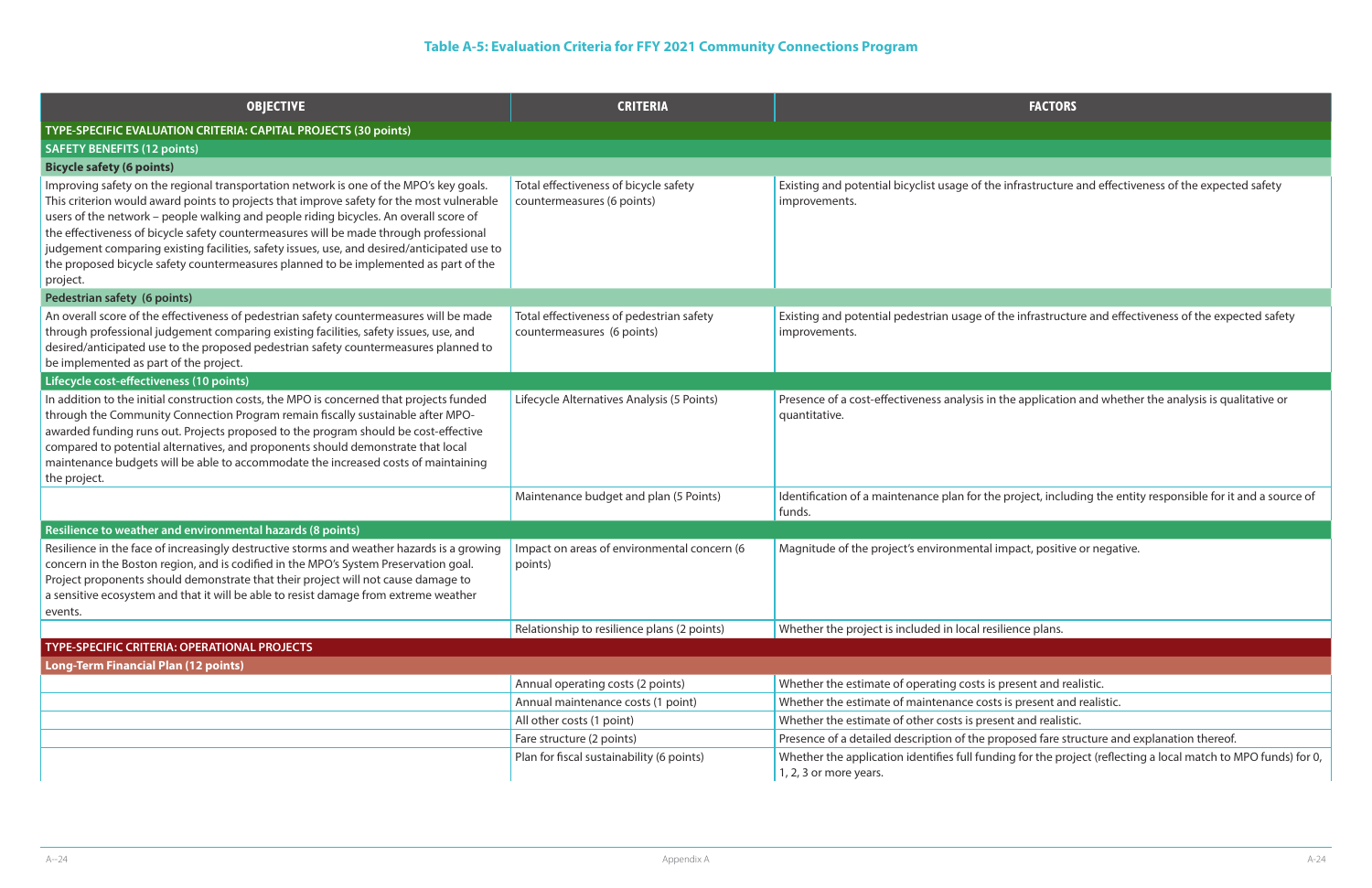## Table A-5: Evaluation Criteria for FFY 2021 Community Connections Program

| OBJECTIVE | CRITERIA | FACTORS |
|---|---|---|
| **TYPE-SPECIFIC EVALUATION CRITERIA: CAPITAL PROJECTS (30 points)** | | |
| **SAFETY BENEFITS (12 points)** | | |
| **Bicycle safety (6 points)** | | |
| Improving safety on the regional transportation network is one of the MPO's key goals. This criterion would award points to projects that improve safety for the most vulnerable users of the network – people walking and people riding bicycles. An overall score of the effectiveness of bicycle safety countermeasures will be made through professional judgement comparing existing facilities, safety issues, use, and desired/anticipated use to the proposed bicycle safety countermeasures planned to be implemented as part of the project. | Total effectiveness of bicycle safety countermeasures (6 points) | Existing and potential bicyclist usage of the infrastructure and effectiveness of the expected safety improvements. |
| **Pedestrian safety (6 points)** | | |
| An overall score of the effectiveness of pedestrian safety countermeasures will be made through professional judgement comparing existing facilities, safety issues, use, and desired/anticipated use to the proposed pedestrian safety countermeasures planned to be implemented as part of the project. | Total effectiveness of pedestrian safety countermeasures (6 points) | Existing and potential pedestrian usage of the infrastructure and effectiveness of the expected safety improvements. |
| **Lifecycle cost-effectiveness (10 points)** | | |
| In addition to the initial construction costs, the MPO is concerned that projects funded through the Community Connection Program remain fiscally sustainable after MPO-awarded funding runs out. Projects proposed to the program should be cost-effective compared to potential alternatives, and proponents should demonstrate that local maintenance budgets will be able to accommodate the increased costs of maintaining the project. | Lifecycle Alternatives Analysis (5 Points) | Presence of a cost-effectiveness analysis in the application and whether the analysis is qualitative or quantitative. |
| | Maintenance budget and plan (5 Points) | Identification of a maintenance plan for the project, including the entity responsible for it and a source of funds. |
| **Resilience to weather and environmental hazards (8 points)** | | |
| Resilience in the face of increasingly destructive storms and weather hazards is a growing concern in the Boston region, and is codified in the MPO's System Preservation goal. Project proponents should demonstrate that their project will not cause damage to a sensitive ecosystem and that it will be able to resist damage from extreme weather events. | Impact on areas of environmental concern (6 points) | Magnitude of the project's environmental impact, positive or negative. |
| | Relationship to resilience plans (2 points) | Whether the project is included in local resilience plans. |
| **TYPE-SPECIFIC CRITERIA: OPERATIONAL PROJECTS** | | |
| **Long-Term Financial Plan (12 points)** | | |
| | Annual operating costs (2 points) | Whether the estimate of operating costs is present and realistic. |
| | Annual maintenance costs (1 point) | Whether the estimate of maintenance costs is present and realistic. |
| | All other costs (1 point) | Whether the estimate of other costs is present and realistic. |
| | Fare structure (2 points) | Presence of a detailed description of the proposed fare structure and explanation thereof. |
| | Plan for fiscal sustainability (6 points) | Whether the application identifies full funding for the project (reflecting a local match to MPO funds) for 0, 1, 2, 3 or more years. |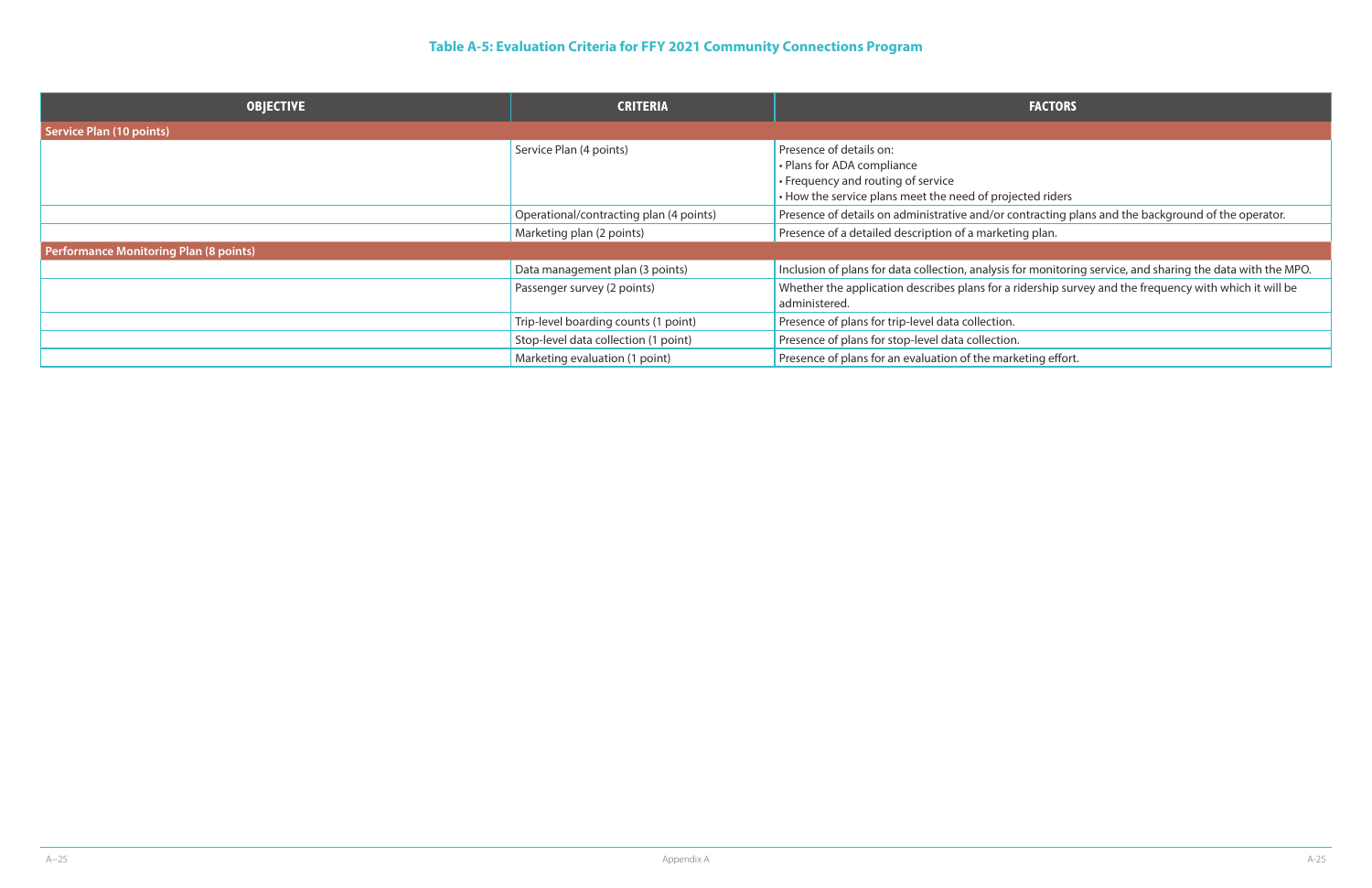**Table A-5: Evaluation Criteria for FFY 2021 Community Connections Program**

| OBJECTIVE | CRITERIA | FACTORS |
|---|---|---|
| **Service Plan (10 points)** | | |
| | Service Plan (4 points) | Presence of details on:<br>• Plans for ADA compliance<br>• Frequency and routing of service<br>• How the service plans meet the need of projected riders |
| | Operational/contracting plan (4 points) | Presence of details on administrative and/or contracting plans and the background of the operator. |
| | Marketing plan (2 points) | Presence of a detailed description of a marketing plan. |
| **Performance Monitoring Plan (8 points)** | | |
| | Data management plan (3 points) | Inclusion of plans for data collection, analysis for monitoring service, and sharing the data with the MPO. |
| | Passenger survey (2 points) | Whether the application describes plans for a ridership survey and the frequency with which it will be administered. |
| | Trip-level boarding counts (1 point) | Presence of plans for trip-level data collection. |
| | Stop-level data collection (1 point) | Presence of plans for stop-level data collection. |
| | Marketing evaluation (1 point) | Presence of plans for an evaluation of the marketing effort. |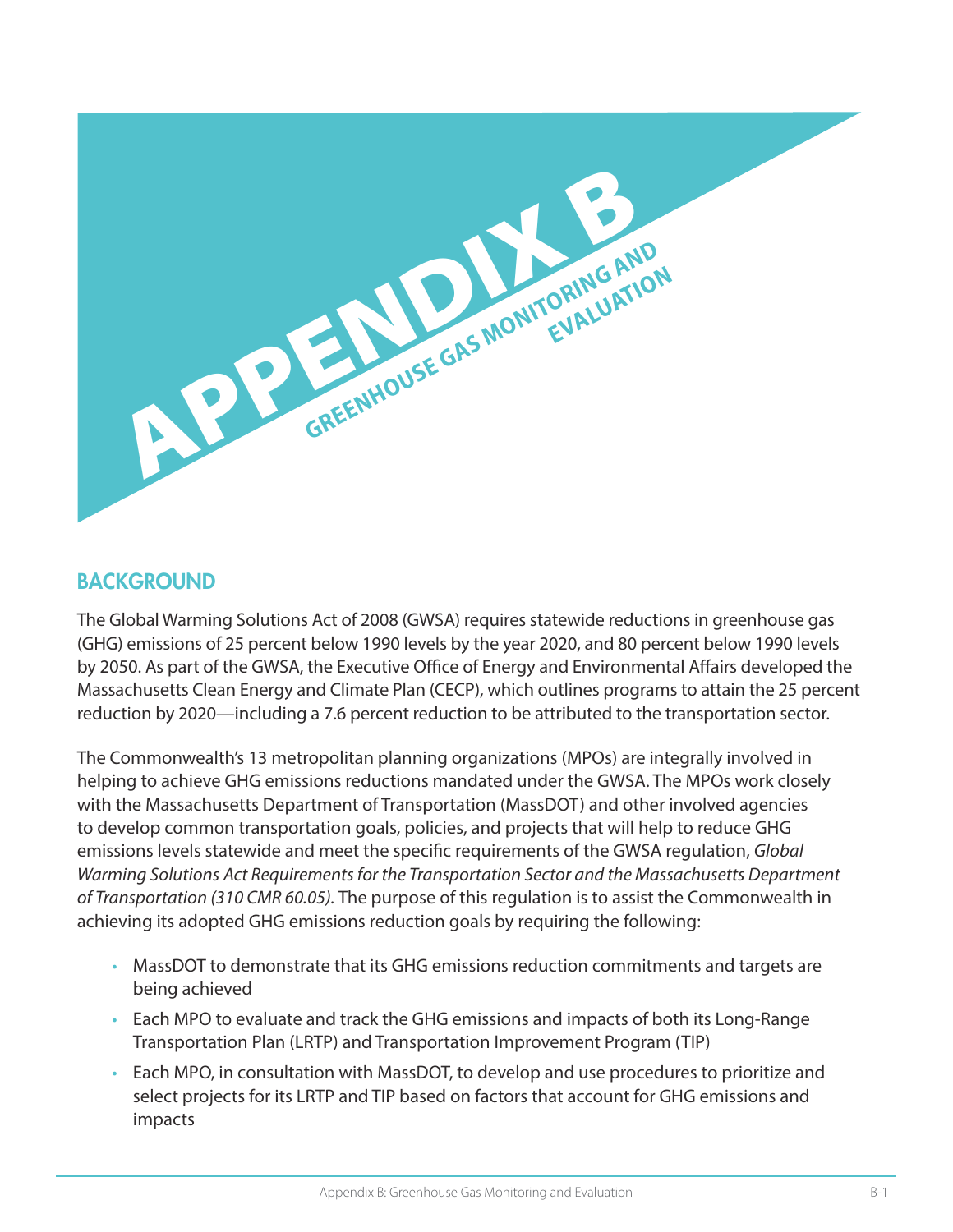# APPENDIX B

## GREENHOUSE GAS MONITORING AND EVALUATION

## BACKGROUND

The Global Warming Solutions Act of 2008 (GWSA) requires statewide reductions in greenhouse gas (GHG) emissions of 25 percent below 1990 levels by the year 2020, and 80 percent below 1990 levels by 2050. As part of the GWSA, the Executive Office of Energy and Environmental Affairs developed the Massachusetts Clean Energy and Climate Plan (CECP), which outlines programs to attain the 25 percent reduction by 2020—including a 7.6 percent reduction to be attributed to the transportation sector.

The Commonwealth's 13 metropolitan planning organizations (MPOs) are integrally involved in helping to achieve GHG emissions reductions mandated under the GWSA. The MPOs work closely with the Massachusetts Department of Transportation (MassDOT) and other involved agencies to develop common transportation goals, policies, and projects that will help to reduce GHG emissions levels statewide and meet the specific requirements of the GWSA regulation, *Global Warming Solutions Act Requirements for the Transportation Sector and the Massachusetts Department of Transportation (310 CMR 60.05)*. The purpose of this regulation is to assist the Commonwealth in achieving its adopted GHG emissions reduction goals by requiring the following:

- MassDOT to demonstrate that its GHG emissions reduction commitments and targets are being achieved
- Each MPO to evaluate and track the GHG emissions and impacts of both its Long-Range Transportation Plan (LRTP) and Transportation Improvement Program (TIP)
- Each MPO, in consultation with MassDOT, to develop and use procedures to prioritize and select projects for its LRTP and TIP based on factors that account for GHG emissions and impacts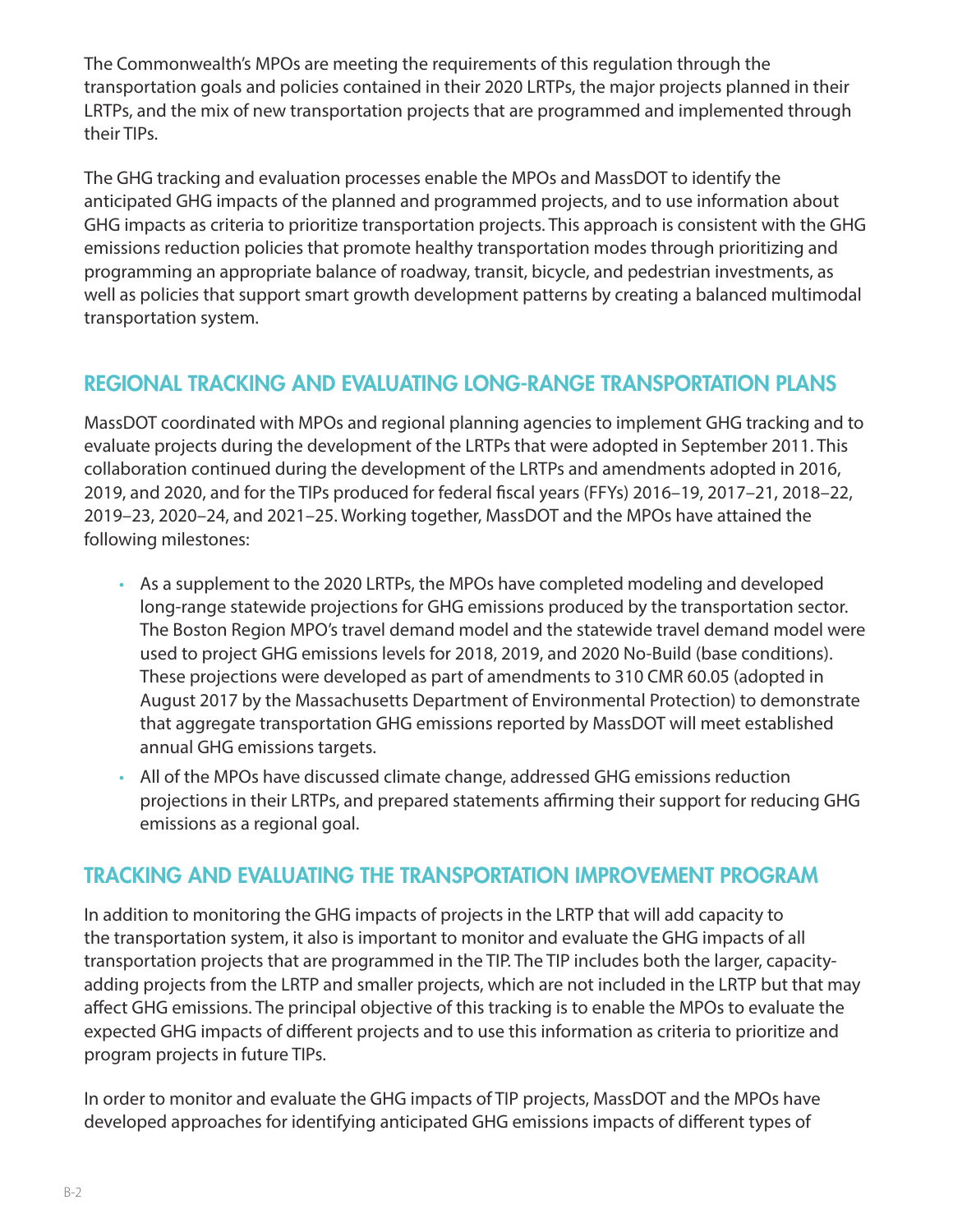The Commonwealth's MPOs are meeting the requirements of this regulation through the transportation goals and policies contained in their 2020 LRTPs, the major projects planned in their LRTPs, and the mix of new transportation projects that are programmed and implemented through their TIPs.

The GHG tracking and evaluation processes enable the MPOs and MassDOT to identify the anticipated GHG impacts of the planned and programmed projects, and to use information about GHG impacts as criteria to prioritize transportation projects. This approach is consistent with the GHG emissions reduction policies that promote healthy transportation modes through prioritizing and programming an appropriate balance of roadway, transit, bicycle, and pedestrian investments, as well as policies that support smart growth development patterns by creating a balanced multimodal transportation system.

## REGIONAL TRACKING AND EVALUATING LONG-RANGE TRANSPORTATION PLANS

MassDOT coordinated with MPOs and regional planning agencies to implement GHG tracking and to evaluate projects during the development of the LRTPs that were adopted in September 2011. This collaboration continued during the development of the LRTPs and amendments adopted in 2016, 2019, and 2020, and for the TIPs produced for federal fiscal years (FFYs) 2016–19, 2017–21, 2018–22, 2019–23, 2020–24, and 2021–25. Working together, MassDOT and the MPOs have attained the following milestones:

- As a supplement to the 2020 LRTPs, the MPOs have completed modeling and developed long-range statewide projections for GHG emissions produced by the transportation sector. The Boston Region MPO's travel demand model and the statewide travel demand model were used to project GHG emissions levels for 2018, 2019, and 2020 No-Build (base conditions). These projections were developed as part of amendments to 310 CMR 60.05 (adopted in August 2017 by the Massachusetts Department of Environmental Protection) to demonstrate that aggregate transportation GHG emissions reported by MassDOT will meet established annual GHG emissions targets.
- All of the MPOs have discussed climate change, addressed GHG emissions reduction projections in their LRTPs, and prepared statements affirming their support for reducing GHG emissions as a regional goal.

## TRACKING AND EVALUATING THE TRANSPORTATION IMPROVEMENT PROGRAM

In addition to monitoring the GHG impacts of projects in the LRTP that will add capacity to the transportation system, it also is important to monitor and evaluate the GHG impacts of all transportation projects that are programmed in the TIP. The TIP includes both the larger, capacity-adding projects from the LRTP and smaller projects, which are not included in the LRTP but that may affect GHG emissions. The principal objective of this tracking is to enable the MPOs to evaluate the expected GHG impacts of different projects and to use this information as criteria to prioritize and program projects in future TIPs.

In order to monitor and evaluate the GHG impacts of TIP projects, MassDOT and the MPOs have developed approaches for identifying anticipated GHG emissions impacts of different types of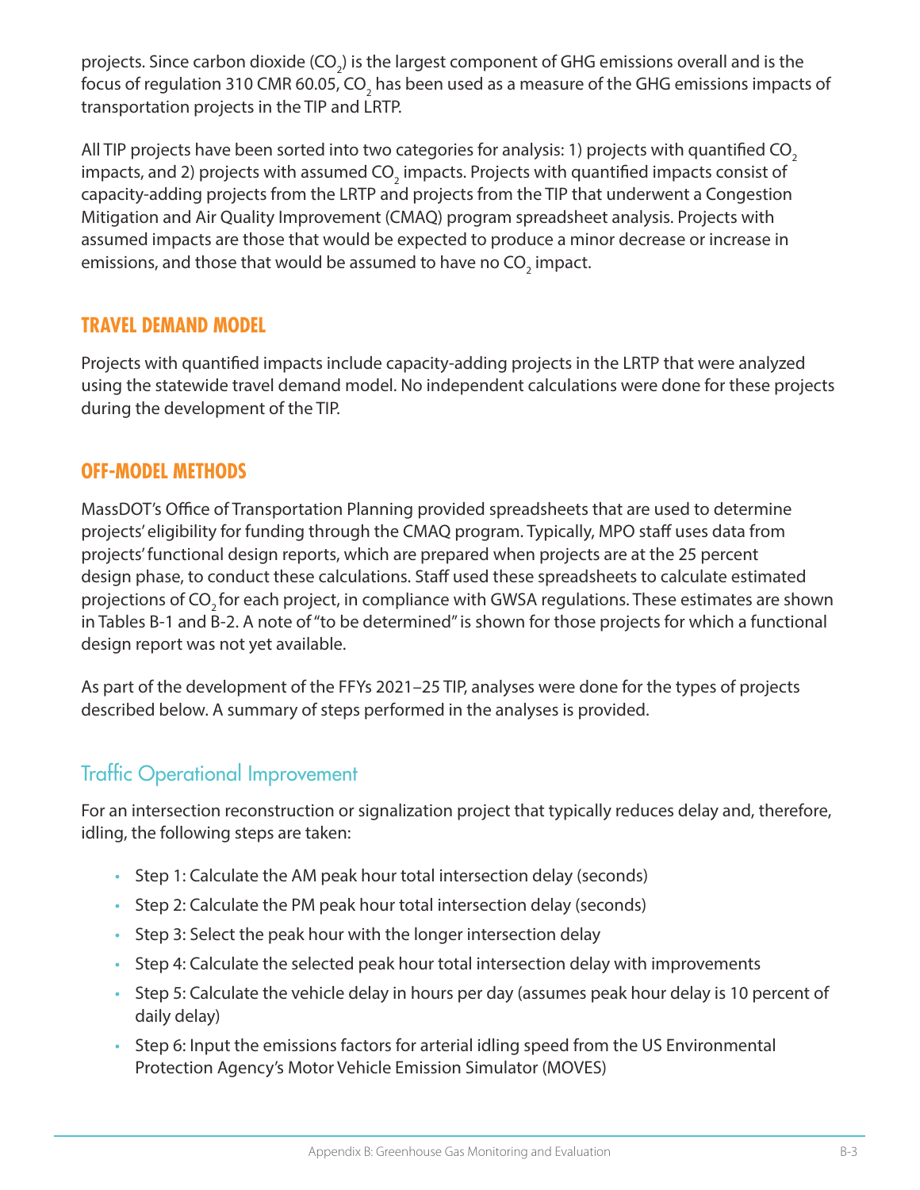projects. Since carbon dioxide ($CO_2$) is the largest component of GHG emissions overall and is the focus of regulation 310 CMR 60.05, $CO_2$ has been used as a measure of the GHG emissions impacts of transportation projects in the TIP and LRTP.

All TIP projects have been sorted into two categories for analysis: 1) projects with quantified $CO_2$ impacts, and 2) projects with assumed $CO_2$ impacts. Projects with quantified impacts consist of capacity-adding projects from the LRTP and projects from the TIP that underwent a Congestion Mitigation and Air Quality Improvement (CMAQ) program spreadsheet analysis. Projects with assumed impacts are those that would be expected to produce a minor decrease or increase in emissions, and those that would be assumed to have no $CO_2$ impact.

## TRAVEL DEMAND MODEL

Projects with quantified impacts include capacity-adding projects in the LRTP that were analyzed using the statewide travel demand model. No independent calculations were done for these projects during the development of the TIP.

## OFF-MODEL METHODS

MassDOT's Office of Transportation Planning provided spreadsheets that are used to determine projects' eligibility for funding through the CMAQ program. Typically, MPO staff uses data from projects' functional design reports, which are prepared when projects are at the 25 percent design phase, to conduct these calculations. Staff used these spreadsheets to calculate estimated projections of $CO_2$ for each project, in compliance with GWSA regulations. These estimates are shown in Tables B-1 and B-2. A note of "to be determined" is shown for those projects for which a functional design report was not yet available.

As part of the development of the FFYs 2021–25 TIP, analyses were done for the types of projects described below. A summary of steps performed in the analyses is provided.

### Traffic Operational Improvement

For an intersection reconstruction or signalization project that typically reduces delay and, therefore, idling, the following steps are taken:

- Step 1: Calculate the AM peak hour total intersection delay (seconds)
- Step 2: Calculate the PM peak hour total intersection delay (seconds)
- Step 3: Select the peak hour with the longer intersection delay
- Step 4: Calculate the selected peak hour total intersection delay with improvements
- Step 5: Calculate the vehicle delay in hours per day (assumes peak hour delay is 10 percent of daily delay)
- Step 6: Input the emissions factors for arterial idling speed from the US Environmental Protection Agency's Motor Vehicle Emission Simulator (MOVES)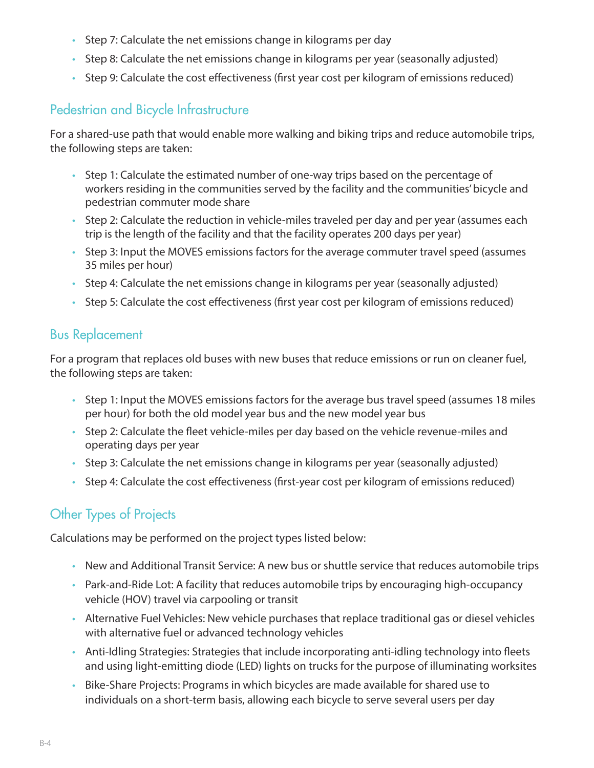- Step 7: Calculate the net emissions change in kilograms per day
- Step 8: Calculate the net emissions change in kilograms per year (seasonally adjusted)
- Step 9: Calculate the cost effectiveness (first year cost per kilogram of emissions reduced)

## Pedestrian and Bicycle Infrastructure

For a shared-use path that would enable more walking and biking trips and reduce automobile trips, the following steps are taken:

- Step 1: Calculate the estimated number of one-way trips based on the percentage of workers residing in the communities served by the facility and the communities' bicycle and pedestrian commuter mode share
- Step 2: Calculate the reduction in vehicle-miles traveled per day and per year (assumes each trip is the length of the facility and that the facility operates 200 days per year)
- Step 3: Input the MOVES emissions factors for the average commuter travel speed (assumes 35 miles per hour)
- Step 4: Calculate the net emissions change in kilograms per year (seasonally adjusted)
- Step 5: Calculate the cost effectiveness (first year cost per kilogram of emissions reduced)

## Bus Replacement

For a program that replaces old buses with new buses that reduce emissions or run on cleaner fuel, the following steps are taken:

- Step 1: Input the MOVES emissions factors for the average bus travel speed (assumes 18 miles per hour) for both the old model year bus and the new model year bus
- Step 2: Calculate the fleet vehicle-miles per day based on the vehicle revenue-miles and operating days per year
- Step 3: Calculate the net emissions change in kilograms per year (seasonally adjusted)
- Step 4: Calculate the cost effectiveness (first-year cost per kilogram of emissions reduced)

## Other Types of Projects

Calculations may be performed on the project types listed below:

- New and Additional Transit Service: A new bus or shuttle service that reduces automobile trips
- Park-and-Ride Lot: A facility that reduces automobile trips by encouraging high-occupancy vehicle (HOV) travel via carpooling or transit
- Alternative Fuel Vehicles: New vehicle purchases that replace traditional gas or diesel vehicles with alternative fuel or advanced technology vehicles
- Anti-Idling Strategies: Strategies that include incorporating anti-idling technology into fleets and using light-emitting diode (LED) lights on trucks for the purpose of illuminating worksites
- Bike-Share Projects: Programs in which bicycles are made available for shared use to individuals on a short-term basis, allowing each bicycle to serve several users per day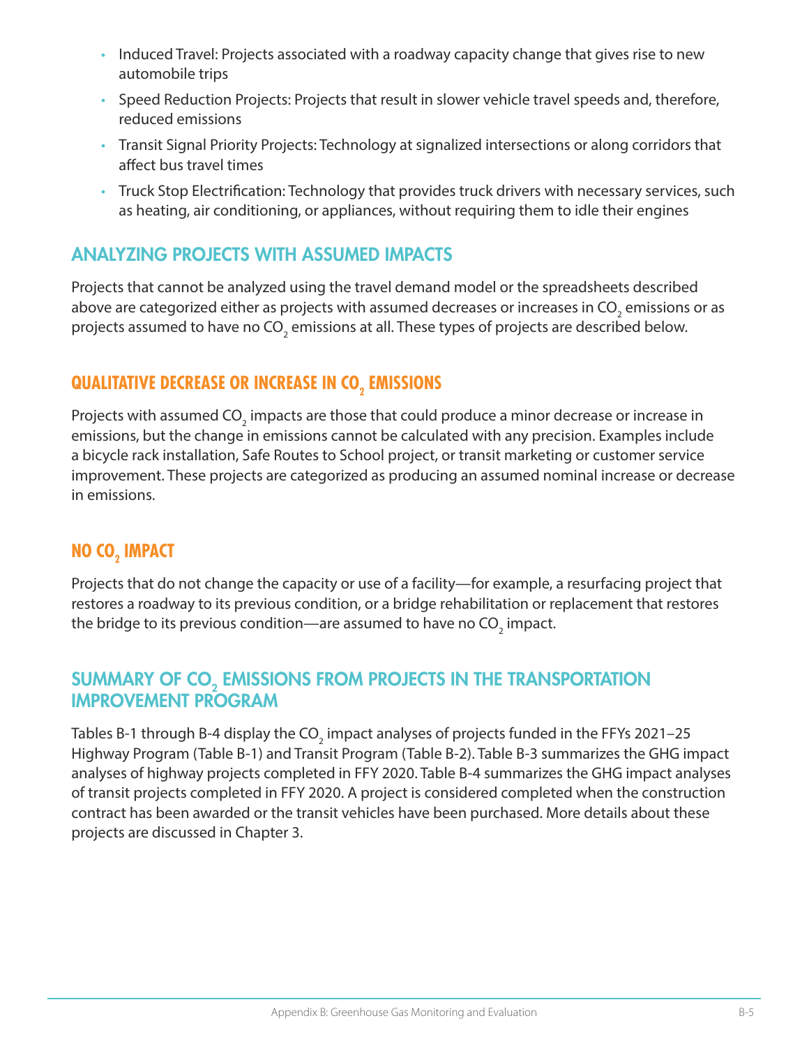- Induced Travel: Projects associated with a roadway capacity change that gives rise to new automobile trips
- Speed Reduction Projects: Projects that result in slower vehicle travel speeds and, therefore, reduced emissions
- Transit Signal Priority Projects: Technology at signalized intersections or along corridors that affect bus travel times
- Truck Stop Electrification: Technology that provides truck drivers with necessary services, such as heating, air conditioning, or appliances, without requiring them to idle their engines

## ANALYZING PROJECTS WITH ASSUMED IMPACTS

Projects that cannot be analyzed using the travel demand model or the spreadsheets described above are categorized either as projects with assumed decreases or increases in $CO_2$ emissions or as projects assumed to have no $CO_2$ emissions at all. These types of projects are described below.

### QUALITATIVE DECREASE OR INCREASE IN $CO_2$ EMISSIONS

Projects with assumed $CO_2$ impacts are those that could produce a minor decrease or increase in emissions, but the change in emissions cannot be calculated with any precision. Examples include a bicycle rack installation, Safe Routes to School project, or transit marketing or customer service improvement. These projects are categorized as producing an assumed nominal increase or decrease in emissions.

### NO $CO_2$ IMPACT

Projects that do not change the capacity or use of a facility—for example, a resurfacing project that restores a roadway to its previous condition, or a bridge rehabilitation or replacement that restores the bridge to its previous condition—are assumed to have no $CO_2$ impact.

## SUMMARY OF $CO_2$ EMISSIONS FROM PROJECTS IN THE TRANSPORTATION IMPROVEMENT PROGRAM

Tables B-1 through B-4 display the $CO_2$ impact analyses of projects funded in the FFYs 2021–25 Highway Program (Table B-1) and Transit Program (Table B-2). Table B-3 summarizes the GHG impact analyses of highway projects completed in FFY 2020. Table B-4 summarizes the GHG impact analyses of transit projects completed in FFY 2020. A project is considered completed when the construction contract has been awarded or the transit vehicles have been purchased. More details about these projects are discussed in Chapter 3.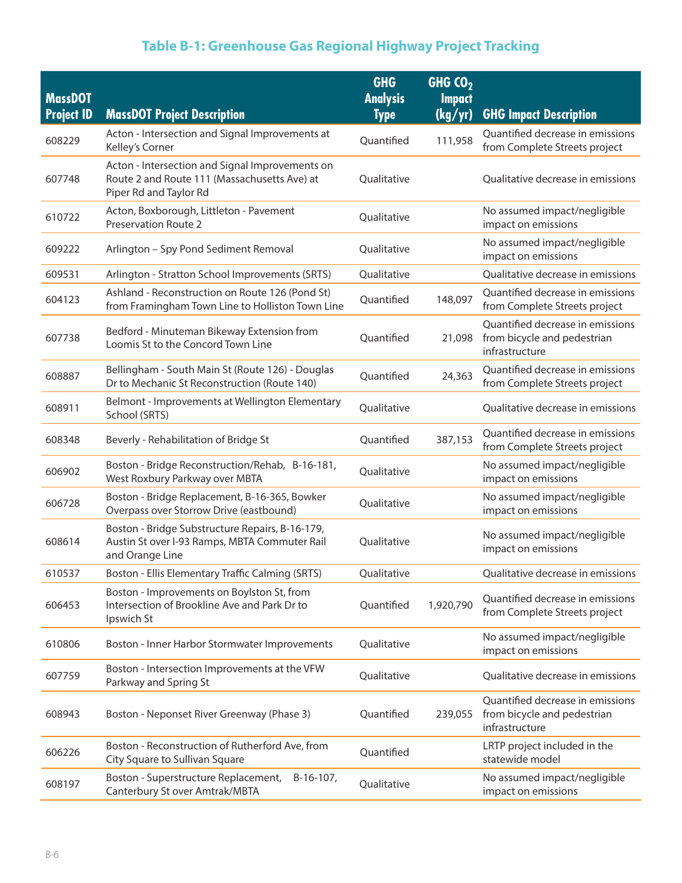## Table B-1: Greenhouse Gas Regional Highway Project Tracking

| MassDOT Project ID | MassDOT Project Description | GHG Analysis Type | GHG $CO_2$ Impact (kg/yr) | GHG Impact Description |
|---|---|---|---|---|
| 608229 | Acton - Intersection and Signal Improvements at Kelley's Corner | Quantified | 111,958 | Quantified decrease in emissions from Complete Streets project |
| 607748 | Acton - Intersection and Signal Improvements on Route 2 and Route 111 (Massachusetts Ave) at Piper Rd and Taylor Rd | Qualitative | | Qualitative decrease in emissions |
| 610722 | Acton, Boxborough, Littleton - Pavement Preservation Route 2 | Qualitative | | No assumed impact/negligible impact on emissions |
| 609222 | Arlington – Spy Pond Sediment Removal | Qualitative | | No assumed impact/negligible impact on emissions |
| 609531 | Arlington - Stratton School Improvements (SRTS) | Qualitative | | Qualitative decrease in emissions |
| 604123 | Ashland - Reconstruction on Route 126 (Pond St) from Framingham Town Line to Holliston Town Line | Quantified | 148,097 | Quantified decrease in emissions from Complete Streets project |
| 607738 | Bedford - Minuteman Bikeway Extension from Loomis St to the Concord Town Line | Quantified | 21,098 | Quantified decrease in emissions from bicycle and pedestrian infrastructure |
| 608887 | Bellingham - South Main St (Route 126) - Douglas Dr to Mechanic St Reconstruction (Route 140) | Quantified | 24,363 | Quantified decrease in emissions from Complete Streets project |
| 608911 | Belmont - Improvements at Wellington Elementary School (SRTS) | Qualitative | | Qualitative decrease in emissions |
| 608348 | Beverly - Rehabilitation of Bridge St | Quantified | 387,153 | Quantified decrease in emissions from Complete Streets project |
| 606902 | Boston - Bridge Reconstruction/Rehab, B-16-181, West Roxbury Parkway over MBTA | Qualitative | | No assumed impact/negligible impact on emissions |
| 606728 | Boston - Bridge Replacement, B-16-365, Bowker Overpass over Storrow Drive (eastbound) | Qualitative | | No assumed impact/negligible impact on emissions |
| 608614 | Boston - Bridge Substructure Repairs, B-16-179, Austin St over I-93 Ramps, MBTA Commuter Rail and Orange Line | Qualitative | | No assumed impact/negligible impact on emissions |
| 610537 | Boston - Ellis Elementary Traffic Calming (SRTS) | Qualitative | | Qualitative decrease in emissions |
| 606453 | Boston - Improvements on Boylston St, from Intersection of Brookline Ave and Park Dr to Ipswich St | Quantified | 1,920,790 | Quantified decrease in emissions from Complete Streets project |
| 610806 | Boston - Inner Harbor Stormwater Improvements | Qualitative | | No assumed impact/negligible impact on emissions |
| 607759 | Boston - Intersection Improvements at the VFW Parkway and Spring St | Qualitative | | Qualitative decrease in emissions |
| 608943 | Boston - Neponset River Greenway (Phase 3) | Quantified | 239,055 | Quantified decrease in emissions from bicycle and pedestrian infrastructure |
| 606226 | Boston - Reconstruction of Rutherford Ave, from City Square to Sullivan Square | Quantified | | LRTP project included in the statewide model |
| 608197 | Boston - Superstructure Replacement, B-16-107, Canterbury St over Amtrak/MBTA | Qualitative | | No assumed impact/negligible impact on emissions |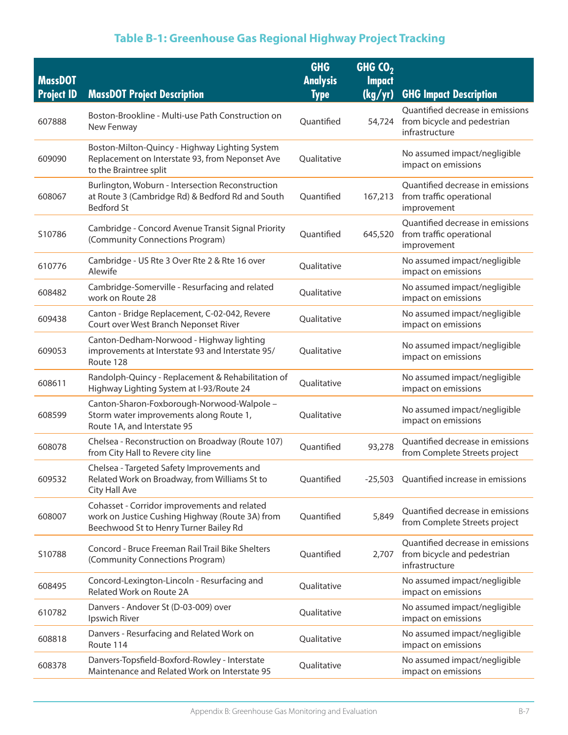## Table B-1: Greenhouse Gas Regional Highway Project Tracking

| MassDOT Project ID | MassDOT Project Description | GHG Analysis Type | GHG $CO_2$ Impact (kg/yr) | GHG Impact Description |
|---|---|---|---|---|
| 607888 | Boston-Brookline - Multi-use Path Construction on New Fenway | Quantified | 54,724 | Quantified decrease in emissions from bicycle and pedestrian infrastructure |
| 609090 | Boston-Milton-Quincy - Highway Lighting System Replacement on Interstate 93, from Neponset Ave to the Braintree split | Qualitative | | No assumed impact/negligible impact on emissions |
| 608067 | Burlington, Woburn - Intersection Reconstruction at Route 3 (Cambridge Rd) & Bedford Rd and South Bedford St | Quantified | 167,213 | Quantified decrease in emissions from traffic operational improvement |
| S10786 | Cambridge - Concord Avenue Transit Signal Priority (Community Connections Program) | Quantified | 645,520 | Quantified decrease in emissions from traffic operational improvement |
| 610776 | Cambridge - US Rte 3 Over Rte 2 & Rte 16 over Alewife | Qualitative | | No assumed impact/negligible impact on emissions |
| 608482 | Cambridge-Somerville - Resurfacing and related work on Route 28 | Qualitative | | No assumed impact/negligible impact on emissions |
| 609438 | Canton - Bridge Replacement, C-02-042, Revere Court over West Branch Neponset River | Qualitative | | No assumed impact/negligible impact on emissions |
| 609053 | Canton-Dedham-Norwood - Highway lighting improvements at Interstate 93 and Interstate 95/ Route 128 | Qualitative | | No assumed impact/negligible impact on emissions |
| 608611 | Randolph-Quincy - Replacement & Rehabilitation of Highway Lighting System at I-93/Route 24 | Qualitative | | No assumed impact/negligible impact on emissions |
| 608599 | Canton-Sharon-Foxborough-Norwood-Walpole – Storm water improvements along Route 1, Route 1A, and Interstate 95 | Qualitative | | No assumed impact/negligible impact on emissions |
| 608078 | Chelsea - Reconstruction on Broadway (Route 107) from City Hall to Revere city line | Quantified | 93,278 | Quantified decrease in emissions from Complete Streets project |
| 609532 | Chelsea - Targeted Safety Improvements and Related Work on Broadway, from Williams St to City Hall Ave | Quantified | -25,503 | Quantified increase in emissions |
| 608007 | Cohasset - Corridor improvements and related work on Justice Cushing Highway (Route 3A) from Beechwood St to Henry Turner Bailey Rd | Quantified | 5,849 | Quantified decrease in emissions from Complete Streets project |
| S10788 | Concord - Bruce Freeman Rail Trail Bike Shelters (Community Connections Program) | Quantified | 2,707 | Quantified decrease in emissions from bicycle and pedestrian infrastructure |
| 608495 | Concord-Lexington-Lincoln - Resurfacing and Related Work on Route 2A | Qualitative | | No assumed impact/negligible impact on emissions |
| 610782 | Danvers - Andover St (D-03-009) over Ipswich River | Qualitative | | No assumed impact/negligible impact on emissions |
| 608818 | Danvers - Resurfacing and Related Work on Route 114 | Qualitative | | No assumed impact/negligible impact on emissions |
| 608378 | Danvers-Topsfield-Boxford-Rowley - Interstate Maintenance and Related Work on Interstate 95 | Qualitative | | No assumed impact/negligible impact on emissions |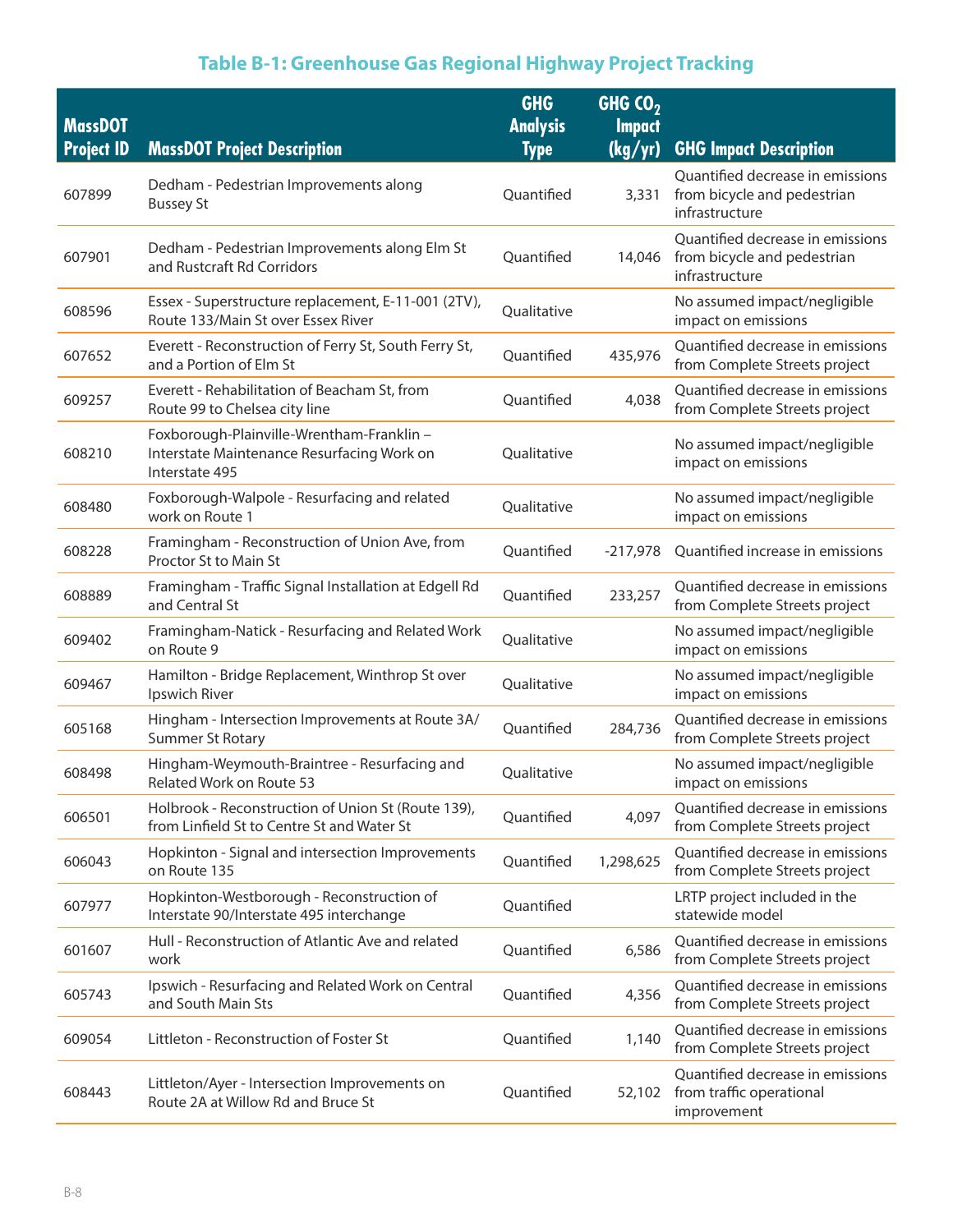## Table B-1: Greenhouse Gas Regional Highway Project Tracking

| MassDOT Project ID | MassDOT Project Description | GHG Analysis Type | GHG $CO_2$ Impact (kg/yr) | GHG Impact Description |
|---|---|---|---|---|
| 607899 | Dedham - Pedestrian Improvements along Bussey St | Quantified | 3,331 | Quantified decrease in emissions from bicycle and pedestrian infrastructure |
| 607901 | Dedham - Pedestrian Improvements along Elm St and Rustcraft Rd Corridors | Quantified | 14,046 | Quantified decrease in emissions from bicycle and pedestrian infrastructure |
| 608596 | Essex - Superstructure replacement, E-11-001 (2TV), Route 133/Main St over Essex River | Qualitative | | No assumed impact/negligible impact on emissions |
| 607652 | Everett - Reconstruction of Ferry St, South Ferry St, and a Portion of Elm St | Quantified | 435,976 | Quantified decrease in emissions from Complete Streets project |
| 609257 | Everett - Rehabilitation of Beacham St, from Route 99 to Chelsea city line | Quantified | 4,038 | Quantified decrease in emissions from Complete Streets project |
| 608210 | Foxborough-Plainville-Wrentham-Franklin – Interstate Maintenance Resurfacing Work on Interstate 495 | Qualitative | | No assumed impact/negligible impact on emissions |
| 608480 | Foxborough-Walpole - Resurfacing and related work on Route 1 | Qualitative | | No assumed impact/negligible impact on emissions |
| 608228 | Framingham - Reconstruction of Union Ave, from Proctor St to Main St | Quantified | -217,978 | Quantified increase in emissions |
| 608889 | Framingham - Traffic Signal Installation at Edgell Rd and Central St | Quantified | 233,257 | Quantified decrease in emissions from Complete Streets project |
| 609402 | Framingham-Natick - Resurfacing and Related Work on Route 9 | Qualitative | | No assumed impact/negligible impact on emissions |
| 609467 | Hamilton - Bridge Replacement, Winthrop St over Ipswich River | Qualitative | | No assumed impact/negligible impact on emissions |
| 605168 | Hingham - Intersection Improvements at Route 3A/ Summer St Rotary | Quantified | 284,736 | Quantified decrease in emissions from Complete Streets project |
| 608498 | Hingham-Weymouth-Braintree - Resurfacing and Related Work on Route 53 | Qualitative | | No assumed impact/negligible impact on emissions |
| 606501 | Holbrook - Reconstruction of Union St (Route 139), from Linfield St to Centre St and Water St | Quantified | 4,097 | Quantified decrease in emissions from Complete Streets project |
| 606043 | Hopkinton - Signal and intersection Improvements on Route 135 | Quantified | 1,298,625 | Quantified decrease in emissions from Complete Streets project |
| 607977 | Hopkinton-Westborough - Reconstruction of Interstate 90/Interstate 495 interchange | Quantified | | LRTP project included in the statewide model |
| 601607 | Hull - Reconstruction of Atlantic Ave and related work | Quantified | 6,586 | Quantified decrease in emissions from Complete Streets project |
| 605743 | Ipswich - Resurfacing and Related Work on Central and South Main Sts | Quantified | 4,356 | Quantified decrease in emissions from Complete Streets project |
| 609054 | Littleton - Reconstruction of Foster St | Quantified | 1,140 | Quantified decrease in emissions from Complete Streets project |
| 608443 | Littleton/Ayer - Intersection Improvements on Route 2A at Willow Rd and Bruce St | Quantified | 52,102 | Quantified decrease in emissions from traffic operational improvement |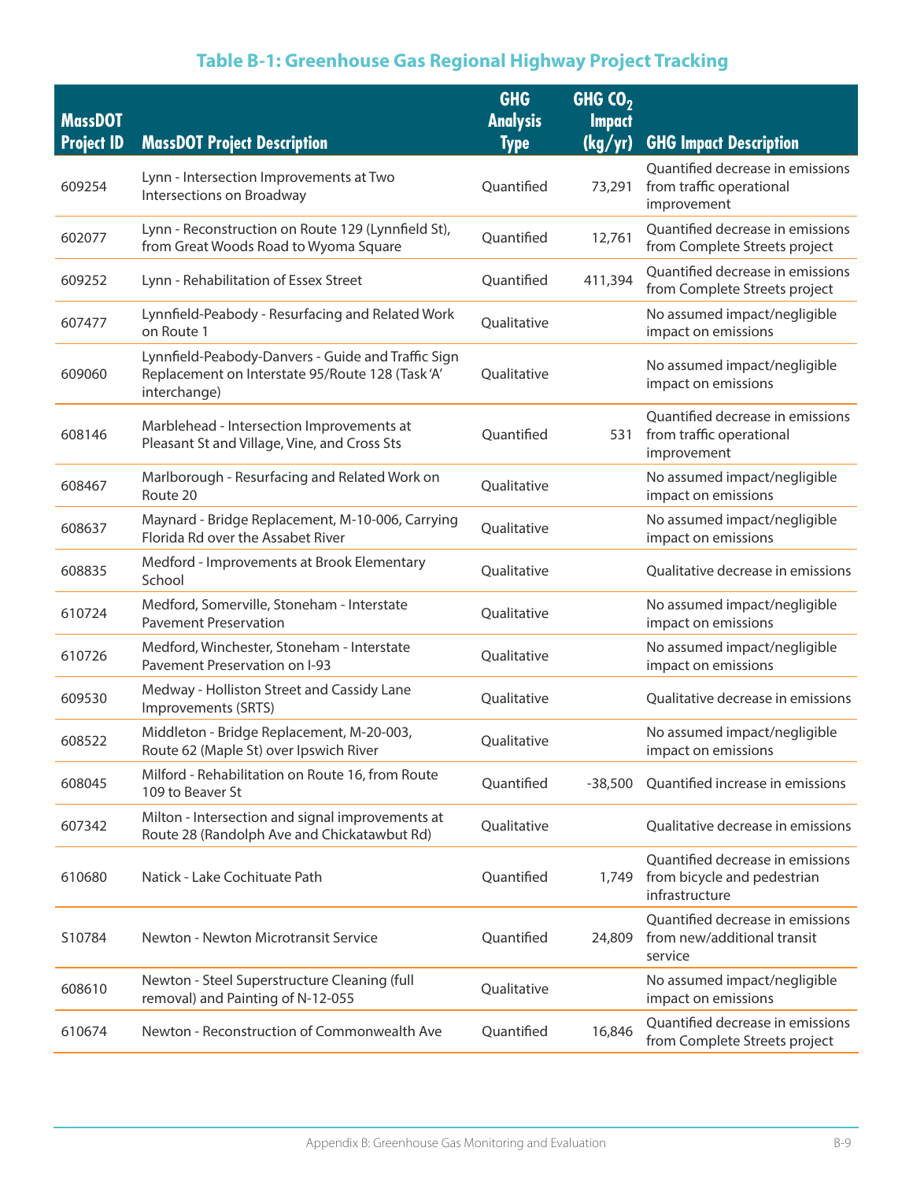# Table B-1: Greenhouse Gas Regional Highway Project Tracking

| MassDOT Project ID | MassDOT Project Description | GHG Analysis Type | GHG $CO_2$ Impact (kg/yr) | GHG Impact Description |
|---|---|---|---|---|
| 609254 | Lynn - Intersection Improvements at Two Intersections on Broadway | Quantified | 73,291 | Quantified decrease in emissions from traffic operational improvement |
| 602077 | Lynn - Reconstruction on Route 129 (Lynnfield St), from Great Woods Road to Wyoma Square | Quantified | 12,761 | Quantified decrease in emissions from Complete Streets project |
| 609252 | Lynn - Rehabilitation of Essex Street | Quantified | 411,394 | Quantified decrease in emissions from Complete Streets project |
| 607477 | Lynnfield-Peabody - Resurfacing and Related Work on Route 1 | Qualitative | | No assumed impact/negligible impact on emissions |
| 609060 | Lynnfield-Peabody-Danvers - Guide and Traffic Sign Replacement on Interstate 95/Route 128 (Task 'A' interchange) | Qualitative | | No assumed impact/negligible impact on emissions |
| 608146 | Marblehead - Intersection Improvements at Pleasant St and Village, Vine, and Cross Sts | Quantified | 531 | Quantified decrease in emissions from traffic operational improvement |
| 608467 | Marlborough - Resurfacing and Related Work on Route 20 | Qualitative | | No assumed impact/negligible impact on emissions |
| 608637 | Maynard - Bridge Replacement, M-10-006, Carrying Florida Rd over the Assabet River | Qualitative | | No assumed impact/negligible impact on emissions |
| 608835 | Medford - Improvements at Brook Elementary School | Qualitative | | Qualitative decrease in emissions |
| 610724 | Medford, Somerville, Stoneham - Interstate Pavement Preservation | Qualitative | | No assumed impact/negligible impact on emissions |
| 610726 | Medford, Winchester, Stoneham - Interstate Pavement Preservation on I-93 | Qualitative | | No assumed impact/negligible impact on emissions |
| 609530 | Medway - Holliston Street and Cassidy Lane Improvements (SRTS) | Qualitative | | Qualitative decrease in emissions |
| 608522 | Middleton - Bridge Replacement, M-20-003, Route 62 (Maple St) over Ipswich River | Qualitative | | No assumed impact/negligible impact on emissions |
| 608045 | Milford - Rehabilitation on Route 16, from Route 109 to Beaver St | Quantified | -38,500 | Quantified increase in emissions |
| 607342 | Milton - Intersection and signal improvements at Route 28 (Randolph Ave and Chickatawbut Rd) | Qualitative | | Qualitative decrease in emissions |
| 610680 | Natick - Lake Cochituate Path | Quantified | 1,749 | Quantified decrease in emissions from bicycle and pedestrian infrastructure |
| S10784 | Newton - Newton Microtransit Service | Quantified | 24,809 | Quantified decrease in emissions from new/additional transit service |
| 608610 | Newton - Steel Superstructure Cleaning (full removal) and Painting of N-12-055 | Qualitative | | No assumed impact/negligible impact on emissions |
| 610674 | Newton - Reconstruction of Commonwealth Ave | Quantified | 16,846 | Quantified decrease in emissions from Complete Streets project |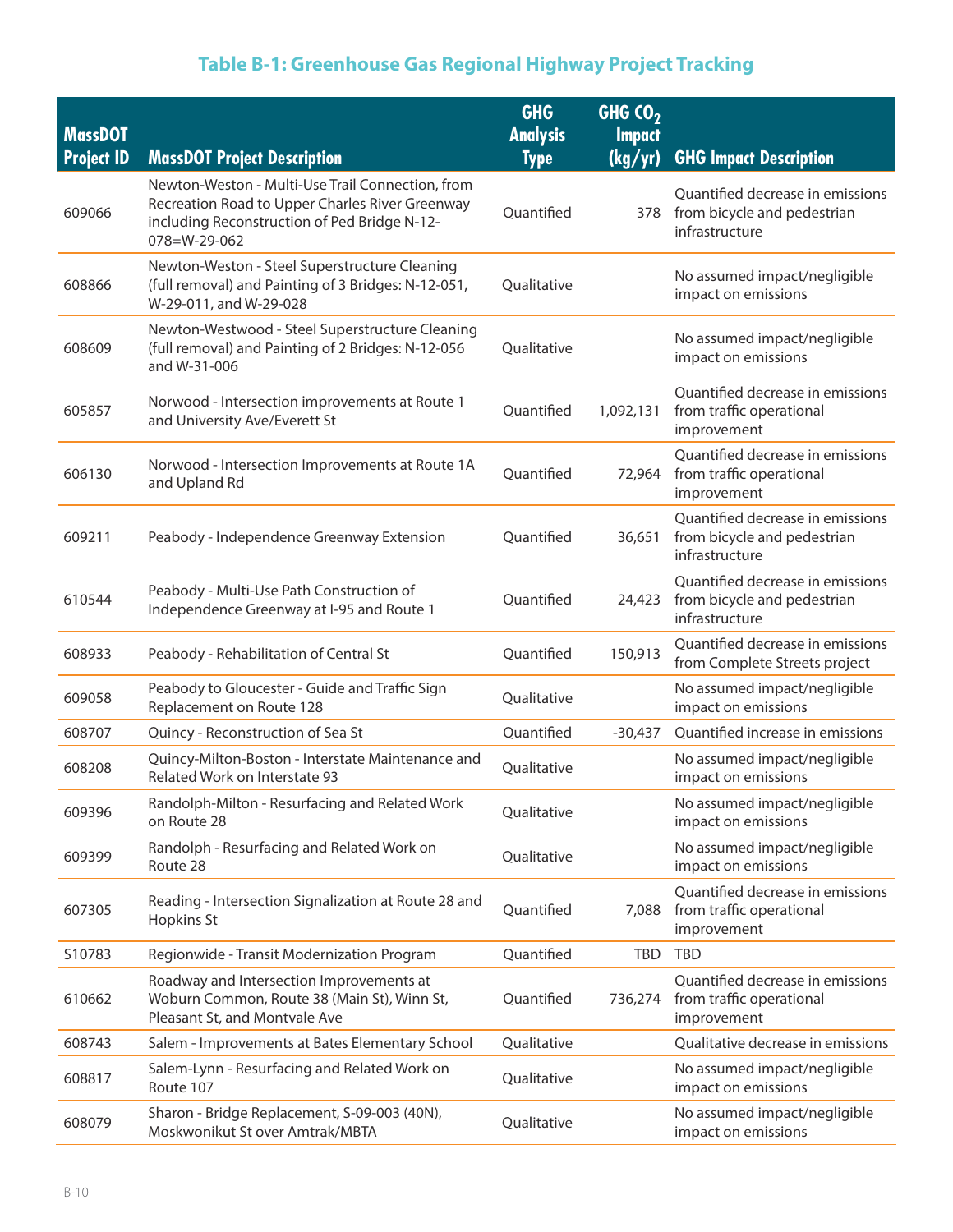## Table B-1: Greenhouse Gas Regional Highway Project Tracking

| MassDOT Project ID | MassDOT Project Description | GHG Analysis Type | GHG $CO_2$ Impact (kg/yr) | GHG Impact Description |
|---|---|---|---|---|
| 609066 | Newton-Weston - Multi-Use Trail Connection, from Recreation Road to Upper Charles River Greenway including Reconstruction of Ped Bridge N-12-078=W-29-062 | Quantified | 378 | Quantified decrease in emissions from bicycle and pedestrian infrastructure |
| 608866 | Newton-Weston - Steel Superstructure Cleaning (full removal) and Painting of 3 Bridges: N-12-051, W-29-011, and W-29-028 | Qualitative | | No assumed impact/negligible impact on emissions |
| 608609 | Newton-Westwood - Steel Superstructure Cleaning (full removal) and Painting of 2 Bridges: N-12-056 and W-31-006 | Qualitative | | No assumed impact/negligible impact on emissions |
| 605857 | Norwood - Intersection improvements at Route 1 and University Ave/Everett St | Quantified | 1,092,131 | Quantified decrease in emissions from traffic operational improvement |
| 606130 | Norwood - Intersection Improvements at Route 1A and Upland Rd | Quantified | 72,964 | Quantified decrease in emissions from traffic operational improvement |
| 609211 | Peabody - Independence Greenway Extension | Quantified | 36,651 | Quantified decrease in emissions from bicycle and pedestrian infrastructure |
| 610544 | Peabody - Multi-Use Path Construction of Independence Greenway at I-95 and Route 1 | Quantified | 24,423 | Quantified decrease in emissions from bicycle and pedestrian infrastructure |
| 608933 | Peabody - Rehabilitation of Central St | Quantified | 150,913 | Quantified decrease in emissions from Complete Streets project |
| 609058 | Peabody to Gloucester - Guide and Traffic Sign Replacement on Route 128 | Qualitative | | No assumed impact/negligible impact on emissions |
| 608707 | Quincy - Reconstruction of Sea St | Quantified | -30,437 | Quantified increase in emissions |
| 608208 | Quincy-Milton-Boston - Interstate Maintenance and Related Work on Interstate 93 | Qualitative | | No assumed impact/negligible impact on emissions |
| 609396 | Randolph-Milton - Resurfacing and Related Work on Route 28 | Qualitative | | No assumed impact/negligible impact on emissions |
| 609399 | Randolph - Resurfacing and Related Work on Route 28 | Qualitative | | No assumed impact/negligible impact on emissions |
| 607305 | Reading - Intersection Signalization at Route 28 and Hopkins St | Quantified | 7,088 | Quantified decrease in emissions from traffic operational improvement |
| S10783 | Regionwide - Transit Modernization Program | Quantified | TBD | TBD |
| 610662 | Roadway and Intersection Improvements at Woburn Common, Route 38 (Main St), Winn St, Pleasant St, and Montvale Ave | Quantified | 736,274 | Quantified decrease in emissions from traffic operational improvement |
| 608743 | Salem - Improvements at Bates Elementary School | Qualitative | | Qualitative decrease in emissions |
| 608817 | Salem-Lynn - Resurfacing and Related Work on Route 107 | Qualitative | | No assumed impact/negligible impact on emissions |
| 608079 | Sharon - Bridge Replacement, S-09-003 (40N), Moskwonikut St over Amtrak/MBTA | Qualitative | | No assumed impact/negligible impact on emissions |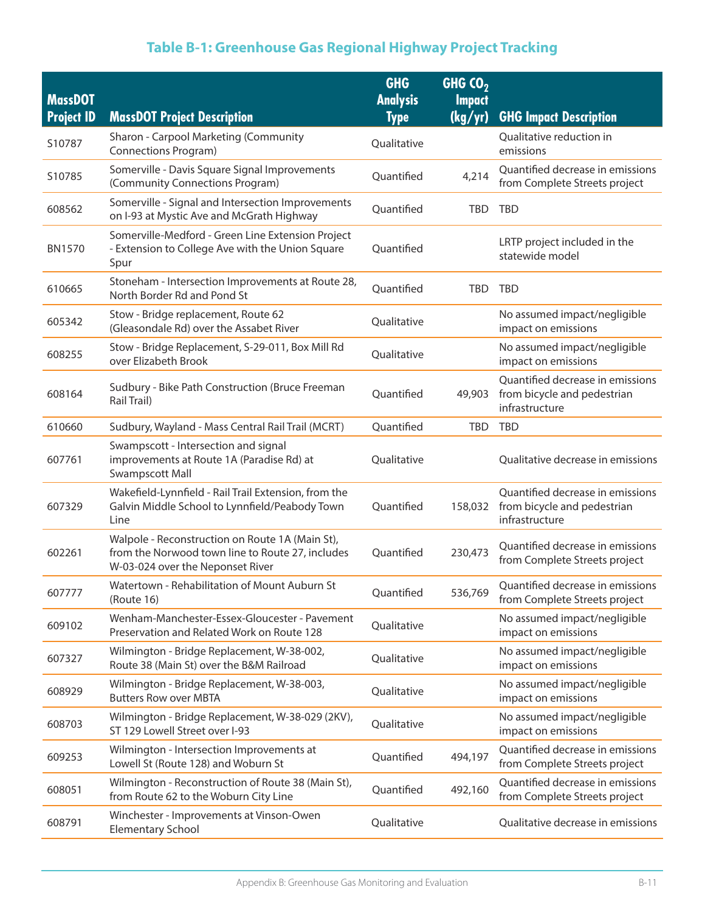## Table B-1: Greenhouse Gas Regional Highway Project Tracking

| MassDOT Project ID | MassDOT Project Description | GHG Analysis Type | GHG $CO_2$ Impact (kg/yr) | GHG Impact Description |
|---|---|---|---|---|
| S10787 | Sharon - Carpool Marketing (Community Connections Program) | Qualitative | | Qualitative reduction in emissions |
| S10785 | Somerville - Davis Square Signal Improvements (Community Connections Program) | Quantified | 4,214 | Quantified decrease in emissions from Complete Streets project |
| 608562 | Somerville - Signal and Intersection Improvements on I-93 at Mystic Ave and McGrath Highway | Quantified | TBD | TBD |
| BN1570 | Somerville-Medford - Green Line Extension Project - Extension to College Ave with the Union Square Spur | Quantified | | LRTP project included in the statewide model |
| 610665 | Stoneham - Intersection Improvements at Route 28, North Border Rd and Pond St | Quantified | TBD | TBD |
| 605342 | Stow - Bridge replacement, Route 62 (Gleasondale Rd) over the Assabet River | Qualitative | | No assumed impact/negligible impact on emissions |
| 608255 | Stow - Bridge Replacement, S-29-011, Box Mill Rd over Elizabeth Brook | Qualitative | | No assumed impact/negligible impact on emissions |
| 608164 | Sudbury - Bike Path Construction (Bruce Freeman Rail Trail) | Quantified | 49,903 | Quantified decrease in emissions from bicycle and pedestrian infrastructure |
| 610660 | Sudbury, Wayland - Mass Central Rail Trail (MCRT) | Quantified | TBD | TBD |
| 607761 | Swampscott - Intersection and signal improvements at Route 1A (Paradise Rd) at Swampscott Mall | Qualitative | | Qualitative decrease in emissions |
| 607329 | Wakefield-Lynnfield - Rail Trail Extension, from the Galvin Middle School to Lynnfield/Peabody Town Line | Quantified | 158,032 | Quantified decrease in emissions from bicycle and pedestrian infrastructure |
| 602261 | Walpole - Reconstruction on Route 1A (Main St), from the Norwood town line to Route 27, includes W-03-024 over the Neponset River | Quantified | 230,473 | Quantified decrease in emissions from Complete Streets project |
| 607777 | Watertown - Rehabilitation of Mount Auburn St (Route 16) | Quantified | 536,769 | Quantified decrease in emissions from Complete Streets project |
| 609102 | Wenham-Manchester-Essex-Gloucester - Pavement Preservation and Related Work on Route 128 | Qualitative | | No assumed impact/negligible impact on emissions |
| 607327 | Wilmington - Bridge Replacement, W-38-002, Route 38 (Main St) over the B&M Railroad | Qualitative | | No assumed impact/negligible impact on emissions |
| 608929 | Wilmington - Bridge Replacement, W-38-003, Butters Row over MBTA | Qualitative | | No assumed impact/negligible impact on emissions |
| 608703 | Wilmington - Bridge Replacement, W-38-029 (2KV), ST 129 Lowell Street over I-93 | Qualitative | | No assumed impact/negligible impact on emissions |
| 609253 | Wilmington - Intersection Improvements at Lowell St (Route 128) and Woburn St | Quantified | 494,197 | Quantified decrease in emissions from Complete Streets project |
| 608051 | Wilmington - Reconstruction of Route 38 (Main St), from Route 62 to the Woburn City Line | Quantified | 492,160 | Quantified decrease in emissions from Complete Streets project |
| 608791 | Winchester - Improvements at Vinson-Owen Elementary School | Qualitative | | Qualitative decrease in emissions |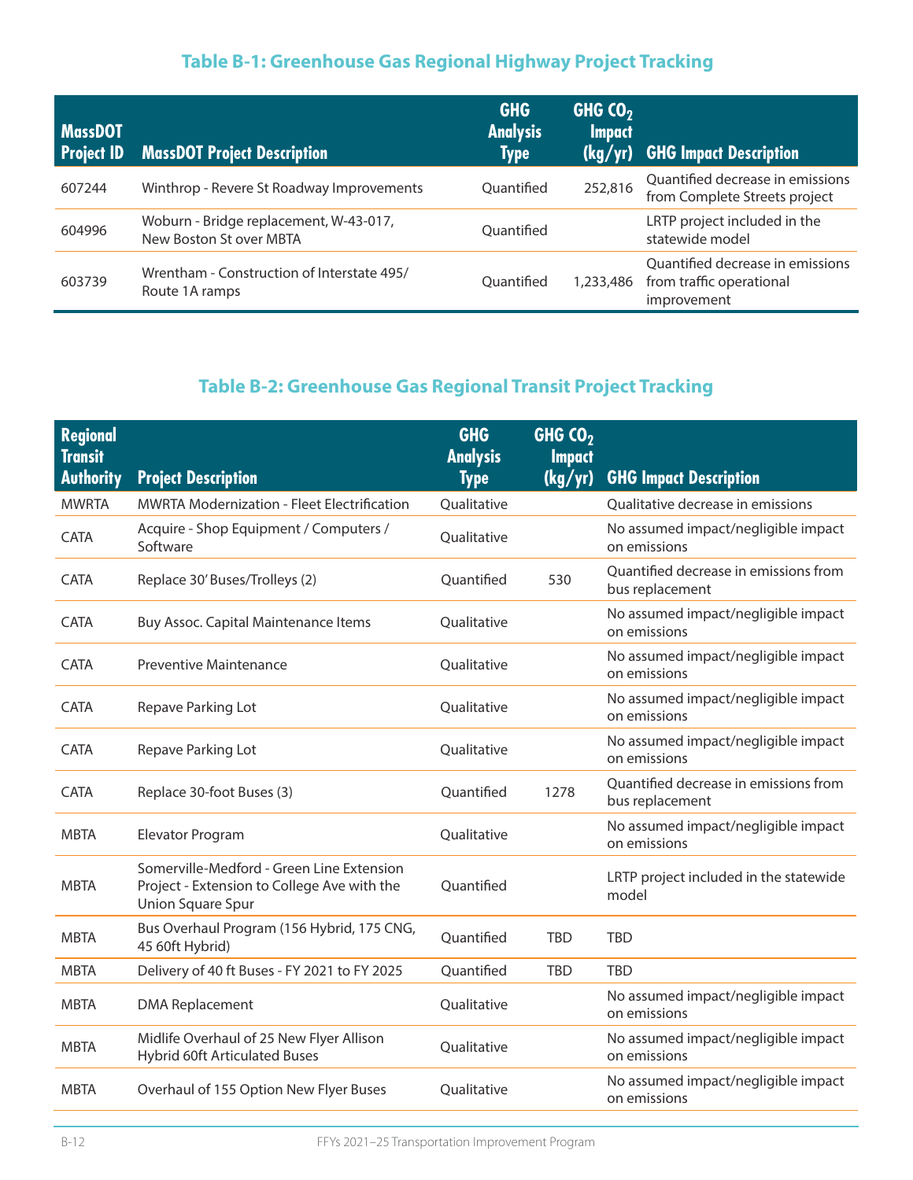## Table B-1: Greenhouse Gas Regional Highway Project Tracking

| MassDOT Project ID | MassDOT Project Description | GHG Analysis Type | GHG $CO_2$ Impact (kg/yr) | GHG Impact Description |
|---|---|---|---|---|
| 607244 | Winthrop - Revere St Roadway Improvements | Quantified | 252,816 | Quantified decrease in emissions from Complete Streets project |
| 604996 | Woburn - Bridge replacement, W-43-017, New Boston St over MBTA | Quantified | | LRTP project included in the statewide model |
| 603739 | Wrentham - Construction of Interstate 495/ Route 1A ramps | Quantified | 1,233,486 | Quantified decrease in emissions from traffic operational improvement |

## Table B-2: Greenhouse Gas Regional Transit Project Tracking

| Regional Transit Authority | Project Description | GHG Analysis Type | GHG $CO_2$ Impact (kg/yr) | GHG Impact Description |
|---|---|---|---|---|
| MWRTA | MWRTA Modernization - Fleet Electrification | Qualitative | | Qualitative decrease in emissions |
| CATA | Acquire - Shop Equipment / Computers / Software | Qualitative | | No assumed impact/negligible impact on emissions |
| CATA | Replace 30' Buses/Trolleys (2) | Quantified | 530 | Quantified decrease in emissions from bus replacement |
| CATA | Buy Assoc. Capital Maintenance Items | Qualitative | | No assumed impact/negligible impact on emissions |
| CATA | Preventive Maintenance | Qualitative | | No assumed impact/negligible impact on emissions |
| CATA | Repave Parking Lot | Qualitative | | No assumed impact/negligible impact on emissions |
| CATA | Repave Parking Lot | Qualitative | | No assumed impact/negligible impact on emissions |
| CATA | Replace 30-foot Buses (3) | Quantified | 1278 | Quantified decrease in emissions from bus replacement |
| MBTA | Elevator Program | Qualitative | | No assumed impact/negligible impact on emissions |
| MBTA | Somerville-Medford - Green Line Extension Project - Extension to College Ave with the Union Square Spur | Quantified | | LRTP project included in the statewide model |
| MBTA | Bus Overhaul Program (156 Hybrid, 175 CNG, 45 60ft Hybrid) | Quantified | TBD | TBD |
| MBTA | Delivery of 40 ft Buses - FY 2021 to FY 2025 | Quantified | TBD | TBD |
| MBTA | DMA Replacement | Qualitative | | No assumed impact/negligible impact on emissions |
| MBTA | Midlife Overhaul of 25 New Flyer Allison Hybrid 60ft Articulated Buses | Qualitative | | No assumed impact/negligible impact on emissions |
| MBTA | Overhaul of 155 Option New Flyer Buses | Qualitative | | No assumed impact/negligible impact on emissions |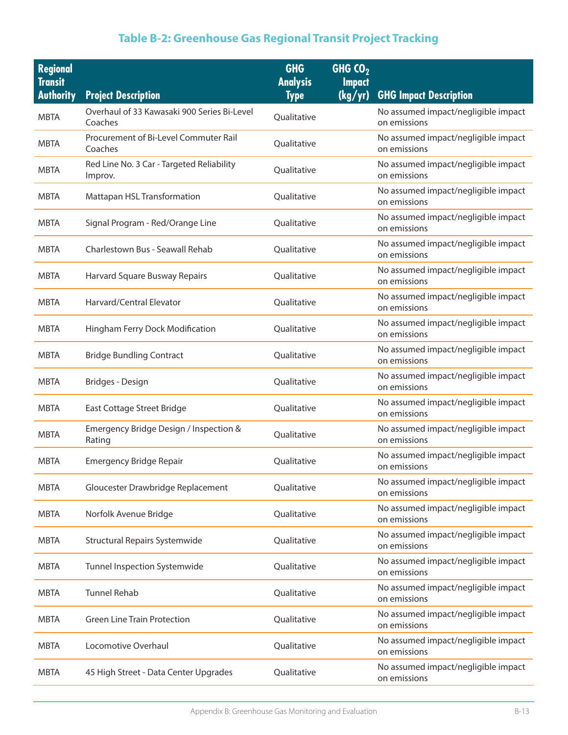## Table B-2: Greenhouse Gas Regional Transit Project Tracking

| Regional Transit Authority | Project Description | GHG Analysis Type | GHG $CO_2$ Impact (kg/yr) | GHG Impact Description |
|---|---|---|---|---|
| MBTA | Overhaul of 33 Kawasaki 900 Series Bi-Level Coaches | Qualitative | | No assumed impact/negligible impact on emissions |
| MBTA | Procurement of Bi-Level Commuter Rail Coaches | Qualitative | | No assumed impact/negligible impact on emissions |
| MBTA | Red Line No. 3 Car - Targeted Reliability Improv. | Qualitative | | No assumed impact/negligible impact on emissions |
| MBTA | Mattapan HSL Transformation | Qualitative | | No assumed impact/negligible impact on emissions |
| MBTA | Signal Program - Red/Orange Line | Qualitative | | No assumed impact/negligible impact on emissions |
| MBTA | Charlestown Bus - Seawall Rehab | Qualitative | | No assumed impact/negligible impact on emissions |
| MBTA | Harvard Square Busway Repairs | Qualitative | | No assumed impact/negligible impact on emissions |
| MBTA | Harvard/Central Elevator | Qualitative | | No assumed impact/negligible impact on emissions |
| MBTA | Hingham Ferry Dock Modification | Qualitative | | No assumed impact/negligible impact on emissions |
| MBTA | Bridge Bundling Contract | Qualitative | | No assumed impact/negligible impact on emissions |
| MBTA | Bridges - Design | Qualitative | | No assumed impact/negligible impact on emissions |
| MBTA | East Cottage Street Bridge | Qualitative | | No assumed impact/negligible impact on emissions |
| MBTA | Emergency Bridge Design / Inspection & Rating | Qualitative | | No assumed impact/negligible impact on emissions |
| MBTA | Emergency Bridge Repair | Qualitative | | No assumed impact/negligible impact on emissions |
| MBTA | Gloucester Drawbridge Replacement | Qualitative | | No assumed impact/negligible impact on emissions |
| MBTA | Norfolk Avenue Bridge | Qualitative | | No assumed impact/negligible impact on emissions |
| MBTA | Structural Repairs Systemwide | Qualitative | | No assumed impact/negligible impact on emissions |
| MBTA | Tunnel Inspection Systemwide | Qualitative | | No assumed impact/negligible impact on emissions |
| MBTA | Tunnel Rehab | Qualitative | | No assumed impact/negligible impact on emissions |
| MBTA | Green Line Train Protection | Qualitative | | No assumed impact/negligible impact on emissions |
| MBTA | Locomotive Overhaul | Qualitative | | No assumed impact/negligible impact on emissions |
| MBTA | 45 High Street - Data Center Upgrades | Qualitative | | No assumed impact/negligible impact on emissions |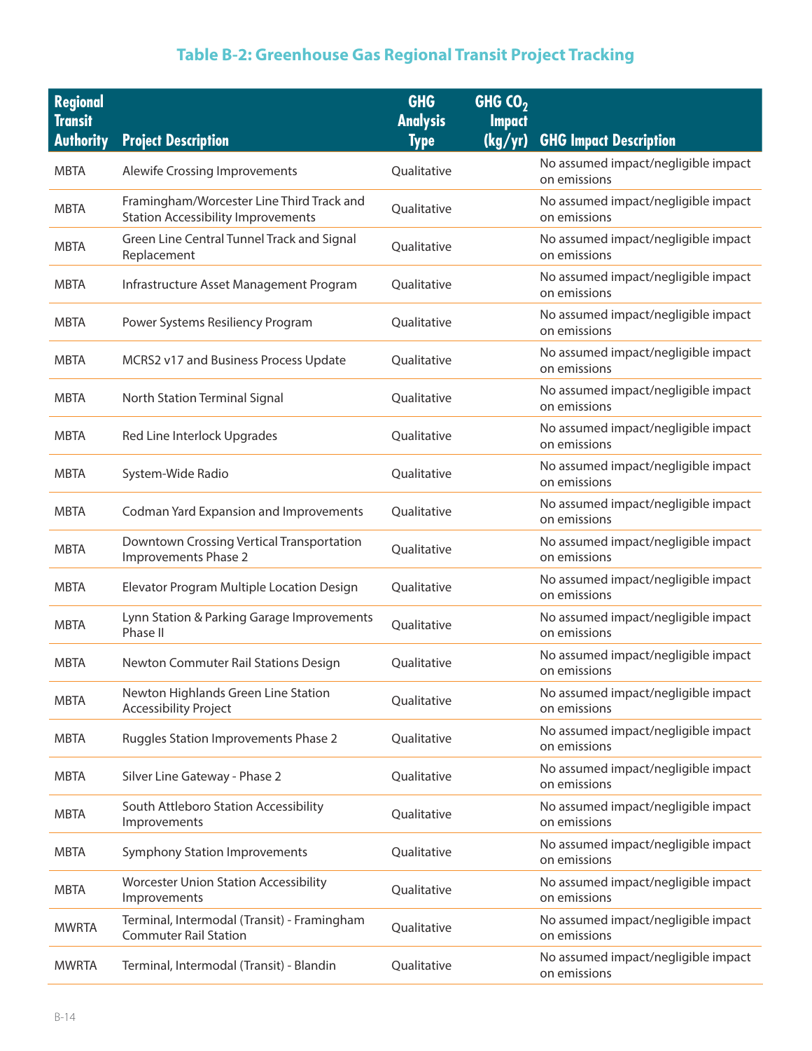## Table B-2: Greenhouse Gas Regional Transit Project Tracking

| Regional Transit Authority | Project Description | GHG Analysis Type | GHG $CO_2$ Impact (kg/yr) | GHG Impact Description |
|---|---|---|---|---|
| MBTA | Alewife Crossing Improvements | Qualitative | | No assumed impact/negligible impact on emissions |
| MBTA | Framingham/Worcester Line Third Track and Station Accessibility Improvements | Qualitative | | No assumed impact/negligible impact on emissions |
| MBTA | Green Line Central Tunnel Track and Signal Replacement | Qualitative | | No assumed impact/negligible impact on emissions |
| MBTA | Infrastructure Asset Management Program | Qualitative | | No assumed impact/negligible impact on emissions |
| MBTA | Power Systems Resiliency Program | Qualitative | | No assumed impact/negligible impact on emissions |
| MBTA | MCRS2 v17 and Business Process Update | Qualitative | | No assumed impact/negligible impact on emissions |
| MBTA | North Station Terminal Signal | Qualitative | | No assumed impact/negligible impact on emissions |
| MBTA | Red Line Interlock Upgrades | Qualitative | | No assumed impact/negligible impact on emissions |
| MBTA | System-Wide Radio | Qualitative | | No assumed impact/negligible impact on emissions |
| MBTA | Codman Yard Expansion and Improvements | Qualitative | | No assumed impact/negligible impact on emissions |
| MBTA | Downtown Crossing Vertical Transportation Improvements Phase 2 | Qualitative | | No assumed impact/negligible impact on emissions |
| MBTA | Elevator Program Multiple Location Design | Qualitative | | No assumed impact/negligible impact on emissions |
| MBTA | Lynn Station & Parking Garage Improvements Phase II | Qualitative | | No assumed impact/negligible impact on emissions |
| MBTA | Newton Commuter Rail Stations Design | Qualitative | | No assumed impact/negligible impact on emissions |
| MBTA | Newton Highlands Green Line Station Accessibility Project | Qualitative | | No assumed impact/negligible impact on emissions |
| MBTA | Ruggles Station Improvements Phase 2 | Qualitative | | No assumed impact/negligible impact on emissions |
| MBTA | Silver Line Gateway - Phase 2 | Qualitative | | No assumed impact/negligible impact on emissions |
| MBTA | South Attleboro Station Accessibility Improvements | Qualitative | | No assumed impact/negligible impact on emissions |
| MBTA | Symphony Station Improvements | Qualitative | | No assumed impact/negligible impact on emissions |
| MBTA | Worcester Union Station Accessibility Improvements | Qualitative | | No assumed impact/negligible impact on emissions |
| MWRTA | Terminal, Intermodal (Transit) - Framingham Commuter Rail Station | Qualitative | | No assumed impact/negligible impact on emissions |
| MWRTA | Terminal, Intermodal (Transit) - Blandin | Qualitative | | No assumed impact/negligible impact on emissions |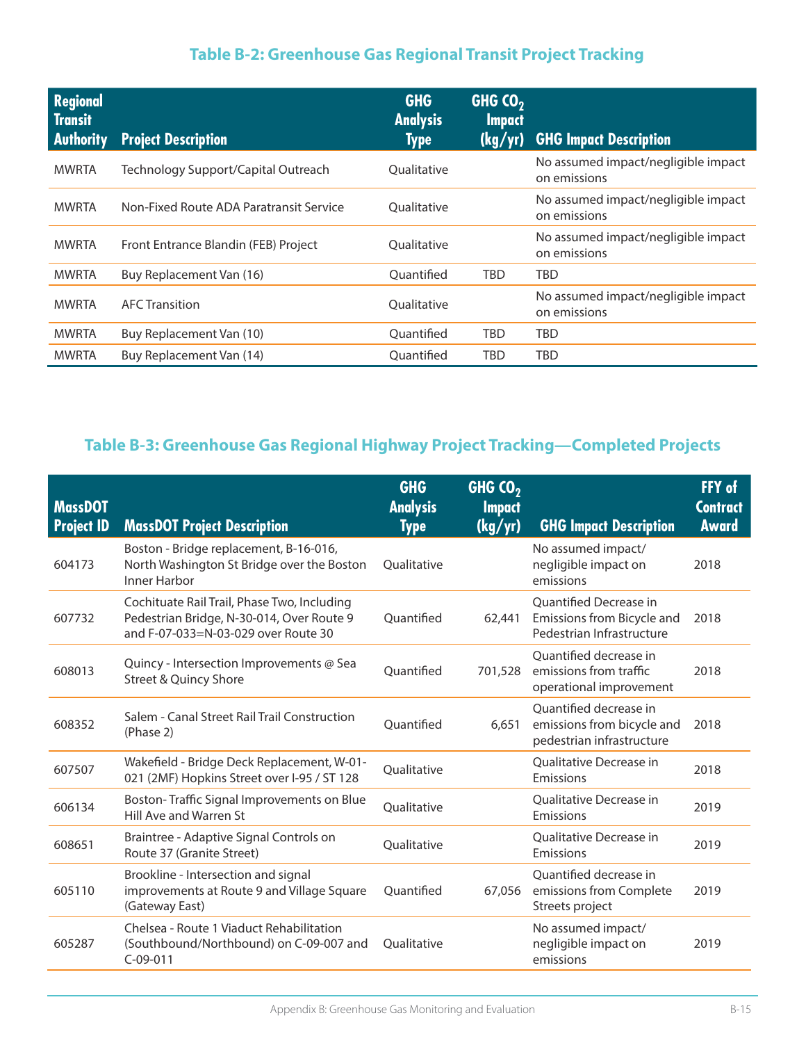## Table B-2: Greenhouse Gas Regional Transit Project Tracking

| Regional Transit Authority | Project Description | GHG Analysis Type | GHG $CO_2$ Impact (kg/yr) | GHG Impact Description |
|---|---|---|---|---|
| MWRTA | Technology Support/Capital Outreach | Qualitative | | No assumed impact/negligible impact on emissions |
| MWRTA | Non-Fixed Route ADA Paratransit Service | Qualitative | | No assumed impact/negligible impact on emissions |
| MWRTA | Front Entrance Blandin (FEB) Project | Qualitative | | No assumed impact/negligible impact on emissions |
| MWRTA | Buy Replacement Van (16) | Quantified | TBD | TBD |
| MWRTA | AFC Transition | Qualitative | | No assumed impact/negligible impact on emissions |
| MWRTA | Buy Replacement Van (10) | Quantified | TBD | TBD |
| MWRTA | Buy Replacement Van (14) | Quantified | TBD | TBD |

## Table B-3: Greenhouse Gas Regional Highway Project Tracking—Completed Projects

| MassDOT Project ID | MassDOT Project Description | GHG Analysis Type | GHG $CO_2$ Impact (kg/yr) | GHG Impact Description | FFY of Contract Award |
|---|---|---|---|---|---|
| 604173 | Boston - Bridge replacement, B-16-016, North Washington St Bridge over the Boston Inner Harbor | Qualitative | | No assumed impact/ negligible impact on emissions | 2018 |
| 607732 | Cochituate Rail Trail, Phase Two, Including Pedestrian Bridge, N-30-014, Over Route 9 and F-07-033=N-03-029 over Route 30 | Quantified | 62,441 | Quantified Decrease in Emissions from Bicycle and Pedestrian Infrastructure | 2018 |
| 608013 | Quincy - Intersection Improvements @ Sea Street & Quincy Shore | Quantified | 701,528 | Quantified decrease in emissions from traffic operational improvement | 2018 |
| 608352 | Salem - Canal Street Rail Trail Construction (Phase 2) | Quantified | 6,651 | Quantified decrease in emissions from bicycle and pedestrian infrastructure | 2018 |
| 607507 | Wakefield - Bridge Deck Replacement, W-01-021 (2MF) Hopkins Street over I-95 / ST 128 | Qualitative | | Qualitative Decrease in Emissions | 2018 |
| 606134 | Boston- Traffic Signal Improvements on Blue Hill Ave and Warren St | Qualitative | | Qualitative Decrease in Emissions | 2019 |
| 608651 | Braintree - Adaptive Signal Controls on Route 37 (Granite Street) | Qualitative | | Qualitative Decrease in Emissions | 2019 |
| 605110 | Brookline - Intersection and signal improvements at Route 9 and Village Square (Gateway East) | Quantified | 67,056 | Quantified decrease in emissions from Complete Streets project | 2019 |
| 605287 | Chelsea - Route 1 Viaduct Rehabilitation (Southbound/Northbound) on C-09-007 and C-09-011 | Qualitative | | No assumed impact/ negligible impact on emissions | 2019 |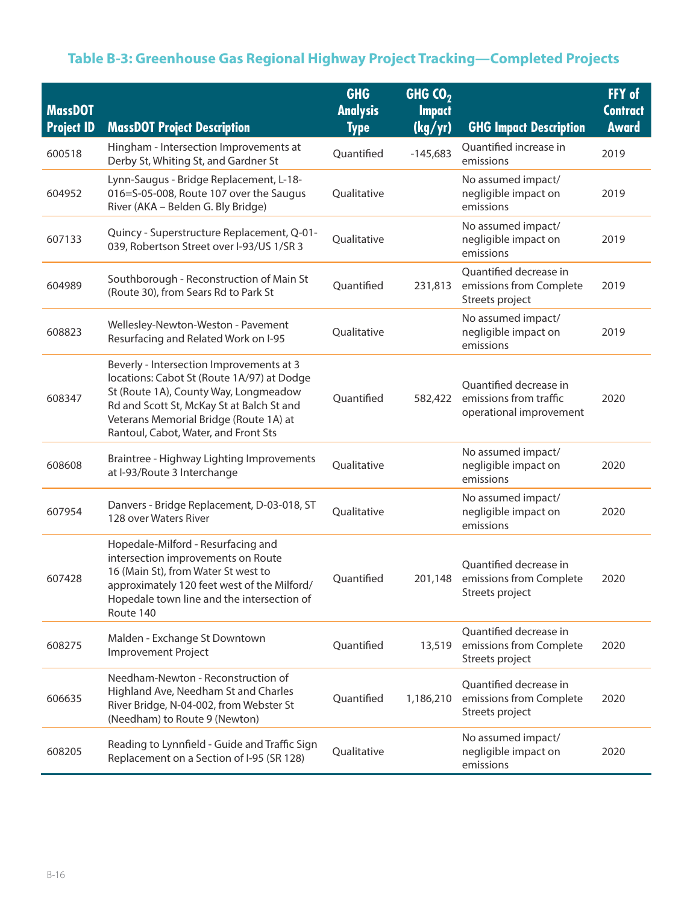### Table B-3: Greenhouse Gas Regional Highway Project Tracking—Completed Projects

| MassDOT Project ID | MassDOT Project Description | GHG Analysis Type | GHG $CO_2$ Impact (kg/yr) | GHG Impact Description | FFY of Contract Award |
|---|---|---|---|---|---|
| 600518 | Hingham - Intersection Improvements at Derby St, Whiting St, and Gardner St | Quantified | -145,683 | Quantified increase in emissions | 2019 |
| 604952 | Lynn-Saugus - Bridge Replacement, L-18-016=S-05-008, Route 107 over the Saugus River (AKA – Belden G. Bly Bridge) | Qualitative | | No assumed impact/ negligible impact on emissions | 2019 |
| 607133 | Quincy - Superstructure Replacement, Q-01-039, Robertson Street over I-93/US 1/SR 3 | Qualitative | | No assumed impact/ negligible impact on emissions | 2019 |
| 604989 | Southborough - Reconstruction of Main St (Route 30), from Sears Rd to Park St | Quantified | 231,813 | Quantified decrease in emissions from Complete Streets project | 2019 |
| 608823 | Wellesley-Newton-Weston - Pavement Resurfacing and Related Work on I-95 | Qualitative | | No assumed impact/ negligible impact on emissions | 2019 |
| 608347 | Beverly - Intersection Improvements at 3 locations: Cabot St (Route 1A/97) at Dodge St (Route 1A), County Way, Longmeadow Rd and Scott St, McKay St at Balch St and Veterans Memorial Bridge (Route 1A) at Rantoul, Cabot, Water, and Front Sts | Quantified | 582,422 | Quantified decrease in emissions from traffic operational improvement | 2020 |
| 608608 | Braintree - Highway Lighting Improvements at I-93/Route 3 Interchange | Qualitative | | No assumed impact/ negligible impact on emissions | 2020 |
| 607954 | Danvers - Bridge Replacement, D-03-018, ST 128 over Waters River | Qualitative | | No assumed impact/ negligible impact on emissions | 2020 |
| 607428 | Hopedale-Milford - Resurfacing and intersection improvements on Route 16 (Main St), from Water St west to approximately 120 feet west of the Milford/ Hopedale town line and the intersection of Route 140 | Quantified | 201,148 | Quantified decrease in emissions from Complete Streets project | 2020 |
| 608275 | Malden - Exchange St Downtown Improvement Project | Quantified | 13,519 | Quantified decrease in emissions from Complete Streets project | 2020 |
| 606635 | Needham-Newton - Reconstruction of Highland Ave, Needham St and Charles River Bridge, N-04-002, from Webster St (Needham) to Route 9 (Newton) | Quantified | 1,186,210 | Quantified decrease in emissions from Complete Streets project | 2020 |
| 608205 | Reading to Lynnfield - Guide and Traffic Sign Replacement on a Section of I-95 (SR 128) | Qualitative | | No assumed impact/ negligible impact on emissions | 2020 |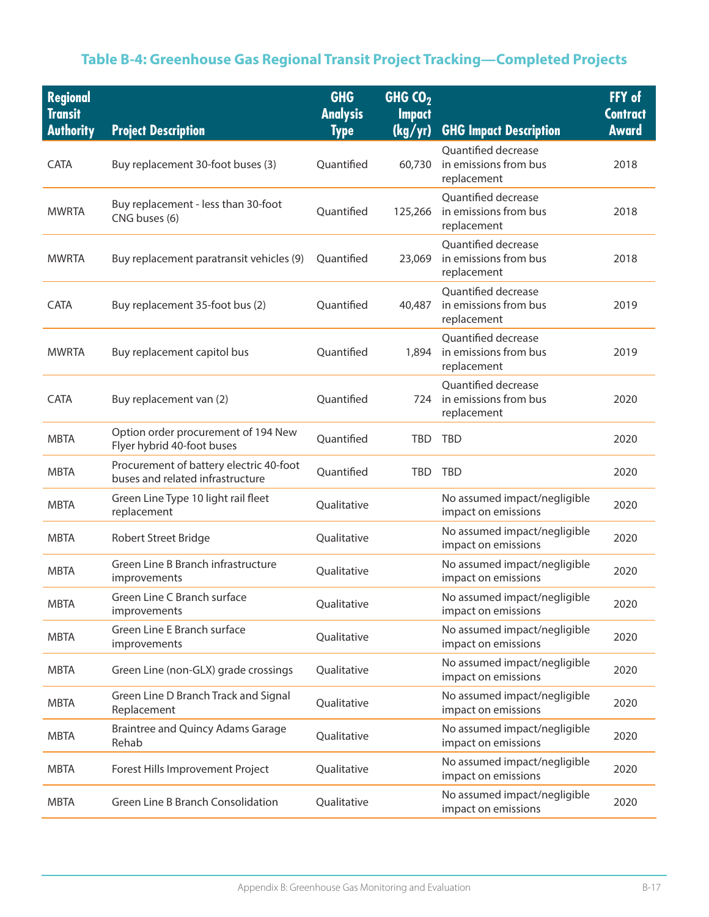## Table B-4: Greenhouse Gas Regional Transit Project Tracking—Completed Projects

| Regional Transit Authority | Project Description | GHG Analysis Type | GHG $CO_2$ Impact (kg/yr) | GHG Impact Description | FFY of Contract Award |
|---|---|---|---|---|---|
| CATA | Buy replacement 30-foot buses (3) | Quantified | 60,730 | Quantified decrease in emissions from bus replacement | 2018 |
| MWRTA | Buy replacement - less than 30-foot CNG buses (6) | Quantified | 125,266 | Quantified decrease in emissions from bus replacement | 2018 |
| MWRTA | Buy replacement paratransit vehicles (9) | Quantified | 23,069 | Quantified decrease in emissions from bus replacement | 2018 |
| CATA | Buy replacement 35-foot bus (2) | Quantified | 40,487 | Quantified decrease in emissions from bus replacement | 2019 |
| MWRTA | Buy replacement capitol bus | Quantified | 1,894 | Quantified decrease in emissions from bus replacement | 2019 |
| CATA | Buy replacement van (2) | Quantified | 724 | Quantified decrease in emissions from bus replacement | 2020 |
| MBTA | Option order procurement of 194 New Flyer hybrid 40-foot buses | Quantified | TBD | TBD | 2020 |
| MBTA | Procurement of battery electric 40-foot buses and related infrastructure | Quantified | TBD | TBD | 2020 |
| MBTA | Green Line Type 10 light rail fleet replacement | Qualitative | | No assumed impact/negligible impact on emissions | 2020 |
| MBTA | Robert Street Bridge | Qualitative | | No assumed impact/negligible impact on emissions | 2020 |
| MBTA | Green Line B Branch infrastructure improvements | Qualitative | | No assumed impact/negligible impact on emissions | 2020 |
| MBTA | Green Line C Branch surface improvements | Qualitative | | No assumed impact/negligible impact on emissions | 2020 |
| MBTA | Green Line E Branch surface improvements | Qualitative | | No assumed impact/negligible impact on emissions | 2020 |
| MBTA | Green Line (non-GLX) grade crossings | Qualitative | | No assumed impact/negligible impact on emissions | 2020 |
| MBTA | Green Line D Branch Track and Signal Replacement | Qualitative | | No assumed impact/negligible impact on emissions | 2020 |
| MBTA | Braintree and Quincy Adams Garage Rehab | Qualitative | | No assumed impact/negligible impact on emissions | 2020 |
| MBTA | Forest Hills Improvement Project | Qualitative | | No assumed impact/negligible impact on emissions | 2020 |
| MBTA | Green Line B Branch Consolidation | Qualitative | | No assumed impact/negligible impact on emissions | 2020 |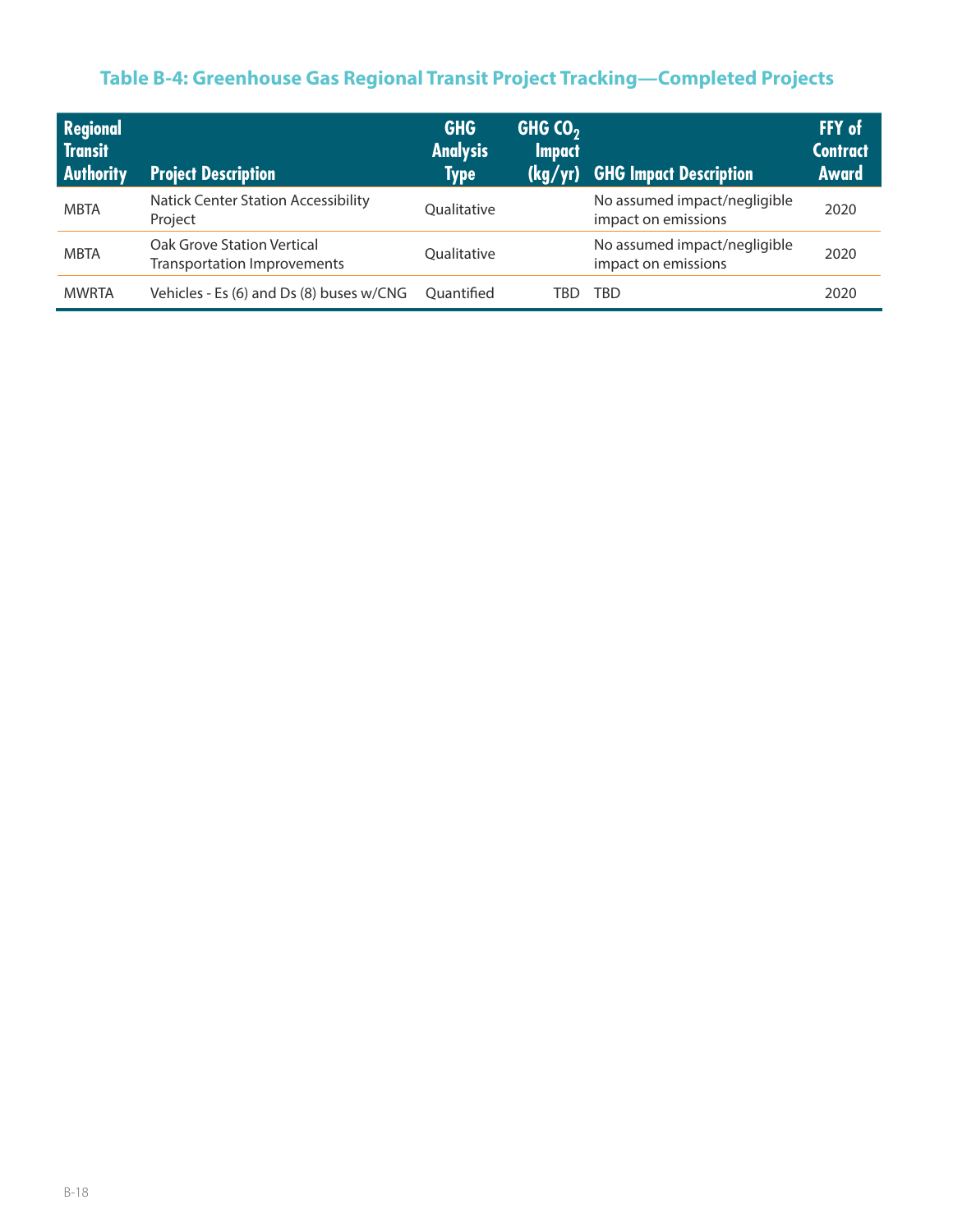### Table B-4: Greenhouse Gas Regional Transit Project Tracking—Completed Projects

| Regional Transit Authority | Project Description | GHG Analysis Type | GHG $CO_2$ Impact (kg/yr) | GHG Impact Description | FFY of Contract Award |
|---|---|---|---|---|---|
| MBTA | Natick Center Station Accessibility Project | Qualitative | | No assumed impact/negligible impact on emissions | 2020 |
| MBTA | Oak Grove Station Vertical Transportation Improvements | Qualitative | | No assumed impact/negligible impact on emissions | 2020 |
| MWRTA | Vehicles - Es (6) and Ds (8) buses w/CNG | Quantified | TBD | TBD | 2020 |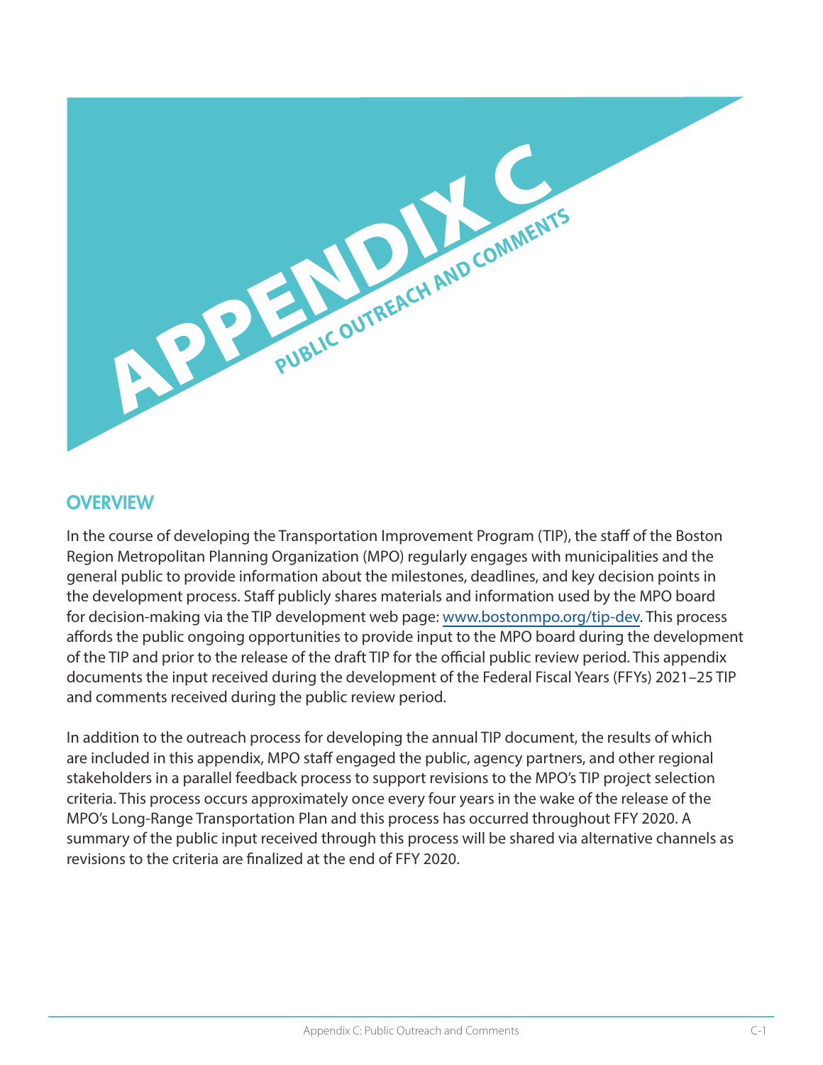# APPENDIX C

## PUBLIC OUTREACH AND COMMENTS

### OVERVIEW

In the course of developing the Transportation Improvement Program (TIP), the staff of the Boston Region Metropolitan Planning Organization (MPO) regularly engages with municipalities and the general public to provide information about the milestones, deadlines, and key decision points in the development process. Staff publicly shares materials and information used by the MPO board for decision-making via the TIP development web page: www.bostonmpo.org/tip-dev. This process affords the public ongoing opportunities to provide input to the MPO board during the development of the TIP and prior to the release of the draft TIP for the official public review period. This appendix documents the input received during the development of the Federal Fiscal Years (FFYs) 2021–25 TIP and comments received during the public review period.

In addition to the outreach process for developing the annual TIP document, the results of which are included in this appendix, MPO staff engaged the public, agency partners, and other regional stakeholders in a parallel feedback process to support revisions to the MPO's TIP project selection criteria. This process occurs approximately once every four years in the wake of the release of the MPO's Long-Range Transportation Plan and this process has occurred throughout FFY 2020. A summary of the public input received through this process will be shared via alternative channels as revisions to the criteria are finalized at the end of FFY 2020.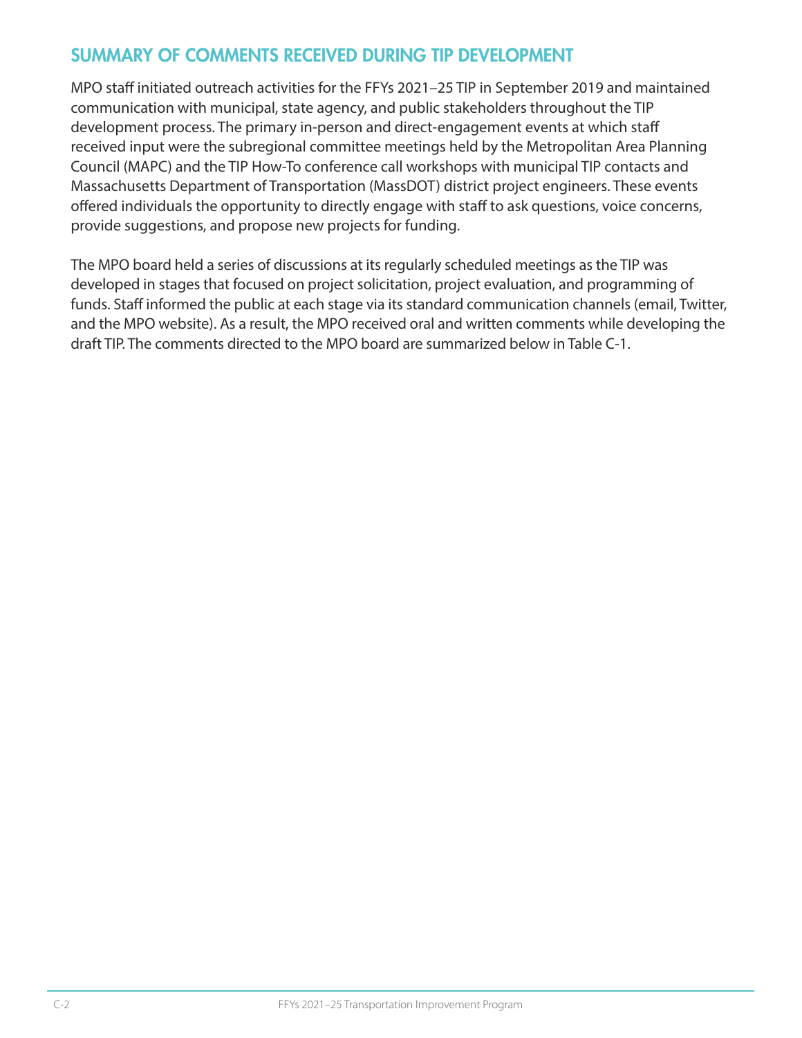## SUMMARY OF COMMENTS RECEIVED DURING TIP DEVELOPMENT

MPO staff initiated outreach activities for the FFYs 2021–25 TIP in September 2019 and maintained communication with municipal, state agency, and public stakeholders throughout the TIP development process. The primary in-person and direct-engagement events at which staff received input were the subregional committee meetings held by the Metropolitan Area Planning Council (MAPC) and the TIP How-To conference call workshops with municipal TIP contacts and Massachusetts Department of Transportation (MassDOT) district project engineers. These events offered individuals the opportunity to directly engage with staff to ask questions, voice concerns, provide suggestions, and propose new projects for funding.

The MPO board held a series of discussions at its regularly scheduled meetings as the TIP was developed in stages that focused on project solicitation, project evaluation, and programming of funds. Staff informed the public at each stage via its standard communication channels (email, Twitter, and the MPO website). As a result, the MPO received oral and written comments while developing the draft TIP. The comments directed to the MPO board are summarized below in Table C-1.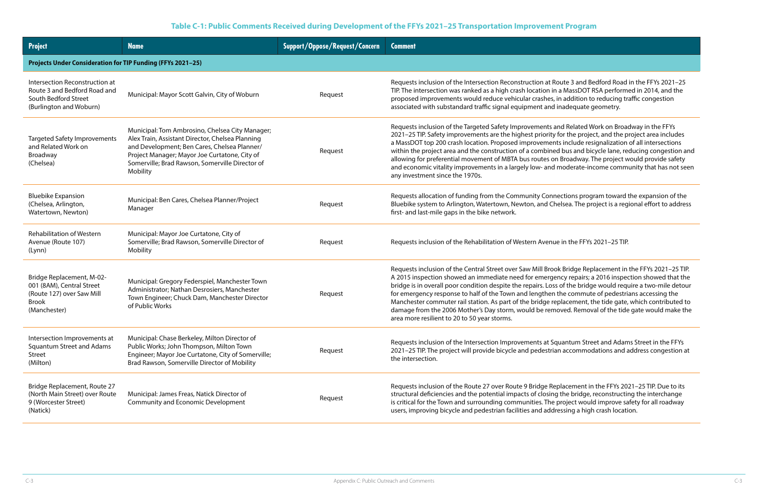**Table C-1: Public Comments Received during Development of the FFYs 2021–25 Transportation Improvement Program**

| Project | Name | Support/Oppose/Request/Concern | Comment |
|---|---|---|---|
| **Projects Under Consideration for TIP Funding (FFYs 2021–25)** | | | |
| Intersection Reconstruction at Route 3 and Bedford Road and South Bedford Street (Burlington and Woburn) | Municipal: Mayor Scott Galvin, City of Woburn | Request | Requests inclusion of the Intersection Reconstruction at Route 3 and Bedford Road in the FFYs 2021–25 TIP. The intersection was ranked as a high crash location in a MassDOT RSA performed in 2014, and the proposed improvements would reduce vehicular crashes, in addition to reducing traffic congestion associated with substandard traffic signal equipment and inadequate geometry. |
| Targeted Safety Improvements and Related Work on Broadway (Chelsea) | Municipal: Tom Ambrosino, Chelsea City Manager; Alex Train, Assistant Director, Chelsea Planning and Development; Ben Cares, Chelsea Planner/ Project Manager; Mayor Joe Curtatone, City of Somerville; Brad Rawson, Somerville Director of Mobility | Request | Requests inclusion of the Targeted Safety Improvements and Related Work on Broadway in the FFYs 2021–25 TIP. Safety improvements are the highest priority for the project, and the project area includes a MassDOT top 200 crash location. Proposed improvements include resignalization of all intersections within the project area and the construction of a combined bus and bicycle lane, reducing congestion and allowing for preferential movement of MBTA bus routes on Broadway. The project would provide safety and economic vitality improvements in a largely low- and moderate-income community that has not seen any investment since the 1970s. |
| Bluebike Expansion (Chelsea, Arlington, Watertown, Newton) | Municipal: Ben Cares, Chelsea Planner/Project Manager | Request | Requests allocation of funding from the Community Connections program toward the expansion of the Bluebike system to Arlington, Watertown, Newton, and Chelsea. The project is a regional effort to address first- and last-mile gaps in the bike network. |
| Rehabilitation of Western Avenue (Route 107) (Lynn) | Municipal: Mayor Joe Curtatone, City of Somerville; Brad Rawson, Somerville Director of Mobility | Request | Requests inclusion of the Rehabilitation of Western Avenue in the FFYs 2021–25 TIP. |
| Bridge Replacement, M-02-001 (8AM), Central Street (Route 127) over Saw Mill Brook (Manchester) | Municipal: Gregory Federspiel, Manchester Town Administrator; Nathan Desrosiers, Manchester Town Engineer; Chuck Dam, Manchester Director of Public Works | Request | Requests inclusion of the Central Street over Saw Mill Brook Bridge Replacement in the FFYs 2021–25 TIP. A 2015 inspection showed an immediate need for emergency repairs; a 2016 inspection showed that the bridge is in overall poor condition despite the repairs. Loss of the bridge would require a two-mile detour for emergency response to half of the Town and lengthen the commute of pedestrians accessing the Manchester commuter rail station. As part of the bridge replacement, the tide gate, which contributed to damage from the 2006 Mother's Day storm, would be removed. Removal of the tide gate would make the area more resilient to 20 to 50 year storms. |
| Intersection Improvements at Squantum Street and Adams Street (Milton) | Municipal: Chase Berkeley, Milton Director of Public Works; John Thompson, Milton Town Engineer; Mayor Joe Curtatone, City of Somerville; Brad Rawson, Somerville Director of Mobility | Request | Requests inclusion of the Intersection Improvements at Squantum Street and Adams Street in the FFYs 2021–25 TIP. The project will provide bicycle and pedestrian accommodations and address congestion at the intersection. |
| Bridge Replacement, Route 27 (North Main Street) over Route 9 (Worcester Street) (Natick) | Municipal: James Freas, Natick Director of Community and Economic Development | Request | Requests inclusion of the Route 27 over Route 9 Bridge Replacement in the FFYs 2021–25 TIP. Due to its structural deficiencies and the potential impacts of closing the bridge, reconstructing the interchange is critical for the Town and surrounding communities. The project would improve safety for all roadway users, improving bicycle and pedestrian facilities and addressing a high crash location. |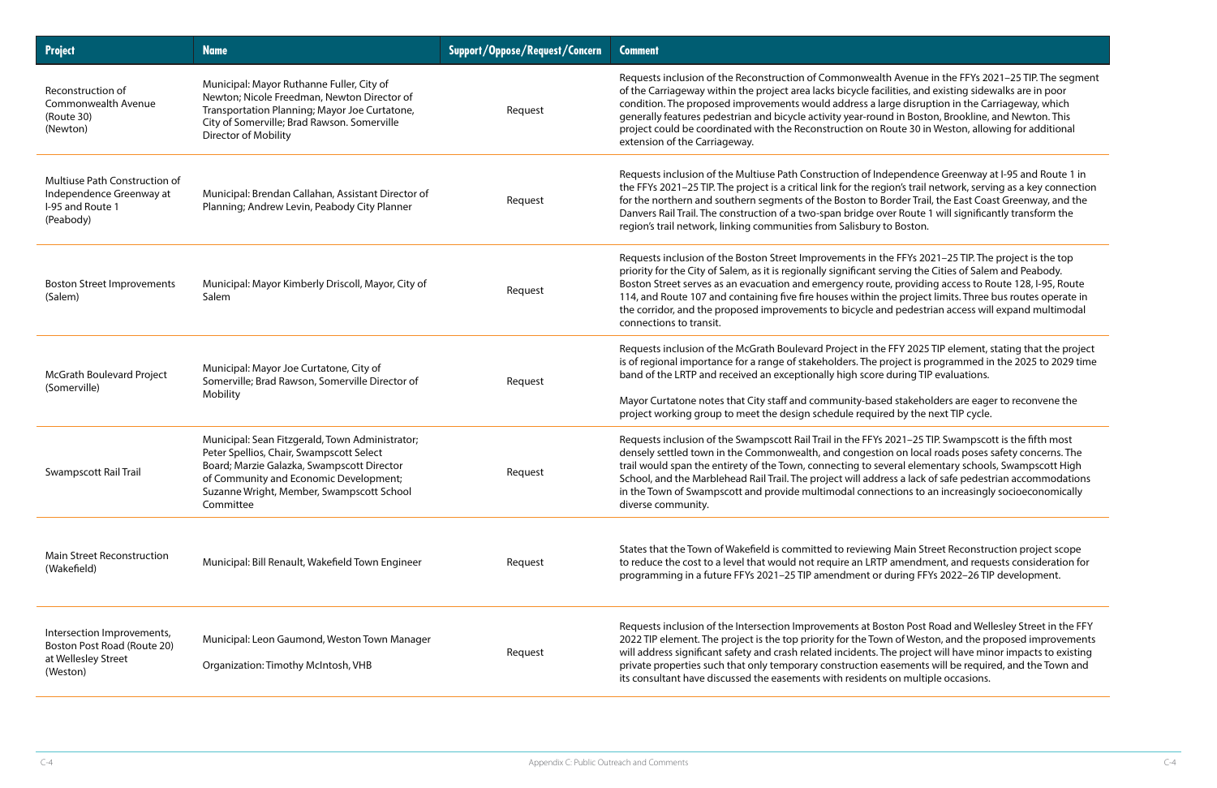| Project | Name | Support/Oppose/Request/Concern | Comment |
|---|---|---|---|
| Reconstruction of Commonwealth Avenue (Route 30) (Newton) | Municipal: Mayor Ruthanne Fuller, City of Newton; Nicole Freedman, Newton Director of Transportation Planning; Mayor Joe Curtatone, City of Somerville; Brad Rawson. Somerville Director of Mobility | Request | Requests inclusion of the Reconstruction of Commonwealth Avenue in the FFYs 2021–25 TIP. The segment of the Carriageway within the project area lacks bicycle facilities, and existing sidewalks are in poor condition. The proposed improvements would address a large disruption in the Carriageway, which generally features pedestrian and bicycle activity year-round in Boston, Brookline, and Newton. This project could be coordinated with the Reconstruction on Route 30 in Weston, allowing for additional extension of the Carriageway. |
| Multiuse Path Construction of Independence Greenway at I-95 and Route 1 (Peabody) | Municipal: Brendan Callahan, Assistant Director of Planning; Andrew Levin, Peabody City Planner | Request | Requests inclusion of the Multiuse Path Construction of Independence Greenway at I-95 and Route 1 in the FFYs 2021–25 TIP. The project is a critical link for the region's trail network, serving as a key connection for the northern and southern segments of the Boston to Border Trail, the East Coast Greenway, and the Danvers Rail Trail. The construction of a two-span bridge over Route 1 will significantly transform the region's trail network, linking communities from Salisbury to Boston. |
| Boston Street Improvements (Salem) | Municipal: Mayor Kimberly Driscoll, Mayor, City of Salem | Request | Requests inclusion of the Boston Street Improvements in the FFYs 2021–25 TIP. The project is the top priority for the City of Salem, as it is regionally significant serving the Cities of Salem and Peabody. Boston Street serves as an evacuation and emergency route, providing access to Route 128, I-95, Route 114, and Route 107 and containing five fire houses within the project limits. Three bus routes operate in the corridor, and the proposed improvements to bicycle and pedestrian access will expand multimodal connections to transit. |
| McGrath Boulevard Project (Somerville) | Municipal: Mayor Joe Curtatone, City of Somerville; Brad Rawson, Somerville Director of Mobility | Request | Requests inclusion of the McGrath Boulevard Project in the FFY 2025 TIP element, stating that the project is of regional importance for a range of stakeholders. The project is programmed in the 2025 to 2029 time band of the LRTP and received an exceptionally high score during TIP evaluations.<br><br>Mayor Curtatone notes that City staff and community-based stakeholders are eager to reconvene the project working group to meet the design schedule required by the next TIP cycle. |
| Swampscott Rail Trail | Municipal: Sean Fitzgerald, Town Administrator; Peter Spellios, Chair, Swampscott Select Board; Marzie Galazka, Swampscott Director of Community and Economic Development; Suzanne Wright, Member, Swampscott School Committee | Request | Requests inclusion of the Swampscott Rail Trail in the FFYs 2021–25 TIP. Swampscott is the fifth most densely settled town in the Commonwealth, and congestion on local roads poses safety concerns. The trail would span the entirety of the Town, connecting to several elementary schools, Swampscott High School, and the Marblehead Rail Trail. The project will address a lack of safe pedestrian accommodations in the Town of Swampscott and provide multimodal connections to an increasingly socioeconomically diverse community. |
| Main Street Reconstruction (Wakefield) | Municipal: Bill Renault, Wakefield Town Engineer | Request | States that the Town of Wakefield is committed to reviewing Main Street Reconstruction project scope to reduce the cost to a level that would not require an LRTP amendment, and requests consideration for programming in a future FFYs 2021–25 TIP amendment or during FFYs 2022–26 TIP development. |
| Intersection Improvements, Boston Post Road (Route 20) at Wellesley Street (Weston) | Municipal: Leon Gaumond, Weston Town Manager<br><br>Organization: Timothy McIntosh, VHB | Request | Requests inclusion of the Intersection Improvements at Boston Post Road and Wellesley Street in the FFY 2022 TIP element. The project is the top priority for the Town of Weston, and the proposed improvements will address significant safety and crash related incidents. The project will have minor impacts to existing private properties such that only temporary construction easements will be required, and the Town and its consultant have discussed the easements with residents on multiple occasions. |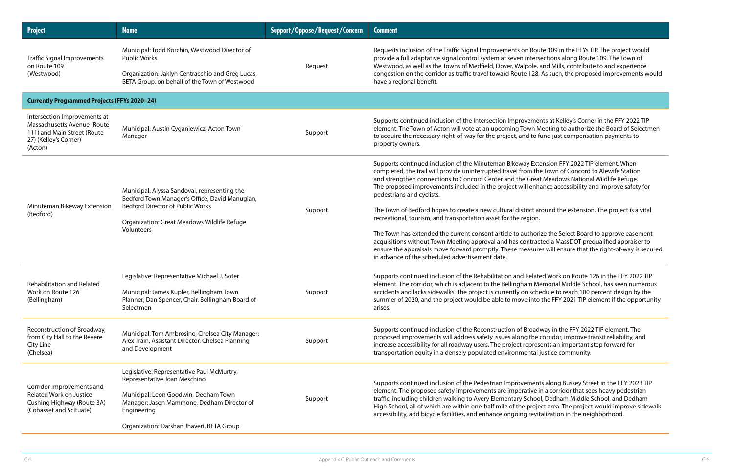| Project | Name | Support/Oppose/Request/Concern | Comment |
|---|---|---|---|
| Traffic Signal Improvements on Route 109 (Westwood) | Municipal: Todd Korchin, Westwood Director of Public Works<br><br>Organization: Jaklyn Centracchio and Greg Lucas, BETA Group, on behalf of the Town of Westwood | Request | Requests inclusion of the Traffic Signal Improvements on Route 109 in the FFYs TIP. The project would provide a full adaptative signal control system at seven intersections along Route 109. The Town of Westwood, as well as the Towns of Medfield, Dover, Walpole, and Mills, contribute to and experience congestion on the corridor as traffic travel toward Route 128. As such, the proposed improvements would have a regional benefit. |
| **Currently Programmed Projects (FFYs 2020–24)** | | | |
| Intersection Improvements at Massachusetts Avenue (Route 111) and Main Street (Route 27) (Kelley's Corner) (Acton) | Municipal: Austin Cyganiewicz, Acton Town Manager | Support | Supports continued inclusion of the Intersection Improvements at Kelley's Corner in the FFY 2022 TIP element. The Town of Acton will vote at an upcoming Town Meeting to authorize the Board of Selectmen to acquire the necessary right-of-way for the project, and to fund just compensation payments to property owners. |
| Minuteman Bikeway Extension (Bedford) | Municipal: Alyssa Sandoval, representing the Bedford Town Manager's Office; David Manugian, Bedford Director of Public Works<br><br>Organization: Great Meadows Wildlife Refuge Volunteers | Support | Supports continued inclusion of the Minuteman Bikeway Extension FFY 2022 TIP element. When completed, the trail will provide uninterrupted travel from the Town of Concord to Alewife Station and strengthen connections to Concord Center and the Great Meadows National Wildlife Refuge. The proposed improvements included in the project will enhance accessibility and improve safety for pedestrians and cyclists.<br><br>The Town of Bedford hopes to create a new cultural district around the extension. The project is a vital recreational, tourism, and transportation asset for the region.<br><br>The Town has extended the current consent article to authorize the Select Board to approve easement acquisitions without Town Meeting approval and has contracted a MassDOT prequalified appraiser to ensure the appraisals move forward promptly. These measures will ensure that the right-of-way is secured in advance of the scheduled advertisement date. |
| Rehabilitation and Related Work on Route 126 (Bellingham) | Legislative: Representative Michael J. Soter<br><br>Municipal: James Kupfer, Bellingham Town Planner; Dan Spencer, Chair, Bellingham Board of Selectmen | Support | Supports continued inclusion of the Rehabilitation and Related Work on Route 126 in the FFY 2022 TIP element. The corridor, which is adjacent to the Bellingham Memorial Middle School, has seen numerous accidents and lacks sidewalks. The project is currently on schedule to reach 100 percent design by the summer of 2020, and the project would be able to move into the FFY 2021 TIP element if the opportunity arises. |
| Reconstruction of Broadway, from City Hall to the Revere City Line (Chelsea) | Municipal: Tom Ambrosino, Chelsea City Manager; Alex Train, Assistant Director, Chelsea Planning and Development | Support | Supports continued inclusion of the Reconstruction of Broadway in the FFY 2022 TIP element. The proposed improvements will address safety issues along the corridor, improve transit reliability, and increase accessibility for all roadway users. The project represents an important step forward for transportation equity in a densely populated environmental justice community. |
| Corridor Improvements and Related Work on Justice Cushing Highway (Route 3A) (Cohasset and Scituate) | Legislative: Representative Paul McMurtry, Representative Joan Meschino<br><br>Municipal: Leon Goodwin, Dedham Town Manager; Jason Mammone, Dedham Director of Engineering<br><br>Organization: Darshan Jhaveri, BETA Group | Support | Supports continued inclusion of the Pedestrian Improvements along Bussey Street in the FFY 2023 TIP element. The proposed safety improvements are imperative in a corridor that sees heavy pedestrian traffic, including children walking to Avery Elementary School, Dedham Middle School, and Dedham High School, all of which are within one-half mile of the project area. The project would improve sidewalk accessibility, add bicycle facilities, and enhance ongoing revitalization in the neighborhood. |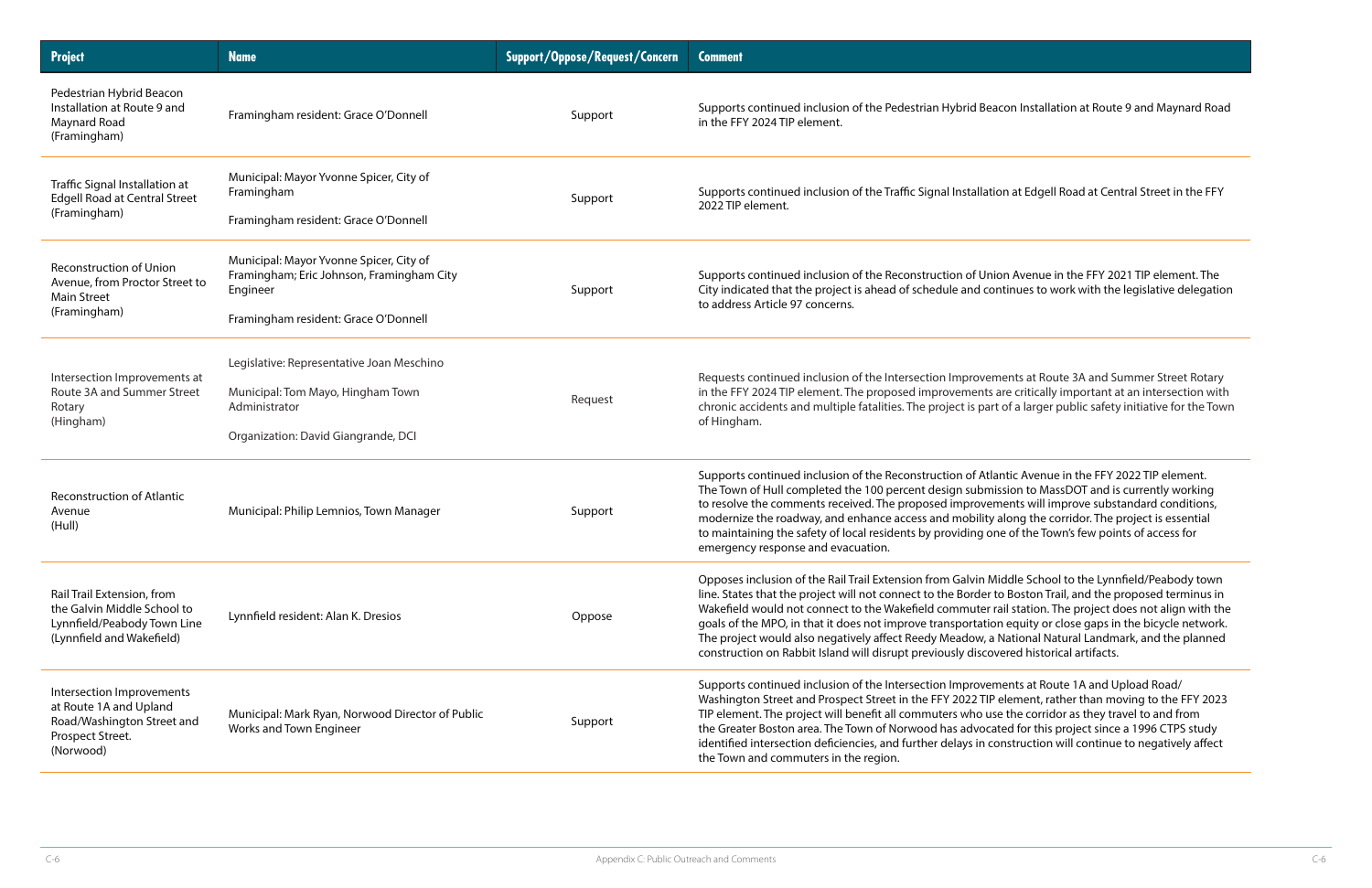| Project | Name | Support/Oppose/Request/Concern | Comment |
|---|---|---|---|
| Pedestrian Hybrid Beacon Installation at Route 9 and Maynard Road (Framingham) | Framingham resident: Grace O'Donnell | Support | Supports continued inclusion of the Pedestrian Hybrid Beacon Installation at Route 9 and Maynard Road in the FFY 2024 TIP element. |
| Traffic Signal Installation at Edgell Road at Central Street (Framingham) | Municipal: Mayor Yvonne Spicer, City of Framingham<br><br>Framingham resident: Grace O'Donnell | Support | Supports continued inclusion of the Traffic Signal Installation at Edgell Road at Central Street in the FFY 2022 TIP element. |
| Reconstruction of Union Avenue, from Proctor Street to Main Street (Framingham) | Municipal: Mayor Yvonne Spicer, City of Framingham; Eric Johnson, Framingham City Engineer<br><br>Framingham resident: Grace O'Donnell | Support | Supports continued inclusion of the Reconstruction of Union Avenue in the FFY 2021 TIP element. The City indicated that the project is ahead of schedule and continues to work with the legislative delegation to address Article 97 concerns. |
| Intersection Improvements at Route 3A and Summer Street Rotary (Hingham) | Legislative: Representative Joan Meschino<br><br>Municipal: Tom Mayo, Hingham Town Administrator<br><br>Organization: David Giangrande, DCI | Request | Requests continued inclusion of the Intersection Improvements at Route 3A and Summer Street Rotary in the FFY 2024 TIP element. The proposed improvements are critically important at an intersection with chronic accidents and multiple fatalities. The project is part of a larger public safety initiative for the Town of Hingham. |
| Reconstruction of Atlantic Avenue (Hull) | Municipal: Philip Lemnios, Town Manager | Support | Supports continued inclusion of the Reconstruction of Atlantic Avenue in the FFY 2022 TIP element. The Town of Hull completed the 100 percent design submission to MassDOT and is currently working to resolve the comments received. The proposed improvements will improve substandard conditions, modernize the roadway, and enhance access and mobility along the corridor. The project is essential to maintaining the safety of local residents by providing one of the Town's few points of access for emergency response and evacuation. |
| Rail Trail Extension, from the Galvin Middle School to Lynnfield/Peabody Town Line (Lynnfield and Wakefield) | Lynnfield resident: Alan K. Dresios | Oppose | Opposes inclusion of the Rail Trail Extension from Galvin Middle School to the Lynnfield/Peabody town line. States that the project will not connect to the Border to Boston Trail, and the proposed terminus in Wakefield would not connect to the Wakefield commuter rail station. The project does not align with the goals of the MPO, in that it does not improve transportation equity or close gaps in the bicycle network. The project would also negatively affect Reedy Meadow, a National Natural Landmark, and the planned construction on Rabbit Island will disrupt previously discovered historical artifacts. |
| Intersection Improvements at Route 1A and Upland Road/Washington Street and Prospect Street. (Norwood) | Municipal: Mark Ryan, Norwood Director of Public Works and Town Engineer | Support | Supports continued inclusion of the Intersection Improvements at Route 1A and Upload Road/ Washington Street and Prospect Street in the FFY 2022 TIP element, rather than moving to the FFY 2023 TIP element. The project will benefit all commuters who use the corridor as they travel to and from the Greater Boston area. The Town of Norwood has advocated for this project since a 1996 CTPS study identified intersection deficiencies, and further delays in construction will continue to negatively affect the Town and commuters in the region. |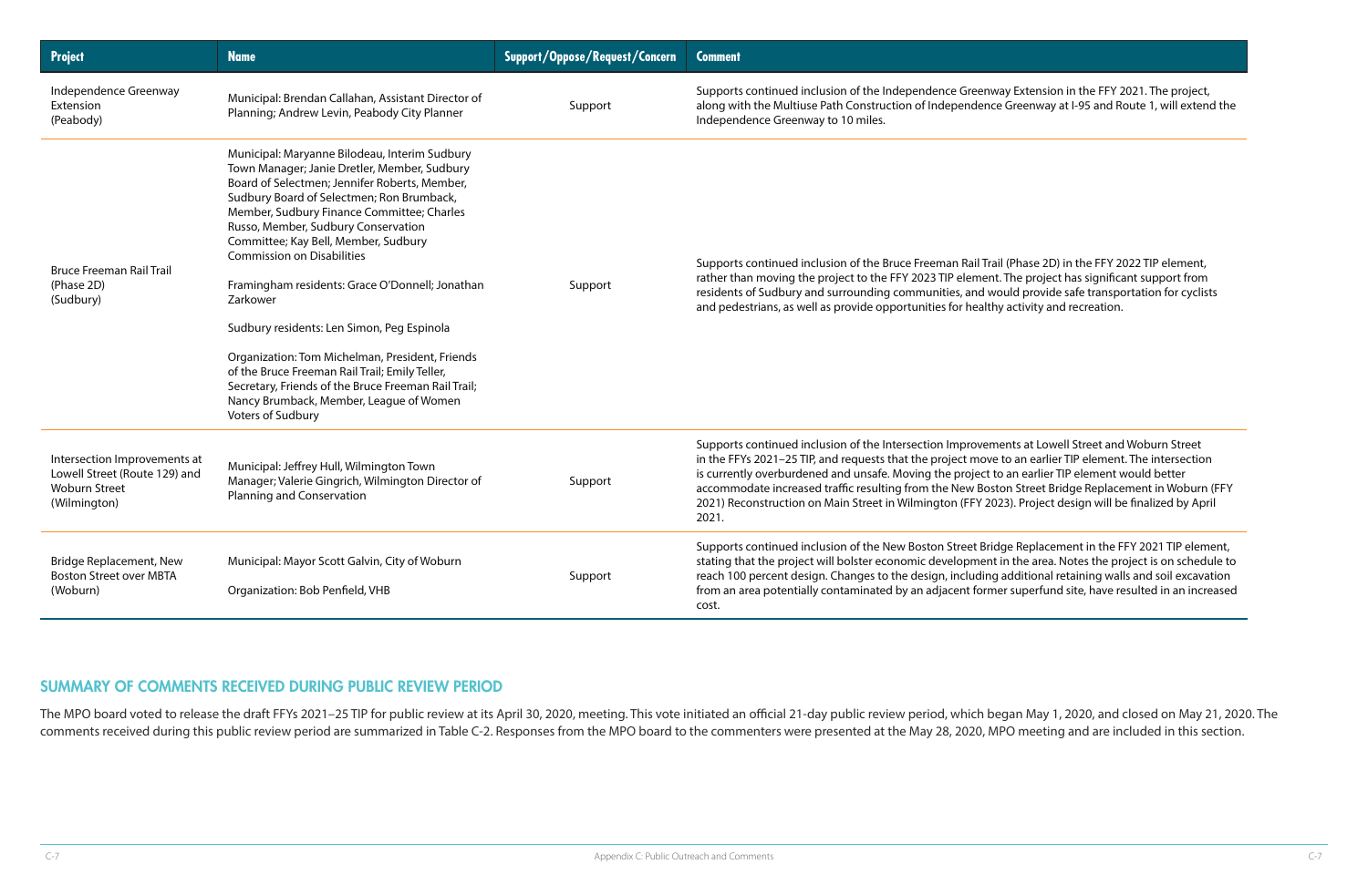| Project | Name | Support/Oppose/Request/Concern | Comment |
|---|---|---|---|
| Independence Greenway Extension (Peabody) | Municipal: Brendan Callahan, Assistant Director of Planning; Andrew Levin, Peabody City Planner | Support | Supports continued inclusion of the Independence Greenway Extension in the FFY 2021. The project, along with the Multiuse Path Construction of Independence Greenway at I-95 and Route 1, will extend the Independence Greenway to 10 miles. |
| Bruce Freeman Rail Trail (Phase 2D) (Sudbury) | Municipal: Maryanne Bilodeau, Interim Sudbury Town Manager; Janie Dretler, Member, Sudbury Board of Selectmen; Jennifer Roberts, Member, Sudbury Board of Selectmen; Ron Brumback, Member, Sudbury Finance Committee; Charles Russo, Member, Sudbury Conservation Committee; Kay Bell, Member, Sudbury Commission on Disabilities<br><br>Framingham residents: Grace O'Donnell; Jonathan Zarkower<br><br>Sudbury residents: Len Simon, Peg Espinola<br><br>Organization: Tom Michelman, President, Friends of the Bruce Freeman Rail Trail; Emily Teller, Secretary, Friends of the Bruce Freeman Rail Trail; Nancy Brumback, Member, League of Women Voters of Sudbury | Support | Supports continued inclusion of the Bruce Freeman Rail Trail (Phase 2D) in the FFY 2022 TIP element, rather than moving the project to the FFY 2023 TIP element. The project has significant support from residents of Sudbury and surrounding communities, and would provide safe transportation for cyclists and pedestrians, as well as provide opportunities for healthy activity and recreation. |
| Intersection Improvements at Lowell Street (Route 129) and Woburn Street (Wilmington) | Municipal: Jeffrey Hull, Wilmington Town Manager; Valerie Gingrich, Wilmington Director of Planning and Conservation | Support | Supports continued inclusion of the Intersection Improvements at Lowell Street and Woburn Street in the FFYs 2021–25 TIP, and requests that the project move to an earlier TIP element. The intersection is currently overburdened and unsafe. Moving the project to an earlier TIP element would better accommodate increased traffic resulting from the New Boston Street Bridge Replacement in Woburn (FFY 2021) Reconstruction on Main Street in Wilmington (FFY 2023). Project design will be finalized by April 2021. |
| Bridge Replacement, New Boston Street over MBTA (Woburn) | Municipal: Mayor Scott Galvin, City of Woburn<br><br>Organization: Bob Penfield, VHB | Support | Supports continued inclusion of the New Boston Street Bridge Replacement in the FFY 2021 TIP element, stating that the project will bolster economic development in the area. Notes the project is on schedule to reach 100 percent design. Changes to the design, including additional retaining walls and soil excavation from an area potentially contaminated by an adjacent former superfund site, have resulted in an increased cost. |

## SUMMARY OF COMMENTS RECEIVED DURING PUBLIC REVIEW PERIOD

The MPO board voted to release the draft FFYs 2021–25 TIP for public review at its April 30, 2020, meeting. This vote initiated an official 21-day public review period, which began May 1, 2020, and closed on May 21, 2020. The comments received during this public review period are summarized in Table C-2. Responses from the MPO board to the commenters were presented at the May 28, 2020, MPO meeting and are included in this section.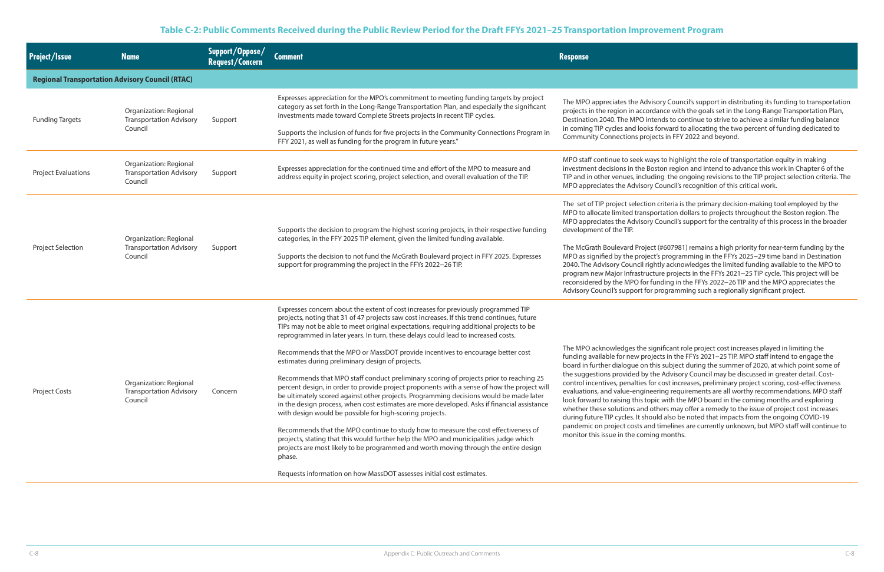## Table C-2: Public Comments Received during the Public Review Period for the Draft FFYs 2021–25 Transportation Improvement Program

| Project/Issue | Name | Support/Oppose/Request/Concern | Comment | Response |
| --- | --- | --- | --- | --- |
| **Regional Transportation Advisory Council (RTAC)** | | | | |
| Funding Targets | Organization: Regional Transportation Advisory Council | Support | Expresses appreciation for the MPO's commitment to meeting funding targets by project category as set forth in the Long-Range Transportation Plan, and especially the significant investments made toward Complete Streets projects in recent TIP cycles.<br><br>Supports the inclusion of funds for five projects in the Community Connections Program in FFY 2021, as well as funding for the program in future years." | The MPO appreciates the Advisory Council's support in distributing its funding to transportation projects in the region in accordance with the goals set in the Long-Range Transportation Plan, Destination 2040. The MPO intends to continue to strive to achieve a similar funding balance in coming TIP cycles and looks forward to allocating the two percent of funding dedicated to Community Connections projects in FFY 2022 and beyond. |
| Project Evaluations | Organization: Regional Transportation Advisory Council | Support | Expresses appreciation for the continued time and effort of the MPO to measure and address equity in project scoring, project selection, and overall evaluation of the TIP. | MPO staff continue to seek ways to highlight the role of transportation equity in making investment decisions in the Boston region and intend to advance this work in Chapter 6 of the TIP and in other venues, including the ongoing revisions to the TIP project selection criteria. The MPO appreciates the Advisory Council's recognition of this critical work. |
| Project Selection | Organization: Regional Transportation Advisory Council | Support | Supports the decision to program the highest scoring projects, in their respective funding categories, in the FFY 2025 TIP element, given the limited funding available.<br><br>Supports the decision to not fund the McGrath Boulevard project in FFY 2025. Expresses support for programming the project in the FFYs 2022–26 TIP. | The set of TIP project selection criteria is the primary decision-making tool employed by the MPO to allocate limited transportation dollars to projects throughout the Boston region. The MPO appreciates the Advisory Council's support for the centrality of this process in the broader development of the TIP.<br><br>The McGrath Boulevard Project (#607981) remains a high priority for near-term funding by the MPO as signified by the project's programming in the FFYs 2025–29 time band in Destination 2040. The Advisory Council rightly acknowledges the limited funding available to the MPO to program new Major Infrastructure projects in the FFYs 2021–25 TIP cycle. This project will be reconsidered by the MPO for funding in the FFYs 2022–26 TIP and the MPO appreciates the Advisory Council's support for programming such a regionally significant project. |
| Project Costs | Organization: Regional Transportation Advisory Council | Concern | Expresses concern about the extent of cost increases for previously programmed TIP projects, noting that 31 of 47 projects saw cost increases. If this trend continues, future TIPs may not be able to meet original expectations, requiring additional projects to be reprogrammed in later years. In turn, these delays could lead to increased costs.<br><br>Recommends that the MPO or MassDOT provide incentives to encourage better cost estimates during preliminary design of projects.<br><br>Recommends that MPO staff conduct preliminary scoring of projects prior to reaching 25 percent design, in order to provide project proponents with a sense of how the project will be ultimately scored against other projects. Programming decisions would be made later in the design process, when cost estimates are more developed. Asks if financial assistance with design would be possible for high-scoring projects.<br><br>Recommends that the MPO continue to study how to measure the cost effectiveness of projects, stating that this would further help the MPO and municipalities judge which projects are most likely to be programmed and worth moving through the entire design phase.<br><br>Requests information on how MassDOT assesses initial cost estimates. | The MPO acknowledges the significant role project cost increases played in limiting the funding available for new projects in the FFYs 2021–25 TIP. MPO staff intend to engage the board in further dialogue on this subject during the summer of 2020, at which point some of the suggestions provided by the Advisory Council may be discussed in greater detail. Cost-control incentives, penalties for cost increases, preliminary project scoring, cost-effectiveness evaluations, and value-engineering requirements are all worthy recommendations. MPO staff look forward to raising this topic with the MPO board in the coming months and exploring whether these solutions and others may offer a remedy to the issue of project cost increases during future TIP cycles. It should also be noted that impacts from the ongoing COVID-19 pandemic on project costs and timelines are currently unknown, but MPO staff will continue to monitor this issue in the coming months. |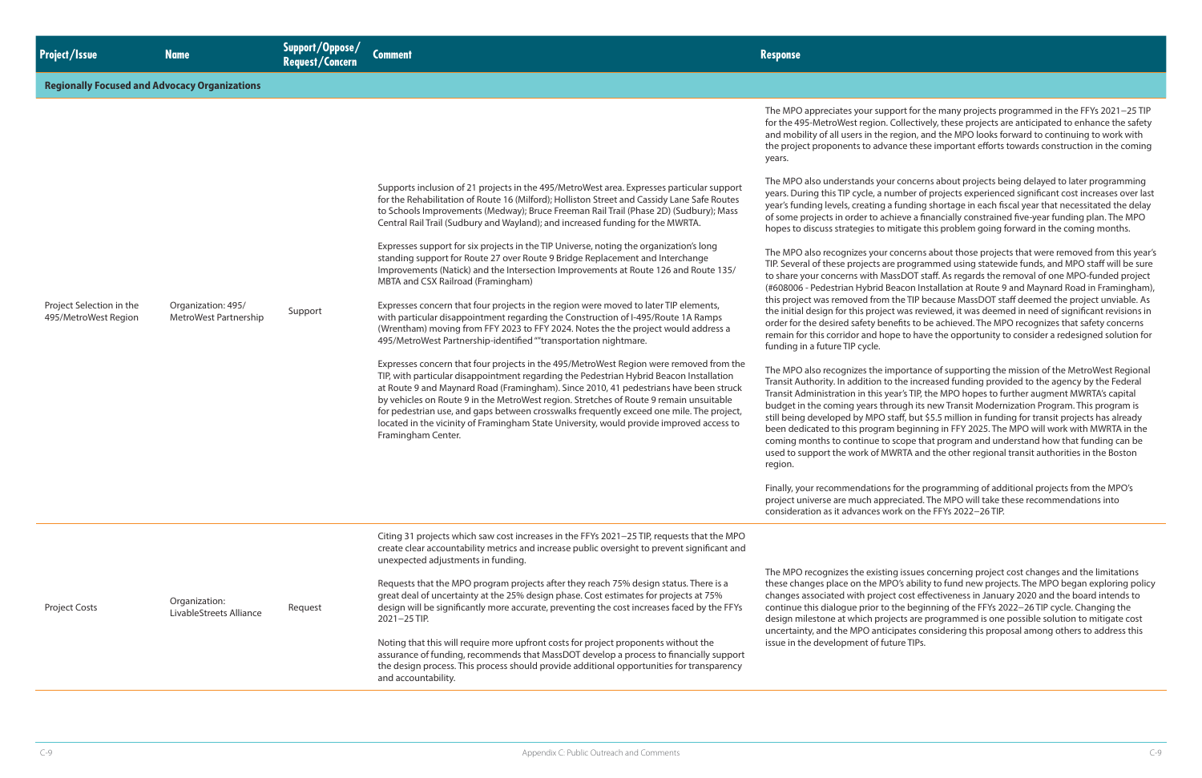| Project/Issue | Name | Support/Oppose/ Request/Concern | Comment | Response |
|---|---|---|---|---|
| **Regionally Focused and Advocacy Organizations** | | | | |
| Project Selection in the 495/MetroWest Region | Organization: 495/ MetroWest Partnership | Support | Supports inclusion of 21 projects in the 495/MetroWest area. Expresses particular support for the Rehabilitation of Route 16 (Milford); Holliston Street and Cassidy Lane Safe Routes to Schools Improvements (Medway); Bruce Freeman Rail Trail (Phase 2D) (Sudbury); Mass Central Rail Trail (Sudbury and Wayland); and increased funding for the MWRTA.<br><br>Expresses support for six projects in the TIP Universe, noting the organization's long standing support for Route 27 over Route 9 Bridge Replacement and Interchange Improvements (Natick) and the Intersection Improvements at Route 126 and Route 135/ MBTA and CSX Railroad (Framingham)<br><br>Expresses concern that four projects in the region were moved to later TIP elements, with particular disappointment regarding the Construction of I-495/Route 1A Ramps (Wrentham) moving from FFY 2023 to FFY 2024. Notes the the project would address a 495/MetroWest Partnership-identified ""transportation nightmare.<br><br>Expresses concern that four projects in the 495/MetroWest Region were removed from the TIP, with particular disappointment regarding the Pedestrian Hybrid Beacon Installation at Route 9 and Maynard Road (Framingham). Since 2010, 41 pedestrians have been struck by vehicles on Route 9 in the MetroWest region. Stretches of Route 9 remain unsuitable for pedestrian use, and gaps between crosswalks frequently exceed one mile. The project, located in the vicinity of Framingham State University, would provide improved access to Framingham Center. | The MPO appreciates your support for the many projects programmed in the FFYs 2021–25 TIP for the 495-MetroWest region. Collectively, these projects are anticipated to enhance the safety and mobility of all users in the region, and the MPO looks forward to continuing to work with the project proponents to advance these important efforts towards construction in the coming years.<br><br>The MPO also understands your concerns about projects being delayed to later programming years. During this TIP cycle, a number of projects experienced significant cost increases over last year's funding levels, creating a funding shortage in each fiscal year that necessitated the delay of some projects in order to achieve a financially constrained five-year funding plan. The MPO hopes to discuss strategies to mitigate this problem going forward in the coming months.<br><br>The MPO also recognizes your concerns about those projects that were removed from this year's TIP. Several of these projects are programmed using statewide funds, and MPO staff will be sure to share your concerns with MassDOT staff. As regards the removal of one MPO-funded project (#608006 - Pedestrian Hybrid Beacon Installation at Route 9 and Maynard Road in Framingham), this project was removed from the TIP because MassDOT staff deemed the project unviable. As the initial design for this project was reviewed, it was deemed in need of significant revisions in order for the desired safety benefits to be achieved. The MPO recognizes that safety concerns remain for this corridor and hope to have the opportunity to consider a redesigned solution for funding in a future TIP cycle.<br><br>The MPO also recognizes the importance of supporting the mission of the MetroWest Regional Transit Authority. In addition to the increased funding provided to the agency by the Federal Transit Administration in this year's TIP, the MPO hopes to further augment MWRTA's capital budget in the coming years through its new Transit Modernization Program. This program is still being developed by MPO staff, but $5.5 million in funding for transit projects has already been dedicated to this program beginning in FFY 2025. The MPO will work with MWRTA in the coming months to continue to scope that program and understand how that funding can be used to support the work of MWRTA and the other regional transit authorities in the Boston region.<br><br>Finally, your recommendations for the programming of additional projects from the MPO's project universe are much appreciated. The MPO will take these recommendations into consideration as it advances work on the FFYs 2022–26 TIP. |
| Project Costs | Organization: LivableStreets Alliance | Request | Citing 31 projects which saw cost increases in the FFYs 2021–25 TIP, requests that the MPO create clear accountability metrics and increase public oversight to prevent significant and unexpected adjustments in funding.<br><br>Requests that the MPO program projects after they reach 75% design status. There is a great deal of uncertainty at the 25% design phase. Cost estimates for projects at 75% design will be significantly more accurate, preventing the cost increases faced by the FFYs 2021–25 TIP.<br><br>Noting that this will require more upfront costs for project proponents without the assurance of funding, recommends that MassDOT develop a process to financially support the design process. This process should provide additional opportunities for transparency and accountability. | The MPO recognizes the existing issues concerning project cost changes and the limitations these changes place on the MPO's ability to fund new projects. The MPO began exploring policy changes associated with project cost effectiveness in January 2020 and the board intends to continue this dialogue prior to the beginning of the FFYs 2022–26 TIP cycle. Changing the design milestone at which projects are programmed is one possible solution to mitigate cost uncertainty, and the MPO anticipates considering this proposal among others to address this issue in the development of future TIPs. |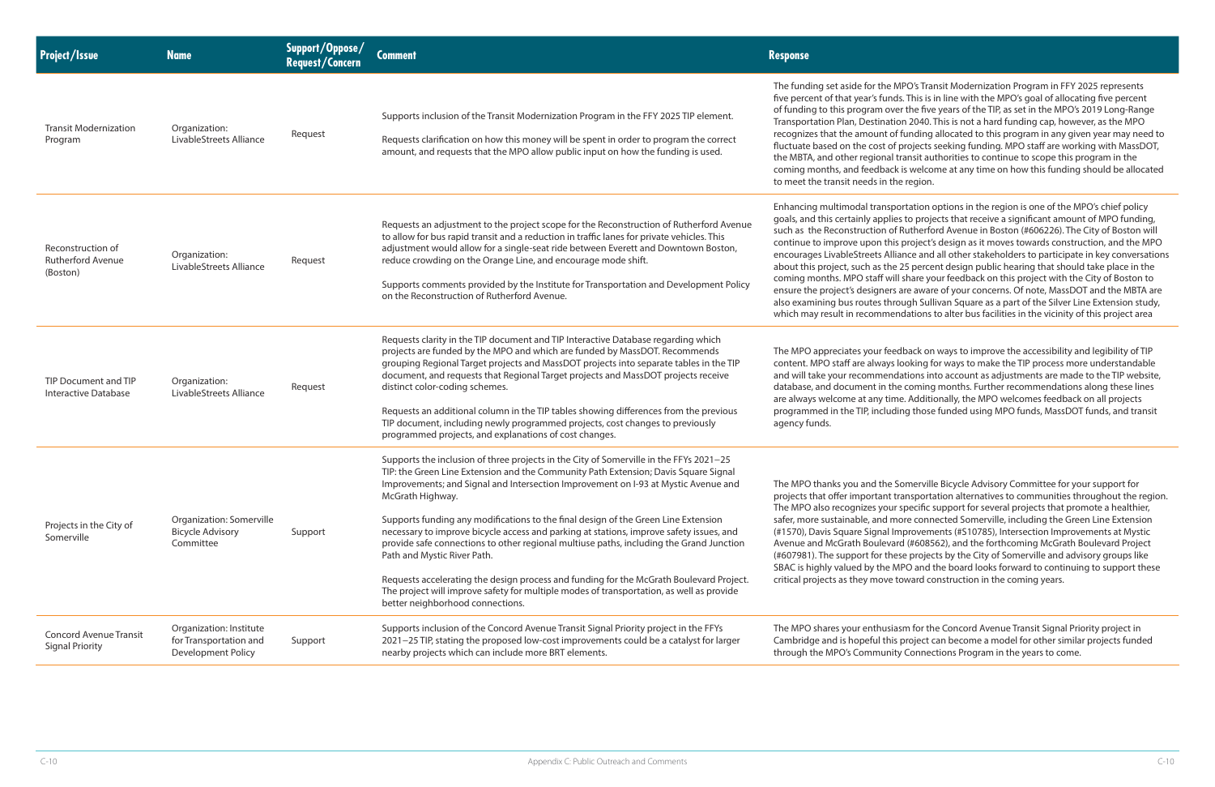| Project/Issue | Name | Support/Oppose/ Request/Concern | Comment | Response |
|---|---|---|---|---|
| Transit Modernization Program | Organization: LivableStreets Alliance | Request | Supports inclusion of the Transit Modernization Program in the FFY 2025 TIP element.<br><br>Requests clarification on how this money will be spent in order to program the correct amount, and requests that the MPO allow public input on how the funding is used. | The funding set aside for the MPO's Transit Modernization Program in FFY 2025 represents five percent of that year's funds. This is in line with the MPO's goal of allocating five percent of funding to this program over the five years of the TIP, as set in the MPO's 2019 Long-Range Transportation Plan, Destination 2040. This is not a hard funding cap, however, as the MPO recognizes that the amount of funding allocated to this program in any given year may need to fluctuate based on the cost of projects seeking funding. MPO staff are working with MassDOT, the MBTA, and other regional transit authorities to continue to scope this program in the coming months, and feedback is welcome at any time on how this funding should be allocated to meet the transit needs in the region. |
| Reconstruction of Rutherford Avenue (Boston) | Organization: LivableStreets Alliance | Request | Requests an adjustment to the project scope for the Reconstruction of Rutherford Avenue to allow for bus rapid transit and a reduction in traffic lanes for private vehicles. This adjustment would allow for a single-seat ride between Everett and Downtown Boston, reduce crowding on the Orange Line, and encourage mode shift.<br><br>Supports comments provided by the Institute for Transportation and Development Policy on the Reconstruction of Rutherford Avenue. | Enhancing multimodal transportation options in the region is one of the MPO's chief policy goals, and this certainly applies to projects that receive a significant amount of MPO funding, such as the Reconstruction of Rutherford Avenue in Boston (#606226). The City of Boston will continue to improve upon this project's design as it moves towards construction, and the MPO encourages LivableStreets Alliance and all other stakeholders to participate in key conversations about this project, such as the 25 percent design public hearing that should take place in the coming months. MPO staff will share your feedback on this project with the City of Boston to ensure the project's designers are aware of your concerns. Of note, MassDOT and the MBTA are also examining bus routes through Sullivan Square as a part of the Silver Line Extension study, which may result in recommendations to alter bus facilities in the vicinity of this project area |
| TIP Document and TIP Interactive Database | Organization: LivableStreets Alliance | Request | Requests clarity in the TIP document and TIP Interactive Database regarding which projects are funded by the MPO and which are funded by MassDOT. Recommends grouping Regional Target projects and MassDOT projects into separate tables in the TIP document, and requests that Regional Target projects and MassDOT projects receive distinct color-coding schemes.<br><br>Requests an additional column in the TIP tables showing differences from the previous TIP document, including newly programmed projects, cost changes to previously programmed projects, and explanations of cost changes. | The MPO appreciates your feedback on ways to improve the accessibility and legibility of TIP content. MPO staff are always looking for ways to make the TIP process more understandable and will take your recommendations into account as adjustments are made to the TIP website, database, and document in the coming months. Further recommendations along these lines are always welcome at any time. Additionally, the MPO welcomes feedback on all projects programmed in the TIP, including those funded using MPO funds, MassDOT funds, and transit agency funds. |
| Projects in the City of Somerville | Organization: Somerville Bicycle Advisory Committee | Support | Supports the inclusion of three projects in the City of Somerville in the FFYs 2021–25 TIP: the Green Line Extension and the Community Path Extension; Davis Square Signal Improvements; and Signal and Intersection Improvement on I-93 at Mystic Avenue and McGrath Highway.<br><br>Supports funding any modifications to the final design of the Green Line Extension necessary to improve bicycle access and parking at stations, improve safety issues, and provide safe connections to other regional multiuse paths, including the Grand Junction Path and Mystic River Path.<br><br>Requests accelerating the design process and funding for the McGrath Boulevard Project. The project will improve safety for multiple modes of transportation, as well as provide better neighborhood connections. | The MPO thanks you and the Somerville Bicycle Advisory Committee for your support for projects that offer important transportation alternatives to communities throughout the region. The MPO also recognizes your specific support for several projects that promote a healthier, safer, more sustainable, and more connected Somerville, including the Green Line Extension (#1570), Davis Square Signal Improvements (#S10785), Intersection Improvements at Mystic Avenue and McGrath Boulevard (#608562), and the forthcoming McGrath Boulevard Project (#607981). The support for these projects by the City of Somerville and advisory groups like SBAC is highly valued by the MPO and the board looks forward to continuing to support these critical projects as they move toward construction in the coming years. |
| Concord Avenue Transit Signal Priority | Organization: Institute for Transportation and Development Policy | Support | Supports inclusion of the Concord Avenue Transit Signal Priority project in the FFYs 2021–25 TIP, stating the proposed low-cost improvements could be a catalyst for larger nearby projects which can include more BRT elements. | The MPO shares your enthusiasm for the Concord Avenue Transit Signal Priority project in Cambridge and is hopeful this project can become a model for other similar projects funded through the MPO's Community Connections Program in the years to come. |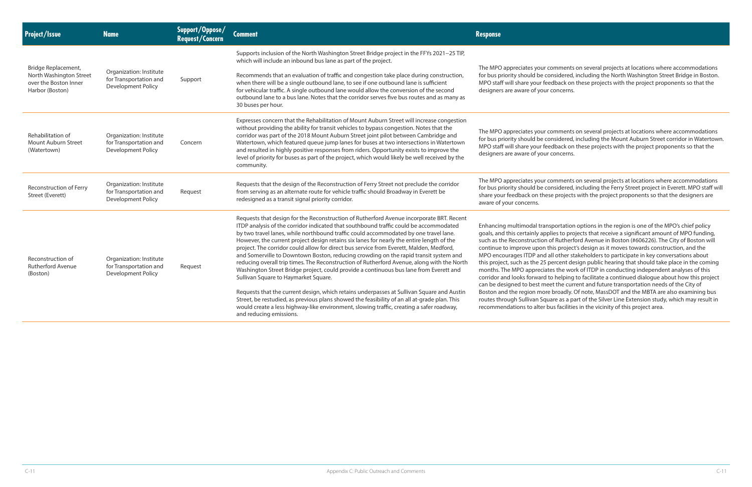| Project/Issue | Name | Support/Oppose/ Request/Concern | Comment | Response |
|---|---|---|---|---|
| Bridge Replacement, North Washington Street over the Boston Inner Harbor (Boston) | Organization: Institute for Transportation and Development Policy | Support | Supports inclusion of the North Washington Street Bridge project in the FFYs 2021–25 TIP, which will include an inbound bus lane as part of the project.<br><br>Recommends that an evaluation of traffic and congestion take place during construction, when there will be a single outbound lane, to see if one outbound lane is sufficient for vehicular traffic. A single outbound lane would allow the conversion of the second outbound lane to a bus lane. Notes that the corridor serves five bus routes and as many as 30 buses per hour. | The MPO appreciates your comments on several projects at locations where accommodations for bus priority should be considered, including the North Washington Street Bridge in Boston. MPO staff will share your feedback on these projects with the project proponents so that the designers are aware of your concerns. |
| Rehabilitation of Mount Auburn Street (Watertown) | Organization: Institute for Transportation and Development Policy | Concern | Expresses concern that the Rehabilitation of Mount Auburn Street will increase congestion without providing the ability for transit vehicles to bypass congestion. Notes that the corridor was part of the 2018 Mount Auburn Street joint pilot between Cambridge and Watertown, which featured queue jump lanes for buses at two intersections in Watertown and resulted in highly positive responses from riders. Opportunity exists to improve the level of priority for buses as part of the project, which would likely be well received by the community. | The MPO appreciates your comments on several projects at locations where accommodations for bus priority should be considered, including the Mount Auburn Street corridor in Watertown. MPO staff will share your feedback on these projects with the project proponents so that the designers are aware of your concerns. |
| Reconstruction of Ferry Street (Everett) | Organization: Institute for Transportation and Development Policy | Request | Requests that the design of the Reconstruction of Ferry Street not preclude the corridor from serving as an alternate route for vehicle traffic should Broadway in Everett be redesigned as a transit signal priority corridor. | The MPO appreciates your comments on several projects at locations where accommodations for bus priority should be considered, including the Ferry Street project in Everett. MPO staff will share your feedback on these projects with the project proponents so that the designers are aware of your concerns. |
| Reconstruction of Rutherford Avenue (Boston) | Organization: Institute for Transportation and Development Policy | Request | Requests that design for the Reconstruction of Rutherford Avenue incorporate BRT. Recent ITDP analysis of the corridor indicated that southbound traffic could be accommodated by two travel lanes, while northbound traffic could accommodated by one travel lane. However, the current project design retains six lanes for nearly the entire length of the project. The corridor could allow for direct bus service from Everett, Malden, Medford, and Somerville to Downtown Boston, reducing crowding on the rapid transit system and reducing overall trip times. The Reconstruction of Rutherford Avenue, along with the North Washington Street Bridge project, could provide a continuous bus lane from Everett and Sullivan Square to Haymarket Square.<br><br>Requests that the current design, which retains underpasses at Sullivan Square and Austin Street, be restudied, as previous plans showed the feasibility of an all at-grade plan. This would create a less highway-like environment, slowing traffic, creating a safer roadway, and reducing emissions. | Enhancing multimodal transportation options in the region is one of the MPO's chief policy goals, and this certainly applies to projects that receive a significant amount of MPO funding, such as the Reconstruction of Rutherford Avenue in Boston (#606226). The City of Boston will continue to improve upon this project's design as it moves towards construction, and the MPO encourages ITDP and all other stakeholders to participate in key conversations about this project, such as the 25 percent design public hearing that should take place in the coming months. The MPO appreciates the work of ITDP in conducting independent analyses of this corridor and looks forward to helping to facilitate a continued dialogue about how this project can be designed to best meet the current and future transportation needs of the City of Boston and the region more broadly. Of note, MassDOT and the MBTA are also examining bus routes through Sullivan Square as a part of the Silver Line Extension study, which may result in recommendations to alter bus facilities in the vicinity of this project area. |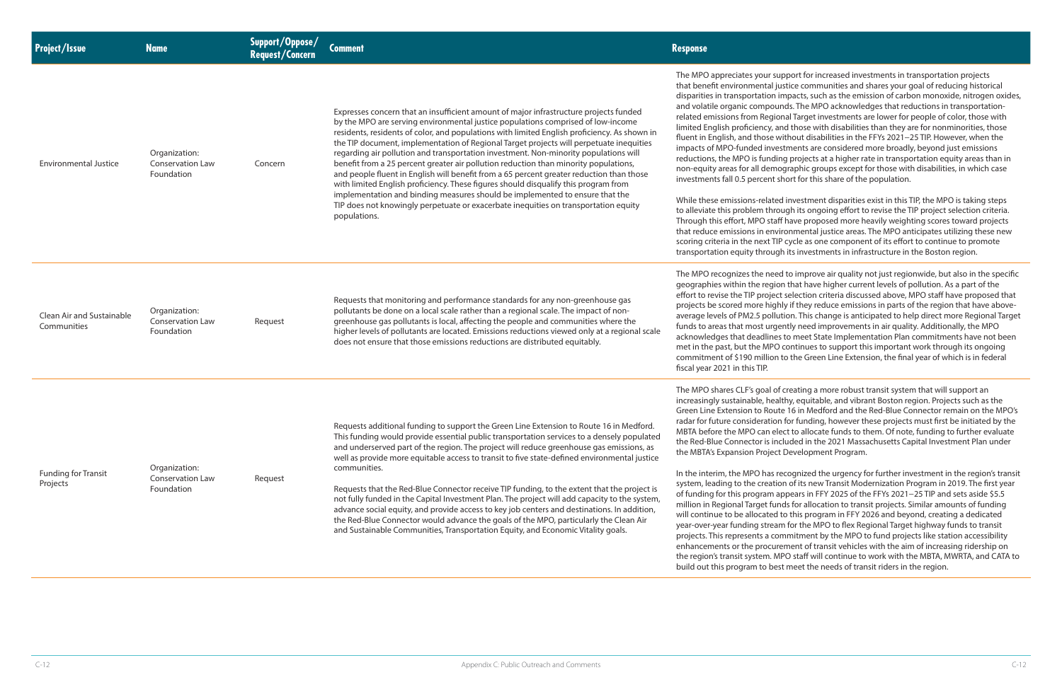| Project/Issue | Name | Support/Oppose/ Request/Concern | Comment | Response |
|---|---|---|---|---|
| Environmental Justice | Organization: Conservation Law Foundation | Concern | Expresses concern that an insufficient amount of major infrastructure projects funded by the MPO are serving environmental justice populations comprised of low-income residents, residents of color, and populations with limited English proficiency. As shown in the TIP document, implementation of Regional Target projects will perpetuate inequities regarding air pollution and transportation investment. Non-minority populations will benefit from a 25 percent greater air pollution reduction than minority populations, and people fluent in English will benefit from a 65 percent greater reduction than those with limited English proficiency. These figures should disqualify this program from implementation and binding measures should be implemented to ensure that the TIP does not knowingly perpetuate or exacerbate inequities on transportation equity populations. | The MPO appreciates your support for increased investments in transportation projects that benefit environmental justice communities and shares your goal of reducing historical disparities in transportation impacts, such as the emission of carbon monoxide, nitrogen oxides, and volatile organic compounds. The MPO acknowledges that reductions in transportation-related emissions from Regional Target investments are lower for people of color, those with limited English proficiency, and those with disabilities than they are for nonminorities, those fluent in English, and those without disabilities in the FFYs 2021–25 TIP. However, when the impacts of MPO-funded investments are considered more broadly, beyond just emissions reductions, the MPO is funding projects at a higher rate in transportation equity areas than in non-equity areas for all demographic groups except for those with disabilities, in which case investments fall 0.5 percent short for this share of the population.<br><br>While these emissions-related investment disparities exist in this TIP, the MPO is taking steps to alleviate this problem through its ongoing effort to revise the TIP project selection criteria. Through this effort, MPO staff have proposed more heavily weighting scores toward projects that reduce emissions in environmental justice areas. The MPO anticipates utilizing these new scoring criteria in the next TIP cycle as one component of its effort to continue to promote transportation equity through its investments in infrastructure in the Boston region. |
| Clean Air and Sustainable Communities | Organization: Conservation Law Foundation | Request | Requests that monitoring and performance standards for any non-greenhouse gas pollutants be done on a local scale rather than a regional scale. The impact of non-greenhouse gas pollutants is local, affecting the people and communities where the higher levels of pollutants are located. Emissions reductions viewed only at a regional scale does not ensure that those emissions reductions are distributed equitably. | The MPO recognizes the need to improve air quality not just regionwide, but also in the specific geographies within the region that have higher current levels of pollution. As a part of the effort to revise the TIP project selection criteria discussed above, MPO staff have proposed that projects be scored more highly if they reduce emissions in parts of the region that have above-average levels of PM2.5 pollution. This change is anticipated to help direct more Regional Target funds to areas that most urgently need improvements in air quality. Additionally, the MPO acknowledges that deadlines to meet State Implementation Plan commitments have not been met in the past, but the MPO continues to support this important work through its ongoing commitment of $190 million to the Green Line Extension, the final year of which is in federal fiscal year 2021 in this TIP. |
| Funding for Transit Projects | Organization: Conservation Law Foundation | Request | Requests additional funding to support the Green Line Extension to Route 16 in Medford. This funding would provide essential public transportation services to a densely populated and underserved part of the region. The project will reduce greenhouse gas emissions, as well as provide more equitable access to transit to five state-defined environmental justice communities.<br><br>Requests that the Red-Blue Connector receive TIP funding, to the extent that the project is not fully funded in the Capital Investment Plan. The project will add capacity to the system, advance social equity, and provide access to key job centers and destinations. In addition, the Red-Blue Connector would advance the goals of the MPO, particularly the Clean Air and Sustainable Communities, Transportation Equity, and Economic Vitality goals. | The MPO shares CLF's goal of creating a more robust transit system that will support an increasingly sustainable, healthy, equitable, and vibrant Boston region. Projects such as the Green Line Extension to Route 16 in Medford and the Red-Blue Connector remain on the MPO's radar for future consideration for funding, however these projects must first be initiated by the MBTA before the MPO can elect to allocate funds to them. Of note, funding to further evaluate the Red-Blue Connector is included in the 2021 Massachusetts Capital Investment Plan under the MBTA's Expansion Project Development Program.<br><br>In the interim, the MPO has recognized the urgency for further investment in the region's transit system, leading to the creation of its new Transit Modernization Program in 2019. The first year of funding for this program appears in FFY 2025 of the FFYs 2021–25 TIP and sets aside $5.5 million in Regional Target funds for allocation to transit projects. Similar amounts of funding will continue to be allocated to this program in FFY 2026 and beyond, creating a dedicated year-over-year funding stream for the MPO to flex Regional Target highway funds to transit projects. This represents a commitment by the MPO to fund projects like station accessibility enhancements or the procurement of transit vehicles with the aim of increasing ridership on the region's transit system. MPO staff will continue to work with the MBTA, MWRTA, and CATA to build out this program to best meet the needs of transit riders in the region. |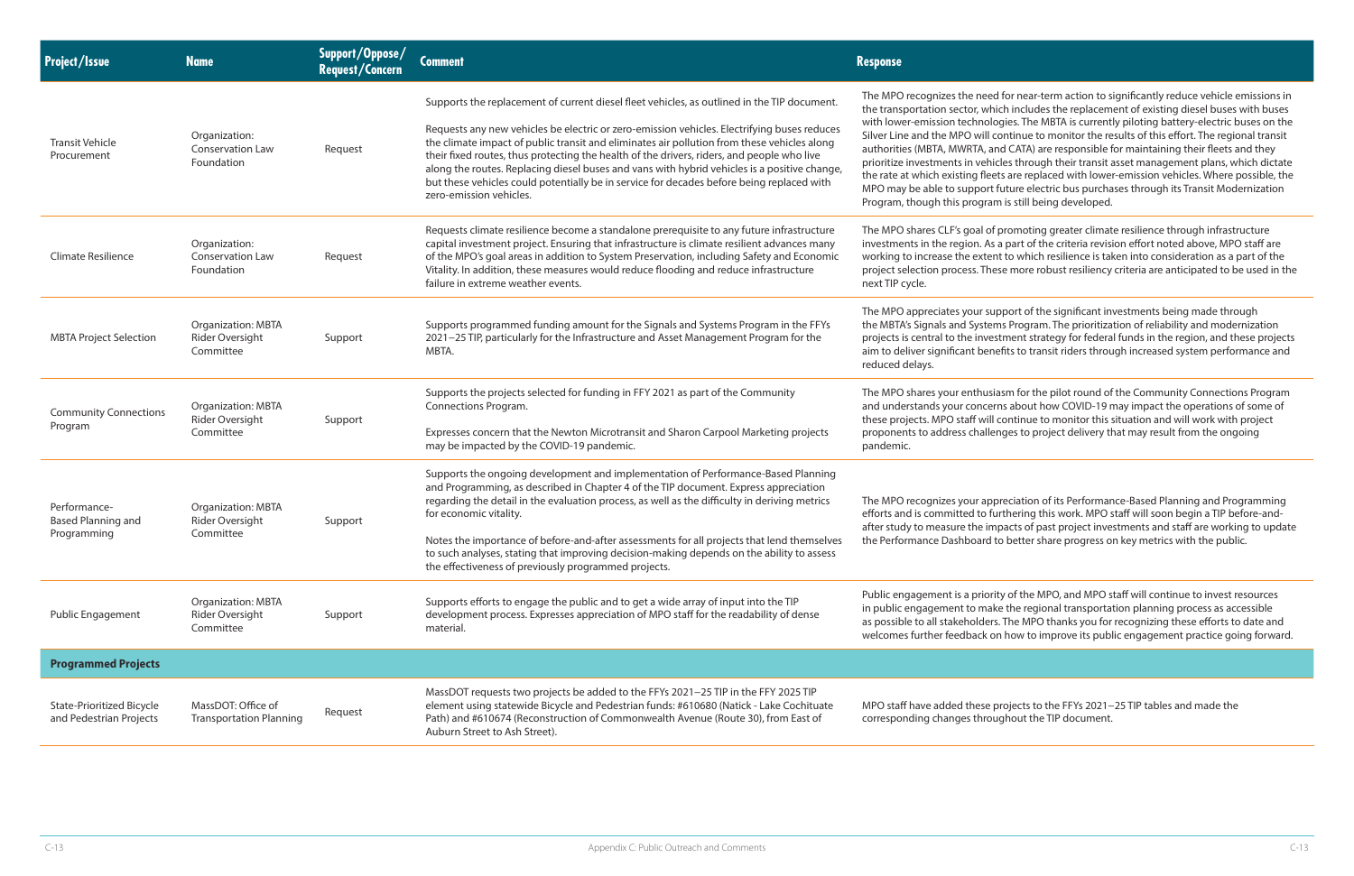| Project/Issue | Name | Support/Oppose/ Request/Concern | Comment | Response |
| --- | --- | --- | --- | --- |
| Transit Vehicle Procurement | Organization: Conservation Law Foundation | Request | Supports the replacement of current diesel fleet vehicles, as outlined in the TIP document.<br><br>Requests any new vehicles be electric or zero-emission vehicles. Electrifying buses reduces the climate impact of public transit and eliminates air pollution from these vehicles along their fixed routes, thus protecting the health of the drivers, riders, and people who live along the routes. Replacing diesel buses and vans with hybrid vehicles is a positive change, but these vehicles could potentially be in service for decades before being replaced with zero-emission vehicles. | The MPO recognizes the need for near-term action to significantly reduce vehicle emissions in the transportation sector, which includes the replacement of existing diesel buses with buses with lower-emission technologies. The MBTA is currently piloting battery-electric buses on the Silver Line and the MPO will continue to monitor the results of this effort. The regional transit authorities (MBTA, MWRTA, and CATA) are responsible for maintaining their fleets and they prioritize investments in vehicles through their transit asset management plans, which dictate the rate at which existing fleets are replaced with lower-emission vehicles. Where possible, the MPO may be able to support future electric bus purchases through its Transit Modernization Program, though this program is still being developed. |
| Climate Resilience | Organization: Conservation Law Foundation | Request | Requests climate resilience become a standalone prerequisite to any future infrastructure capital investment project. Ensuring that infrastructure is climate resilient advances many of the MPO's goal areas in addition to System Preservation, including Safety and Economic Vitality. In addition, these measures would reduce flooding and reduce infrastructure failure in extreme weather events. | The MPO shares CLF's goal of promoting greater climate resilience through infrastructure investments in the region. As a part of the criteria revision effort noted above, MPO staff are working to increase the extent to which resilience is taken into consideration as a part of the project selection process. These more robust resiliency criteria are anticipated to be used in the next TIP cycle. |
| MBTA Project Selection | Organization: MBTA Rider Oversight Committee | Support | Supports programmed funding amount for the Signals and Systems Program in the FFYs 2021–25 TIP, particularly for the Infrastructure and Asset Management Program for the MBTA. | The MPO appreciates your support of the significant investments being made through the MBTA's Signals and Systems Program. The prioritization of reliability and modernization projects is central to the investment strategy for federal funds in the region, and these projects aim to deliver significant benefits to transit riders through increased system performance and reduced delays. |
| Community Connections Program | Organization: MBTA Rider Oversight Committee | Support | Supports the projects selected for funding in FFY 2021 as part of the Community Connections Program.<br><br>Expresses concern that the Newton Microtransit and Sharon Carpool Marketing projects may be impacted by the COVID-19 pandemic. | The MPO shares your enthusiasm for the pilot round of the Community Connections Program and understands your concerns about how COVID-19 may impact the operations of some of these projects. MPO staff will continue to monitor this situation and will work with project proponents to address challenges to project delivery that may result from the ongoing pandemic. |
| Performance-Based Planning and Programming | Organization: MBTA Rider Oversight Committee | Support | Supports the ongoing development and implementation of Performance-Based Planning and Programming, as described in Chapter 4 of the TIP document. Express appreciation regarding the detail in the evaluation process, as well as the difficulty in deriving metrics for economic vitality.<br><br>Notes the importance of before-and-after assessments for all projects that lend themselves to such analyses, stating that improving decision-making depends on the ability to assess the effectiveness of previously programmed projects. | The MPO recognizes your appreciation of its Performance-Based Planning and Programming efforts and is committed to furthering this work. MPO staff will soon begin a TIP before-and-after study to measure the impacts of past project investments and staff are working to update the Performance Dashboard to better share progress on key metrics with the public. |
| Public Engagement | Organization: MBTA Rider Oversight Committee | Support | Supports efforts to engage the public and to get a wide array of input into the TIP development process. Expresses appreciation of MPO staff for the readability of dense material. | Public engagement is a priority of the MPO, and MPO staff will continue to invest resources in public engagement to make the regional transportation planning process as accessible as possible to all stakeholders. The MPO thanks you for recognizing these efforts to date and welcomes further feedback on how to improve its public engagement practice going forward. |
| **Programmed Projects** | | | | |
| State-Prioritized Bicycle and Pedestrian Projects | MassDOT: Office of Transportation Planning | Request | MassDOT requests two projects be added to the FFYs 2021–25 TIP in the FFY 2025 TIP element using statewide Bicycle and Pedestrian funds: #610680 (Natick - Lake Cochituate Path) and #610674 (Reconstruction of Commonwealth Avenue (Route 30), from East of Auburn Street to Ash Street). | MPO staff have added these projects to the FFYs 2021–25 TIP tables and made the corresponding changes throughout the TIP document. |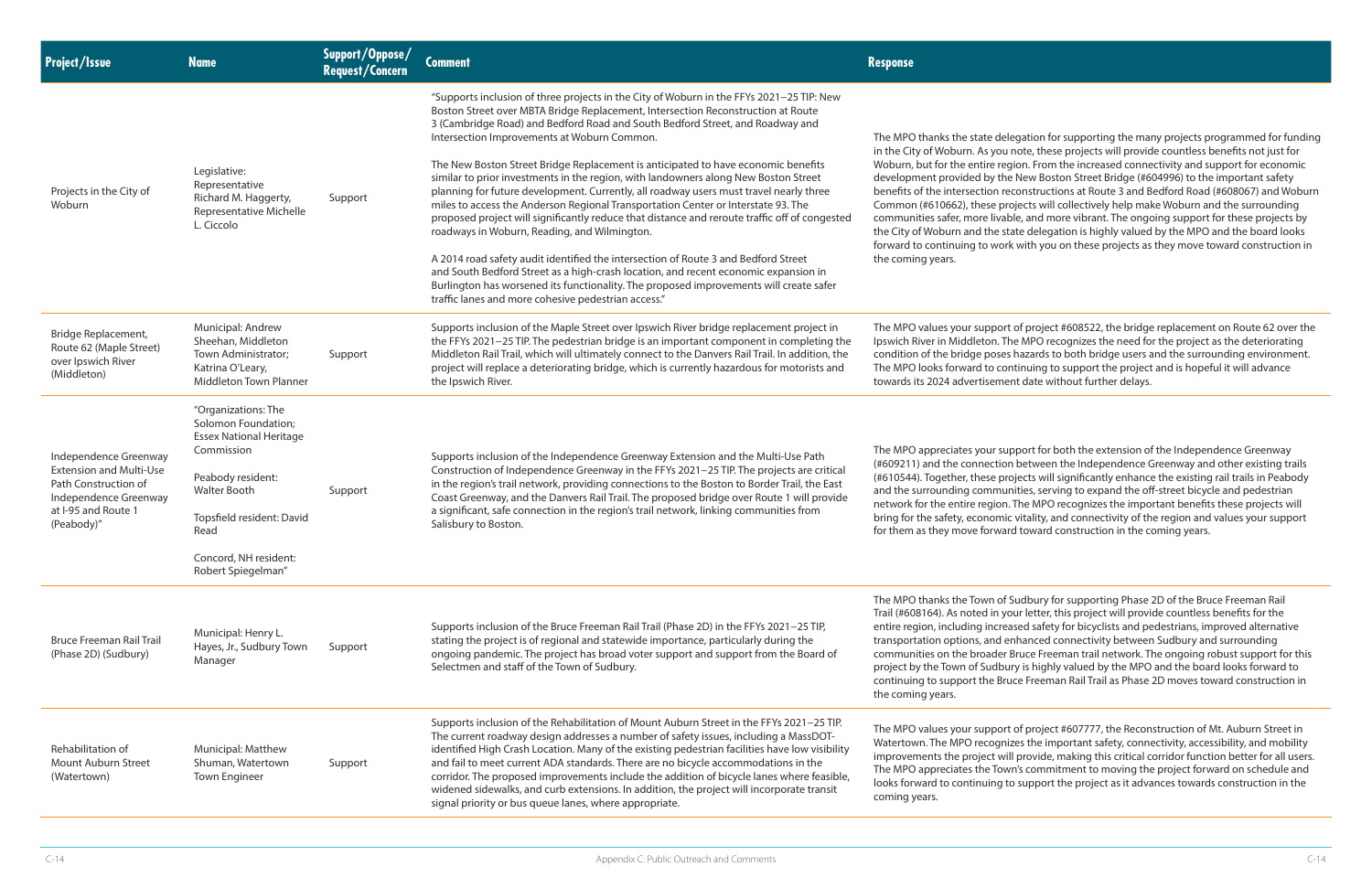| Project/Issue | Name | Support/Oppose/ Request/Concern | Comment | Response |
|---|---|---|---|---|
| Projects in the City of Woburn | Legislative: Representative Richard M. Haggerty, Representative Michelle L. Ciccolo | Support | "Supports inclusion of three projects in the City of Woburn in the FFYs 2021–25 TIP: New Boston Street over MBTA Bridge Replacement, Intersection Reconstruction at Route 3 (Cambridge Road) and Bedford Road and South Bedford Street, and Roadway and Intersection Improvements at Woburn Common.<br><br>The New Boston Street Bridge Replacement is anticipated to have economic benefits similar to prior investments in the region, with landowners along New Boston Street planning for future development. Currently, all roadway users must travel nearly three miles to access the Anderson Regional Transportation Center or Interstate 93. The proposed project will significantly reduce that distance and reroute traffic off of congested roadways in Woburn, Reading, and Wilmington.<br><br>A 2014 road safety audit identified the intersection of Route 3 and Bedford Street and South Bedford Street as a high-crash location, and recent economic expansion in Burlington has worsened its functionality. The proposed improvements will create safer traffic lanes and more cohesive pedestrian access." | The MPO thanks the state delegation for supporting the many projects programmed for funding in the City of Woburn. As you note, these projects will provide countless benefits not just for Woburn, but for the entire region. From the increased connectivity and support for economic development provided by the New Boston Street Bridge (#604996) to the important safety benefits of the intersection reconstructions at Route 3 and Bedford Road (#608067) and Woburn Common (#610662), these projects will collectively help make Woburn and the surrounding communities safer, more livable, and more vibrant. The ongoing support for these projects by the City of Woburn and the state delegation is highly valued by the MPO and the board looks forward to continuing to work with you on these projects as they move toward construction in the coming years. |
| Bridge Replacement, Route 62 (Maple Street) over Ipswich River (Middleton) | Municipal: Andrew Sheehan, Middleton Town Administrator; Katrina O'Leary, Middleton Town Planner | Support | Supports inclusion of the Maple Street over Ipswich River bridge replacement project in the FFYs 2021–25 TIP. The pedestrian bridge is an important component in completing the Middleton Rail Trail, which will ultimately connect to the Danvers Rail Trail. In addition, the project will replace a deteriorating bridge, which is currently hazardous for motorists and the Ipswich River. | The MPO values your support of project #608522, the bridge replacement on Route 62 over the Ipswich River in Middleton. The MPO recognizes the need for the project as the deteriorating condition of the bridge poses hazards to both bridge users and the surrounding environment. The MPO looks forward to continuing to support the project and is hopeful it will advance towards its 2024 advertisement date without further delays. |
| Independence Greenway Extension and Multi-Use Path Construction of Independence Greenway at I-95 and Route 1 (Peabody)" | "Organizations: The Solomon Foundation; Essex National Heritage Commission<br><br>Peabody resident: Walter Booth<br><br>Topsfield resident: David Read<br><br>Concord, NH resident: Robert Spiegelman" | Support | Supports inclusion of the Independence Greenway Extension and the Multi-Use Path Construction of Independence Greenway in the FFYs 2021–25 TIP. The projects are critical in the region's trail network, providing connections to the Boston to Border Trail, the East Coast Greenway, and the Danvers Rail Trail. The proposed bridge over Route 1 will provide a significant, safe connection in the region's trail network, linking communities from Salisbury to Boston. | The MPO appreciates your support for both the extension of the Independence Greenway (#609211) and the connection between the Independence Greenway and other existing trails (#610544). Together, these projects will significantly enhance the existing rail trails in Peabody and the surrounding communities, serving to expand the off-street bicycle and pedestrian network for the entire region. The MPO recognizes the important benefits these projects will bring for the safety, economic vitality, and connectivity of the region and values your support for them as they move forward toward construction in the coming years. |
| Bruce Freeman Rail Trail (Phase 2D) (Sudbury) | Municipal: Henry L. Hayes, Jr., Sudbury Town Manager | Support | Supports inclusion of the Bruce Freeman Rail Trail (Phase 2D) in the FFYs 2021–25 TIP, stating the project is of regional and statewide importance, particularly during the ongoing pandemic. The project has broad voter support and support from the Board of Selectmen and staff of the Town of Sudbury. | The MPO thanks the Town of Sudbury for supporting Phase 2D of the Bruce Freeman Rail Trail (#608164). As noted in your letter, this project will provide countless benefits for the entire region, including increased safety for bicyclists and pedestrians, improved alternative transportation options, and enhanced connectivity between Sudbury and surrounding communities on the broader Bruce Freeman trail network. The ongoing robust support for this project by the Town of Sudbury is highly valued by the MPO and the board looks forward to continuing to support the Bruce Freeman Rail Trail as Phase 2D moves toward construction in the coming years. |
| Rehabilitation of Mount Auburn Street (Watertown) | Municipal: Matthew Shuman, Watertown Town Engineer | Support | Supports inclusion of the Rehabilitation of Mount Auburn Street in the FFYs 2021–25 TIP. The current roadway design addresses a number of safety issues, including a MassDOT-identified High Crash Location. Many of the existing pedestrian facilities have low visibility and fail to meet current ADA standards. There are no bicycle accommodations in the corridor. The proposed improvements include the addition of bicycle lanes where feasible, widened sidewalks, and curb extensions. In addition, the project will incorporate transit signal priority or bus queue lanes, where appropriate. | The MPO values your support of project #607777, the Reconstruction of Mt. Auburn Street in Watertown. The MPO recognizes the important safety, connectivity, accessibility, and mobility improvements the project will provide, making this critical corridor function better for all users. The MPO appreciates the Town's commitment to moving the project forward on schedule and looks forward to continuing to support the project as it advances towards construction in the coming years. |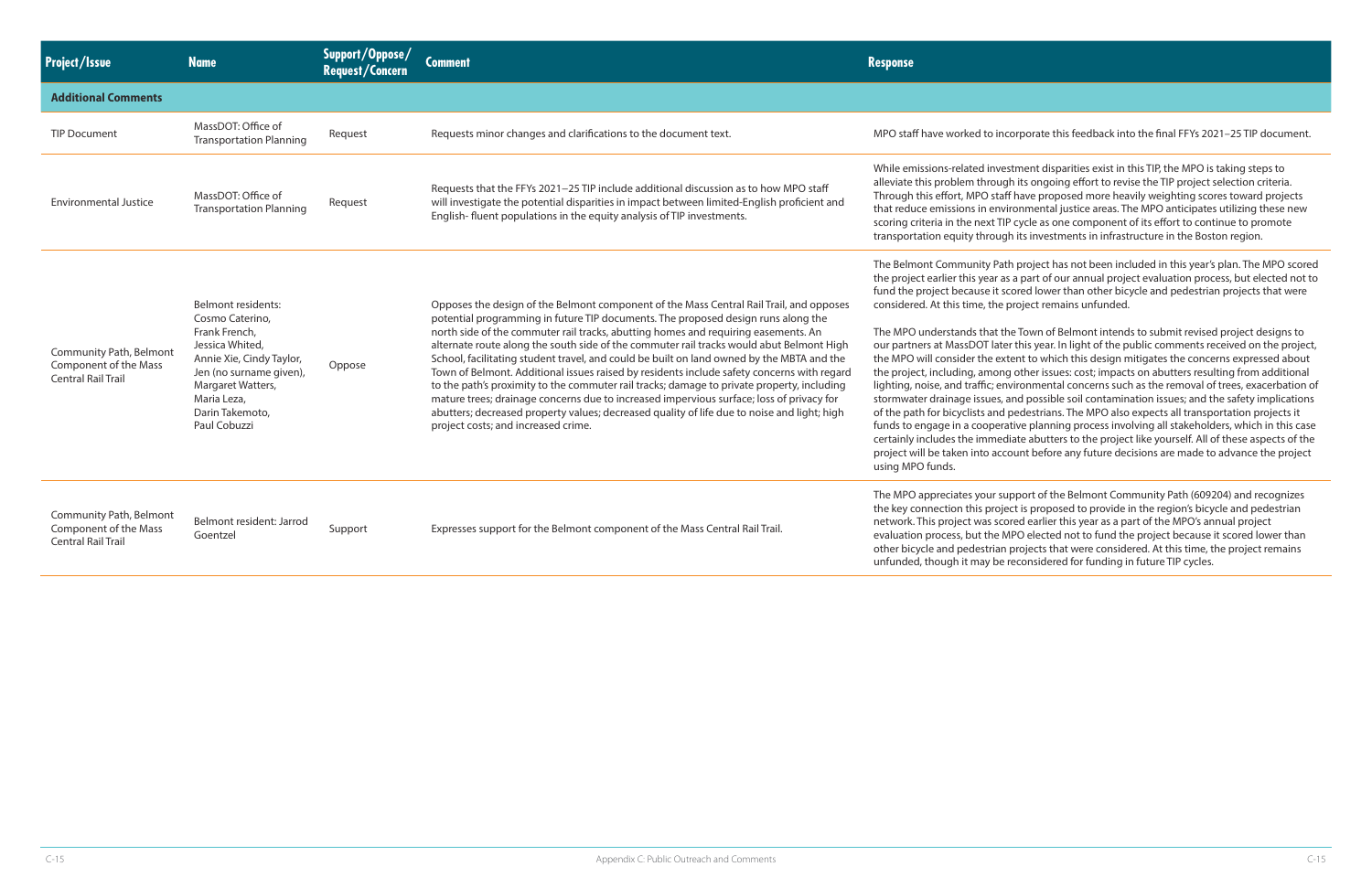| Project/Issue | Name | Support/Oppose/ Request/Concern | Comment | Response |
|---|---|---|---|---|
| **Additional Comments** | | | | |
| TIP Document | MassDOT: Office of Transportation Planning | Request | Requests minor changes and clarifications to the document text. | MPO staff have worked to incorporate this feedback into the final FFYs 2021–25 TIP document. |
| Environmental Justice | MassDOT: Office of Transportation Planning | Request | Requests that the FFYs 2021–25 TIP include additional discussion as to how MPO staff will investigate the potential disparities in impact between limited-English proficient and English- fluent populations in the equity analysis of TIP investments. | While emissions-related investment disparities exist in this TIP, the MPO is taking steps to alleviate this problem through its ongoing effort to revise the TIP project selection criteria. Through this effort, MPO staff have proposed more heavily weighting scores toward projects that reduce emissions in environmental justice areas. The MPO anticipates utilizing these new scoring criteria in the next TIP cycle as one component of its effort to continue to promote transportation equity through its investments in infrastructure in the Boston region. |
| Community Path, Belmont Component of the Mass Central Rail Trail | Belmont residents: Cosmo Caterino, Frank French, Jessica Whited, Annie Xie, Cindy Taylor, Jen (no surname given), Margaret Watters, Maria Leza, Darin Takemoto, Paul Cobuzzi | Oppose | Opposes the design of the Belmont component of the Mass Central Rail Trail, and opposes potential programming in future TIP documents. The proposed design runs along the north side of the commuter rail tracks, abutting homes and requiring easements. An alternate route along the south side of the commuter rail tracks would abut Belmont High School, facilitating student travel, and could be built on land owned by the MBTA and the Town of Belmont. Additional issues raised by residents include safety concerns with regard to the path's proximity to the commuter rail tracks; damage to private property, including mature trees; drainage concerns due to increased impervious surface; loss of privacy for abutters; decreased property values; decreased quality of life due to noise and light; high project costs; and increased crime. | The Belmont Community Path project has not been included in this year's plan. The MPO scored the project earlier this year as a part of our annual project evaluation process, but elected not to fund the project because it scored lower than other bicycle and pedestrian projects that were considered. At this time, the project remains unfunded.<br><br>The MPO understands that the Town of Belmont intends to submit revised project designs to our partners at MassDOT later this year. In light of the public comments received on the project, the MPO will consider the extent to which this design mitigates the concerns expressed about the project, including, among other issues: cost; impacts on abutters resulting from additional lighting, noise, and traffic; environmental concerns such as the removal of trees, exacerbation of stormwater drainage issues, and possible soil contamination issues; and the safety implications of the path for bicyclists and pedestrians. The MPO also expects all transportation projects it funds to engage in a cooperative planning process involving all stakeholders, which in this case certainly includes the immediate abutters to the project like yourself. All of these aspects of the project will be taken into account before any future decisions are made to advance the project using MPO funds. |
| Community Path, Belmont Component of the Mass Central Rail Trail | Belmont resident: Jarrod Goentzel | Support | Expresses support for the Belmont component of the Mass Central Rail Trail. | The MPO appreciates your support of the Belmont Community Path (609204) and recognizes the key connection this project is proposed to provide in the region's bicycle and pedestrian network. This project was scored earlier this year as a part of the MPO's annual project evaluation process, but the MPO elected not to fund the project because it scored lower than other bicycle and pedestrian projects that were considered. At this time, the project remains unfunded, though it may be reconsidered for funding in future TIP cycles. |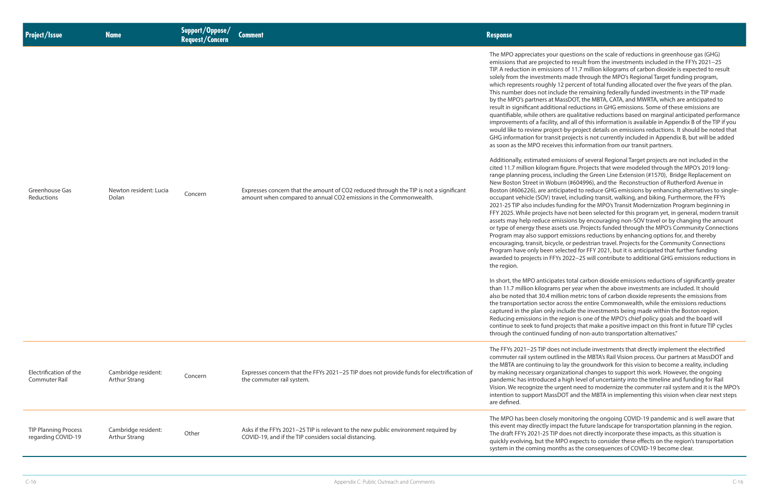| Project/Issue | Name | Support/Oppose/ Request/Concern | Comment | Response |
|---|---|---|---|---|
| Greenhouse Gas Reductions | Newton resident: Lucia Dolan | Concern | Expresses concern that the amount of CO2 reduced through the TIP is not a significant amount when compared to annual CO2 emissions in the Commonwealth. | The MPO appreciates your questions on the scale of reductions in greenhouse gas (GHG) emissions that are projected to result from the investments included in the FFYs 2021–25 TIP. A reduction in emissions of 11.7 million kilograms of carbon dioxide is expected to result solely from the investments made through the MPO's Regional Target funding program, which represents roughly 12 percent of total funding allocated over the five years of the plan. This number does not include the remaining federally funded investments in the TIP made by the MPO's partners at MassDOT, the MBTA, CATA, and MWRTA, which are anticipated to result in significant additional reductions in GHG emissions. Some of these emissions are quantifiable, while others are qualitative reductions based on marginal anticipated performance improvements of a facility, and all of this information is available in Appendix B of the TIP if you would like to review project-by-project details on emissions reductions. It should be noted that GHG information for transit projects is not currently included in Appendix B, but will be added as soon as the MPO receives this information from our transit partners.<br><br>Additionally, estimated emissions of several Regional Target projects are not included in the cited 11.7 million kilogram figure. Projects that were modeled through the MPO's 2019 long-range planning process, including the Green Line Extension (#1570), Bridge Replacement on New Boston Street in Woburn (#604996), and the Reconstruction of Rutherford Avenue in Boston (#606226), are anticipated to reduce GHG emissions by enhancing alternatives to single-occupant vehicle (SOV) travel, including transit, walking, and biking. Furthermore, the FFYs 2021-25 TIP also includes funding for the MPO's Transit Modernization Program beginning in FFY 2025. While projects have not been selected for this program yet, in general, modern transit assets may help reduce emissions by encouraging non-SOV travel or by changing the amount or type of energy these assets use. Projects funded through the MPO's Community Connections Program may also support emissions reductions by enhancing options for, and thereby encouraging, transit, bicycle, or pedestrian travel. Projects for the Community Connections Program have only been selected for FFY 2021, but it is anticipated that further funding awarded to projects in FFYs 2022–25 will contribute to additional GHG emissions reductions in the region.<br><br>In short, the MPO anticipates total carbon dioxide emissions reductions of significantly greater than 11.7 million kilograms per year when the above investments are included. It should also be noted that 30.4 million metric tons of carbon dioxide represents the emissions from the transportation sector across the entire Commonwealth, while the emissions reductions captured in the plan only include the investments being made within the Boston region. Reducing emissions in the region is one of the MPO's chief policy goals and the board will continue to seek to fund projects that make a positive impact on this front in future TIP cycles through the continued funding of non-auto transportation alternatives." |
| Electrification of the Commuter Rail | Cambridge resident: Arthur Strang | Concern | Expresses concern that the FFYs 2021–25 TIP does not provide funds for electrification of the commuter rail system. | The FFYs 2021–25 TIP does not include investments that directly implement the electrified commuter rail system outlined in the MBTA's Rail Vision process. Our partners at MassDOT and the MBTA are continuing to lay the groundwork for this vision to become a reality, including by making necessary organizational changes to support this work. However, the ongoing pandemic has introduced a high level of uncertainty into the timeline and funding for Rail Vision. We recognize the urgent need to modernize the commuter rail system and it is the MPO's intention to support MassDOT and the MBTA in implementing this vision when clear next steps are defined. |
| TIP Planning Process regarding COVID-19 | Cambridge resident: Arthur Strang | Other | Asks if the FFYs 2021–25 TIP is relevant to the new public environment required by COVID-19, and if the TIP considers social distancing. | The MPO has been closely monitoring the ongoing COVID-19 pandemic and is well aware that this event may directly impact the future landscape for transportation planning in the region. The draft FFYs 2021-25 TIP does not directly incorporate these impacts, as this situation is quickly evolving, but the MPO expects to consider these effects on the region's transportation system in the coming months as the consequences of COVID-19 become clear. |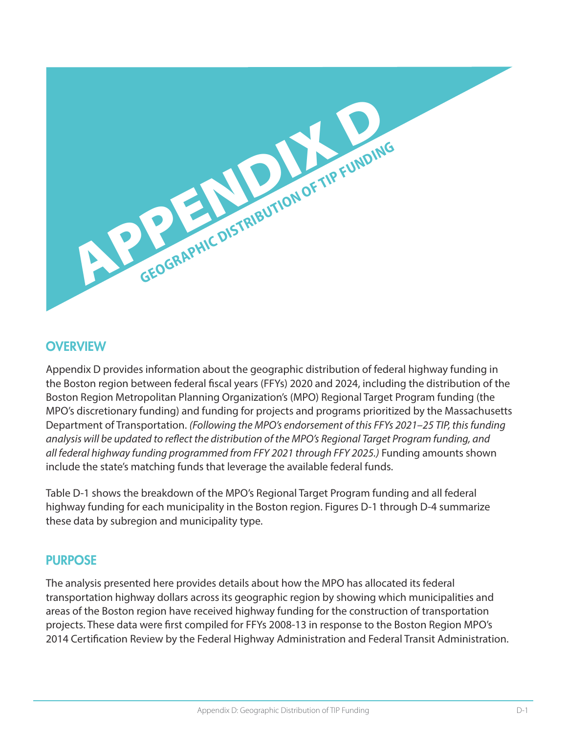# APPENDIX D

## GEOGRAPHIC DISTRIBUTION OF TIP FUNDING

## OVERVIEW

Appendix D provides information about the geographic distribution of federal highway funding in the Boston region between federal fiscal years (FFYs) 2020 and 2024, including the distribution of the Boston Region Metropolitan Planning Organization's (MPO) Regional Target Program funding (the MPO's discretionary funding) and funding for projects and programs prioritized by the Massachusetts Department of Transportation. *(Following the MPO's endorsement of this FFYs 2021–25 TIP, this funding analysis will be updated to reflect the distribution of the MPO's Regional Target Program funding, and all federal highway funding programmed from FFY 2021 through FFY 2025.)* Funding amounts shown include the state's matching funds that leverage the available federal funds.

Table D-1 shows the breakdown of the MPO's Regional Target Program funding and all federal highway funding for each municipality in the Boston region. Figures D-1 through D-4 summarize these data by subregion and municipality type.

## PURPOSE

The analysis presented here provides details about how the MPO has allocated its federal transportation highway dollars across its geographic region by showing which municipalities and areas of the Boston region have received highway funding for the construction of transportation projects. These data were first compiled for FFYs 2008-13 in response to the Boston Region MPO's 2014 Certification Review by the Federal Highway Administration and Federal Transit Administration.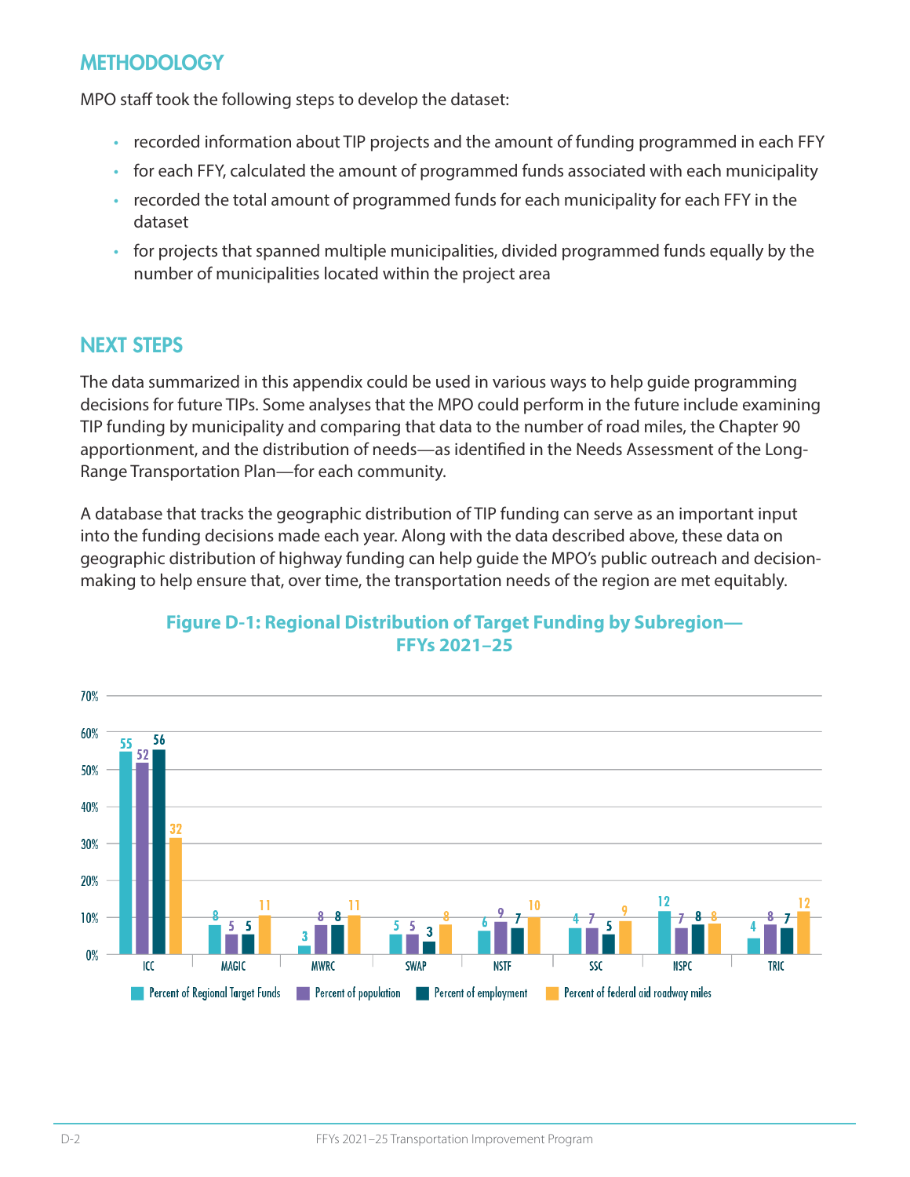## METHODOLOGY

MPO staff took the following steps to develop the dataset:

- recorded information about TIP projects and the amount of funding programmed in each FFY
- for each FFY, calculated the amount of programmed funds associated with each municipality
- recorded the total amount of programmed funds for each municipality for each FFY in the dataset
- for projects that spanned multiple municipalities, divided programmed funds equally by the number of municipalities located within the project area

## NEXT STEPS

The data summarized in this appendix could be used in various ways to help guide programming decisions for future TIPs. Some analyses that the MPO could perform in the future include examining TIP funding by municipality and comparing that data to the number of road miles, the Chapter 90 apportionment, and the distribution of needs—as identified in the Needs Assessment of the Long-Range Transportation Plan—for each community.

A database that tracks the geographic distribution of TIP funding can serve as an important input into the funding decisions made each year. Along with the data described above, these data on geographic distribution of highway funding can help guide the MPO's public outreach and decision-making to help ensure that, over time, the transportation needs of the region are met equitably.

**Figure D-1: Regional Distribution of Target Funding by Subregion—FFYs 2021–25**

| Subregion | Percent of Regional Target Funds | Percent of population | Percent of employment | Percent of federal aid roadway miles |
|---|---|---|---|---|
| ICC | 55 | 52 | 56 | 32 |
| MAGIC | 8 | 5 | 5 | 11 |
| MWRC | 3 | 8 | 8 | 11 |
| SWAP | 5 | 5 | 3 | 8 |
| NSTF | 6 | 9 | 7 | 10 |
| SSC | 4 | 7 | 5 | 9 |
| NSPC | 12 | 7 | 8 | 8 |
| TRIC | 4 | 8 | 7 | 12 |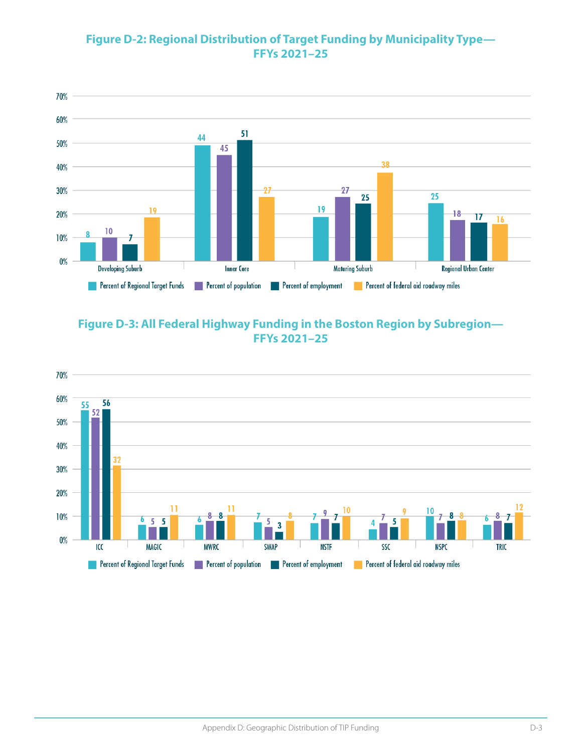## Figure D-2: Regional Distribution of Target Funding by Municipality Type—FFYs 2021–25

| Municipality Type | Percent of Regional Target Funds | Percent of population | Percent of employment | Percent of federal aid roadway miles |
|---|---|---|---|---|
| Developing Suburb | 8 | 10 | 7 | 19 |
| Inner Core | 44 | 45 | 51 | 27 |
| Maturing Suburb | 19 | 27 | 25 | 38 |
| Regional Urban Center | 25 | 18 | 17 | 16 |

## Figure D-3: All Federal Highway Funding in the Boston Region by Subregion—FFYs 2021–25

| Subregion | Percent of Regional Target Funds | Percent of population | Percent of employment | Percent of federal aid roadway miles |
|---|---|---|---|---|
| ICC | 55 | 52 | 56 | 32 |
| MAGIC | 6 | 5 | 5 | 11 |
| MWRC | 6 | 8 | 8 | 11 |
| SWAP | 7 | 5 | 3 | 8 |
| NSTF | 7 | 9 | 7 | 10 |
| SSC | 4 | 7 | 5 | 9 |
| NSPC | 10 | 7 | 8 | 8 |
| TRIC | 6 | 8 | 7 | 12 |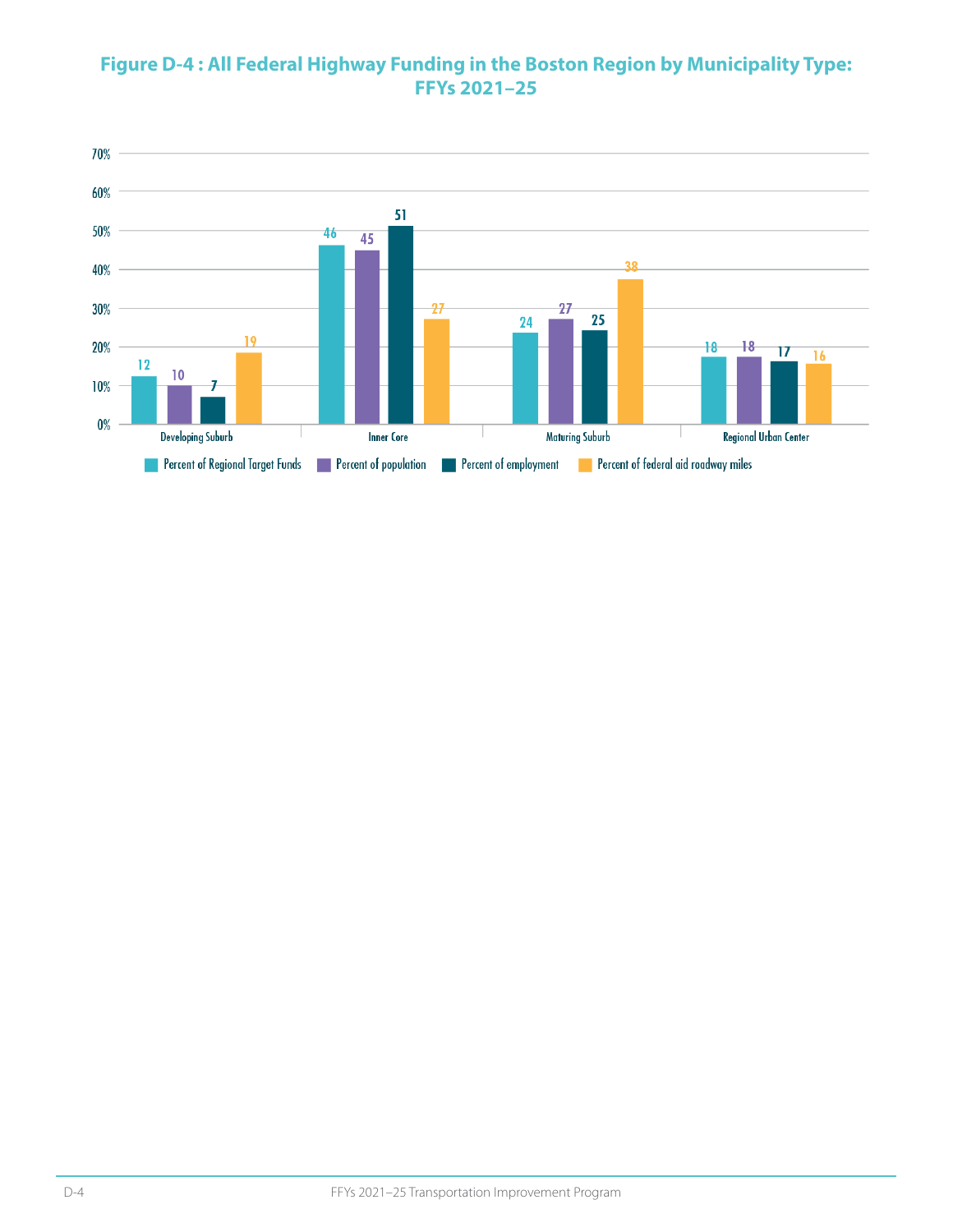**Figure D-4 : All Federal Highway Funding in the Boston Region by Municipality Type: FFYs 2021–25**

| Municipality Type | Percent of Regional Target Funds | Percent of population | Percent of employment | Percent of federal aid roadway miles |
|---|---|---|---|---|
| Developing Suburb | 12 | 10 | 7 | 19 |
| Inner Core | 46 | 45 | 51 | 27 |
| Maturing Suburb | 24 | 27 | 25 | 38 |
| Regional Urban Center | 18 | 18 | 17 | 16 |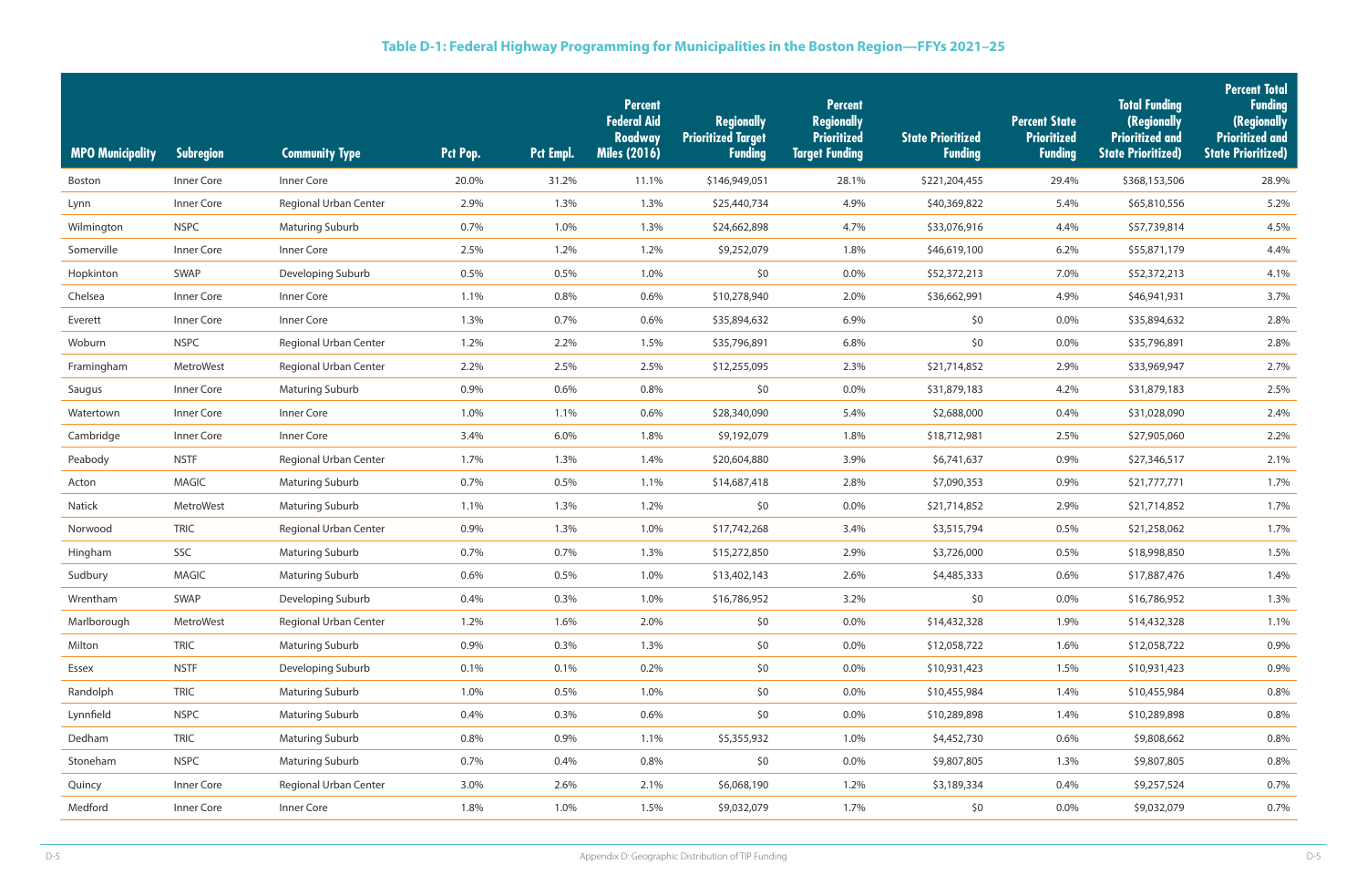## Table D-1: Federal Highway Programming for Municipalities in the Boston Region—FFYs 2021–25

| MPO Municipality | Subregion | Community Type | Pct Pop. | Pct Empl. | Percent Federal Aid Roadway Miles (2016) | Regionally Prioritized Target Funding | Percent Regionally Prioritized Target Funding | State Prioritized Funding | Percent State Prioritized Funding | Total Funding (Regionally Prioritized and State Prioritized) | Percent Total Funding (Regionally Prioritized and State Prioritized) |
|---|---|---|---|---|---|---|---|---|---|---|---|
| Boston | Inner Core | Inner Core | 20.0% | 31.2% | 11.1% | $146,949,051 | 28.1% | $221,204,455 | 29.4% | $368,153,506 | 28.9% |
| Lynn | Inner Core | Regional Urban Center | 2.9% | 1.3% | 1.3% | $25,440,734 | 4.9% | $40,369,822 | 5.4% | $65,810,556 | 5.2% |
| Wilmington | NSPC | Maturing Suburb | 0.7% | 1.0% | 1.3% | $24,662,898 | 4.7% | $33,076,916 | 4.4% | $57,739,814 | 4.5% |
| Somerville | Inner Core | Inner Core | 2.5% | 1.2% | 1.2% | $9,252,079 | 1.8% | $46,619,100 | 6.2% | $55,871,179 | 4.4% |
| Hopkinton | SWAP | Developing Suburb | 0.5% | 0.5% | 1.0% | $0 | 0.0% | $52,372,213 | 7.0% | $52,372,213 | 4.1% |
| Chelsea | Inner Core | Inner Core | 1.1% | 0.8% | 0.6% | $10,278,940 | 2.0% | $36,662,991 | 4.9% | $46,941,931 | 3.7% |
| Everett | Inner Core | Inner Core | 1.3% | 0.7% | 0.6% | $35,894,632 | 6.9% | $0 | 0.0% | $35,894,632 | 2.8% |
| Woburn | NSPC | Regional Urban Center | 1.2% | 2.2% | 1.5% | $35,796,891 | 6.8% | $0 | 0.0% | $35,796,891 | 2.8% |
| Framingham | MetroWest | Regional Urban Center | 2.2% | 2.5% | 2.5% | $12,255,095 | 2.3% | $21,714,852 | 2.9% | $33,969,947 | 2.7% |
| Saugus | Inner Core | Maturing Suburb | 0.9% | 0.6% | 0.8% | $0 | 0.0% | $31,879,183 | 4.2% | $31,879,183 | 2.5% |
| Watertown | Inner Core | Inner Core | 1.0% | 1.1% | 0.6% | $28,340,090 | 5.4% | $2,688,000 | 0.4% | $31,028,090 | 2.4% |
| Cambridge | Inner Core | Inner Core | 3.4% | 6.0% | 1.8% | $9,192,079 | 1.8% | $18,712,981 | 2.5% | $27,905,060 | 2.2% |
| Peabody | NSTF | Regional Urban Center | 1.7% | 1.3% | 1.4% | $20,604,880 | 3.9% | $6,741,637 | 0.9% | $27,346,517 | 2.1% |
| Acton | MAGIC | Maturing Suburb | 0.7% | 0.5% | 1.1% | $14,687,418 | 2.8% | $7,090,353 | 0.9% | $21,777,771 | 1.7% |
| Natick | MetroWest | Maturing Suburb | 1.1% | 1.3% | 1.2% | $0 | 0.0% | $21,714,852 | 2.9% | $21,714,852 | 1.7% |
| Norwood | TRIC | Regional Urban Center | 0.9% | 1.3% | 1.0% | $17,742,268 | 3.4% | $3,515,794 | 0.5% | $21,258,062 | 1.7% |
| Hingham | SSC | Maturing Suburb | 0.7% | 0.7% | 1.3% | $15,272,850 | 2.9% | $3,726,000 | 0.5% | $18,998,850 | 1.5% |
| Sudbury | MAGIC | Maturing Suburb | 0.6% | 0.5% | 1.0% | $13,402,143 | 2.6% | $4,485,333 | 0.6% | $17,887,476 | 1.4% |
| Wrentham | SWAP | Developing Suburb | 0.4% | 0.3% | 1.0% | $16,786,952 | 3.2% | $0 | 0.0% | $16,786,952 | 1.3% |
| Marlborough | MetroWest | Regional Urban Center | 1.2% | 1.6% | 2.0% | $0 | 0.0% | $14,432,328 | 1.9% | $14,432,328 | 1.1% |
| Milton | TRIC | Maturing Suburb | 0.9% | 0.3% | 1.3% | $0 | 0.0% | $12,058,722 | 1.6% | $12,058,722 | 0.9% |
| Essex | NSTF | Developing Suburb | 0.1% | 0.1% | 0.2% | $0 | 0.0% | $10,931,423 | 1.5% | $10,931,423 | 0.9% |
| Randolph | TRIC | Maturing Suburb | 1.0% | 0.5% | 1.0% | $0 | 0.0% | $10,455,984 | 1.4% | $10,455,984 | 0.8% |
| Lynnfield | NSPC | Maturing Suburb | 0.4% | 0.3% | 0.6% | $0 | 0.0% | $10,289,898 | 1.4% | $10,289,898 | 0.8% |
| Dedham | TRIC | Maturing Suburb | 0.8% | 0.9% | 1.1% | $5,355,932 | 1.0% | $4,452,730 | 0.6% | $9,808,662 | 0.8% |
| Stoneham | NSPC | Maturing Suburb | 0.7% | 0.4% | 0.8% | $0 | 0.0% | $9,807,805 | 1.3% | $9,807,805 | 0.8% |
| Quincy | Inner Core | Regional Urban Center | 3.0% | 2.6% | 2.1% | $6,068,190 | 1.2% | $3,189,334 | 0.4% | $9,257,524 | 0.7% |
| Medford | Inner Core | Inner Core | 1.8% | 1.0% | 1.5% | $9,032,079 | 1.7% | $0 | 0.0% | $9,032,079 | 0.7% |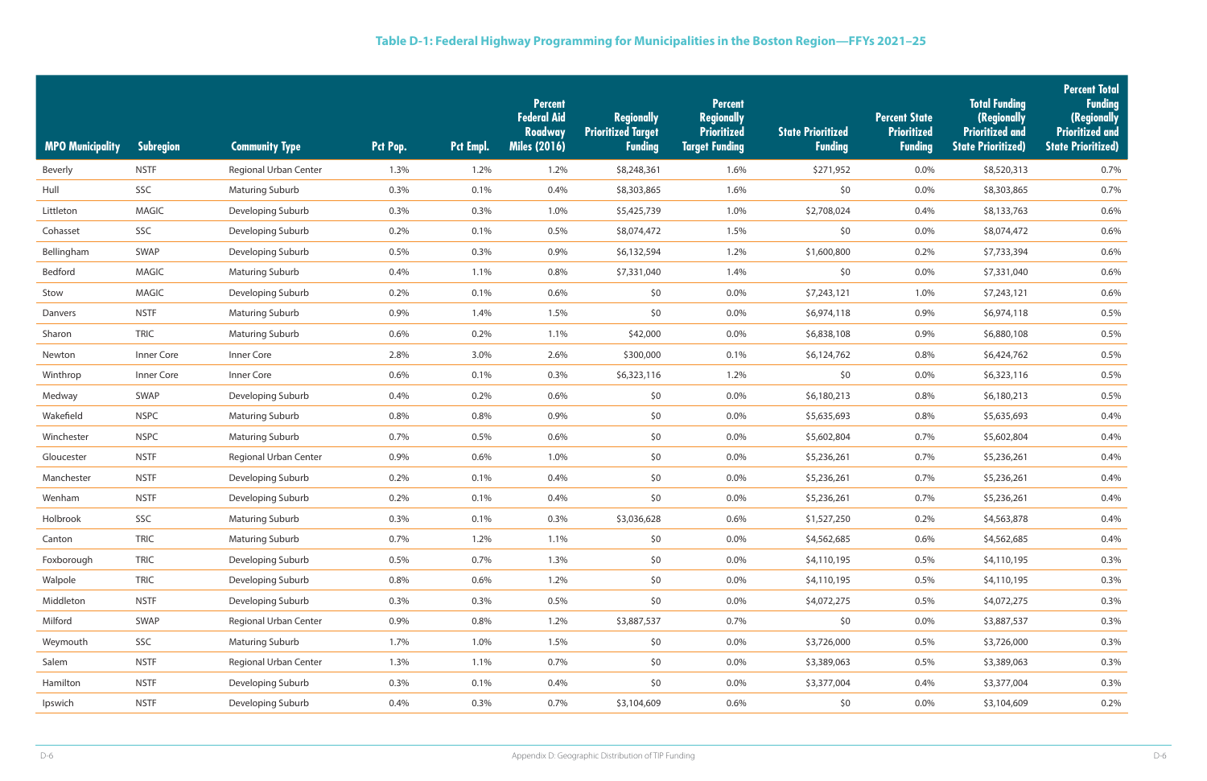# Table D-1: Federal Highway Programming for Municipalities in the Boston Region—FFYs 2021–25

| MPO Municipality | Subregion | Community Type | Pct Pop. | Pct Empl. | Percent Federal Aid Roadway Miles (2016) | Regionally Prioritized Target Funding | Percent Regionally Prioritized Target Funding | State Prioritized Funding | Percent State Prioritized Funding | Total Funding (Regionally Prioritized and State Prioritized) | Percent Total Funding (Regionally Prioritized and State Prioritized) |
|---|---|---|---|---|---|---|---|---|---|---|---|
| Beverly | NSTF | Regional Urban Center | 1.3% | 1.2% | 1.2% | $8,248,361 | 1.6% | $271,952 | 0.0% | $8,520,313 | 0.7% |
| Hull | SSC | Maturing Suburb | 0.3% | 0.1% | 0.4% | $8,303,865 | 1.6% | $0 | 0.0% | $8,303,865 | 0.7% |
| Littleton | MAGIC | Developing Suburb | 0.3% | 0.3% | 1.0% | $5,425,739 | 1.0% | $2,708,024 | 0.4% | $8,133,763 | 0.6% |
| Cohasset | SSC | Developing Suburb | 0.2% | 0.1% | 0.5% | $8,074,472 | 1.5% | $0 | 0.0% | $8,074,472 | 0.6% |
| Bellingham | SWAP | Developing Suburb | 0.5% | 0.3% | 0.9% | $6,132,594 | 1.2% | $1,600,800 | 0.2% | $7,733,394 | 0.6% |
| Bedford | MAGIC | Maturing Suburb | 0.4% | 1.1% | 0.8% | $7,331,040 | 1.4% | $0 | 0.0% | $7,331,040 | 0.6% |
| Stow | MAGIC | Developing Suburb | 0.2% | 0.1% | 0.6% | $0 | 0.0% | $7,243,121 | 1.0% | $7,243,121 | 0.6% |
| Danvers | NSTF | Maturing Suburb | 0.9% | 1.4% | 1.5% | $0 | 0.0% | $6,974,118 | 0.9% | $6,974,118 | 0.5% |
| Sharon | TRIC | Maturing Suburb | 0.6% | 0.2% | 1.1% | $42,000 | 0.0% | $6,838,108 | 0.9% | $6,880,108 | 0.5% |
| Newton | Inner Core | Inner Core | 2.8% | 3.0% | 2.6% | $300,000 | 0.1% | $6,124,762 | 0.8% | $6,424,762 | 0.5% |
| Winthrop | Inner Core | Inner Core | 0.6% | 0.1% | 0.3% | $6,323,116 | 1.2% | $0 | 0.0% | $6,323,116 | 0.5% |
| Medway | SWAP | Developing Suburb | 0.4% | 0.2% | 0.6% | $0 | 0.0% | $6,180,213 | 0.8% | $6,180,213 | 0.5% |
| Wakefield | NSPC | Maturing Suburb | 0.8% | 0.8% | 0.9% | $0 | 0.0% | $5,635,693 | 0.8% | $5,635,693 | 0.4% |
| Winchester | NSPC | Maturing Suburb | 0.7% | 0.5% | 0.6% | $0 | 0.0% | $5,602,804 | 0.7% | $5,602,804 | 0.4% |
| Gloucester | NSTF | Regional Urban Center | 0.9% | 0.6% | 1.0% | $0 | 0.0% | $5,236,261 | 0.7% | $5,236,261 | 0.4% |
| Manchester | NSTF | Developing Suburb | 0.2% | 0.1% | 0.4% | $0 | 0.0% | $5,236,261 | 0.7% | $5,236,261 | 0.4% |
| Wenham | NSTF | Developing Suburb | 0.2% | 0.1% | 0.4% | $0 | 0.0% | $5,236,261 | 0.7% | $5,236,261 | 0.4% |
| Holbrook | SSC | Maturing Suburb | 0.3% | 0.1% | 0.3% | $3,036,628 | 0.6% | $1,527,250 | 0.2% | $4,563,878 | 0.4% |
| Canton | TRIC | Maturing Suburb | 0.7% | 1.2% | 1.1% | $0 | 0.0% | $4,562,685 | 0.6% | $4,562,685 | 0.4% |
| Foxborough | TRIC | Developing Suburb | 0.5% | 0.7% | 1.3% | $0 | 0.0% | $4,110,195 | 0.5% | $4,110,195 | 0.3% |
| Walpole | TRIC | Developing Suburb | 0.8% | 0.6% | 1.2% | $0 | 0.0% | $4,110,195 | 0.5% | $4,110,195 | 0.3% |
| Middleton | NSTF | Developing Suburb | 0.3% | 0.3% | 0.5% | $0 | 0.0% | $4,072,275 | 0.5% | $4,072,275 | 0.3% |
| Milford | SWAP | Regional Urban Center | 0.9% | 0.8% | 1.2% | $3,887,537 | 0.7% | $0 | 0.0% | $3,887,537 | 0.3% |
| Weymouth | SSC | Maturing Suburb | 1.7% | 1.0% | 1.5% | $0 | 0.0% | $3,726,000 | 0.5% | $3,726,000 | 0.3% |
| Salem | NSTF | Regional Urban Center | 1.3% | 1.1% | 0.7% | $0 | 0.0% | $3,389,063 | 0.5% | $3,389,063 | 0.3% |
| Hamilton | NSTF | Developing Suburb | 0.3% | 0.1% | 0.4% | $0 | 0.0% | $3,377,004 | 0.4% | $3,377,004 | 0.3% |
| Ipswich | NSTF | Developing Suburb | 0.4% | 0.3% | 0.7% | $3,104,609 | 0.6% | $0 | 0.0% | $3,104,609 | 0.2% |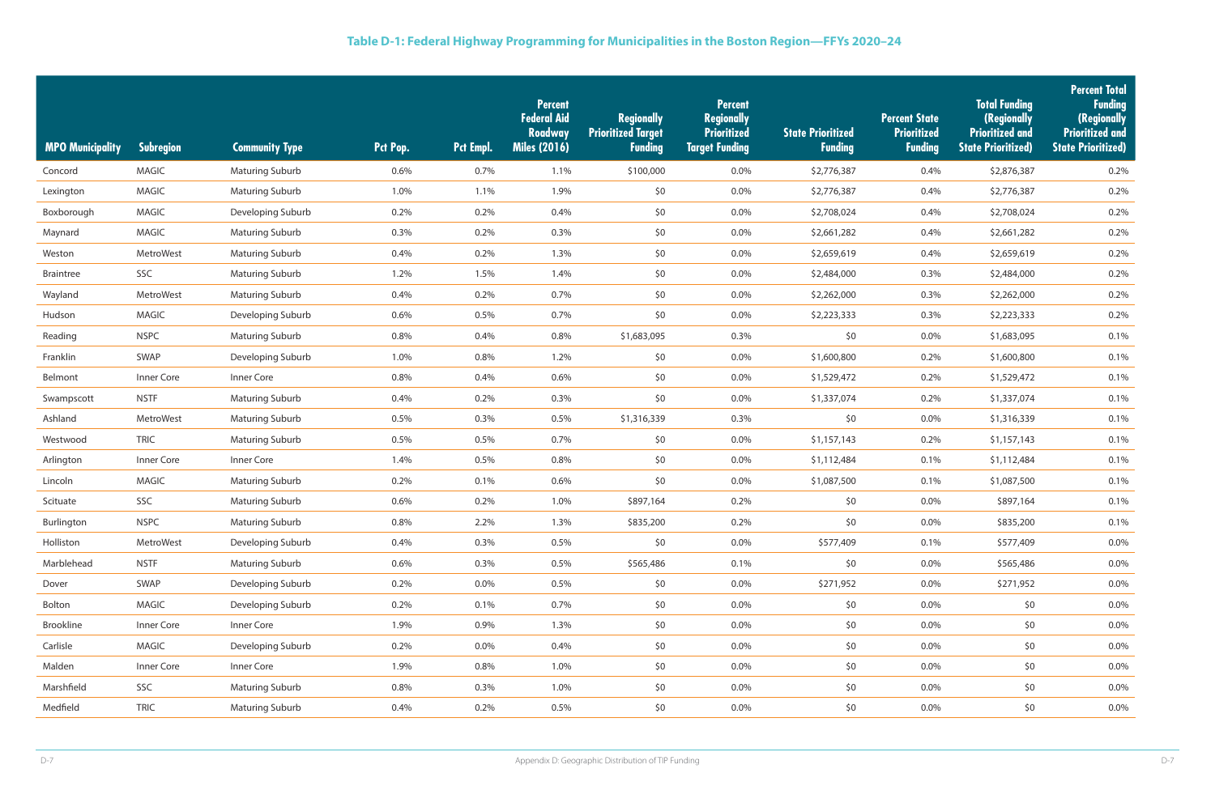### Table D-1: Federal Highway Programming for Municipalities in the Boston Region—FFYs 2020–24

| MPO Municipality | Subregion | Community Type | Pct Pop. | Pct Empl. | Percent Federal Aid Roadway Miles (2016) | Regionally Prioritized Target Funding | Percent Regionally Prioritized Target Funding | State Prioritized Funding | Percent State Prioritized Funding | Total Funding (Regionally Prioritized and State Prioritized) | Percent Total Funding (Regionally Prioritized and State Prioritized) |
|---|---|---|---|---|---|---|---|---|---|---|---|
| Concord | MAGIC | Maturing Suburb | 0.6% | 0.7% | 1.1% | $100,000 | 0.0% | $2,776,387 | 0.4% | $2,876,387 | 0.2% |
| Lexington | MAGIC | Maturing Suburb | 1.0% | 1.1% | 1.9% | $0 | 0.0% | $2,776,387 | 0.4% | $2,776,387 | 0.2% |
| Boxborough | MAGIC | Developing Suburb | 0.2% | 0.2% | 0.4% | $0 | 0.0% | $2,708,024 | 0.4% | $2,708,024 | 0.2% |
| Maynard | MAGIC | Maturing Suburb | 0.3% | 0.2% | 0.3% | $0 | 0.0% | $2,661,282 | 0.4% | $2,661,282 | 0.2% |
| Weston | MetroWest | Maturing Suburb | 0.4% | 0.2% | 1.3% | $0 | 0.0% | $2,659,619 | 0.4% | $2,659,619 | 0.2% |
| Braintree | SSC | Maturing Suburb | 1.2% | 1.5% | 1.4% | $0 | 0.0% | $2,484,000 | 0.3% | $2,484,000 | 0.2% |
| Wayland | MetroWest | Maturing Suburb | 0.4% | 0.2% | 0.7% | $0 | 0.0% | $2,262,000 | 0.3% | $2,262,000 | 0.2% |
| Hudson | MAGIC | Developing Suburb | 0.6% | 0.5% | 0.7% | $0 | 0.0% | $2,223,333 | 0.3% | $2,223,333 | 0.2% |
| Reading | NSPC | Maturing Suburb | 0.8% | 0.4% | 0.8% | $1,683,095 | 0.3% | $0 | 0.0% | $1,683,095 | 0.1% |
| Franklin | SWAP | Developing Suburb | 1.0% | 0.8% | 1.2% | $0 | 0.0% | $1,600,800 | 0.2% | $1,600,800 | 0.1% |
| Belmont | Inner Core | Inner Core | 0.8% | 0.4% | 0.6% | $0 | 0.0% | $1,529,472 | 0.2% | $1,529,472 | 0.1% |
| Swampscott | NSTF | Maturing Suburb | 0.4% | 0.2% | 0.3% | $0 | 0.0% | $1,337,074 | 0.2% | $1,337,074 | 0.1% |
| Ashland | MetroWest | Maturing Suburb | 0.5% | 0.3% | 0.5% | $1,316,339 | 0.3% | $0 | 0.0% | $1,316,339 | 0.1% |
| Westwood | TRIC | Maturing Suburb | 0.5% | 0.5% | 0.7% | $0 | 0.0% | $1,157,143 | 0.2% | $1,157,143 | 0.1% |
| Arlington | Inner Core | Inner Core | 1.4% | 0.5% | 0.8% | $0 | 0.0% | $1,112,484 | 0.1% | $1,112,484 | 0.1% |
| Lincoln | MAGIC | Maturing Suburb | 0.2% | 0.1% | 0.6% | $0 | 0.0% | $1,087,500 | 0.1% | $1,087,500 | 0.1% |
| Scituate | SSC | Maturing Suburb | 0.6% | 0.2% | 1.0% | $897,164 | 0.2% | $0 | 0.0% | $897,164 | 0.1% |
| Burlington | NSPC | Maturing Suburb | 0.8% | 2.2% | 1.3% | $835,200 | 0.2% | $0 | 0.0% | $835,200 | 0.1% |
| Holliston | MetroWest | Developing Suburb | 0.4% | 0.3% | 0.5% | $0 | 0.0% | $577,409 | 0.1% | $577,409 | 0.0% |
| Marblehead | NSTF | Maturing Suburb | 0.6% | 0.3% | 0.5% | $565,486 | 0.1% | $0 | 0.0% | $565,486 | 0.0% |
| Dover | SWAP | Developing Suburb | 0.2% | 0.0% | 0.5% | $0 | 0.0% | $271,952 | 0.0% | $271,952 | 0.0% |
| Bolton | MAGIC | Developing Suburb | 0.2% | 0.1% | 0.7% | $0 | 0.0% | $0 | 0.0% | $0 | 0.0% |
| Brookline | Inner Core | Inner Core | 1.9% | 0.9% | 1.3% | $0 | 0.0% | $0 | 0.0% | $0 | 0.0% |
| Carlisle | MAGIC | Developing Suburb | 0.2% | 0.0% | 0.4% | $0 | 0.0% | $0 | 0.0% | $0 | 0.0% |
| Malden | Inner Core | Inner Core | 1.9% | 0.8% | 1.0% | $0 | 0.0% | $0 | 0.0% | $0 | 0.0% |
| Marshfield | SSC | Maturing Suburb | 0.8% | 0.3% | 1.0% | $0 | 0.0% | $0 | 0.0% | $0 | 0.0% |
| Medfield | TRIC | Maturing Suburb | 0.4% | 0.2% | 0.5% | $0 | 0.0% | $0 | 0.0% | $0 | 0.0% |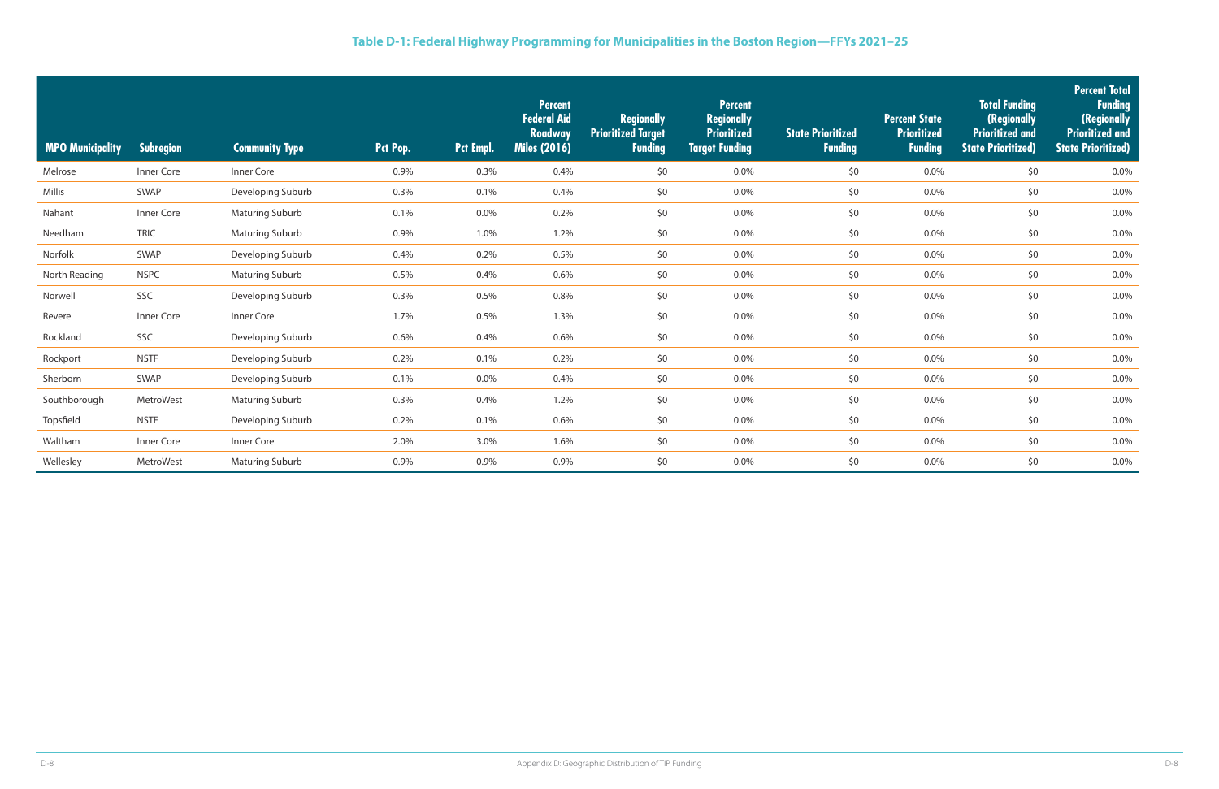## Table D-1: Federal Highway Programming for Municipalities in the Boston Region—FFYs 2021–25

| MPO Municipality | Subregion | Community Type | Pct Pop. | Pct Empl. | Percent Federal Aid Roadway Miles (2016) | Regionally Prioritized Target Funding | Percent Regionally Prioritized Target Funding | State Prioritized Funding | Percent State Prioritized Funding | Total Funding (Regionally Prioritized and State Prioritized) | Percent Total Funding (Regionally Prioritized and State Prioritized) |
|---|---|---|---|---|---|---|---|---|---|---|---|
| Melrose | Inner Core | Inner Core | 0.9% | 0.3% | 0.4% | $0 | 0.0% | $0 | 0.0% | $0 | 0.0% |
| Millis | SWAP | Developing Suburb | 0.3% | 0.1% | 0.4% | $0 | 0.0% | $0 | 0.0% | $0 | 0.0% |
| Nahant | Inner Core | Maturing Suburb | 0.1% | 0.0% | 0.2% | $0 | 0.0% | $0 | 0.0% | $0 | 0.0% |
| Needham | TRIC | Maturing Suburb | 0.9% | 1.0% | 1.2% | $0 | 0.0% | $0 | 0.0% | $0 | 0.0% |
| Norfolk | SWAP | Developing Suburb | 0.4% | 0.2% | 0.5% | $0 | 0.0% | $0 | 0.0% | $0 | 0.0% |
| North Reading | NSPC | Maturing Suburb | 0.5% | 0.4% | 0.6% | $0 | 0.0% | $0 | 0.0% | $0 | 0.0% |
| Norwell | SSC | Developing Suburb | 0.3% | 0.5% | 0.8% | $0 | 0.0% | $0 | 0.0% | $0 | 0.0% |
| Revere | Inner Core | Inner Core | 1.7% | 0.5% | 1.3% | $0 | 0.0% | $0 | 0.0% | $0 | 0.0% |
| Rockland | SSC | Developing Suburb | 0.6% | 0.4% | 0.6% | $0 | 0.0% | $0 | 0.0% | $0 | 0.0% |
| Rockport | NSTF | Developing Suburb | 0.2% | 0.1% | 0.2% | $0 | 0.0% | $0 | 0.0% | $0 | 0.0% |
| Sherborn | SWAP | Developing Suburb | 0.1% | 0.0% | 0.4% | $0 | 0.0% | $0 | 0.0% | $0 | 0.0% |
| Southborough | MetroWest | Maturing Suburb | 0.3% | 0.4% | 1.2% | $0 | 0.0% | $0 | 0.0% | $0 | 0.0% |
| Topsfield | NSTF | Developing Suburb | 0.2% | 0.1% | 0.6% | $0 | 0.0% | $0 | 0.0% | $0 | 0.0% |
| Waltham | Inner Core | Inner Core | 2.0% | 3.0% | 1.6% | $0 | 0.0% | $0 | 0.0% | $0 | 0.0% |
| Wellesley | MetroWest | Maturing Suburb | 0.9% | 0.9% | 0.9% | $0 | 0.0% | $0 | 0.0% | $0 | 0.0% |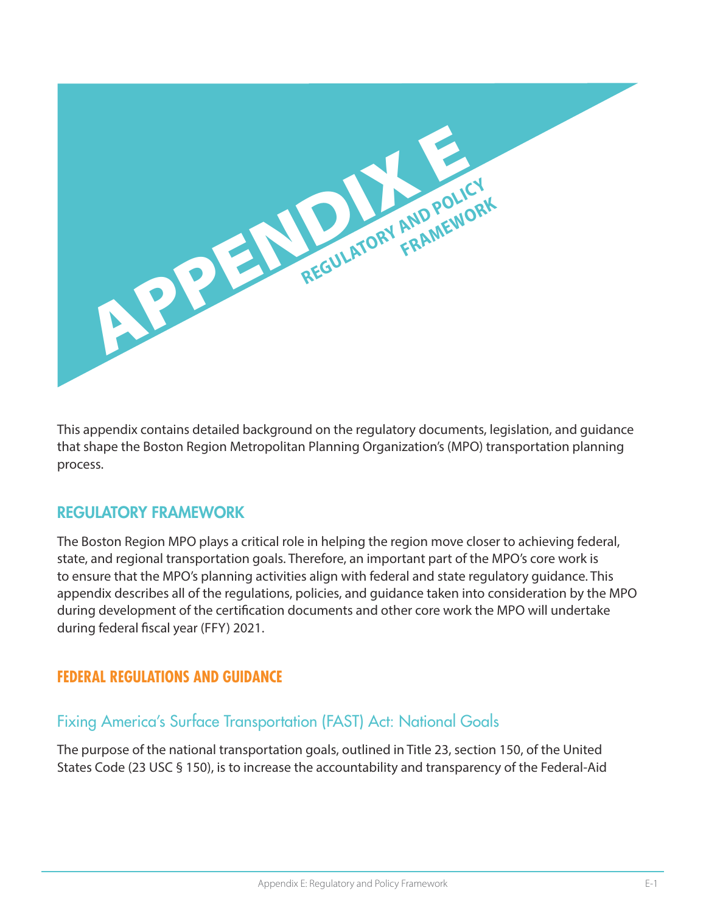# APPENDIX E

## REGULATORY AND POLICY FRAMEWORK

This appendix contains detailed background on the regulatory documents, legislation, and guidance that shape the Boston Region Metropolitan Planning Organization's (MPO) transportation planning process.

## REGULATORY FRAMEWORK

The Boston Region MPO plays a critical role in helping the region move closer to achieving federal, state, and regional transportation goals. Therefore, an important part of the MPO's core work is to ensure that the MPO's planning activities align with federal and state regulatory guidance. This appendix describes all of the regulations, policies, and guidance taken into consideration by the MPO during development of the certification documents and other core work the MPO will undertake during federal fiscal year (FFY) 2021.

### FEDERAL REGULATIONS AND GUIDANCE

#### Fixing America's Surface Transportation (FAST) Act: National Goals

The purpose of the national transportation goals, outlined in Title 23, section 150, of the United States Code (23 USC § 150), is to increase the accountability and transparency of the Federal-Aid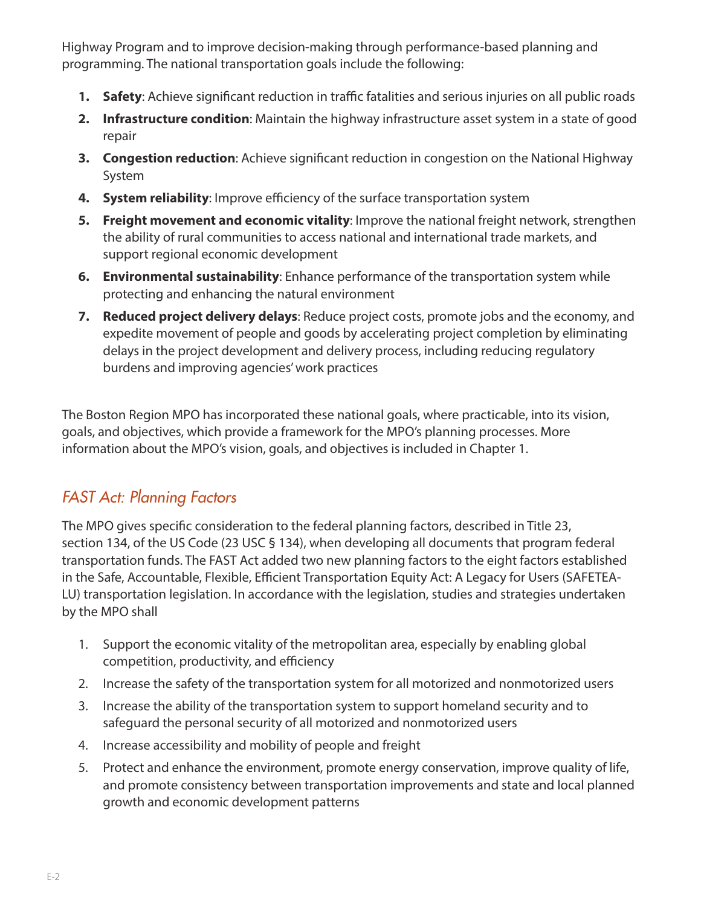Highway Program and to improve decision-making through performance-based planning and programming. The national transportation goals include the following:

1. **Safety**: Achieve significant reduction in traffic fatalities and serious injuries on all public roads
2. **Infrastructure condition**: Maintain the highway infrastructure asset system in a state of good repair
3. **Congestion reduction**: Achieve significant reduction in congestion on the National Highway System
4. **System reliability**: Improve efficiency of the surface transportation system
5. **Freight movement and economic vitality**: Improve the national freight network, strengthen the ability of rural communities to access national and international trade markets, and support regional economic development
6. **Environmental sustainability**: Enhance performance of the transportation system while protecting and enhancing the natural environment
7. **Reduced project delivery delays**: Reduce project costs, promote jobs and the economy, and expedite movement of people and goods by accelerating project completion by eliminating delays in the project development and delivery process, including reducing regulatory burdens and improving agencies' work practices

The Boston Region MPO has incorporated these national goals, where practicable, into its vision, goals, and objectives, which provide a framework for the MPO's planning processes. More information about the MPO's vision, goals, and objectives is included in Chapter 1.

### *FAST Act: Planning Factors*

The MPO gives specific consideration to the federal planning factors, described in Title 23, section 134, of the US Code (23 USC § 134), when developing all documents that program federal transportation funds. The FAST Act added two new planning factors to the eight factors established in the Safe, Accountable, Flexible, Efficient Transportation Equity Act: A Legacy for Users (SAFETEA-LU) transportation legislation. In accordance with the legislation, studies and strategies undertaken by the MPO shall

1. Support the economic vitality of the metropolitan area, especially by enabling global competition, productivity, and efficiency
2. Increase the safety of the transportation system for all motorized and nonmotorized users
3. Increase the ability of the transportation system to support homeland security and to safeguard the personal security of all motorized and nonmotorized users
4. Increase accessibility and mobility of people and freight
5. Protect and enhance the environment, promote energy conservation, improve quality of life, and promote consistency between transportation improvements and state and local planned growth and economic development patterns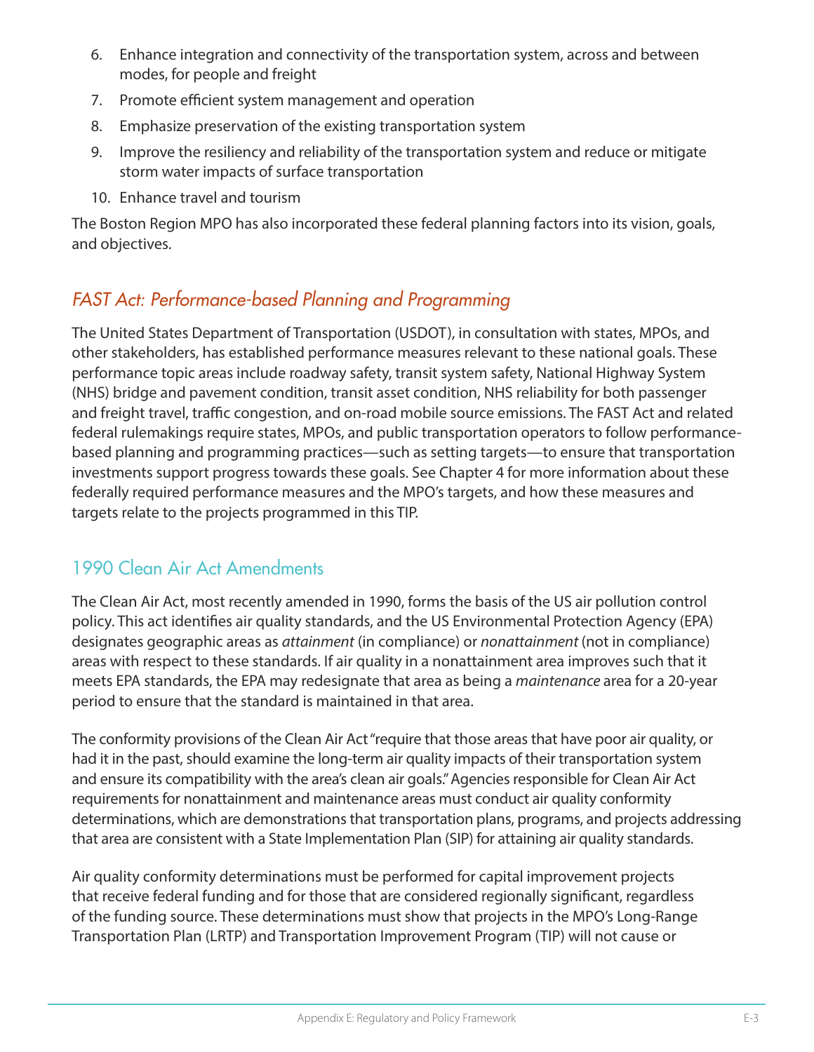6. Enhance integration and connectivity of the transportation system, across and between modes, for people and freight
7. Promote efficient system management and operation
8. Emphasize preservation of the existing transportation system
9. Improve the resiliency and reliability of the transportation system and reduce or mitigate storm water impacts of surface transportation
10. Enhance travel and tourism

The Boston Region MPO has also incorporated these federal planning factors into its vision, goals, and objectives.

### *FAST Act: Performance-based Planning and Programming*

The United States Department of Transportation (USDOT), in consultation with states, MPOs, and other stakeholders, has established performance measures relevant to these national goals. These performance topic areas include roadway safety, transit system safety, National Highway System (NHS) bridge and pavement condition, transit asset condition, NHS reliability for both passenger and freight travel, traffic congestion, and on-road mobile source emissions. The FAST Act and related federal rulemakings require states, MPOs, and public transportation operators to follow performance-based planning and programming practices—such as setting targets—to ensure that transportation investments support progress towards these goals. See Chapter 4 for more information about these federally required performance measures and the MPO's targets, and how these measures and targets relate to the projects programmed in this TIP.

## 1990 Clean Air Act Amendments

The Clean Air Act, most recently amended in 1990, forms the basis of the US air pollution control policy. This act identifies air quality standards, and the US Environmental Protection Agency (EPA) designates geographic areas as *attainment* (in compliance) or *nonattainment* (not in compliance) areas with respect to these standards. If air quality in a nonattainment area improves such that it meets EPA standards, the EPA may redesignate that area as being a *maintenance* area for a 20-year period to ensure that the standard is maintained in that area.

The conformity provisions of the Clean Air Act "require that those areas that have poor air quality, or had it in the past, should examine the long-term air quality impacts of their transportation system and ensure its compatibility with the area's clean air goals." Agencies responsible for Clean Air Act requirements for nonattainment and maintenance areas must conduct air quality conformity determinations, which are demonstrations that transportation plans, programs, and projects addressing that area are consistent with a State Implementation Plan (SIP) for attaining air quality standards.

Air quality conformity determinations must be performed for capital improvement projects that receive federal funding and for those that are considered regionally significant, regardless of the funding source. These determinations must show that projects in the MPO's Long-Range Transportation Plan (LRTP) and Transportation Improvement Program (TIP) will not cause or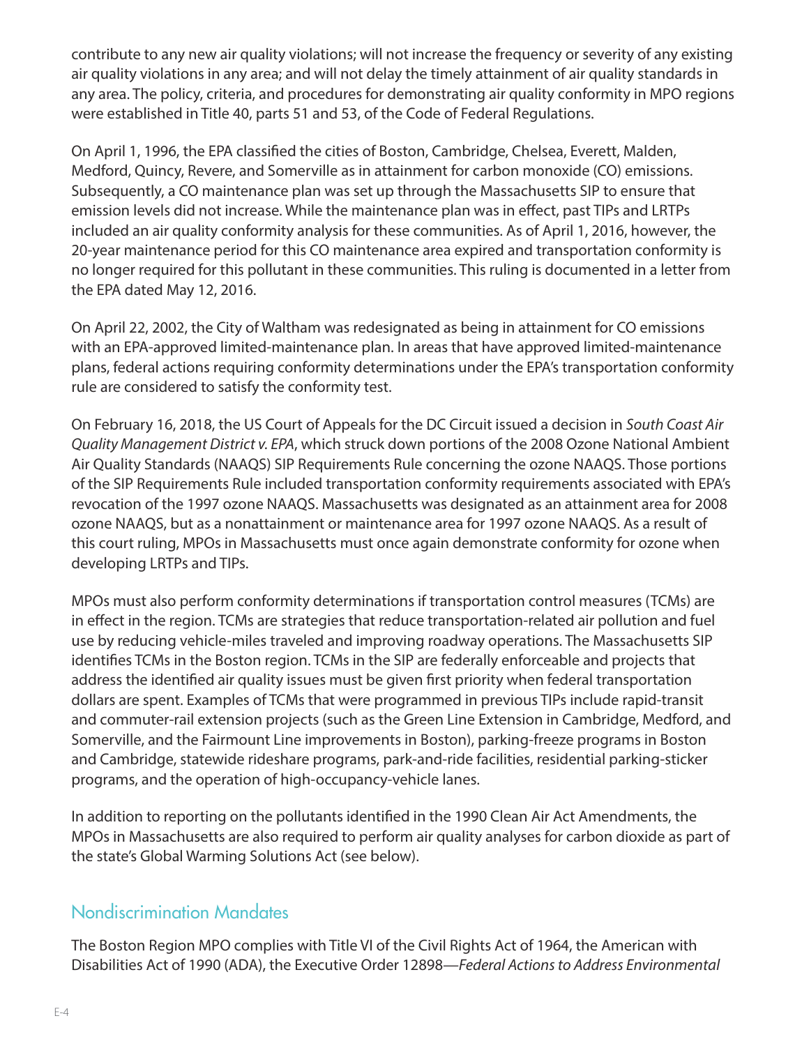contribute to any new air quality violations; will not increase the frequency or severity of any existing air quality violations in any area; and will not delay the timely attainment of air quality standards in any area. The policy, criteria, and procedures for demonstrating air quality conformity in MPO regions were established in Title 40, parts 51 and 53, of the Code of Federal Regulations.

On April 1, 1996, the EPA classified the cities of Boston, Cambridge, Chelsea, Everett, Malden, Medford, Quincy, Revere, and Somerville as in attainment for carbon monoxide (CO) emissions. Subsequently, a CO maintenance plan was set up through the Massachusetts SIP to ensure that emission levels did not increase. While the maintenance plan was in effect, past TIPs and LRTPs included an air quality conformity analysis for these communities. As of April 1, 2016, however, the 20-year maintenance period for this CO maintenance area expired and transportation conformity is no longer required for this pollutant in these communities. This ruling is documented in a letter from the EPA dated May 12, 2016.

On April 22, 2002, the City of Waltham was redesignated as being in attainment for CO emissions with an EPA-approved limited-maintenance plan. In areas that have approved limited-maintenance plans, federal actions requiring conformity determinations under the EPA's transportation conformity rule are considered to satisfy the conformity test.

On February 16, 2018, the US Court of Appeals for the DC Circuit issued a decision in *South Coast Air Quality Management District v. EPA*, which struck down portions of the 2008 Ozone National Ambient Air Quality Standards (NAAQS) SIP Requirements Rule concerning the ozone NAAQS. Those portions of the SIP Requirements Rule included transportation conformity requirements associated with EPA's revocation of the 1997 ozone NAAQS. Massachusetts was designated as an attainment area for 2008 ozone NAAQS, but as a nonattainment or maintenance area for 1997 ozone NAAQS. As a result of this court ruling, MPOs in Massachusetts must once again demonstrate conformity for ozone when developing LRTPs and TIPs.

MPOs must also perform conformity determinations if transportation control measures (TCMs) are in effect in the region. TCMs are strategies that reduce transportation-related air pollution and fuel use by reducing vehicle-miles traveled and improving roadway operations. The Massachusetts SIP identifies TCMs in the Boston region. TCMs in the SIP are federally enforceable and projects that address the identified air quality issues must be given first priority when federal transportation dollars are spent. Examples of TCMs that were programmed in previous TIPs include rapid-transit and commuter-rail extension projects (such as the Green Line Extension in Cambridge, Medford, and Somerville, and the Fairmount Line improvements in Boston), parking-freeze programs in Boston and Cambridge, statewide rideshare programs, park-and-ride facilities, residential parking-sticker programs, and the operation of high-occupancy-vehicle lanes.

In addition to reporting on the pollutants identified in the 1990 Clean Air Act Amendments, the MPOs in Massachusetts are also required to perform air quality analyses for carbon dioxide as part of the state's Global Warming Solutions Act (see below).

## Nondiscrimination Mandates

The Boston Region MPO complies with Title VI of the Civil Rights Act of 1964, the American with Disabilities Act of 1990 (ADA), the Executive Order 12898—*Federal Actions to Address Environmental*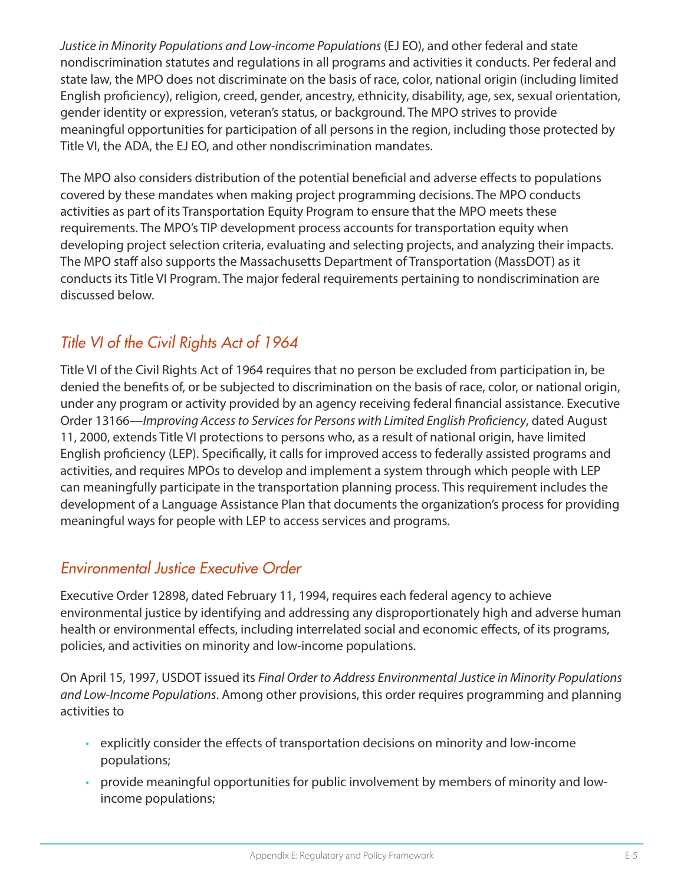*Justice in Minority Populations and Low-income Populations* (EJ EO), and other federal and state nondiscrimination statutes and regulations in all programs and activities it conducts. Per federal and state law, the MPO does not discriminate on the basis of race, color, national origin (including limited English proficiency), religion, creed, gender, ancestry, ethnicity, disability, age, sex, sexual orientation, gender identity or expression, veteran's status, or background. The MPO strives to provide meaningful opportunities for participation of all persons in the region, including those protected by Title VI, the ADA, the EJ EO, and other nondiscrimination mandates.

The MPO also considers distribution of the potential beneficial and adverse effects to populations covered by these mandates when making project programming decisions. The MPO conducts activities as part of its Transportation Equity Program to ensure that the MPO meets these requirements. The MPO's TIP development process accounts for transportation equity when developing project selection criteria, evaluating and selecting projects, and analyzing their impacts. The MPO staff also supports the Massachusetts Department of Transportation (MassDOT) as it conducts its Title VI Program. The major federal requirements pertaining to nondiscrimination are discussed below.

## *Title VI of the Civil Rights Act of 1964*

Title VI of the Civil Rights Act of 1964 requires that no person be excluded from participation in, be denied the benefits of, or be subjected to discrimination on the basis of race, color, or national origin, under any program or activity provided by an agency receiving federal financial assistance. Executive Order 13166—*Improving Access to Services for Persons with Limited English Proficiency*, dated August 11, 2000, extends Title VI protections to persons who, as a result of national origin, have limited English proficiency (LEP). Specifically, it calls for improved access to federally assisted programs and activities, and requires MPOs to develop and implement a system through which people with LEP can meaningfully participate in the transportation planning process. This requirement includes the development of a Language Assistance Plan that documents the organization's process for providing meaningful ways for people with LEP to access services and programs.

## *Environmental Justice Executive Order*

Executive Order 12898, dated February 11, 1994, requires each federal agency to achieve environmental justice by identifying and addressing any disproportionately high and adverse human health or environmental effects, including interrelated social and economic effects, of its programs, policies, and activities on minority and low-income populations.

On April 15, 1997, USDOT issued its *Final Order to Address Environmental Justice in Minority Populations and Low-Income Populations*. Among other provisions, this order requires programming and planning activities to

- explicitly consider the effects of transportation decisions on minority and low-income populations;
- provide meaningful opportunities for public involvement by members of minority and low-income populations;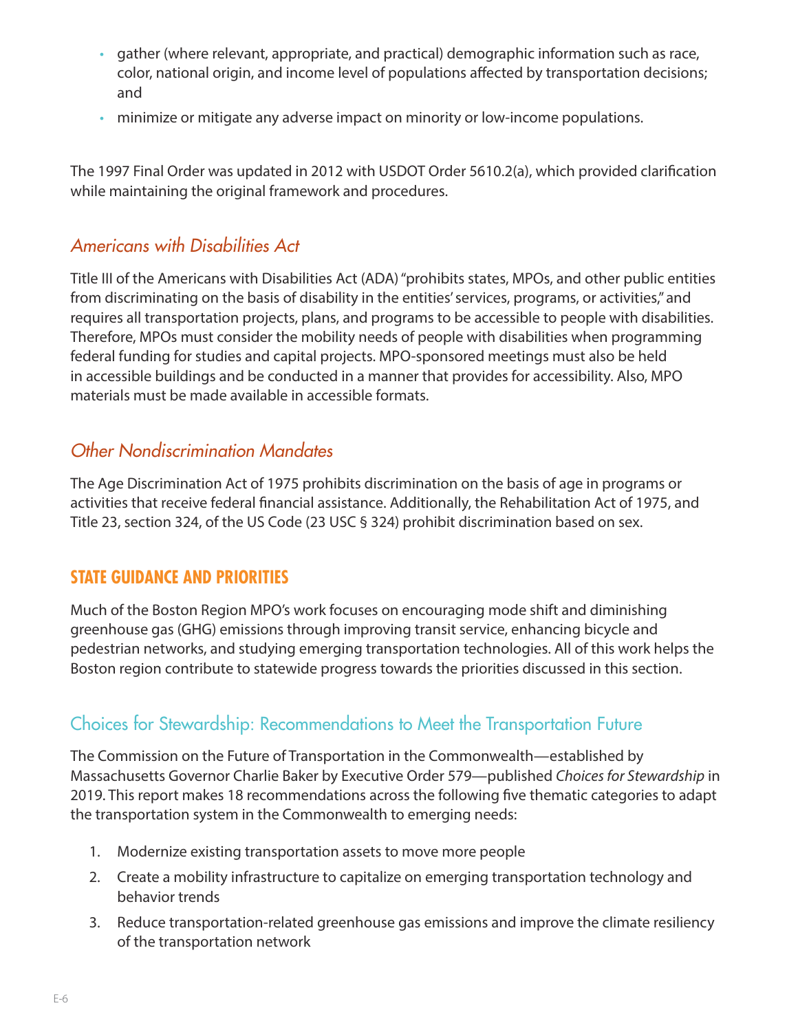- gather (where relevant, appropriate, and practical) demographic information such as race, color, national origin, and income level of populations affected by transportation decisions; and
- minimize or mitigate any adverse impact on minority or low-income populations.

The 1997 Final Order was updated in 2012 with USDOT Order 5610.2(a), which provided clarification while maintaining the original framework and procedures.

### *Americans with Disabilities Act*

Title III of the Americans with Disabilities Act (ADA) "prohibits states, MPOs, and other public entities from discriminating on the basis of disability in the entities' services, programs, or activities," and requires all transportation projects, plans, and programs to be accessible to people with disabilities. Therefore, MPOs must consider the mobility needs of people with disabilities when programming federal funding for studies and capital projects. MPO-sponsored meetings must also be held in accessible buildings and be conducted in a manner that provides for accessibility. Also, MPO materials must be made available in accessible formats.

### *Other Nondiscrimination Mandates*

The Age Discrimination Act of 1975 prohibits discrimination on the basis of age in programs or activities that receive federal financial assistance. Additionally, the Rehabilitation Act of 1975, and Title 23, section 324, of the US Code (23 USC § 324) prohibit discrimination based on sex.

## STATE GUIDANCE AND PRIORITIES

Much of the Boston Region MPO's work focuses on encouraging mode shift and diminishing greenhouse gas (GHG) emissions through improving transit service, enhancing bicycle and pedestrian networks, and studying emerging transportation technologies. All of this work helps the Boston region contribute to statewide progress towards the priorities discussed in this section.

### Choices for Stewardship: Recommendations to Meet the Transportation Future

The Commission on the Future of Transportation in the Commonwealth—established by Massachusetts Governor Charlie Baker by Executive Order 579—published *Choices for Stewardship* in 2019. This report makes 18 recommendations across the following five thematic categories to adapt the transportation system in the Commonwealth to emerging needs:

1. Modernize existing transportation assets to move more people
2. Create a mobility infrastructure to capitalize on emerging transportation technology and behavior trends
3. Reduce transportation-related greenhouse gas emissions and improve the climate resiliency of the transportation network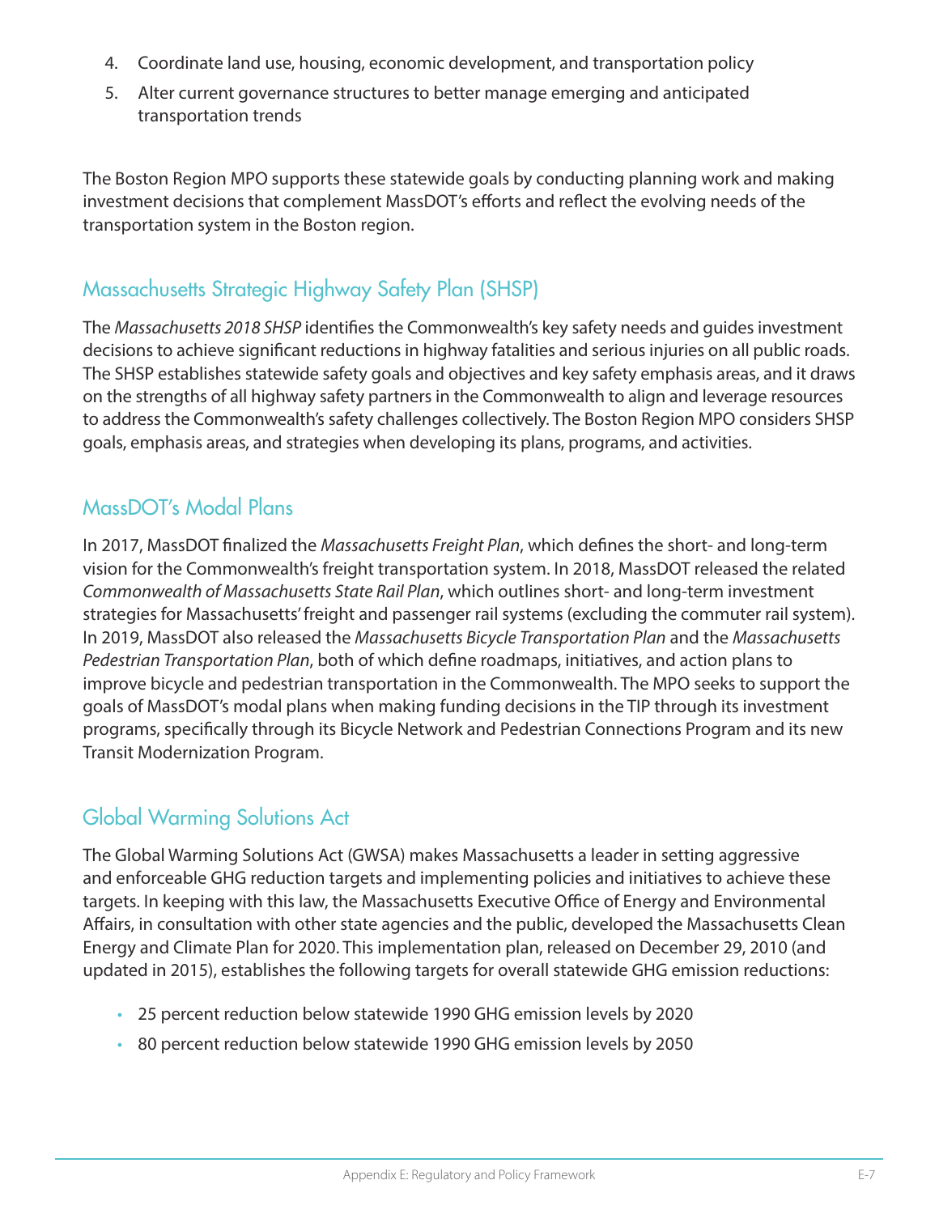4. Coordinate land use, housing, economic development, and transportation policy
5. Alter current governance structures to better manage emerging and anticipated transportation trends

The Boston Region MPO supports these statewide goals by conducting planning work and making investment decisions that complement MassDOT's efforts and reflect the evolving needs of the transportation system in the Boston region.

## Massachusetts Strategic Highway Safety Plan (SHSP)

The *Massachusetts 2018 SHSP* identifies the Commonwealth's key safety needs and guides investment decisions to achieve significant reductions in highway fatalities and serious injuries on all public roads. The SHSP establishes statewide safety goals and objectives and key safety emphasis areas, and it draws on the strengths of all highway safety partners in the Commonwealth to align and leverage resources to address the Commonwealth's safety challenges collectively. The Boston Region MPO considers SHSP goals, emphasis areas, and strategies when developing its plans, programs, and activities.

## MassDOT's Modal Plans

In 2017, MassDOT finalized the *Massachusetts Freight Plan*, which defines the short- and long-term vision for the Commonwealth's freight transportation system. In 2018, MassDOT released the related *Commonwealth of Massachusetts State Rail Plan*, which outlines short- and long-term investment strategies for Massachusetts' freight and passenger rail systems (excluding the commuter rail system). In 2019, MassDOT also released the *Massachusetts Bicycle Transportation Plan* and the *Massachusetts Pedestrian Transportation Plan*, both of which define roadmaps, initiatives, and action plans to improve bicycle and pedestrian transportation in the Commonwealth. The MPO seeks to support the goals of MassDOT's modal plans when making funding decisions in the TIP through its investment programs, specifically through its Bicycle Network and Pedestrian Connections Program and its new Transit Modernization Program.

## Global Warming Solutions Act

The Global Warming Solutions Act (GWSA) makes Massachusetts a leader in setting aggressive and enforceable GHG reduction targets and implementing policies and initiatives to achieve these targets. In keeping with this law, the Massachusetts Executive Office of Energy and Environmental Affairs, in consultation with other state agencies and the public, developed the Massachusetts Clean Energy and Climate Plan for 2020. This implementation plan, released on December 29, 2010 (and updated in 2015), establishes the following targets for overall statewide GHG emission reductions:

- 25 percent reduction below statewide 1990 GHG emission levels by 2020
- 80 percent reduction below statewide 1990 GHG emission levels by 2050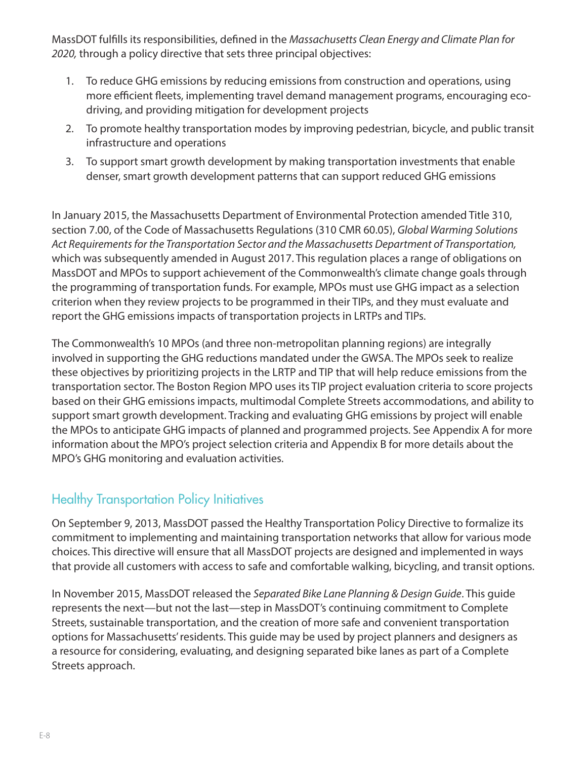MassDOT fulfills its responsibilities, defined in the *Massachusetts Clean Energy and Climate Plan for 2020,* through a policy directive that sets three principal objectives:

1. To reduce GHG emissions by reducing emissions from construction and operations, using more efficient fleets, implementing travel demand management programs, encouraging eco-driving, and providing mitigation for development projects
2. To promote healthy transportation modes by improving pedestrian, bicycle, and public transit infrastructure and operations
3. To support smart growth development by making transportation investments that enable denser, smart growth development patterns that can support reduced GHG emissions

In January 2015, the Massachusetts Department of Environmental Protection amended Title 310, section 7.00, of the Code of Massachusetts Regulations (310 CMR 60.05), *Global Warming Solutions Act Requirements for the Transportation Sector and the Massachusetts Department of Transportation,* which was subsequently amended in August 2017. This regulation places a range of obligations on MassDOT and MPOs to support achievement of the Commonwealth's climate change goals through the programming of transportation funds. For example, MPOs must use GHG impact as a selection criterion when they review projects to be programmed in their TIPs, and they must evaluate and report the GHG emissions impacts of transportation projects in LRTPs and TIPs.

The Commonwealth's 10 MPOs (and three non-metropolitan planning regions) are integrally involved in supporting the GHG reductions mandated under the GWSA. The MPOs seek to realize these objectives by prioritizing projects in the LRTP and TIP that will help reduce emissions from the transportation sector. The Boston Region MPO uses its TIP project evaluation criteria to score projects based on their GHG emissions impacts, multimodal Complete Streets accommodations, and ability to support smart growth development. Tracking and evaluating GHG emissions by project will enable the MPOs to anticipate GHG impacts of planned and programmed projects. See Appendix A for more information about the MPO's project selection criteria and Appendix B for more details about the MPO's GHG monitoring and evaluation activities.

## Healthy Transportation Policy Initiatives

On September 9, 2013, MassDOT passed the Healthy Transportation Policy Directive to formalize its commitment to implementing and maintaining transportation networks that allow for various mode choices. This directive will ensure that all MassDOT projects are designed and implemented in ways that provide all customers with access to safe and comfortable walking, bicycling, and transit options.

In November 2015, MassDOT released the *Separated Bike Lane Planning & Design Guide*. This guide represents the next—but not the last—step in MassDOT's continuing commitment to Complete Streets, sustainable transportation, and the creation of more safe and convenient transportation options for Massachusetts' residents. This guide may be used by project planners and designers as a resource for considering, evaluating, and designing separated bike lanes as part of a Complete Streets approach.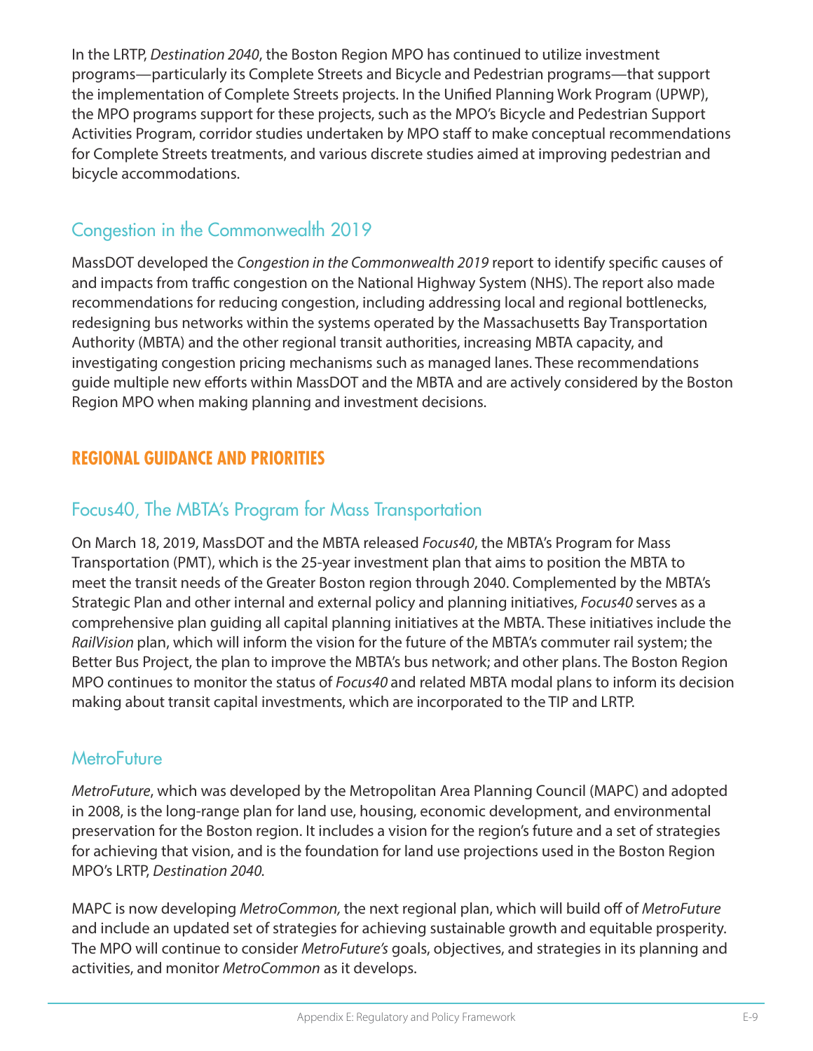In the LRTP, *Destination 2040*, the Boston Region MPO has continued to utilize investment programs—particularly its Complete Streets and Bicycle and Pedestrian programs—that support the implementation of Complete Streets projects. In the Unified Planning Work Program (UPWP), the MPO programs support for these projects, such as the MPO's Bicycle and Pedestrian Support Activities Program, corridor studies undertaken by MPO staff to make conceptual recommendations for Complete Streets treatments, and various discrete studies aimed at improving pedestrian and bicycle accommodations.

### Congestion in the Commonwealth 2019

MassDOT developed the *Congestion in the Commonwealth 2019* report to identify specific causes of and impacts from traffic congestion on the National Highway System (NHS). The report also made recommendations for reducing congestion, including addressing local and regional bottlenecks, redesigning bus networks within the systems operated by the Massachusetts Bay Transportation Authority (MBTA) and the other regional transit authorities, increasing MBTA capacity, and investigating congestion pricing mechanisms such as managed lanes. These recommendations guide multiple new efforts within MassDOT and the MBTA and are actively considered by the Boston Region MPO when making planning and investment decisions.

## REGIONAL GUIDANCE AND PRIORITIES

### Focus40, The MBTA's Program for Mass Transportation

On March 18, 2019, MassDOT and the MBTA released *Focus40*, the MBTA's Program for Mass Transportation (PMT), which is the 25-year investment plan that aims to position the MBTA to meet the transit needs of the Greater Boston region through 2040. Complemented by the MBTA's Strategic Plan and other internal and external policy and planning initiatives, *Focus40* serves as a comprehensive plan guiding all capital planning initiatives at the MBTA. These initiatives include the *RailVision* plan, which will inform the vision for the future of the MBTA's commuter rail system; the Better Bus Project, the plan to improve the MBTA's bus network; and other plans. The Boston Region MPO continues to monitor the status of *Focus40* and related MBTA modal plans to inform its decision making about transit capital investments, which are incorporated to the TIP and LRTP.

### MetroFuture

*MetroFuture*, which was developed by the Metropolitan Area Planning Council (MAPC) and adopted in 2008, is the long-range plan for land use, housing, economic development, and environmental preservation for the Boston region. It includes a vision for the region's future and a set of strategies for achieving that vision, and is the foundation for land use projections used in the Boston Region MPO's LRTP, *Destination 2040.*

MAPC is now developing *MetroCommon,* the next regional plan, which will build off of *MetroFuture* and include an updated set of strategies for achieving sustainable growth and equitable prosperity. The MPO will continue to consider *MetroFuture's* goals, objectives, and strategies in its planning and activities, and monitor *MetroCommon* as it develops.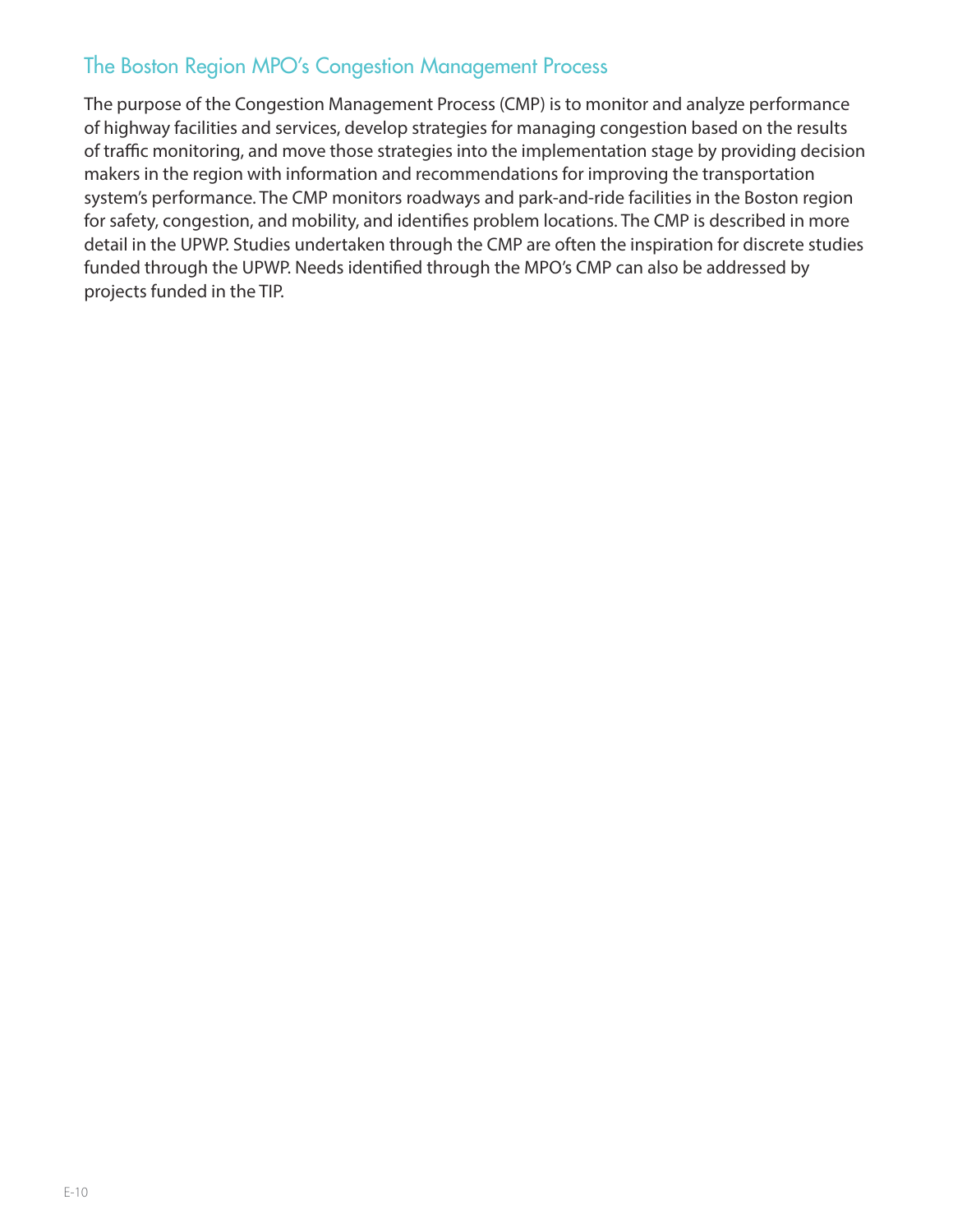## The Boston Region MPO's Congestion Management Process

The purpose of the Congestion Management Process (CMP) is to monitor and analyze performance of highway facilities and services, develop strategies for managing congestion based on the results of traffic monitoring, and move those strategies into the implementation stage by providing decision makers in the region with information and recommendations for improving the transportation system's performance. The CMP monitors roadways and park-and-ride facilities in the Boston region for safety, congestion, and mobility, and identifies problem locations. The CMP is described in more detail in the UPWP. Studies undertaken through the CMP are often the inspiration for discrete studies funded through the UPWP. Needs identified through the MPO's CMP can also be addressed by projects funded in the TIP.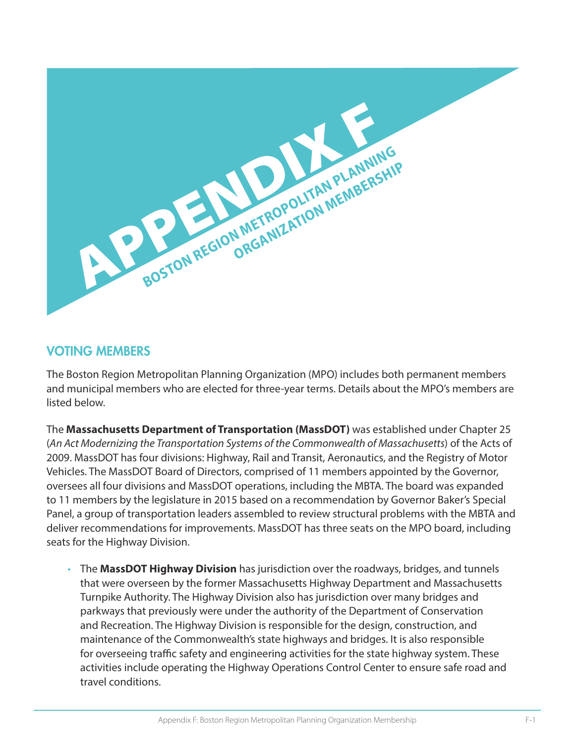# APPENDIX F

## BOSTON REGION METROPOLITAN PLANNING ORGANIZATION MEMBERSHIP

## VOTING MEMBERS

The Boston Region Metropolitan Planning Organization (MPO) includes both permanent members and municipal members who are elected for three-year terms. Details about the MPO's members are listed below.

The **Massachusetts Department of Transportation (MassDOT)** was established under Chapter 25 (*An Act Modernizing the Transportation Systems of the Commonwealth of Massachusetts*) of the Acts of 2009. MassDOT has four divisions: Highway, Rail and Transit, Aeronautics, and the Registry of Motor Vehicles. The MassDOT Board of Directors, comprised of 11 members appointed by the Governor, oversees all four divisions and MassDOT operations, including the MBTA. The board was expanded to 11 members by the legislature in 2015 based on a recommendation by Governor Baker's Special Panel, a group of transportation leaders assembled to review structural problems with the MBTA and deliver recommendations for improvements. MassDOT has three seats on the MPO board, including seats for the Highway Division.

- The **MassDOT Highway Division** has jurisdiction over the roadways, bridges, and tunnels that were overseen by the former Massachusetts Highway Department and Massachusetts Turnpike Authority. The Highway Division also has jurisdiction over many bridges and parkways that previously were under the authority of the Department of Conservation and Recreation. The Highway Division is responsible for the design, construction, and maintenance of the Commonwealth's state highways and bridges. It is also responsible for overseeing traffic safety and engineering activities for the state highway system. These activities include operating the Highway Operations Control Center to ensure safe road and travel conditions.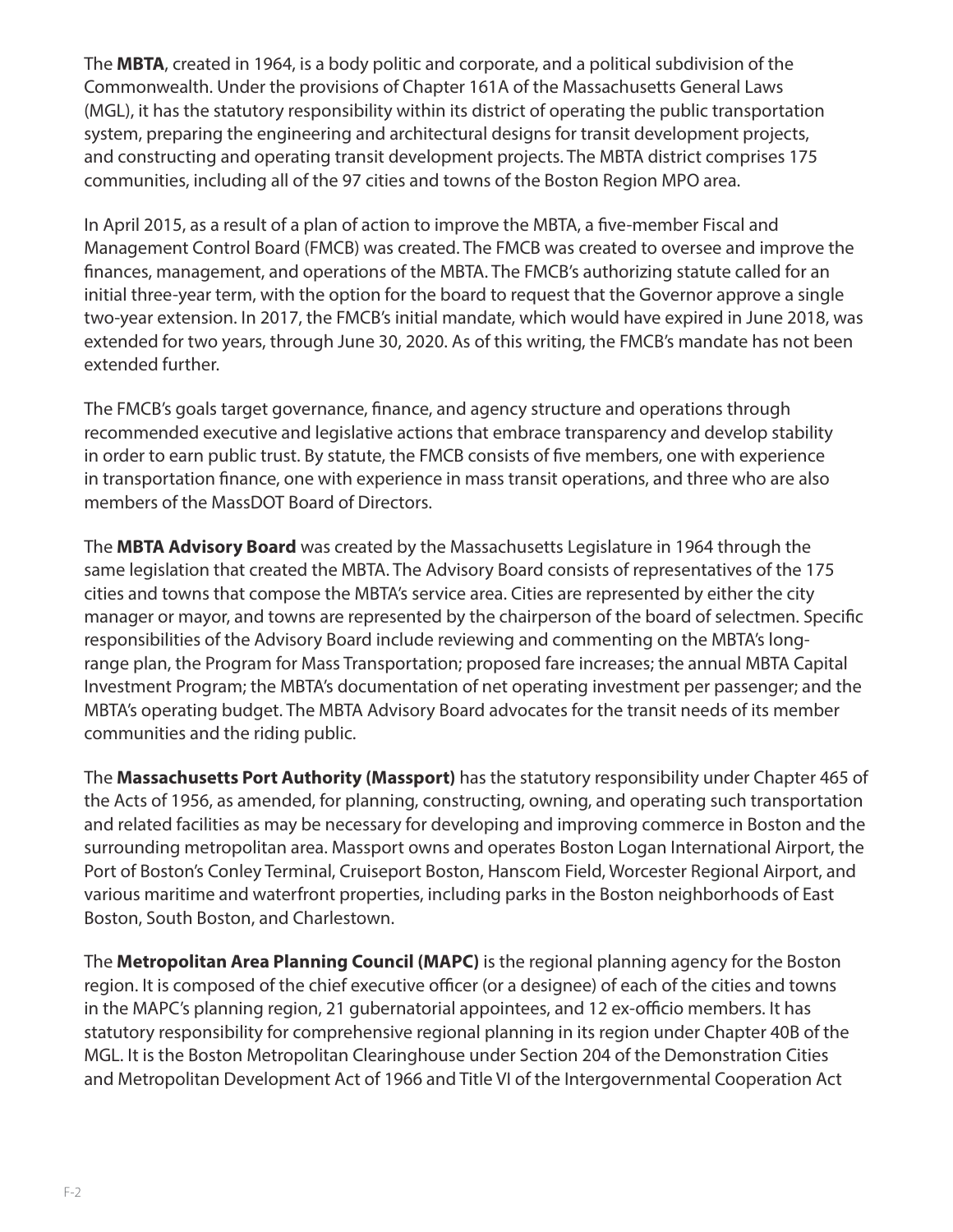The **MBTA**, created in 1964, is a body politic and corporate, and a political subdivision of the Commonwealth. Under the provisions of Chapter 161A of the Massachusetts General Laws (MGL), it has the statutory responsibility within its district of operating the public transportation system, preparing the engineering and architectural designs for transit development projects, and constructing and operating transit development projects. The MBTA district comprises 175 communities, including all of the 97 cities and towns of the Boston Region MPO area.

In April 2015, as a result of a plan of action to improve the MBTA, a five-member Fiscal and Management Control Board (FMCB) was created. The FMCB was created to oversee and improve the finances, management, and operations of the MBTA. The FMCB's authorizing statute called for an initial three-year term, with the option for the board to request that the Governor approve a single two-year extension. In 2017, the FMCB's initial mandate, which would have expired in June 2018, was extended for two years, through June 30, 2020. As of this writing, the FMCB's mandate has not been extended further.

The FMCB's goals target governance, finance, and agency structure and operations through recommended executive and legislative actions that embrace transparency and develop stability in order to earn public trust. By statute, the FMCB consists of five members, one with experience in transportation finance, one with experience in mass transit operations, and three who are also members of the MassDOT Board of Directors.

The **MBTA Advisory Board** was created by the Massachusetts Legislature in 1964 through the same legislation that created the MBTA. The Advisory Board consists of representatives of the 175 cities and towns that compose the MBTA's service area. Cities are represented by either the city manager or mayor, and towns are represented by the chairperson of the board of selectmen. Specific responsibilities of the Advisory Board include reviewing and commenting on the MBTA's long-range plan, the Program for Mass Transportation; proposed fare increases; the annual MBTA Capital Investment Program; the MBTA's documentation of net operating investment per passenger; and the MBTA's operating budget. The MBTA Advisory Board advocates for the transit needs of its member communities and the riding public.

The **Massachusetts Port Authority (Massport)** has the statutory responsibility under Chapter 465 of the Acts of 1956, as amended, for planning, constructing, owning, and operating such transportation and related facilities as may be necessary for developing and improving commerce in Boston and the surrounding metropolitan area. Massport owns and operates Boston Logan International Airport, the Port of Boston's Conley Terminal, Cruiseport Boston, Hanscom Field, Worcester Regional Airport, and various maritime and waterfront properties, including parks in the Boston neighborhoods of East Boston, South Boston, and Charlestown.

The **Metropolitan Area Planning Council (MAPC)** is the regional planning agency for the Boston region. It is composed of the chief executive officer (or a designee) of each of the cities and towns in the MAPC's planning region, 21 gubernatorial appointees, and 12 ex-officio members. It has statutory responsibility for comprehensive regional planning in its region under Chapter 40B of the MGL. It is the Boston Metropolitan Clearinghouse under Section 204 of the Demonstration Cities and Metropolitan Development Act of 1966 and Title VI of the Intergovernmental Cooperation Act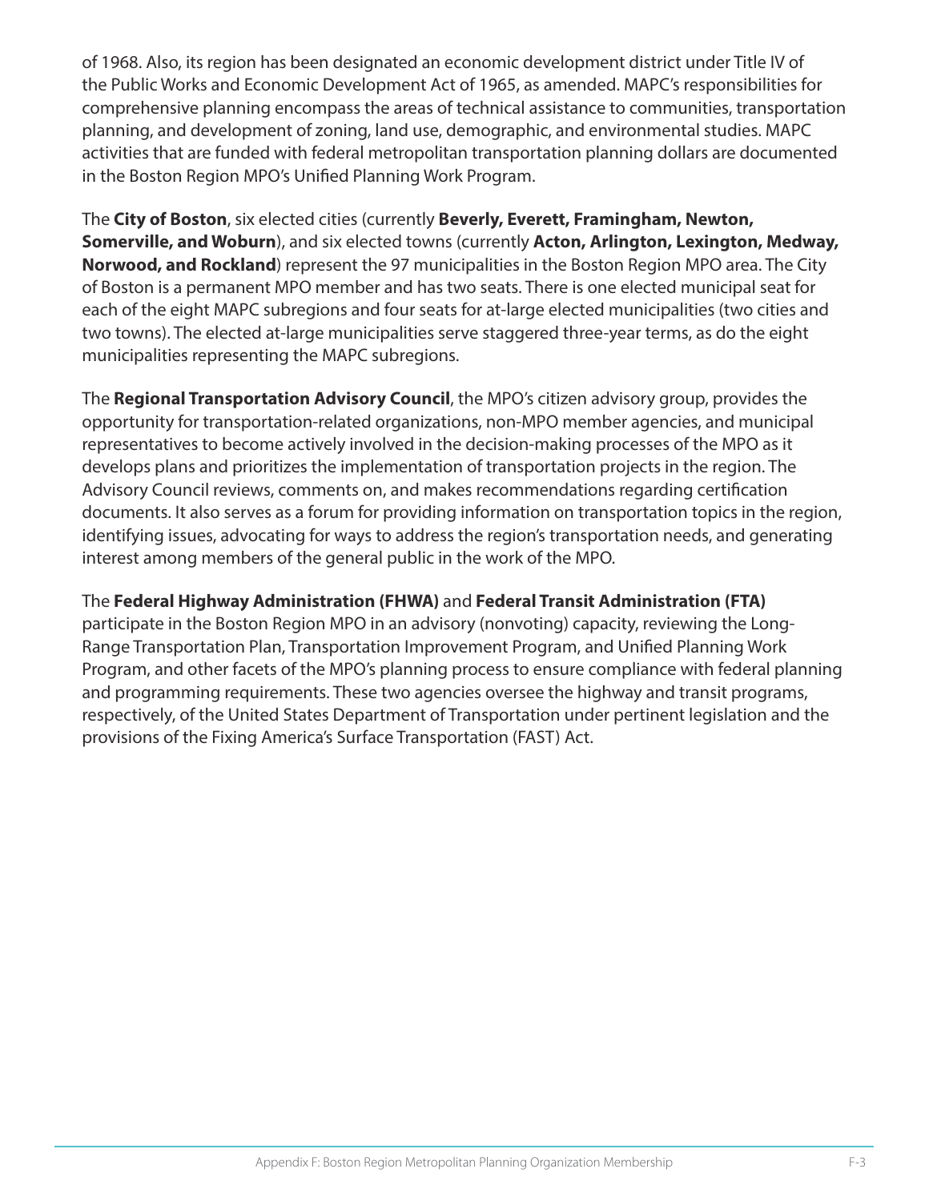of 1968. Also, its region has been designated an economic development district under Title IV of the Public Works and Economic Development Act of 1965, as amended. MAPC's responsibilities for comprehensive planning encompass the areas of technical assistance to communities, transportation planning, and development of zoning, land use, demographic, and environmental studies. MAPC activities that are funded with federal metropolitan transportation planning dollars are documented in the Boston Region MPO's Unified Planning Work Program.

The **City of Boston**, six elected cities (currently **Beverly, Everett, Framingham, Newton, Somerville, and Woburn**), and six elected towns (currently **Acton, Arlington, Lexington, Medway, Norwood, and Rockland**) represent the 97 municipalities in the Boston Region MPO area. The City of Boston is a permanent MPO member and has two seats. There is one elected municipal seat for each of the eight MAPC subregions and four seats for at-large elected municipalities (two cities and two towns). The elected at-large municipalities serve staggered three-year terms, as do the eight municipalities representing the MAPC subregions.

The **Regional Transportation Advisory Council**, the MPO's citizen advisory group, provides the opportunity for transportation-related organizations, non-MPO member agencies, and municipal representatives to become actively involved in the decision-making processes of the MPO as it develops plans and prioritizes the implementation of transportation projects in the region. The Advisory Council reviews, comments on, and makes recommendations regarding certification documents. It also serves as a forum for providing information on transportation topics in the region, identifying issues, advocating for ways to address the region's transportation needs, and generating interest among members of the general public in the work of the MPO.

The **Federal Highway Administration (FHWA)** and **Federal Transit Administration (FTA)** participate in the Boston Region MPO in an advisory (nonvoting) capacity, reviewing the Long-Range Transportation Plan, Transportation Improvement Program, and Unified Planning Work Program, and other facets of the MPO's planning process to ensure compliance with federal planning and programming requirements. These two agencies oversee the highway and transit programs, respectively, of the United States Department of Transportation under pertinent legislation and the provisions of the Fixing America's Surface Transportation (FAST) Act.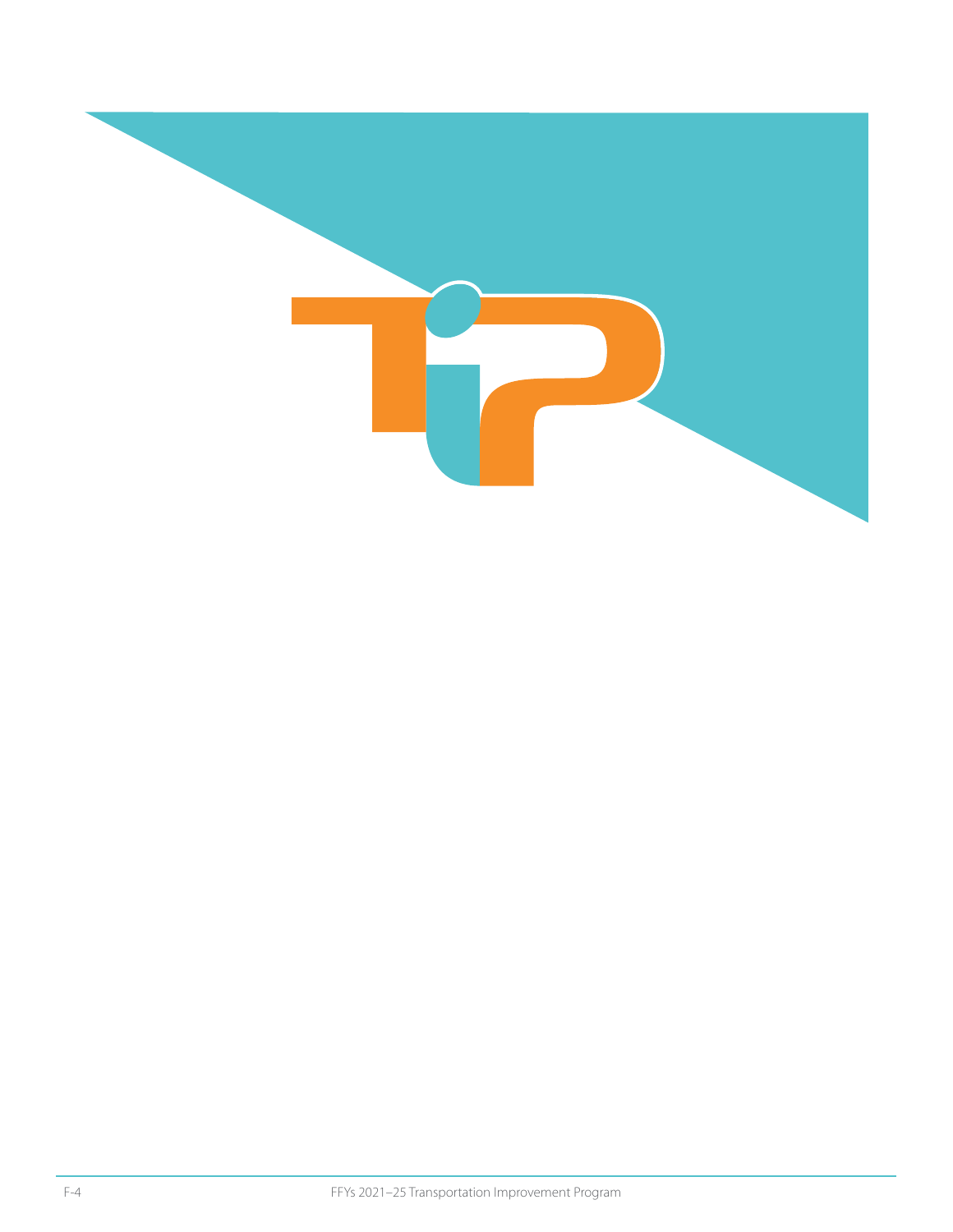TIP